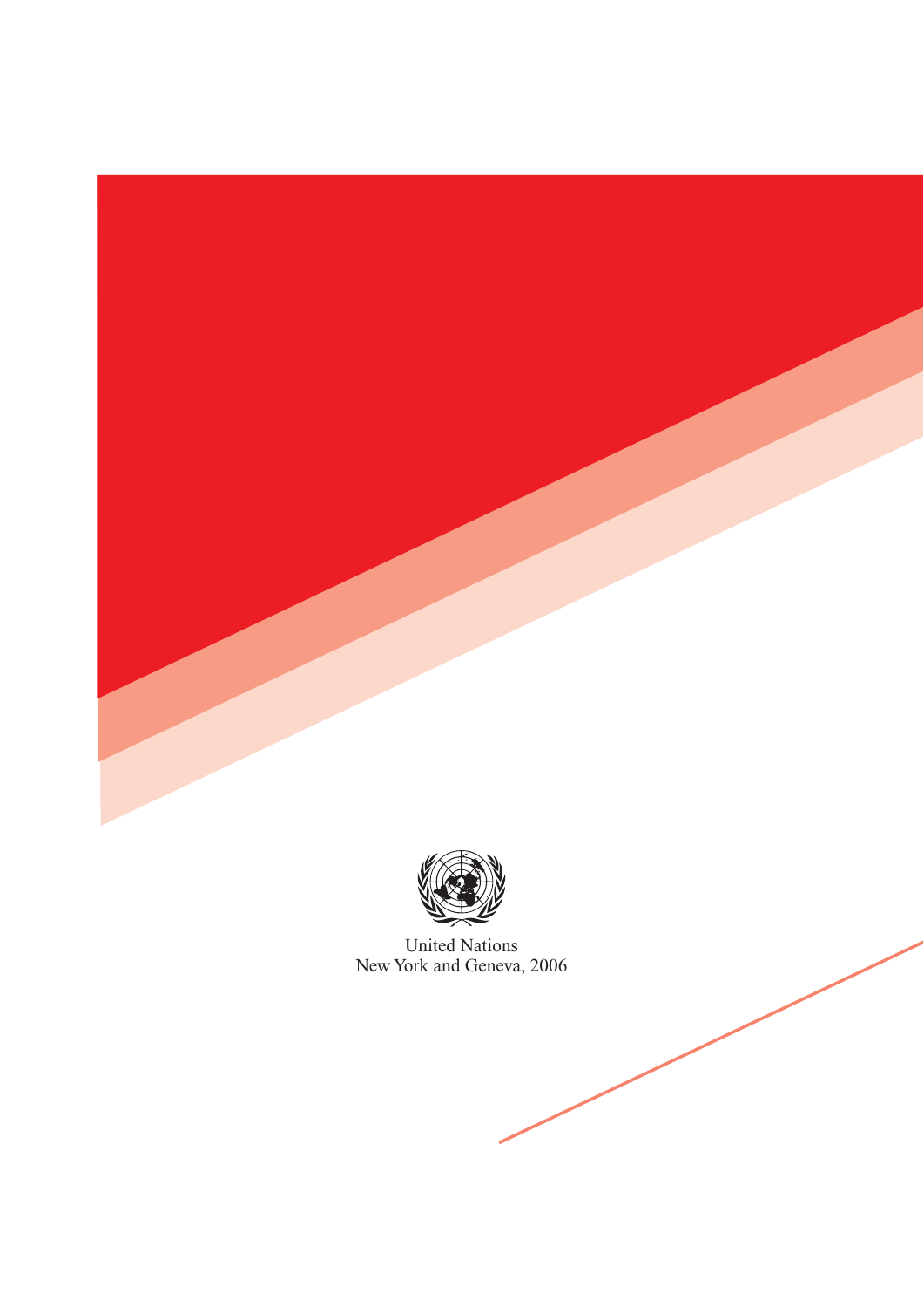United Nations
New York and Geneva, 2006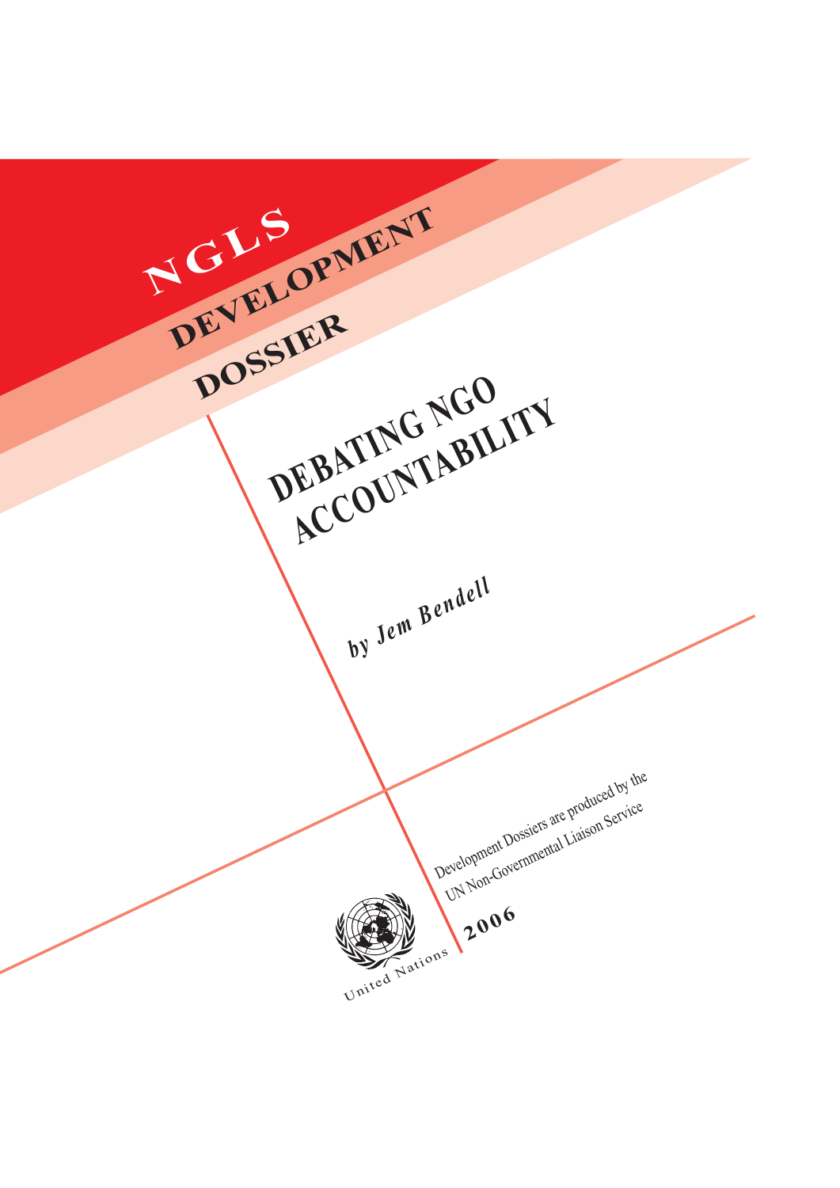# NGLS

## DEVELOPMENT DOSSIER

# DEBATING NGO ACCOUNTABILITY

*by Jem Bendell*

Development Dossiers are produced by the UN Non-Governmental Liaison Service

**2006**

United Nations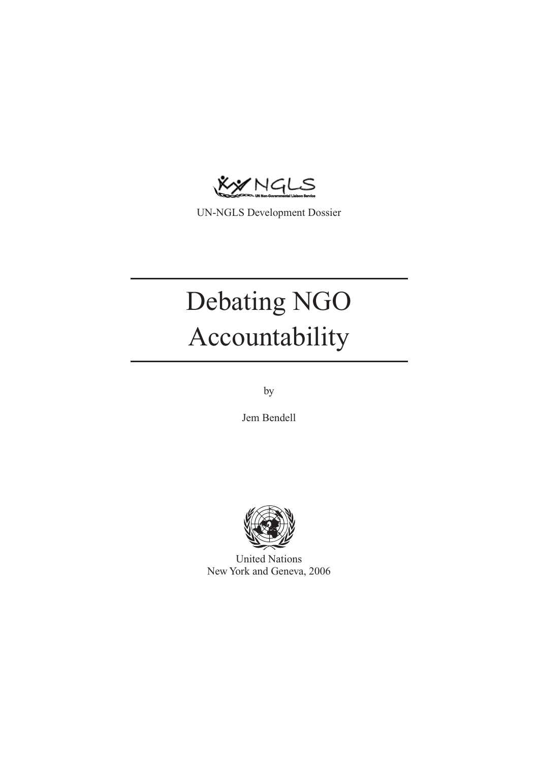UN-NGLS Development Dossier

# Debating NGO Accountability

by

Jem Bendell

United Nations
New York and Geneva, 2006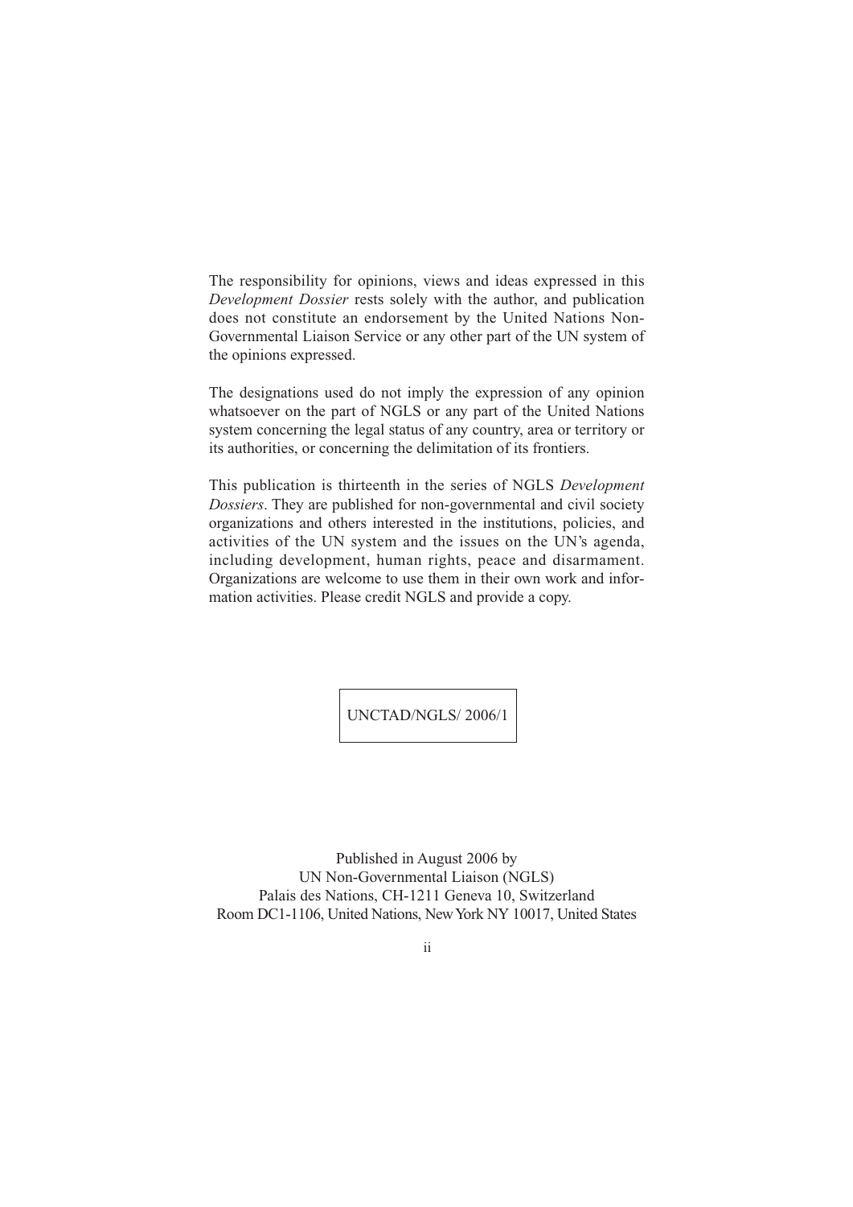The responsibility for opinions, views and ideas expressed in this *Development Dossier* rests solely with the author, and publication does not constitute an endorsement by the United Nations Non-Governmental Liaison Service or any other part of the UN system of the opinions expressed.

The designations used do not imply the expression of any opinion whatsoever on the part of NGLS or any part of the United Nations system concerning the legal status of any country, area or territory or its authorities, or concerning the delimitation of its frontiers.

This publication is thirteenth in the series of NGLS *Development Dossiers*. They are published for non-governmental and civil society organizations and others interested in the institutions, policies, and activities of the UN system and the issues on the UN's agenda, including development, human rights, peace and disarmament. Organizations are welcome to use them in their own work and information activities. Please credit NGLS and provide a copy.

UNCTAD/NGLS/ 2006/1

Published in August 2006 by
UN Non-Governmental Liaison (NGLS)
Palais des Nations, CH-1211 Geneva 10, Switzerland
Room DC1-1106, United Nations, New York NY 10017, United States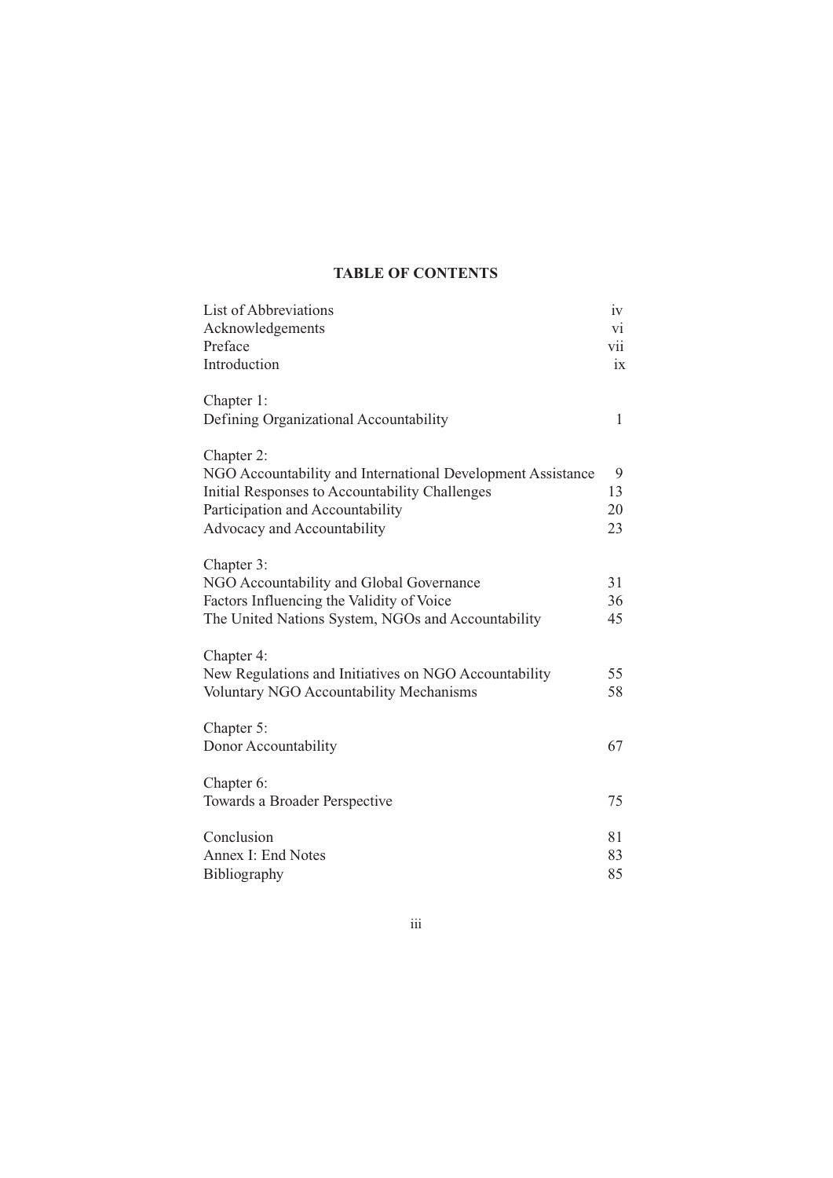# TABLE OF CONTENTS

| | |
|---|---|
| List of Abbreviations | iv |
| Acknowledgements | vi |
| Preface | vii |
| Introduction | ix |
| | |
| Chapter 1: | |
| Defining Organizational Accountability | 1 |
| | |
| Chapter 2: | |
| NGO Accountability and International Development Assistance | 9 |
| Initial Responses to Accountability Challenges | 13 |
| Participation and Accountability | 20 |
| Advocacy and Accountability | 23 |
| | |
| Chapter 3: | |
| NGO Accountability and Global Governance | 31 |
| Factors Influencing the Validity of Voice | 36 |
| The United Nations System, NGOs and Accountability | 45 |
| | |
| Chapter 4: | |
| New Regulations and Initiatives on NGO Accountability | 55 |
| Voluntary NGO Accountability Mechanisms | 58 |
| | |
| Chapter 5: | |
| Donor Accountability | 67 |
| | |
| Chapter 6: | |
| Towards a Broader Perspective | 75 |
| | |
| Conclusion | 81 |
| Annex I: End Notes | 83 |
| Bibliography | 85 |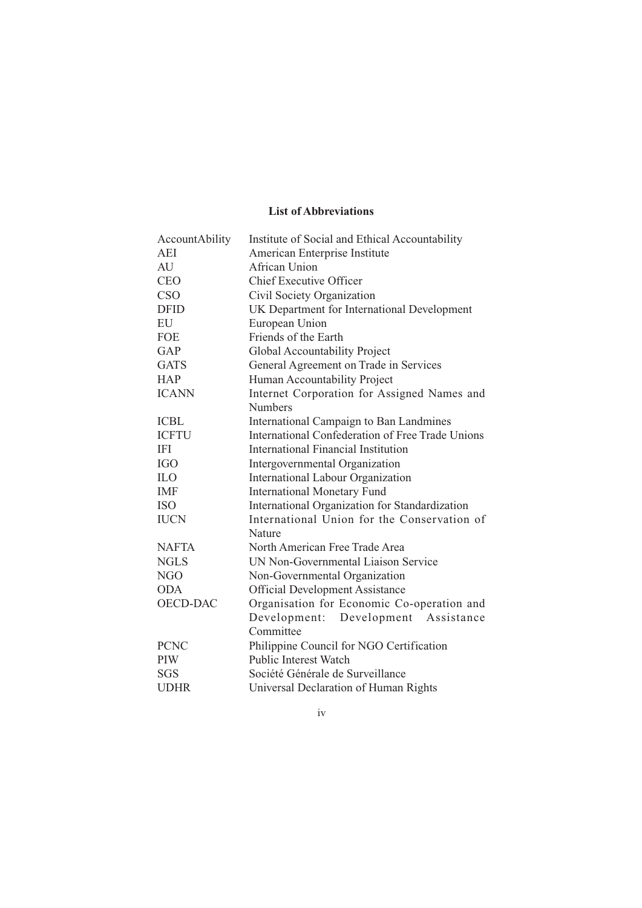## List of Abbreviations

| | |
|---|---|
| AccountAbility | Institute of Social and Ethical Accountability |
| AEI | American Enterprise Institute |
| AU | African Union |
| CEO | Chief Executive Officer |
| CSO | Civil Society Organization |
| DFID | UK Department for International Development |
| EU | European Union |
| FOE | Friends of the Earth |
| GAP | Global Accountability Project |
| GATS | General Agreement on Trade in Services |
| HAP | Human Accountability Project |
| ICANN | Internet Corporation for Assigned Names and Numbers |
| ICBL | International Campaign to Ban Landmines |
| ICFTU | International Confederation of Free Trade Unions |
| IFI | International Financial Institution |
| IGO | Intergovernmental Organization |
| ILO | International Labour Organization |
| IMF | International Monetary Fund |
| ISO | International Organization for Standardization |
| IUCN | International Union for the Conservation of Nature |
| NAFTA | North American Free Trade Area |
| NGLS | UN Non-Governmental Liaison Service |
| NGO | Non-Governmental Organization |
| ODA | Official Development Assistance |
| OECD-DAC | Organisation for Economic Co-operation and Development: Development Assistance Committee |
| PCNC | Philippine Council for NGO Certification |
| PIW | Public Interest Watch |
| SGS | Société Générale de Surveillance |
| UDHR | Universal Declaration of Human Rights |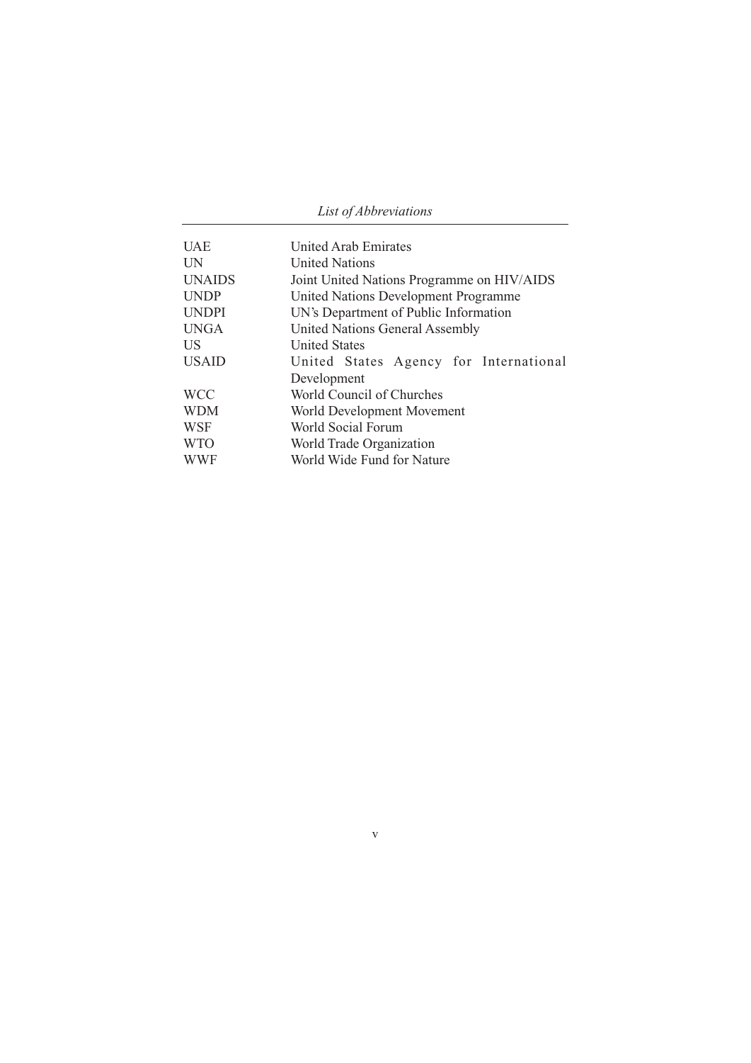| | |
|---|---|
| UAE | United Arab Emirates |
| UN | United Nations |
| UNAIDS | Joint United Nations Programme on HIV/AIDS |
| UNDP | United Nations Development Programme |
| UNDPI | UN's Department of Public Information |
| UNGA | United Nations General Assembly |
| US | United States |
| USAID | United States Agency for International Development |
| WCC | World Council of Churches |
| WDM | World Development Movement |
| WSF | World Social Forum |
| WTO | World Trade Organization |
| WWF | World Wide Fund for Nature |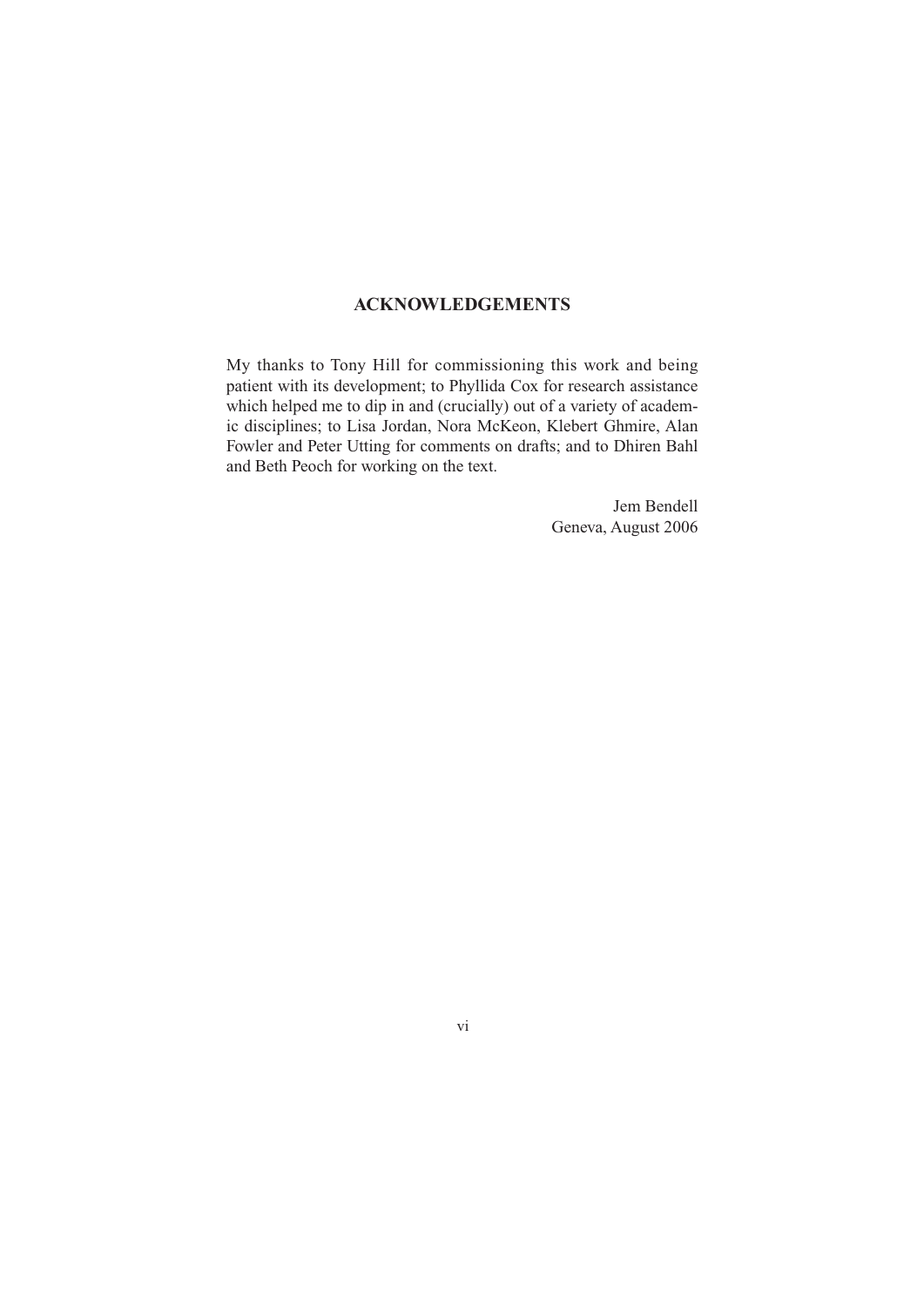## ACKNOWLEDGEMENTS

My thanks to Tony Hill for commissioning this work and being patient with its development; to Phyllida Cox for research assistance which helped me to dip in and (crucially) out of a variety of academic disciplines; to Lisa Jordan, Nora McKeon, Klebert Ghmire, Alan Fowler and Peter Utting for comments on drafts; and to Dhiren Bahl and Beth Peoch for working on the text.

Jem Bendell
Geneva, August 2006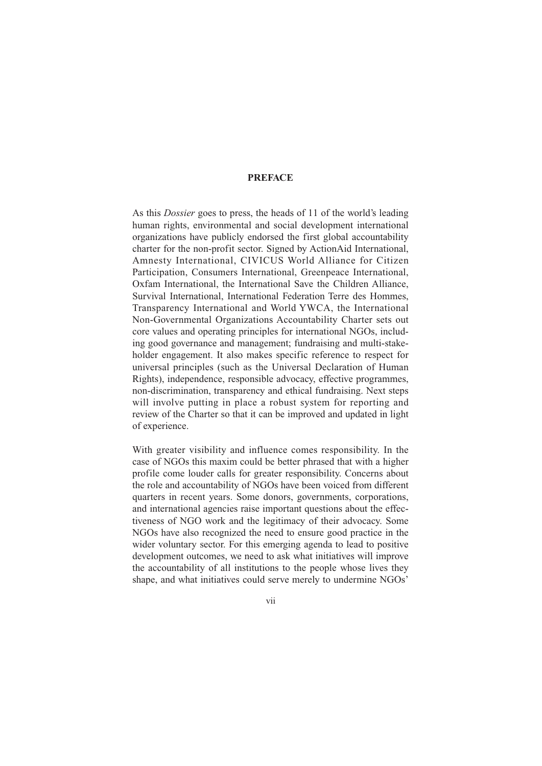# PREFACE

As this *Dossier* goes to press, the heads of 11 of the world's leading human rights, environmental and social development international organizations have publicly endorsed the first global accountability charter for the non-profit sector. Signed by ActionAid International, Amnesty International, CIVICUS World Alliance for Citizen Participation, Consumers International, Greenpeace International, Oxfam International, the International Save the Children Alliance, Survival International, International Federation Terre des Hommes, Transparency International and World YWCA, the International Non-Governmental Organizations Accountability Charter sets out core values and operating principles for international NGOs, including good governance and management; fundraising and multi-stakeholder engagement. It also makes specific reference to respect for universal principles (such as the Universal Declaration of Human Rights), independence, responsible advocacy, effective programmes, non-discrimination, transparency and ethical fundraising. Next steps will involve putting in place a robust system for reporting and review of the Charter so that it can be improved and updated in light of experience.

With greater visibility and influence comes responsibility. In the case of NGOs this maxim could be better phrased that with a higher profile come louder calls for greater responsibility. Concerns about the role and accountability of NGOs have been voiced from different quarters in recent years. Some donors, governments, corporations, and international agencies raise important questions about the effectiveness of NGO work and the legitimacy of their advocacy. Some NGOs have also recognized the need to ensure good practice in the wider voluntary sector. For this emerging agenda to lead to positive development outcomes, we need to ask what initiatives will improve the accountability of all institutions to the people whose lives they shape, and what initiatives could serve merely to undermine NGOs'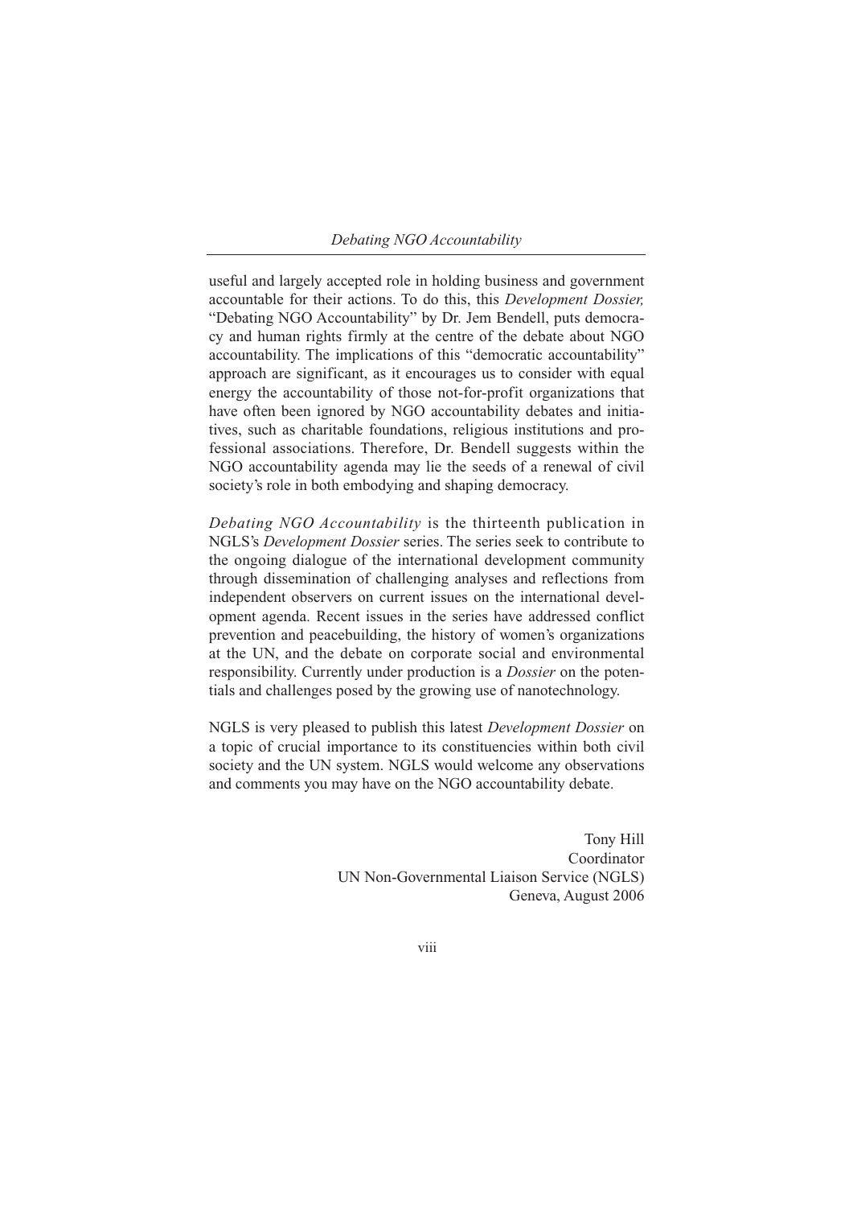useful and largely accepted role in holding business and government accountable for their actions. To do this, this *Development Dossier,* "Debating NGO Accountability" by Dr. Jem Bendell, puts democracy and human rights firmly at the centre of the debate about NGO accountability. The implications of this "democratic accountability" approach are significant, as it encourages us to consider with equal energy the accountability of those not-for-profit organizations that have often been ignored by NGO accountability debates and initiatives, such as charitable foundations, religious institutions and professional associations. Therefore, Dr. Bendell suggests within the NGO accountability agenda may lie the seeds of a renewal of civil society's role in both embodying and shaping democracy.

*Debating NGO Accountability* is the thirteenth publication in NGLS's *Development Dossier* series. The series seek to contribute to the ongoing dialogue of the international development community through dissemination of challenging analyses and reflections from independent observers on current issues on the international development agenda. Recent issues in the series have addressed conflict prevention and peacebuilding, the history of women's organizations at the UN, and the debate on corporate social and environmental responsibility. Currently under production is a *Dossier* on the potentials and challenges posed by the growing use of nanotechnology.

NGLS is very pleased to publish this latest *Development Dossier* on a topic of crucial importance to its constituencies within both civil society and the UN system. NGLS would welcome any observations and comments you may have on the NGO accountability debate.

Tony Hill
Coordinator
UN Non-Governmental Liaison Service (NGLS)
Geneva, August 2006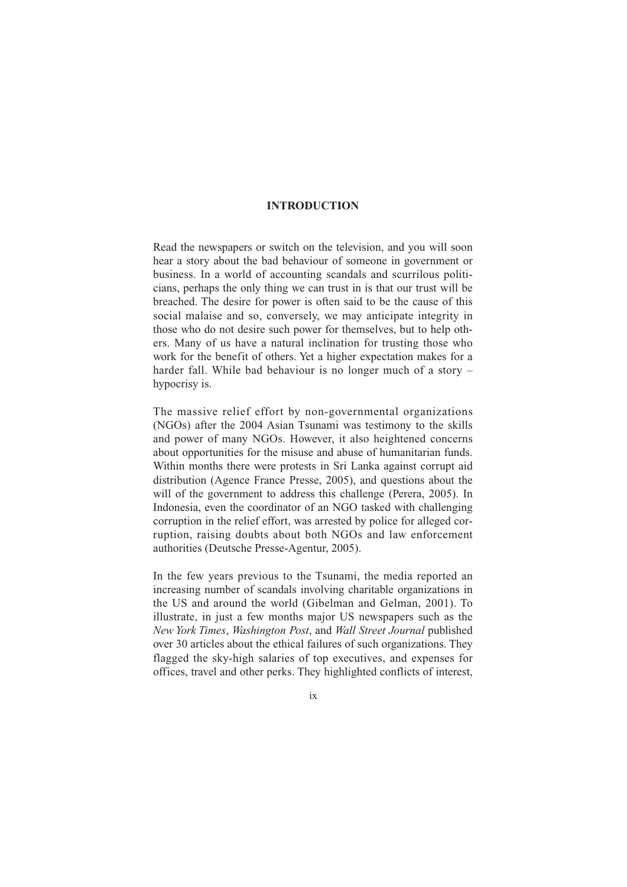# INTRODUCTION

Read the newspapers or switch on the television, and you will soon hear a story about the bad behaviour of someone in government or business. In a world of accounting scandals and scurrilous politicians, perhaps the only thing we can trust in is that our trust will be breached. The desire for power is often said to be the cause of this social malaise and so, conversely, we may anticipate integrity in those who do not desire such power for themselves, but to help others. Many of us have a natural inclination for trusting those who work for the benefit of others. Yet a higher expectation makes for a harder fall. While bad behaviour is no longer much of a story – hypocrisy is.

The massive relief effort by non-governmental organizations (NGOs) after the 2004 Asian Tsunami was testimony to the skills and power of many NGOs. However, it also heightened concerns about opportunities for the misuse and abuse of humanitarian funds. Within months there were protests in Sri Lanka against corrupt aid distribution (Agence France Presse, 2005), and questions about the will of the government to address this challenge (Perera, 2005). In Indonesia, even the coordinator of an NGO tasked with challenging corruption in the relief effort, was arrested by police for alleged corruption, raising doubts about both NGOs and law enforcement authorities (Deutsche Presse-Agentur, 2005).

In the few years previous to the Tsunami, the media reported an increasing number of scandals involving charitable organizations in the US and around the world (Gibelman and Gelman, 2001). To illustrate, in just a few months major US newspapers such as the *New York Times*, *Washington Post*, and *Wall Street Journal* published over 30 articles about the ethical failures of such organizations. They flagged the sky-high salaries of top executives, and expenses for offices, travel and other perks. They highlighted conflicts of interest,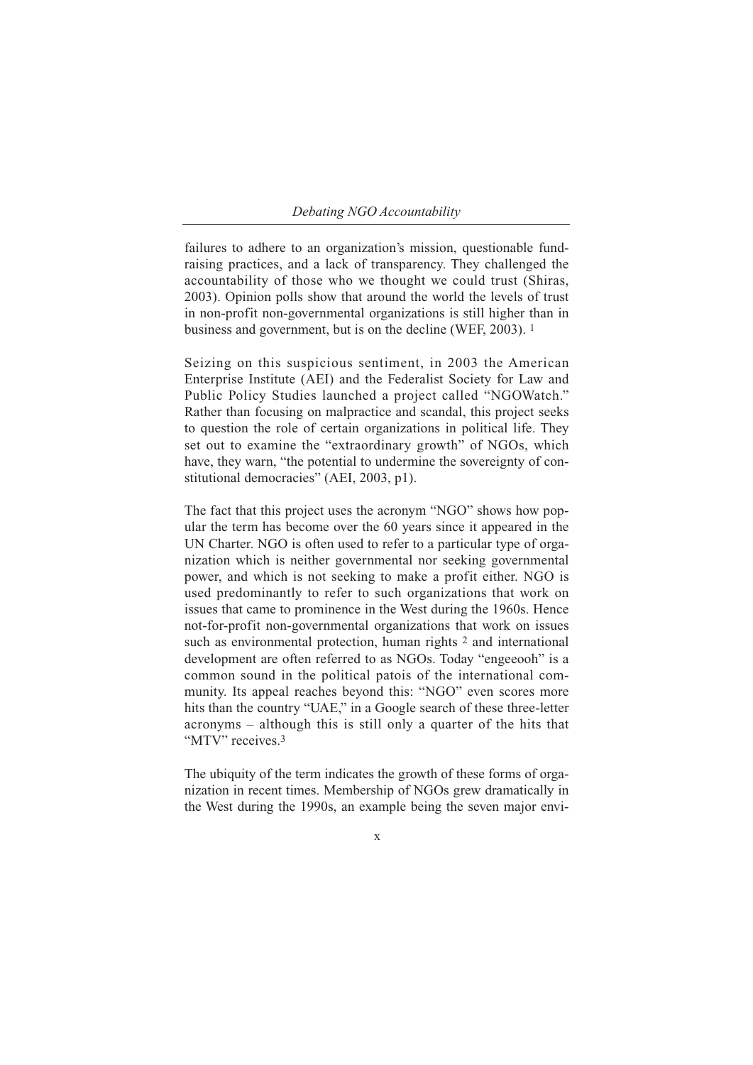failures to adhere to an organization's mission, questionable fund-raising practices, and a lack of transparency. They challenged the accountability of those who we thought we could trust (Shiras, 2003). Opinion polls show that around the world the levels of trust in non-profit non-governmental organizations is still higher than in business and government, but is on the decline (WEF, 2003). [1]

Seizing on this suspicious sentiment, in 2003 the American Enterprise Institute (AEI) and the Federalist Society for Law and Public Policy Studies launched a project called "NGOWatch." Rather than focusing on malpractice and scandal, this project seeks to question the role of certain organizations in political life. They set out to examine the "extraordinary growth" of NGOs, which have, they warn, "the potential to undermine the sovereignty of constitutional democracies" (AEI, 2003, p1).

The fact that this project uses the acronym "NGO" shows how popular the term has become over the 60 years since it appeared in the UN Charter. NGO is often used to refer to a particular type of organization which is neither governmental nor seeking governmental power, and which is not seeking to make a profit either. NGO is used predominantly to refer to such organizations that work on issues that came to prominence in the West during the 1960s. Hence not-for-profit non-governmental organizations that work on issues such as environmental protection, human rights [2] and international development are often referred to as NGOs. Today "engeeooh" is a common sound in the political patois of the international community. Its appeal reaches beyond this: "NGO" even scores more hits than the country "UAE," in a Google search of these three-letter acronyms – although this is still only a quarter of the hits that "MTV" receives.[3]

The ubiquity of the term indicates the growth of these forms of organization in recent times. Membership of NGOs grew dramatically in the West during the 1990s, an example being the seven major envi-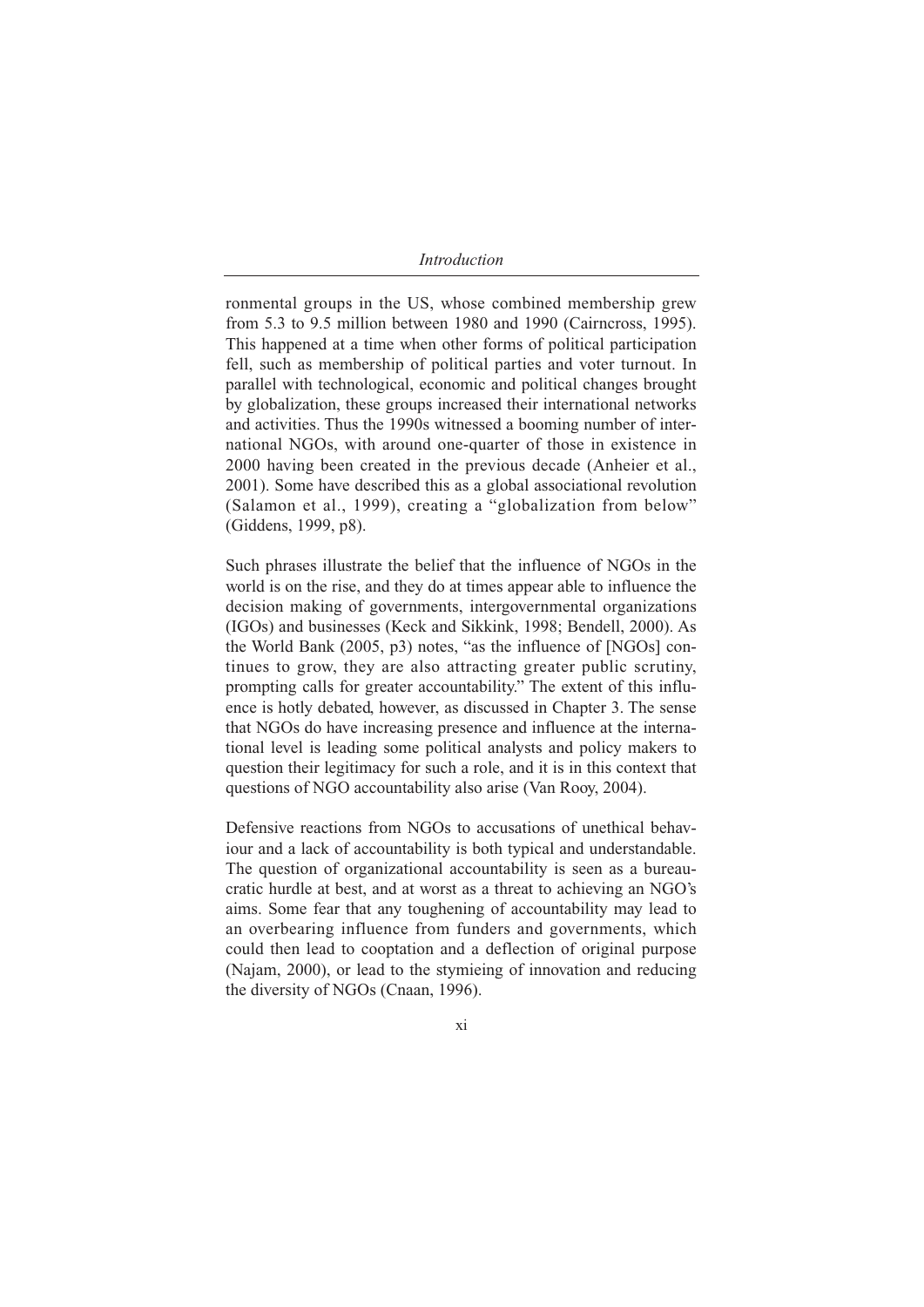ronmental groups in the US, whose combined membership grew from 5.3 to 9.5 million between 1980 and 1990 (Cairncross, 1995). This happened at a time when other forms of political participation fell, such as membership of political parties and voter turnout. In parallel with technological, economic and political changes brought by globalization, these groups increased their international networks and activities. Thus the 1990s witnessed a booming number of international NGOs, with around one-quarter of those in existence in 2000 having been created in the previous decade (Anheier et al., 2001). Some have described this as a global associational revolution (Salamon et al., 1999), creating a "globalization from below" (Giddens, 1999, p8).

Such phrases illustrate the belief that the influence of NGOs in the world is on the rise, and they do at times appear able to influence the decision making of governments, intergovernmental organizations (IGOs) and businesses (Keck and Sikkink, 1998; Bendell, 2000). As the World Bank (2005, p3) notes, "as the influence of [NGOs] continues to grow, they are also attracting greater public scrutiny, prompting calls for greater accountability." The extent of this influence is hotly debated, however, as discussed in Chapter 3. The sense that NGOs do have increasing presence and influence at the international level is leading some political analysts and policy makers to question their legitimacy for such a role, and it is in this context that questions of NGO accountability also arise (Van Rooy, 2004).

Defensive reactions from NGOs to accusations of unethical behaviour and a lack of accountability is both typical and understandable. The question of organizational accountability is seen as a bureaucratic hurdle at best, and at worst as a threat to achieving an NGO's aims. Some fear that any toughening of accountability may lead to an overbearing influence from funders and governments, which could then lead to cooptation and a deflection of original purpose (Najam, 2000), or lead to the stymieing of innovation and reducing the diversity of NGOs (Cnaan, 1996).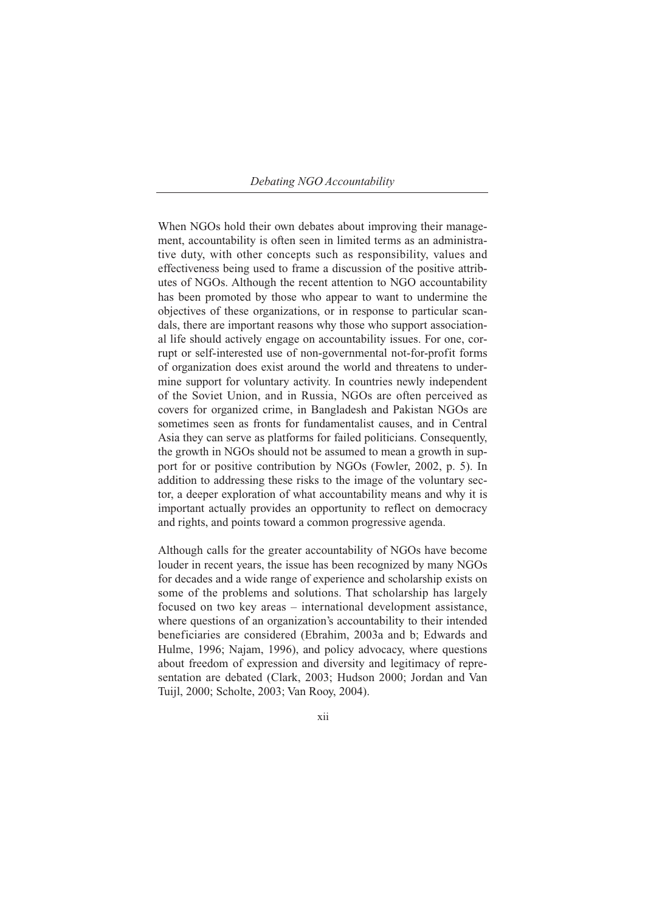When NGOs hold their own debates about improving their management, accountability is often seen in limited terms as an administrative duty, with other concepts such as responsibility, values and effectiveness being used to frame a discussion of the positive attributes of NGOs. Although the recent attention to NGO accountability has been promoted by those who appear to want to undermine the objectives of these organizations, or in response to particular scandals, there are important reasons why those who support associational life should actively engage on accountability issues. For one, corrupt or self-interested use of non-governmental not-for-profit forms of organization does exist around the world and threatens to undermine support for voluntary activity. In countries newly independent of the Soviet Union, and in Russia, NGOs are often perceived as covers for organized crime, in Bangladesh and Pakistan NGOs are sometimes seen as fronts for fundamentalist causes, and in Central Asia they can serve as platforms for failed politicians. Consequently, the growth in NGOs should not be assumed to mean a growth in support for or positive contribution by NGOs (Fowler, 2002, p. 5). In addition to addressing these risks to the image of the voluntary sector, a deeper exploration of what accountability means and why it is important actually provides an opportunity to reflect on democracy and rights, and points toward a common progressive agenda.

Although calls for the greater accountability of NGOs have become louder in recent years, the issue has been recognized by many NGOs for decades and a wide range of experience and scholarship exists on some of the problems and solutions. That scholarship has largely focused on two key areas – international development assistance, where questions of an organization's accountability to their intended beneficiaries are considered (Ebrahim, 2003a and b; Edwards and Hulme, 1996; Najam, 1996), and policy advocacy, where questions about freedom of expression and diversity and legitimacy of representation are debated (Clark, 2003; Hudson 2000; Jordan and Van Tuijl, 2000; Scholte, 2003; Van Rooy, 2004).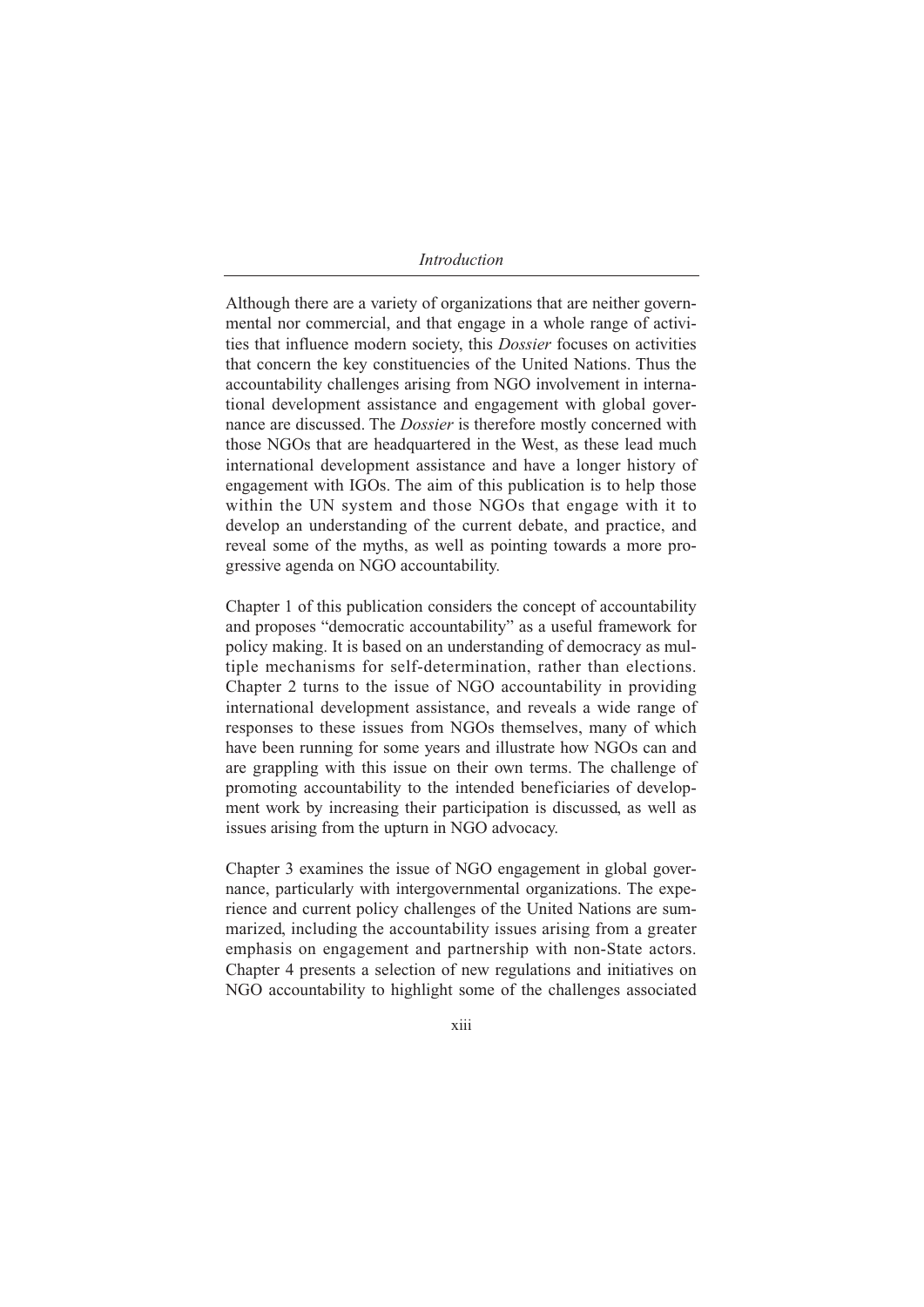Although there are a variety of organizations that are neither governmental nor commercial, and that engage in a whole range of activities that influence modern society, this *Dossier* focuses on activities that concern the key constituencies of the United Nations. Thus the accountability challenges arising from NGO involvement in international development assistance and engagement with global governance are discussed. The *Dossier* is therefore mostly concerned with those NGOs that are headquartered in the West, as these lead much international development assistance and have a longer history of engagement with IGOs. The aim of this publication is to help those within the UN system and those NGOs that engage with it to develop an understanding of the current debate, and practice, and reveal some of the myths, as well as pointing towards a more progressive agenda on NGO accountability.

Chapter 1 of this publication considers the concept of accountability and proposes "democratic accountability" as a useful framework for policy making. It is based on an understanding of democracy as multiple mechanisms for self-determination, rather than elections. Chapter 2 turns to the issue of NGO accountability in providing international development assistance, and reveals a wide range of responses to these issues from NGOs themselves, many of which have been running for some years and illustrate how NGOs can and are grappling with this issue on their own terms. The challenge of promoting accountability to the intended beneficiaries of development work by increasing their participation is discussed, as well as issues arising from the upturn in NGO advocacy.

Chapter 3 examines the issue of NGO engagement in global governance, particularly with intergovernmental organizations. The experience and current policy challenges of the United Nations are summarized, including the accountability issues arising from a greater emphasis on engagement and partnership with non-State actors. Chapter 4 presents a selection of new regulations and initiatives on NGO accountability to highlight some of the challenges associated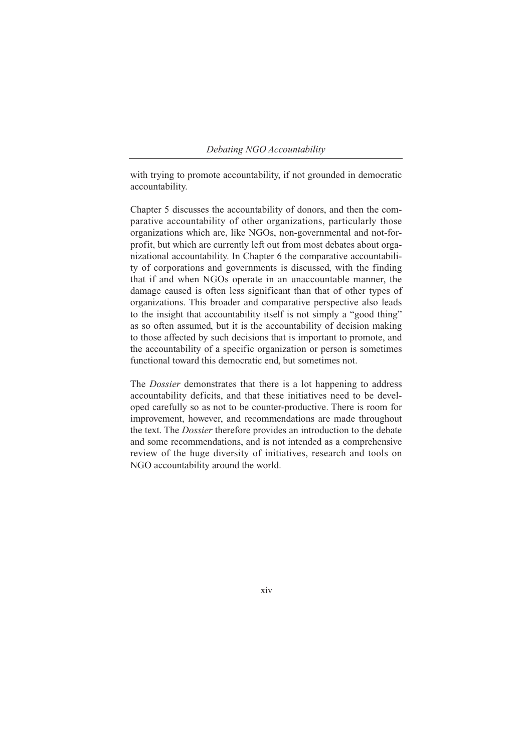with trying to promote accountability, if not grounded in democratic accountability.

Chapter 5 discusses the accountability of donors, and then the comparative accountability of other organizations, particularly those organizations which are, like NGOs, non-governmental and not-for-profit, but which are currently left out from most debates about organizational accountability. In Chapter 6 the comparative accountability of corporations and governments is discussed, with the finding that if and when NGOs operate in an unaccountable manner, the damage caused is often less significant than that of other types of organizations. This broader and comparative perspective also leads to the insight that accountability itself is not simply a "good thing" as so often assumed, but it is the accountability of decision making to those affected by such decisions that is important to promote, and the accountability of a specific organization or person is sometimes functional toward this democratic end, but sometimes not.

The *Dossier* demonstrates that there is a lot happening to address accountability deficits, and that these initiatives need to be developed carefully so as not to be counter-productive. There is room for improvement, however, and recommendations are made throughout the text. The *Dossier* therefore provides an introduction to the debate and some recommendations, and is not intended as a comprehensive review of the huge diversity of initiatives, research and tools on NGO accountability around the world.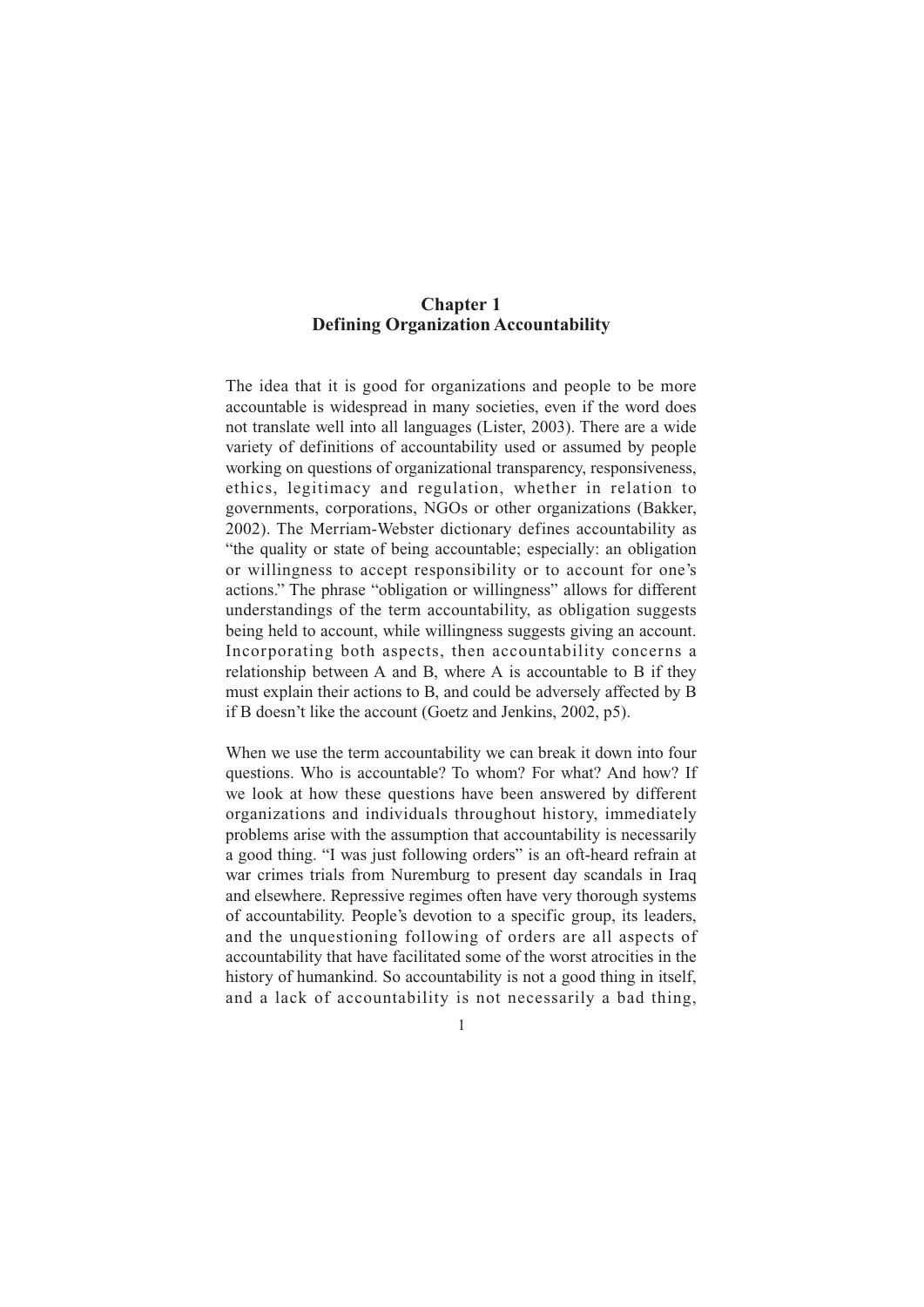# Chapter 1
# Defining Organization Accountability

The idea that it is good for organizations and people to be more accountable is widespread in many societies, even if the word does not translate well into all languages (Lister, 2003). There are a wide variety of definitions of accountability used or assumed by people working on questions of organizational transparency, responsiveness, ethics, legitimacy and regulation, whether in relation to governments, corporations, NGOs or other organizations (Bakker, 2002). The Merriam-Webster dictionary defines accountability as "the quality or state of being accountable; especially: an obligation or willingness to accept responsibility or to account for one's actions." The phrase "obligation or willingness" allows for different understandings of the term accountability, as obligation suggests being held to account, while willingness suggests giving an account. Incorporating both aspects, then accountability concerns a relationship between A and B, where A is accountable to B if they must explain their actions to B, and could be adversely affected by B if B doesn't like the account (Goetz and Jenkins, 2002, p5).

When we use the term accountability we can break it down into four questions. Who is accountable? To whom? For what? And how? If we look at how these questions have been answered by different organizations and individuals throughout history, immediately problems arise with the assumption that accountability is necessarily a good thing. "I was just following orders" is an oft-heard refrain at war crimes trials from Nuremburg to present day scandals in Iraq and elsewhere. Repressive regimes often have very thorough systems of accountability. People's devotion to a specific group, its leaders, and the unquestioning following of orders are all aspects of accountability that have facilitated some of the worst atrocities in the history of humankind. So accountability is not a good thing in itself, and a lack of accountability is not necessarily a bad thing,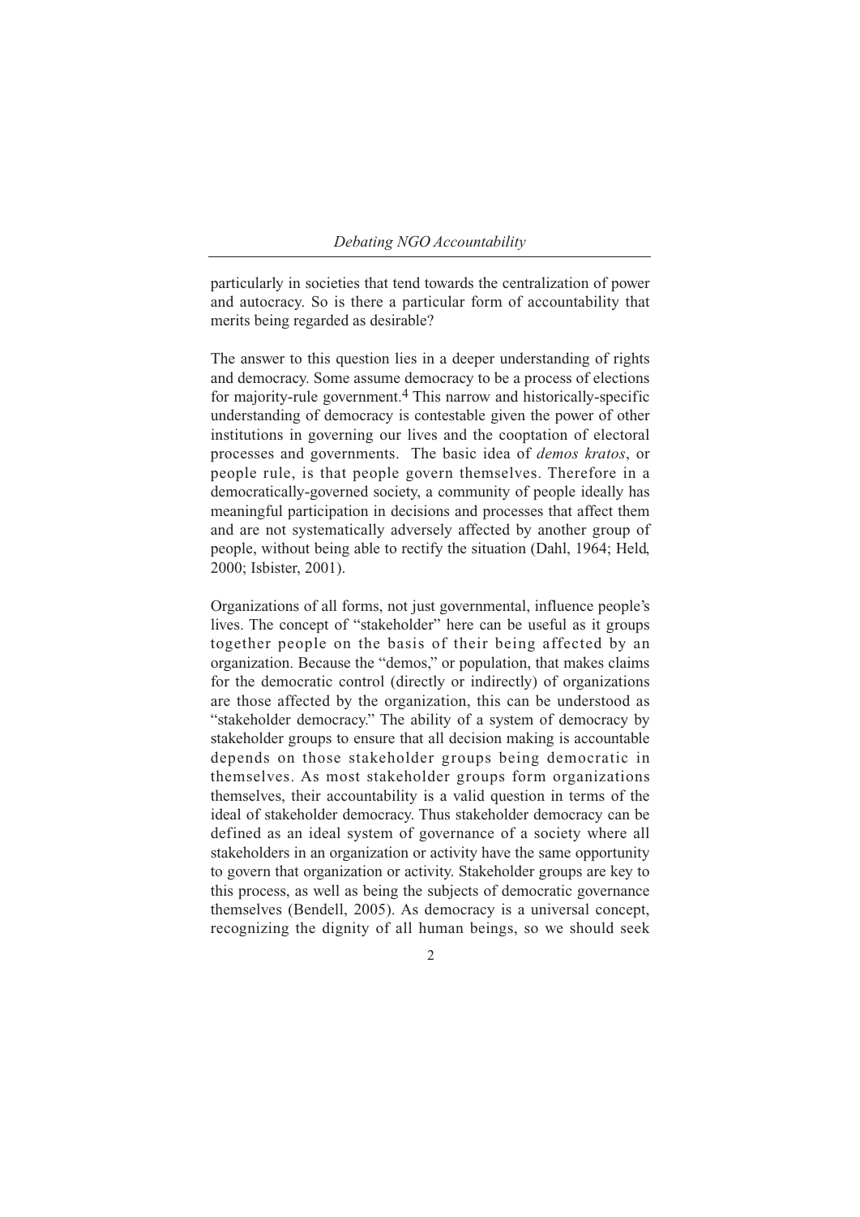particularly in societies that tend towards the centralization of power and autocracy. So is there a particular form of accountability that merits being regarded as desirable?

The answer to this question lies in a deeper understanding of rights and democracy. Some assume democracy to be a process of elections for majority-rule government.[4] This narrow and historically-specific understanding of democracy is contestable given the power of other institutions in governing our lives and the cooptation of electoral processes and governments. The basic idea of *demos kratos*, or people rule, is that people govern themselves. Therefore in a democratically-governed society, a community of people ideally has meaningful participation in decisions and processes that affect them and are not systematically adversely affected by another group of people, without being able to rectify the situation (Dahl, 1964; Held, 2000; Isbister, 2001).

Organizations of all forms, not just governmental, influence people's lives. The concept of "stakeholder" here can be useful as it groups together people on the basis of their being affected by an organization. Because the "demos," or population, that makes claims for the democratic control (directly or indirectly) of organizations are those affected by the organization, this can be understood as "stakeholder democracy." The ability of a system of democracy by stakeholder groups to ensure that all decision making is accountable depends on those stakeholder groups being democratic in themselves. As most stakeholder groups form organizations themselves, their accountability is a valid question in terms of the ideal of stakeholder democracy. Thus stakeholder democracy can be defined as an ideal system of governance of a society where all stakeholders in an organization or activity have the same opportunity to govern that organization or activity. Stakeholder groups are key to this process, as well as being the subjects of democratic governance themselves (Bendell, 2005). As democracy is a universal concept, recognizing the dignity of all human beings, so we should seek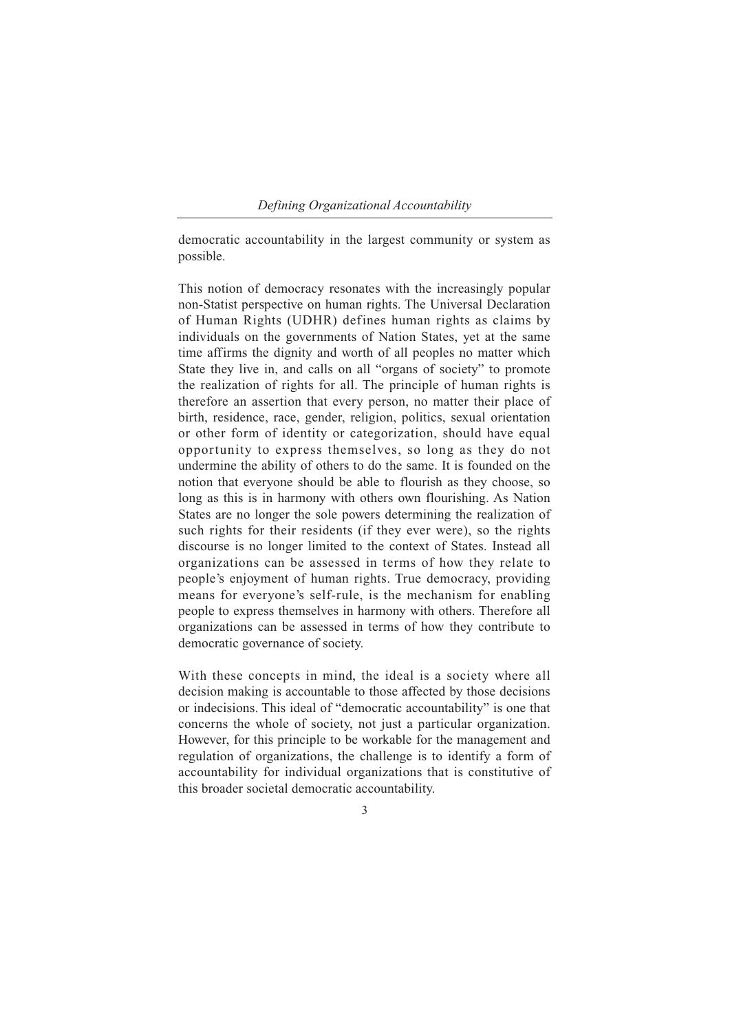democratic accountability in the largest community or system as possible.

This notion of democracy resonates with the increasingly popular non-Statist perspective on human rights. The Universal Declaration of Human Rights (UDHR) defines human rights as claims by individuals on the governments of Nation States, yet at the same time affirms the dignity and worth of all peoples no matter which State they live in, and calls on all "organs of society" to promote the realization of rights for all. The principle of human rights is therefore an assertion that every person, no matter their place of birth, residence, race, gender, religion, politics, sexual orientation or other form of identity or categorization, should have equal opportunity to express themselves, so long as they do not undermine the ability of others to do the same. It is founded on the notion that everyone should be able to flourish as they choose, so long as this is in harmony with others own flourishing. As Nation States are no longer the sole powers determining the realization of such rights for their residents (if they ever were), so the rights discourse is no longer limited to the context of States. Instead all organizations can be assessed in terms of how they relate to people's enjoyment of human rights. True democracy, providing means for everyone's self-rule, is the mechanism for enabling people to express themselves in harmony with others. Therefore all organizations can be assessed in terms of how they contribute to democratic governance of society.

With these concepts in mind, the ideal is a society where all decision making is accountable to those affected by those decisions or indecisions. This ideal of "democratic accountability" is one that concerns the whole of society, not just a particular organization. However, for this principle to be workable for the management and regulation of organizations, the challenge is to identify a form of accountability for individual organizations that is constitutive of this broader societal democratic accountability.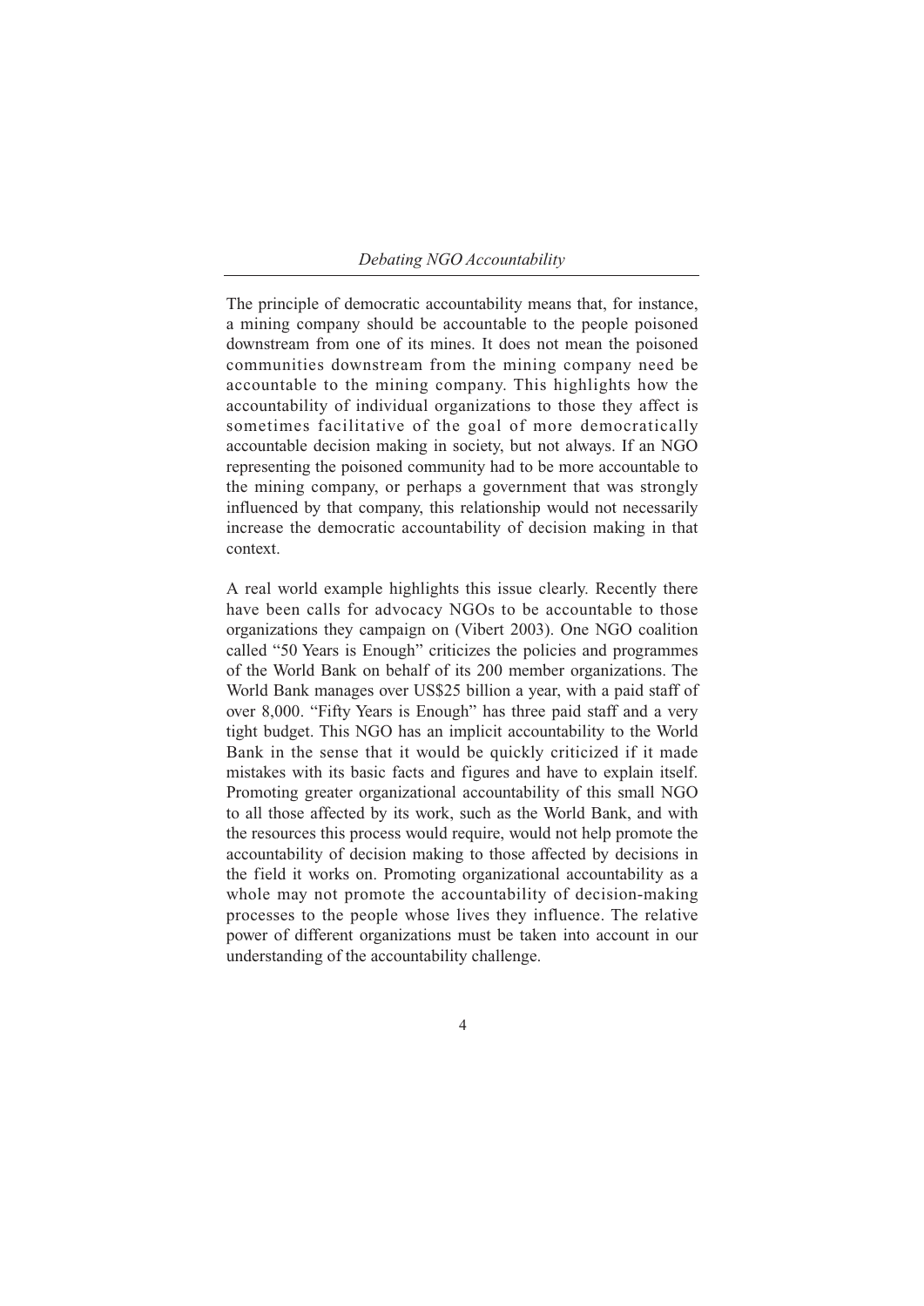The principle of democratic accountability means that, for instance, a mining company should be accountable to the people poisoned downstream from one of its mines. It does not mean the poisoned communities downstream from the mining company need be accountable to the mining company. This highlights how the accountability of individual organizations to those they affect is sometimes facilitative of the goal of more democratically accountable decision making in society, but not always. If an NGO representing the poisoned community had to be more accountable to the mining company, or perhaps a government that was strongly influenced by that company, this relationship would not necessarily increase the democratic accountability of decision making in that context.

A real world example highlights this issue clearly. Recently there have been calls for advocacy NGOs to be accountable to those organizations they campaign on (Vibert 2003). One NGO coalition called "50 Years is Enough" criticizes the policies and programmes of the World Bank on behalf of its 200 member organizations. The World Bank manages over US$25 billion a year, with a paid staff of over 8,000. "Fifty Years is Enough" has three paid staff and a very tight budget. This NGO has an implicit accountability to the World Bank in the sense that it would be quickly criticized if it made mistakes with its basic facts and figures and have to explain itself. Promoting greater organizational accountability of this small NGO to all those affected by its work, such as the World Bank, and with the resources this process would require, would not help promote the accountability of decision making to those affected by decisions in the field it works on. Promoting organizational accountability as a whole may not promote the accountability of decision-making processes to the people whose lives they influence. The relative power of different organizations must be taken into account in our understanding of the accountability challenge.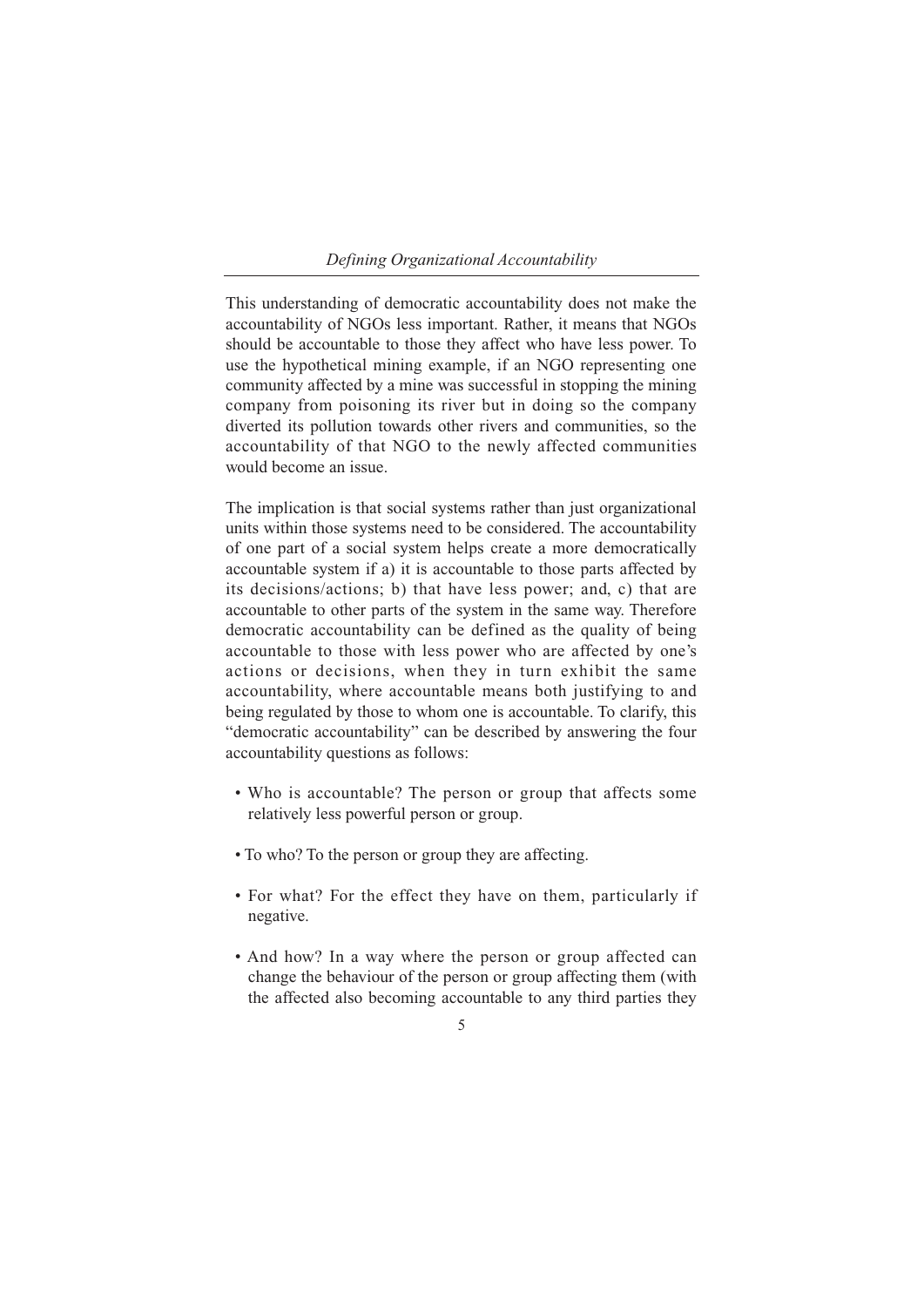This understanding of democratic accountability does not make the accountability of NGOs less important. Rather, it means that NGOs should be accountable to those they affect who have less power. To use the hypothetical mining example, if an NGO representing one community affected by a mine was successful in stopping the mining company from poisoning its river but in doing so the company diverted its pollution towards other rivers and communities, so the accountability of that NGO to the newly affected communities would become an issue.

The implication is that social systems rather than just organizational units within those systems need to be considered. The accountability of one part of a social system helps create a more democratically accountable system if a) it is accountable to those parts affected by its decisions/actions; b) that have less power; and, c) that are accountable to other parts of the system in the same way. Therefore democratic accountability can be defined as the quality of being accountable to those with less power who are affected by one's actions or decisions, when they in turn exhibit the same accountability, where accountable means both justifying to and being regulated by those to whom one is accountable. To clarify, this "democratic accountability" can be described by answering the four accountability questions as follows:

- Who is accountable? The person or group that affects some relatively less powerful person or group.
- To who? To the person or group they are affecting.
- For what? For the effect they have on them, particularly if negative.
- And how? In a way where the person or group affected can change the behaviour of the person or group affecting them (with the affected also becoming accountable to any third parties they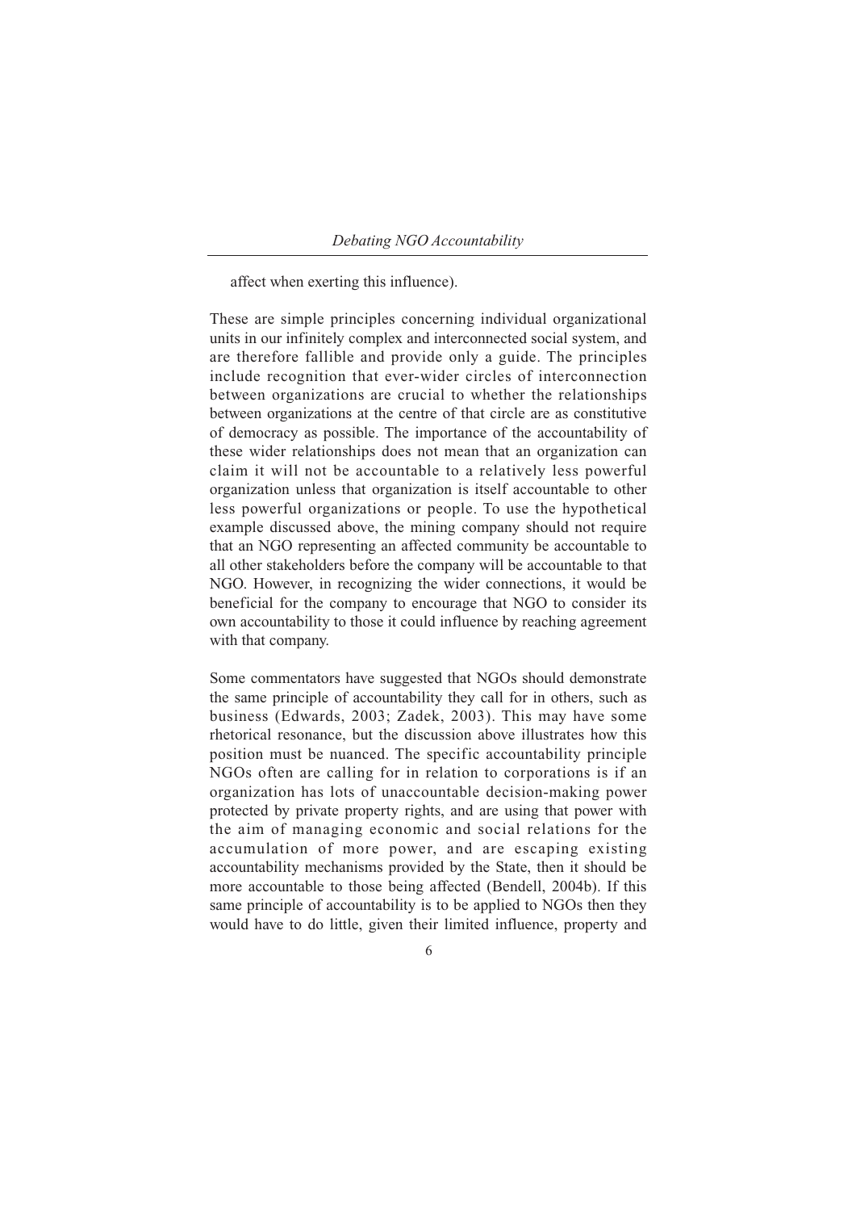affect when exerting this influence).

These are simple principles concerning individual organizational units in our infinitely complex and interconnected social system, and are therefore fallible and provide only a guide. The principles include recognition that ever-wider circles of interconnection between organizations are crucial to whether the relationships between organizations at the centre of that circle are as constitutive of democracy as possible. The importance of the accountability of these wider relationships does not mean that an organization can claim it will not be accountable to a relatively less powerful organization unless that organization is itself accountable to other less powerful organizations or people. To use the hypothetical example discussed above, the mining company should not require that an NGO representing an affected community be accountable to all other stakeholders before the company will be accountable to that NGO. However, in recognizing the wider connections, it would be beneficial for the company to encourage that NGO to consider its own accountability to those it could influence by reaching agreement with that company.

Some commentators have suggested that NGOs should demonstrate the same principle of accountability they call for in others, such as business (Edwards, 2003; Zadek, 2003). This may have some rhetorical resonance, but the discussion above illustrates how this position must be nuanced. The specific accountability principle NGOs often are calling for in relation to corporations is if an organization has lots of unaccountable decision-making power protected by private property rights, and are using that power with the aim of managing economic and social relations for the accumulation of more power, and are escaping existing accountability mechanisms provided by the State, then it should be more accountable to those being affected (Bendell, 2004b). If this same principle of accountability is to be applied to NGOs then they would have to do little, given their limited influence, property and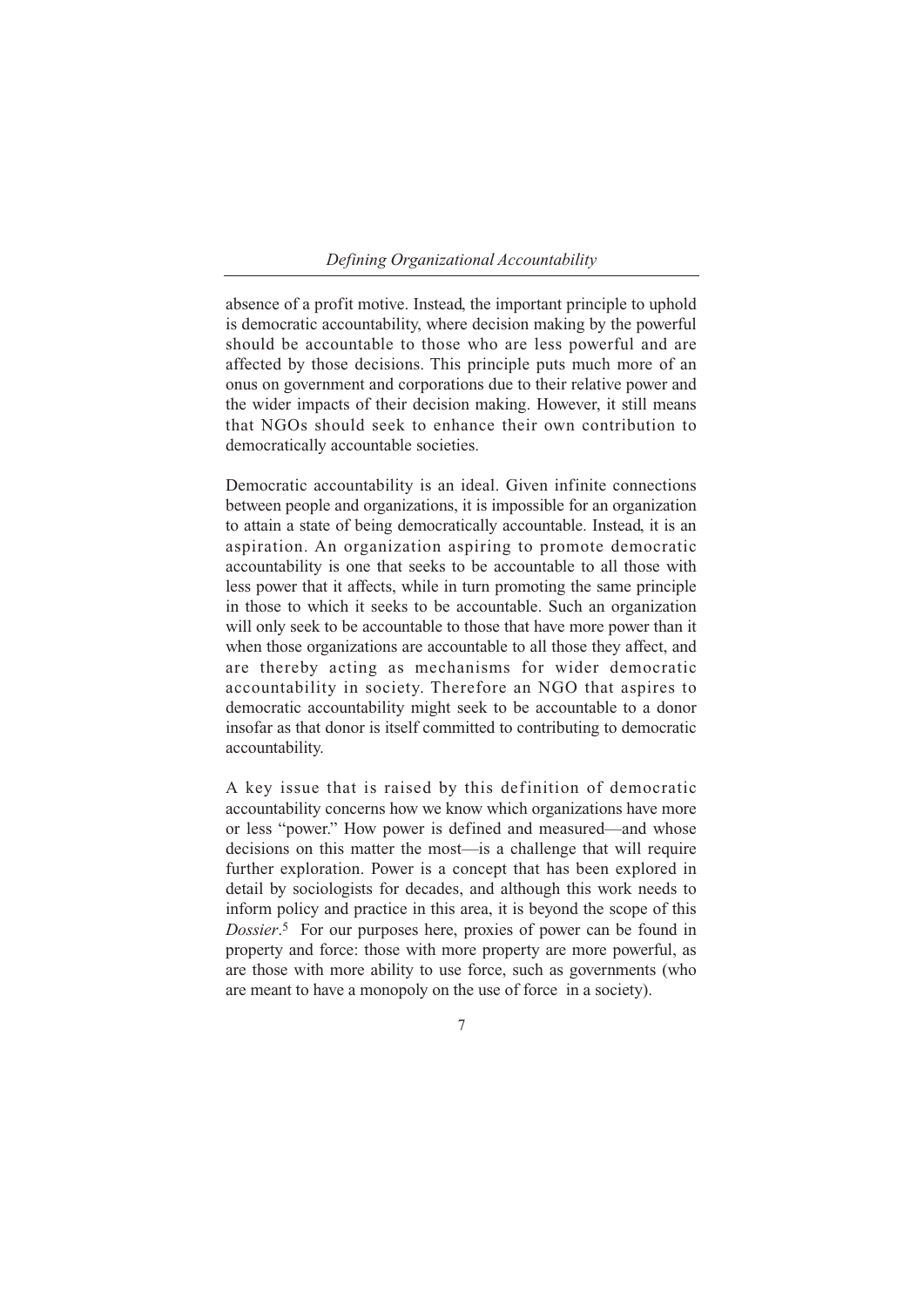absence of a profit motive. Instead, the important principle to uphold is democratic accountability, where decision making by the powerful should be accountable to those who are less powerful and are affected by those decisions. This principle puts much more of an onus on government and corporations due to their relative power and the wider impacts of their decision making. However, it still means that NGOs should seek to enhance their own contribution to democratically accountable societies.

Democratic accountability is an ideal. Given infinite connections between people and organizations, it is impossible for an organization to attain a state of being democratically accountable. Instead, it is an aspiration. An organization aspiring to promote democratic accountability is one that seeks to be accountable to all those with less power that it affects, while in turn promoting the same principle in those to which it seeks to be accountable. Such an organization will only seek to be accountable to those that have more power than it when those organizations are accountable to all those they affect, and are thereby acting as mechanisms for wider democratic accountability in society. Therefore an NGO that aspires to democratic accountability might seek to be accountable to a donor insofar as that donor is itself committed to contributing to democratic accountability.

A key issue that is raised by this definition of democratic accountability concerns how we know which organizations have more or less "power." How power is defined and measured—and whose decisions on this matter the most—is a challenge that will require further exploration. Power is a concept that has been explored in detail by sociologists for decades, and although this work needs to inform policy and practice in this area, it is beyond the scope of this *Dossier*.[5] For our purposes here, proxies of power can be found in property and force: those with more property are more powerful, as are those with more ability to use force, such as governments (who are meant to have a monopoly on the use of force in a society).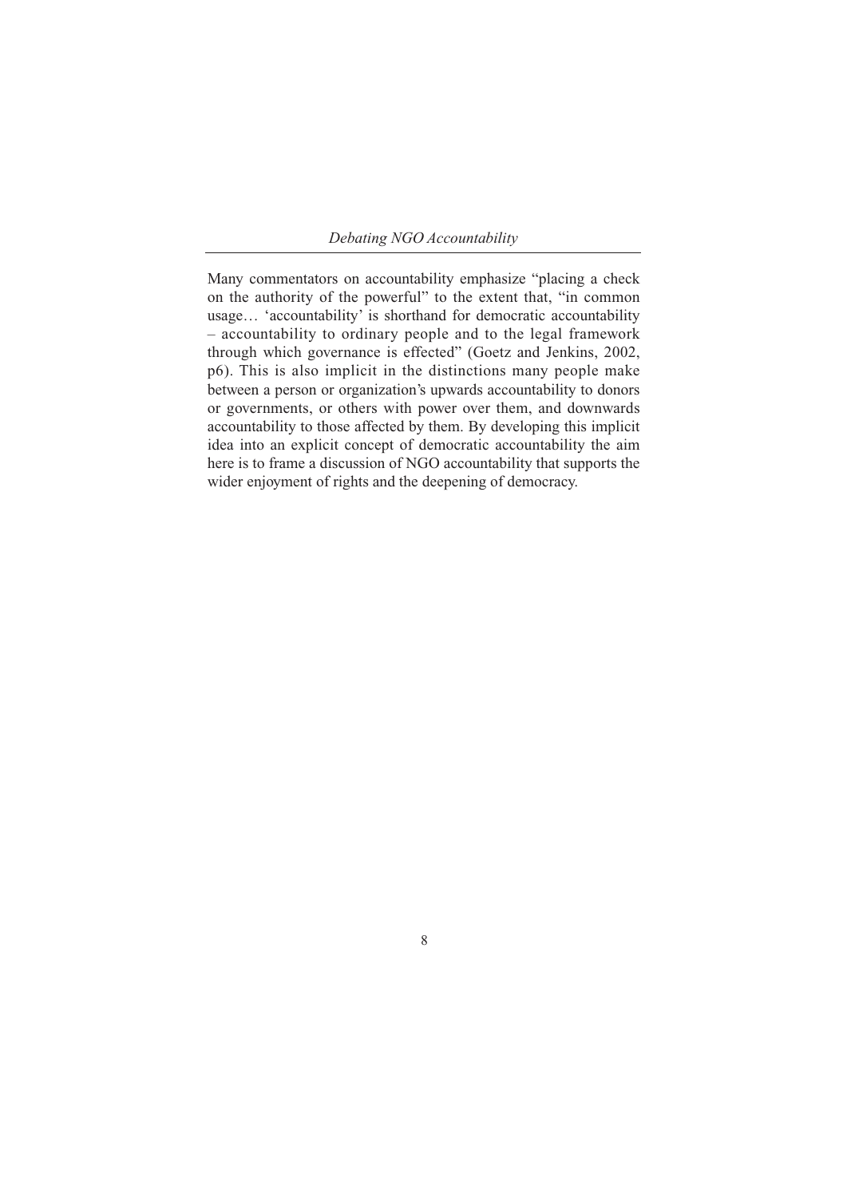Many commentators on accountability emphasize "placing a check on the authority of the powerful" to the extent that, "in common usage… 'accountability' is shorthand for democratic accountability – accountability to ordinary people and to the legal framework through which governance is effected" (Goetz and Jenkins, 2002, p6). This is also implicit in the distinctions many people make between a person or organization's upwards accountability to donors or governments, or others with power over them, and downwards accountability to those affected by them. By developing this implicit idea into an explicit concept of democratic accountability the aim here is to frame a discussion of NGO accountability that supports the wider enjoyment of rights and the deepening of democracy.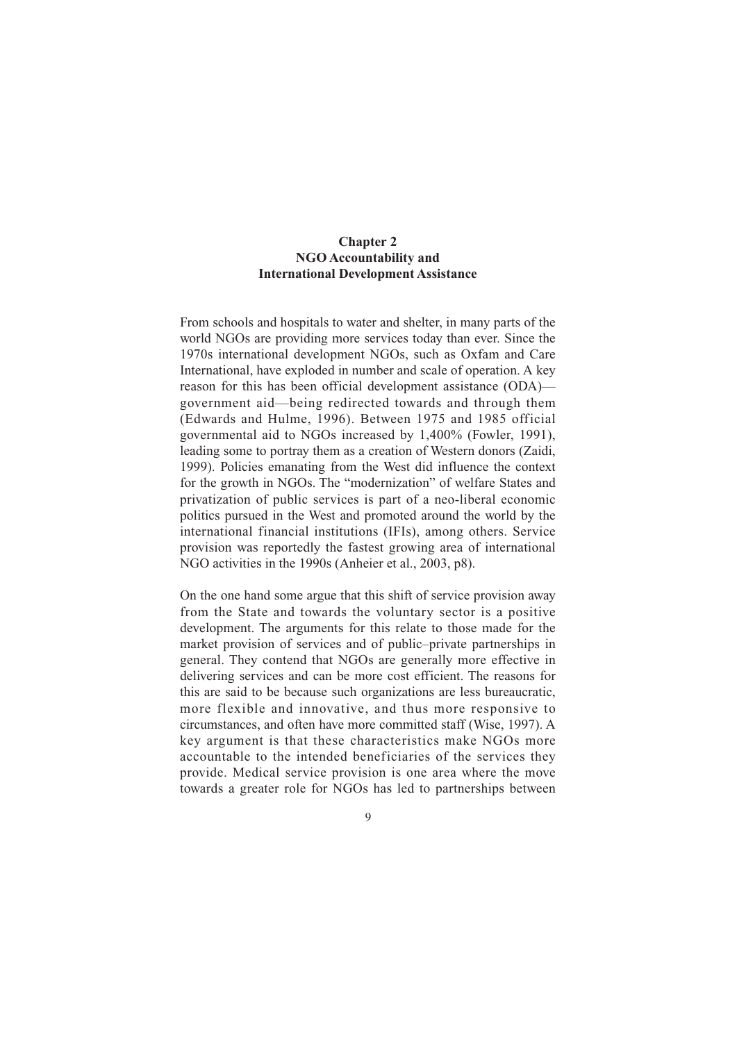# Chapter 2
## NGO Accountability and International Development Assistance

From schools and hospitals to water and shelter, in many parts of the world NGOs are providing more services today than ever. Since the 1970s international development NGOs, such as Oxfam and Care International, have exploded in number and scale of operation. A key reason for this has been official development assistance (ODA)—government aid—being redirected towards and through them (Edwards and Hulme, 1996). Between 1975 and 1985 official governmental aid to NGOs increased by 1,400% (Fowler, 1991), leading some to portray them as a creation of Western donors (Zaidi, 1999). Policies emanating from the West did influence the context for the growth in NGOs. The "modernization" of welfare States and privatization of public services is part of a neo-liberal economic politics pursued in the West and promoted around the world by the international financial institutions (IFIs), among others. Service provision was reportedly the fastest growing area of international NGO activities in the 1990s (Anheier et al., 2003, p8).

On the one hand some argue that this shift of service provision away from the State and towards the voluntary sector is a positive development. The arguments for this relate to those made for the market provision of services and of public–private partnerships in general. They contend that NGOs are generally more effective in delivering services and can be more cost efficient. The reasons for this are said to be because such organizations are less bureaucratic, more flexible and innovative, and thus more responsive to circumstances, and often have more committed staff (Wise, 1997). A key argument is that these characteristics make NGOs more accountable to the intended beneficiaries of the services they provide. Medical service provision is one area where the move towards a greater role for NGOs has led to partnerships between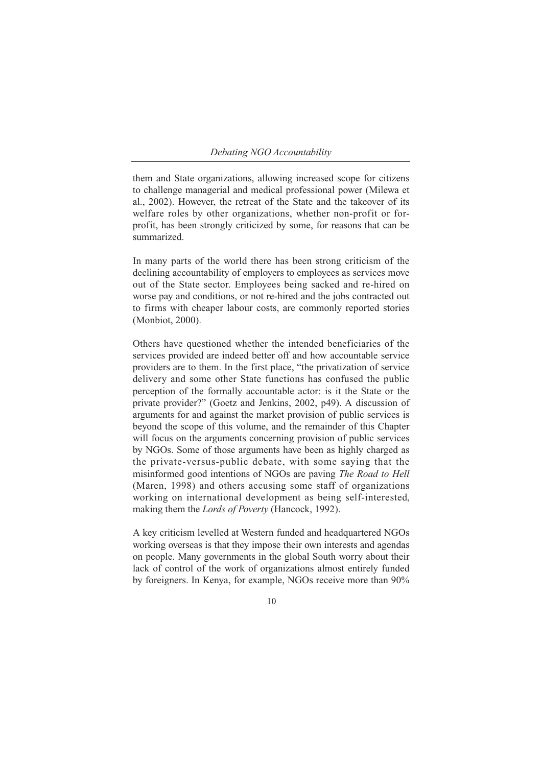them and State organizations, allowing increased scope for citizens to challenge managerial and medical professional power (Milewa et al., 2002). However, the retreat of the State and the takeover of its welfare roles by other organizations, whether non-profit or for-profit, has been strongly criticized by some, for reasons that can be summarized.

In many parts of the world there has been strong criticism of the declining accountability of employers to employees as services move out of the State sector. Employees being sacked and re-hired on worse pay and conditions, or not re-hired and the jobs contracted out to firms with cheaper labour costs, are commonly reported stories (Monbiot, 2000).

Others have questioned whether the intended beneficiaries of the services provided are indeed better off and how accountable service providers are to them. In the first place, "the privatization of service delivery and some other State functions has confused the public perception of the formally accountable actor: is it the State or the private provider?" (Goetz and Jenkins, 2002, p49). A discussion of arguments for and against the market provision of public services is beyond the scope of this volume, and the remainder of this Chapter will focus on the arguments concerning provision of public services by NGOs. Some of those arguments have been as highly charged as the private-versus-public debate, with some saying that the misinformed good intentions of NGOs are paving *The Road to Hell* (Maren, 1998) and others accusing some staff of organizations working on international development as being self-interested, making them the *Lords of Poverty* (Hancock, 1992).

A key criticism levelled at Western funded and headquartered NGOs working overseas is that they impose their own interests and agendas on people. Many governments in the global South worry about their lack of control of the work of organizations almost entirely funded by foreigners. In Kenya, for example, NGOs receive more than 90%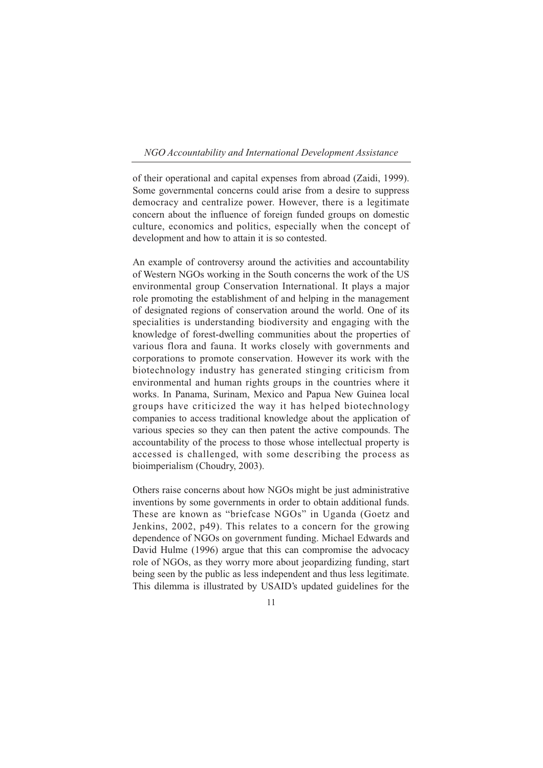of their operational and capital expenses from abroad (Zaidi, 1999). Some governmental concerns could arise from a desire to suppress democracy and centralize power. However, there is a legitimate concern about the influence of foreign funded groups on domestic culture, economics and politics, especially when the concept of development and how to attain it is so contested.

An example of controversy around the activities and accountability of Western NGOs working in the South concerns the work of the US environmental group Conservation International. It plays a major role promoting the establishment of and helping in the management of designated regions of conservation around the world. One of its specialities is understanding biodiversity and engaging with the knowledge of forest-dwelling communities about the properties of various flora and fauna. It works closely with governments and corporations to promote conservation. However its work with the biotechnology industry has generated stinging criticism from environmental and human rights groups in the countries where it works. In Panama, Surinam, Mexico and Papua New Guinea local groups have criticized the way it has helped biotechnology companies to access traditional knowledge about the application of various species so they can then patent the active compounds. The accountability of the process to those whose intellectual property is accessed is challenged, with some describing the process as bioimperialism (Choudry, 2003).

Others raise concerns about how NGOs might be just administrative inventions by some governments in order to obtain additional funds. These are known as "briefcase NGOs" in Uganda (Goetz and Jenkins, 2002, p49). This relates to a concern for the growing dependence of NGOs on government funding. Michael Edwards and David Hulme (1996) argue that this can compromise the advocacy role of NGOs, as they worry more about jeopardizing funding, start being seen by the public as less independent and thus less legitimate. This dilemma is illustrated by USAID's updated guidelines for the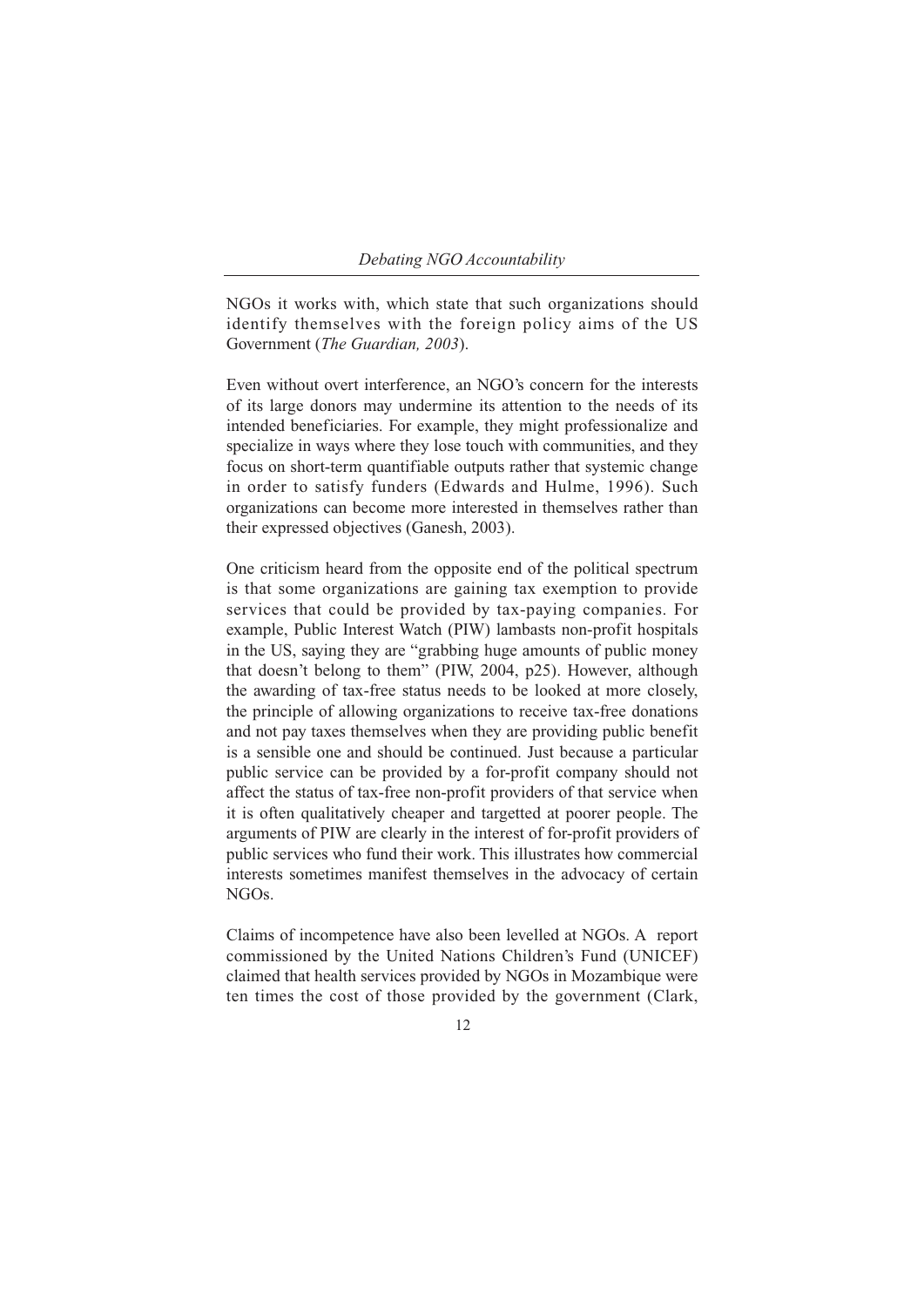NGOs it works with, which state that such organizations should identify themselves with the foreign policy aims of the US Government (*The Guardian, 2003*).

Even without overt interference, an NGO's concern for the interests of its large donors may undermine its attention to the needs of its intended beneficiaries. For example, they might professionalize and specialize in ways where they lose touch with communities, and they focus on short-term quantifiable outputs rather that systemic change in order to satisfy funders (Edwards and Hulme, 1996). Such organizations can become more interested in themselves rather than their expressed objectives (Ganesh, 2003).

One criticism heard from the opposite end of the political spectrum is that some organizations are gaining tax exemption to provide services that could be provided by tax-paying companies. For example, Public Interest Watch (PIW) lambasts non-profit hospitals in the US, saying they are "grabbing huge amounts of public money that doesn't belong to them" (PIW, 2004, p25). However, although the awarding of tax-free status needs to be looked at more closely, the principle of allowing organizations to receive tax-free donations and not pay taxes themselves when they are providing public benefit is a sensible one and should be continued. Just because a particular public service can be provided by a for-profit company should not affect the status of tax-free non-profit providers of that service when it is often qualitatively cheaper and targetted at poorer people. The arguments of PIW are clearly in the interest of for-profit providers of public services who fund their work. This illustrates how commercial interests sometimes manifest themselves in the advocacy of certain NGOs.

Claims of incompetence have also been levelled at NGOs. A report commissioned by the United Nations Children's Fund (UNICEF) claimed that health services provided by NGOs in Mozambique were ten times the cost of those provided by the government (Clark,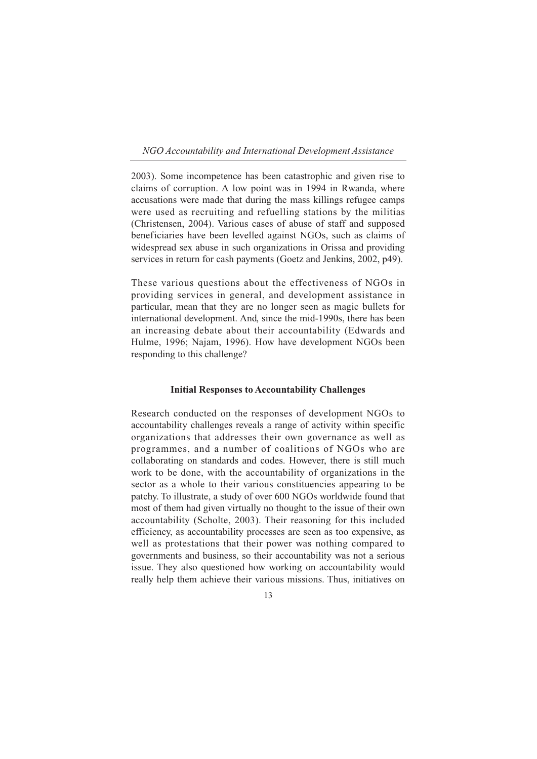2003). Some incompetence has been catastrophic and given rise to claims of corruption. A low point was in 1994 in Rwanda, where accusations were made that during the mass killings refugee camps were used as recruiting and refuelling stations by the militias (Christensen, 2004). Various cases of abuse of staff and supposed beneficiaries have been levelled against NGOs, such as claims of widespread sex abuse in such organizations in Orissa and providing services in return for cash payments (Goetz and Jenkins, 2002, p49).

These various questions about the effectiveness of NGOs in providing services in general, and development assistance in particular, mean that they are no longer seen as magic bullets for international development. And, since the mid-1990s, there has been an increasing debate about their accountability (Edwards and Hulme, 1996; Najam, 1996). How have development NGOs been responding to this challenge?

## Initial Responses to Accountability Challenges

Research conducted on the responses of development NGOs to accountability challenges reveals a range of activity within specific organizations that addresses their own governance as well as programmes, and a number of coalitions of NGOs who are collaborating on standards and codes. However, there is still much work to be done, with the accountability of organizations in the sector as a whole to their various constituencies appearing to be patchy. To illustrate, a study of over 600 NGOs worldwide found that most of them had given virtually no thought to the issue of their own accountability (Scholte, 2003). Their reasoning for this included efficiency, as accountability processes are seen as too expensive, as well as protestations that their power was nothing compared to governments and business, so their accountability was not a serious issue. They also questioned how working on accountability would really help them achieve their various missions. Thus, initiatives on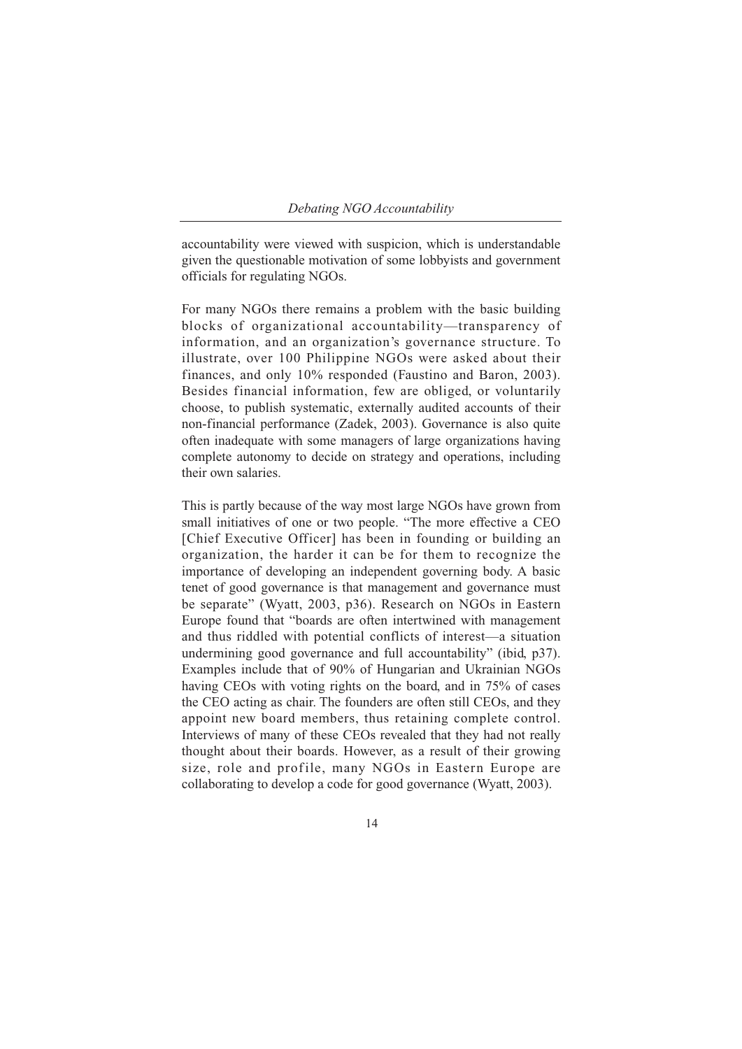accountability were viewed with suspicion, which is understandable given the questionable motivation of some lobbyists and government officials for regulating NGOs.

For many NGOs there remains a problem with the basic building blocks of organizational accountability—transparency of information, and an organization's governance structure. To illustrate, over 100 Philippine NGOs were asked about their finances, and only 10% responded (Faustino and Baron, 2003). Besides financial information, few are obliged, or voluntarily choose, to publish systematic, externally audited accounts of their non-financial performance (Zadek, 2003). Governance is also quite often inadequate with some managers of large organizations having complete autonomy to decide on strategy and operations, including their own salaries.

This is partly because of the way most large NGOs have grown from small initiatives of one or two people. "The more effective a CEO [Chief Executive Officer] has been in founding or building an organization, the harder it can be for them to recognize the importance of developing an independent governing body. A basic tenet of good governance is that management and governance must be separate" (Wyatt, 2003, p36). Research on NGOs in Eastern Europe found that "boards are often intertwined with management and thus riddled with potential conflicts of interest—a situation undermining good governance and full accountability" (ibid, p37). Examples include that of 90% of Hungarian and Ukrainian NGOs having CEOs with voting rights on the board, and in 75% of cases the CEO acting as chair. The founders are often still CEOs, and they appoint new board members, thus retaining complete control. Interviews of many of these CEOs revealed that they had not really thought about their boards. However, as a result of their growing size, role and profile, many NGOs in Eastern Europe are collaborating to develop a code for good governance (Wyatt, 2003).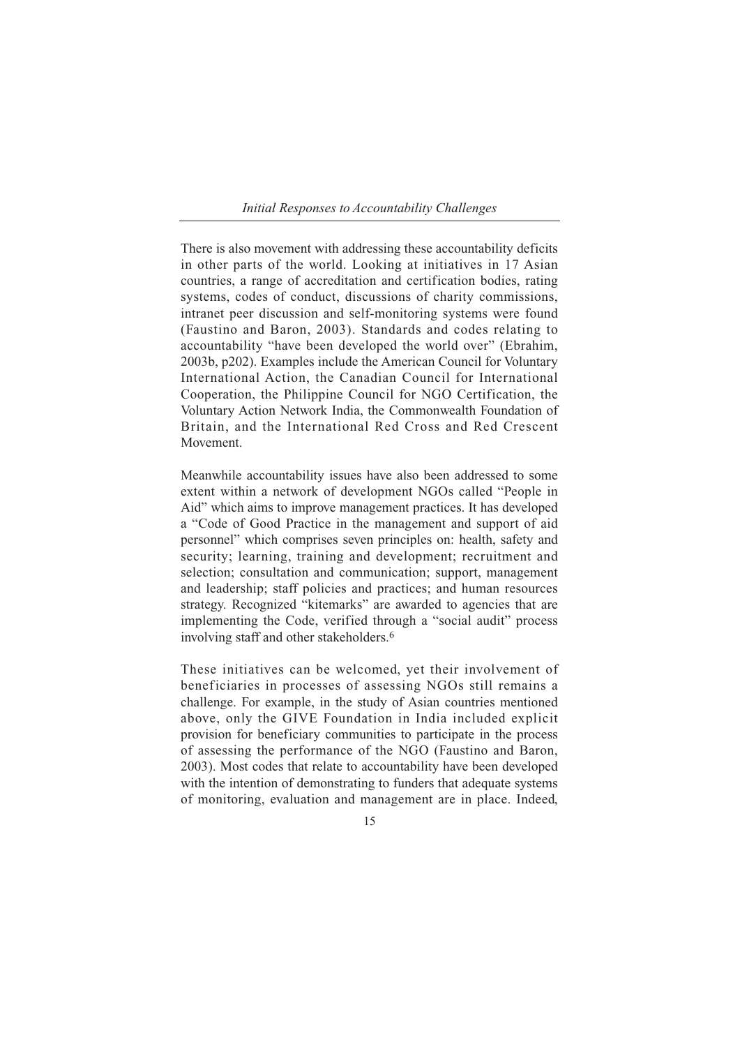There is also movement with addressing these accountability deficits in other parts of the world. Looking at initiatives in 17 Asian countries, a range of accreditation and certification bodies, rating systems, codes of conduct, discussions of charity commissions, intranet peer discussion and self-monitoring systems were found (Faustino and Baron, 2003). Standards and codes relating to accountability "have been developed the world over" (Ebrahim, 2003b, p202). Examples include the American Council for Voluntary International Action, the Canadian Council for International Cooperation, the Philippine Council for NGO Certification, the Voluntary Action Network India, the Commonwealth Foundation of Britain, and the International Red Cross and Red Crescent Movement.

Meanwhile accountability issues have also been addressed to some extent within a network of development NGOs called "People in Aid" which aims to improve management practices. It has developed a "Code of Good Practice in the management and support of aid personnel" which comprises seven principles on: health, safety and security; learning, training and development; recruitment and selection; consultation and communication; support, management and leadership; staff policies and practices; and human resources strategy. Recognized "kitemarks" are awarded to agencies that are implementing the Code, verified through a "social audit" process involving staff and other stakeholders.[6]

These initiatives can be welcomed, yet their involvement of beneficiaries in processes of assessing NGOs still remains a challenge. For example, in the study of Asian countries mentioned above, only the GIVE Foundation in India included explicit provision for beneficiary communities to participate in the process of assessing the performance of the NGO (Faustino and Baron, 2003). Most codes that relate to accountability have been developed with the intention of demonstrating to funders that adequate systems of monitoring, evaluation and management are in place. Indeed,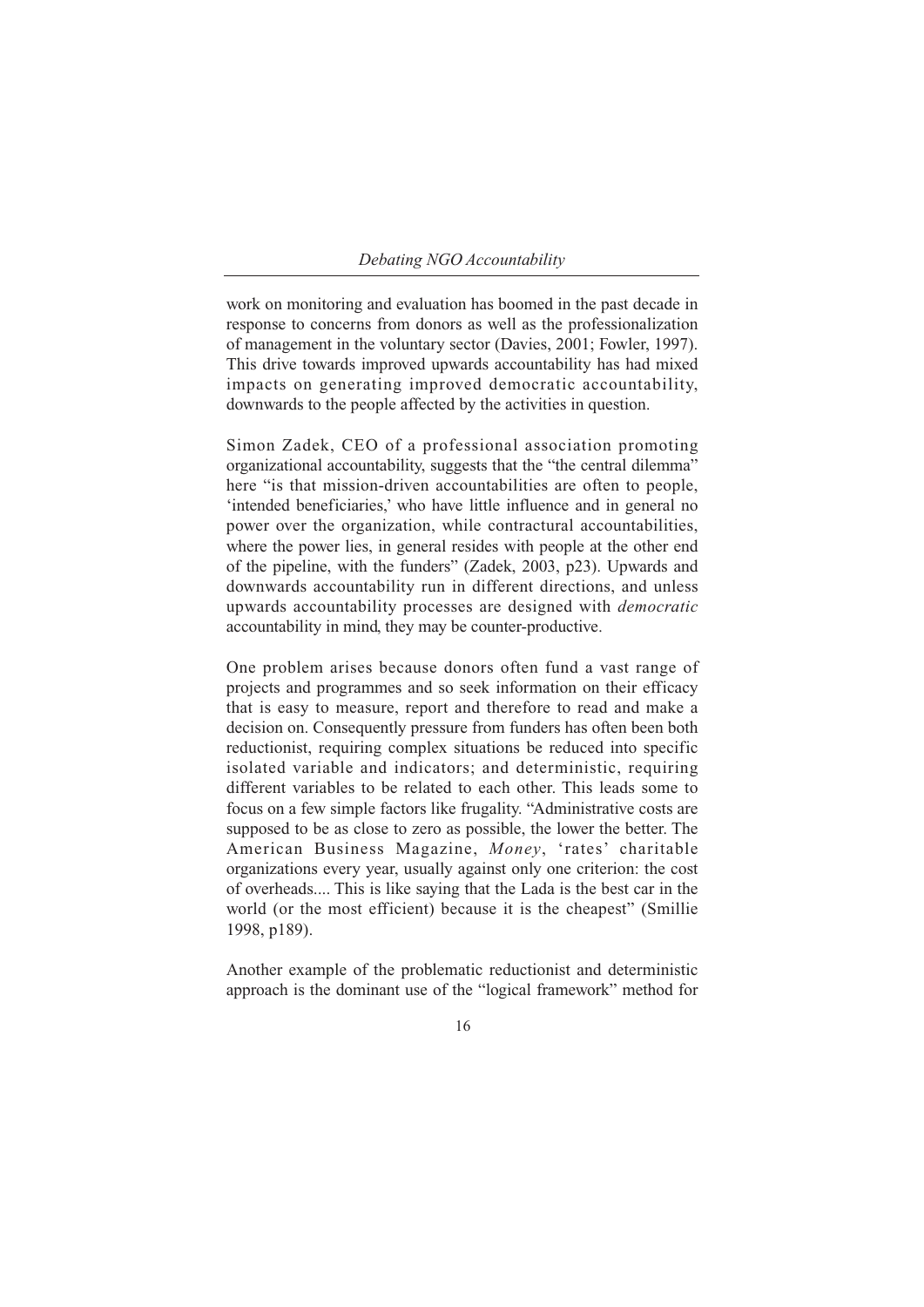work on monitoring and evaluation has boomed in the past decade in response to concerns from donors as well as the professionalization of management in the voluntary sector (Davies, 2001; Fowler, 1997). This drive towards improved upwards accountability has had mixed impacts on generating improved democratic accountability, downwards to the people affected by the activities in question.

Simon Zadek, CEO of a professional association promoting organizational accountability, suggests that the "the central dilemma" here "is that mission-driven accountabilities are often to people, 'intended beneficiaries,' who have little influence and in general no power over the organization, while contractural accountabilities, where the power lies, in general resides with people at the other end of the pipeline, with the funders" (Zadek, 2003, p23). Upwards and downwards accountability run in different directions, and unless upwards accountability processes are designed with *democratic* accountability in mind, they may be counter-productive.

One problem arises because donors often fund a vast range of projects and programmes and so seek information on their efficacy that is easy to measure, report and therefore to read and make a decision on. Consequently pressure from funders has often been both reductionist, requiring complex situations be reduced into specific isolated variable and indicators; and deterministic, requiring different variables to be related to each other. This leads some to focus on a few simple factors like frugality. "Administrative costs are supposed to be as close to zero as possible, the lower the better. The American Business Magazine, *Money*, 'rates' charitable organizations every year, usually against only one criterion: the cost of overheads.... This is like saying that the Lada is the best car in the world (or the most efficient) because it is the cheapest" (Smillie 1998, p189).

Another example of the problematic reductionist and deterministic approach is the dominant use of the "logical framework" method for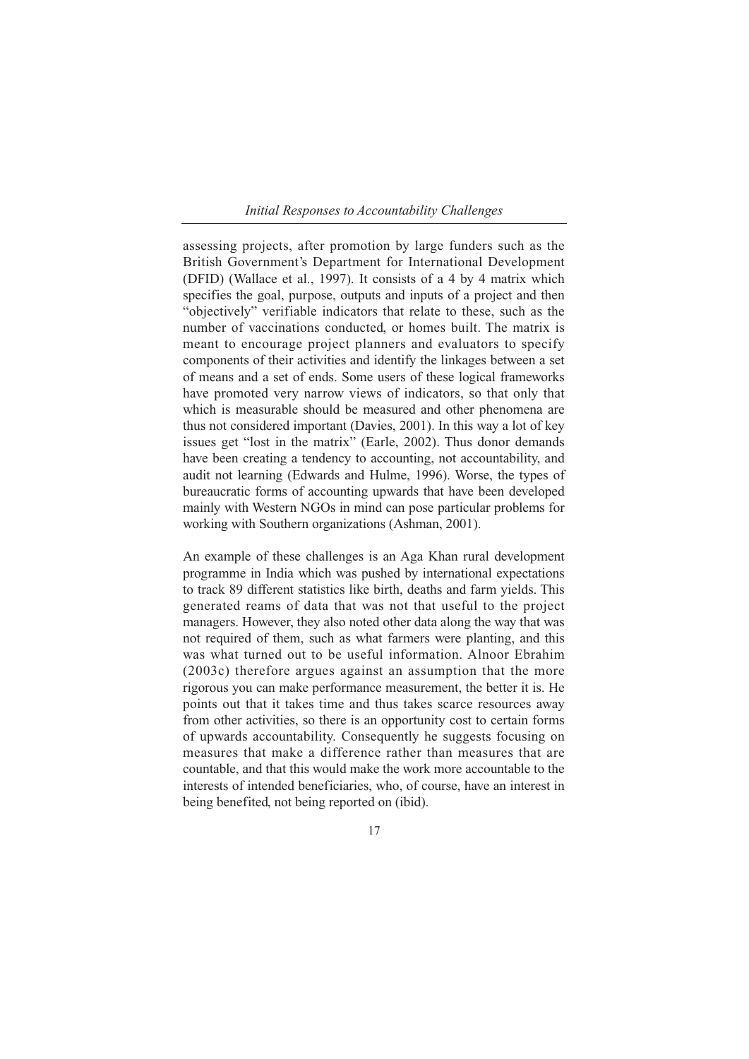assessing projects, after promotion by large funders such as the British Government's Department for International Development (DFID) (Wallace et al., 1997). It consists of a 4 by 4 matrix which specifies the goal, purpose, outputs and inputs of a project and then "objectively" verifiable indicators that relate to these, such as the number of vaccinations conducted, or homes built. The matrix is meant to encourage project planners and evaluators to specify components of their activities and identify the linkages between a set of means and a set of ends. Some users of these logical frameworks have promoted very narrow views of indicators, so that only that which is measurable should be measured and other phenomena are thus not considered important (Davies, 2001). In this way a lot of key issues get "lost in the matrix" (Earle, 2002). Thus donor demands have been creating a tendency to accounting, not accountability, and audit not learning (Edwards and Hulme, 1996). Worse, the types of bureaucratic forms of accounting upwards that have been developed mainly with Western NGOs in mind can pose particular problems for working with Southern organizations (Ashman, 2001).

An example of these challenges is an Aga Khan rural development programme in India which was pushed by international expectations to track 89 different statistics like birth, deaths and farm yields. This generated reams of data that was not that useful to the project managers. However, they also noted other data along the way that was not required of them, such as what farmers were planting, and this was what turned out to be useful information. Alnoor Ebrahim (2003c) therefore argues against an assumption that the more rigorous you can make performance measurement, the better it is. He points out that it takes time and thus takes scarce resources away from other activities, so there is an opportunity cost to certain forms of upwards accountability. Consequently he suggests focusing on measures that make a difference rather than measures that are countable, and that this would make the work more accountable to the interests of intended beneficiaries, who, of course, have an interest in being benefited, not being reported on (ibid).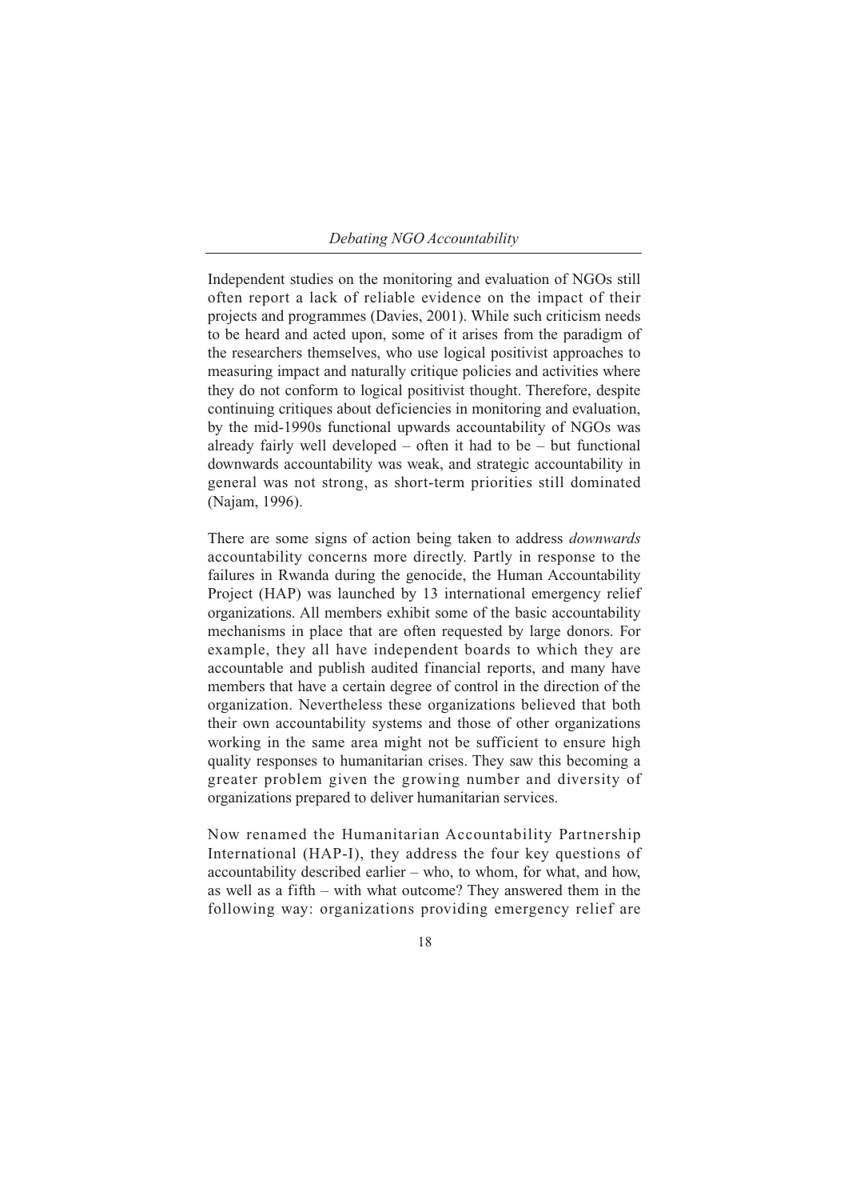Independent studies on the monitoring and evaluation of NGOs still often report a lack of reliable evidence on the impact of their projects and programmes (Davies, 2001). While such criticism needs to be heard and acted upon, some of it arises from the paradigm of the researchers themselves, who use logical positivist approaches to measuring impact and naturally critique policies and activities where they do not conform to logical positivist thought. Therefore, despite continuing critiques about deficiencies in monitoring and evaluation, by the mid-1990s functional upwards accountability of NGOs was already fairly well developed – often it had to be – but functional downwards accountability was weak, and strategic accountability in general was not strong, as short-term priorities still dominated (Najam, 1996).

There are some signs of action being taken to address *downwards* accountability concerns more directly. Partly in response to the failures in Rwanda during the genocide, the Human Accountability Project (HAP) was launched by 13 international emergency relief organizations. All members exhibit some of the basic accountability mechanisms in place that are often requested by large donors. For example, they all have independent boards to which they are accountable and publish audited financial reports, and many have members that have a certain degree of control in the direction of the organization. Nevertheless these organizations believed that both their own accountability systems and those of other organizations working in the same area might not be sufficient to ensure high quality responses to humanitarian crises. They saw this becoming a greater problem given the growing number and diversity of organizations prepared to deliver humanitarian services.

Now renamed the Humanitarian Accountability Partnership International (HAP-I), they address the four key questions of accountability described earlier – who, to whom, for what, and how, as well as a fifth – with what outcome? They answered them in the following way: organizations providing emergency relief are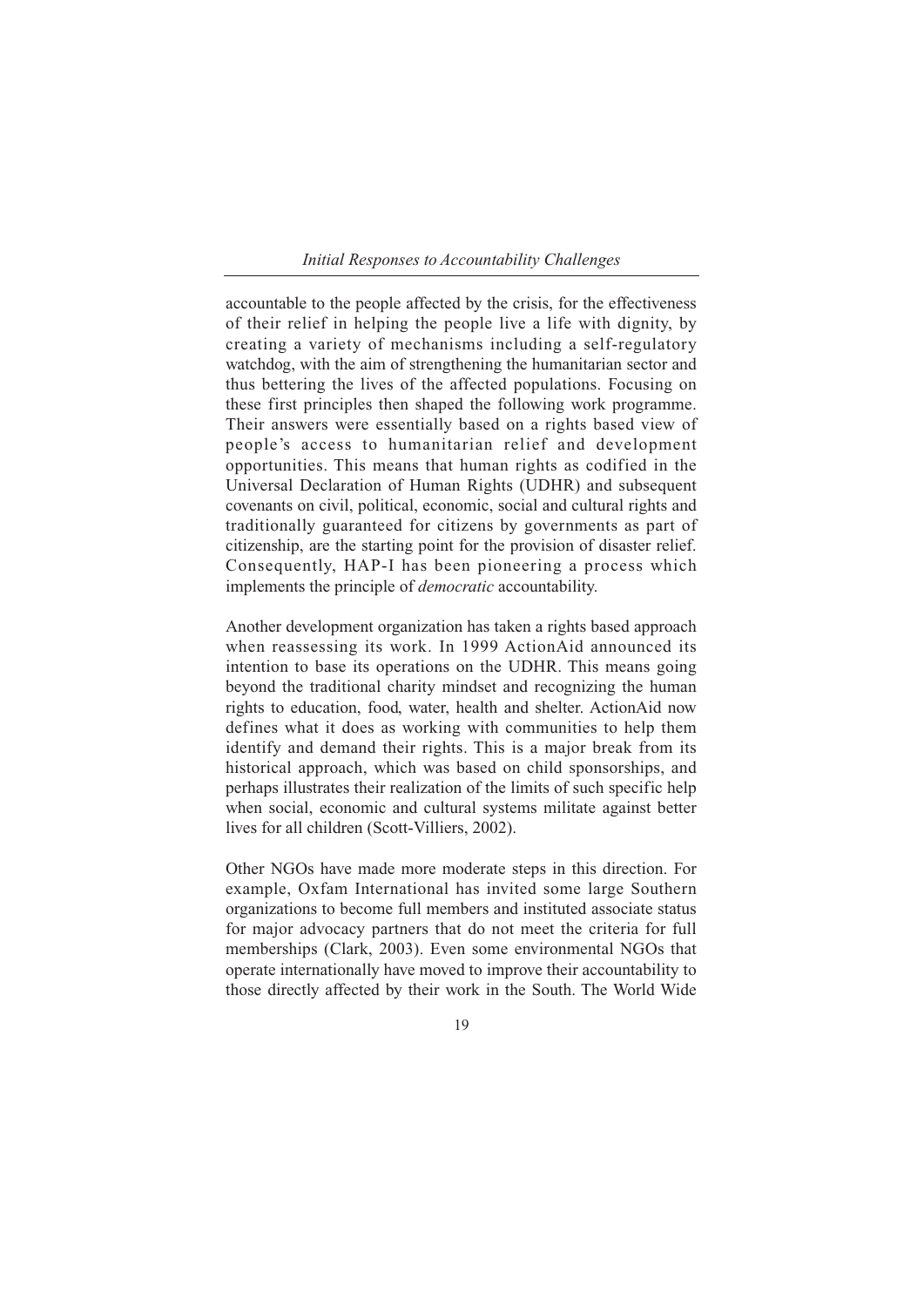accountable to the people affected by the crisis, for the effectiveness of their relief in helping the people live a life with dignity, by creating a variety of mechanisms including a self-regulatory watchdog, with the aim of strengthening the humanitarian sector and thus bettering the lives of the affected populations. Focusing on these first principles then shaped the following work programme. Their answers were essentially based on a rights based view of people's access to humanitarian relief and development opportunities. This means that human rights as codified in the Universal Declaration of Human Rights (UDHR) and subsequent covenants on civil, political, economic, social and cultural rights and traditionally guaranteed for citizens by governments as part of citizenship, are the starting point for the provision of disaster relief. Consequently, HAP-I has been pioneering a process which implements the principle of *democratic* accountability.

Another development organization has taken a rights based approach when reassessing its work. In 1999 ActionAid announced its intention to base its operations on the UDHR. This means going beyond the traditional charity mindset and recognizing the human rights to education, food, water, health and shelter. ActionAid now defines what it does as working with communities to help them identify and demand their rights. This is a major break from its historical approach, which was based on child sponsorships, and perhaps illustrates their realization of the limits of such specific help when social, economic and cultural systems militate against better lives for all children (Scott-Villiers, 2002).

Other NGOs have made more moderate steps in this direction. For example, Oxfam International has invited some large Southern organizations to become full members and instituted associate status for major advocacy partners that do not meet the criteria for full memberships (Clark, 2003). Even some environmental NGOs that operate internationally have moved to improve their accountability to those directly affected by their work in the South. The World Wide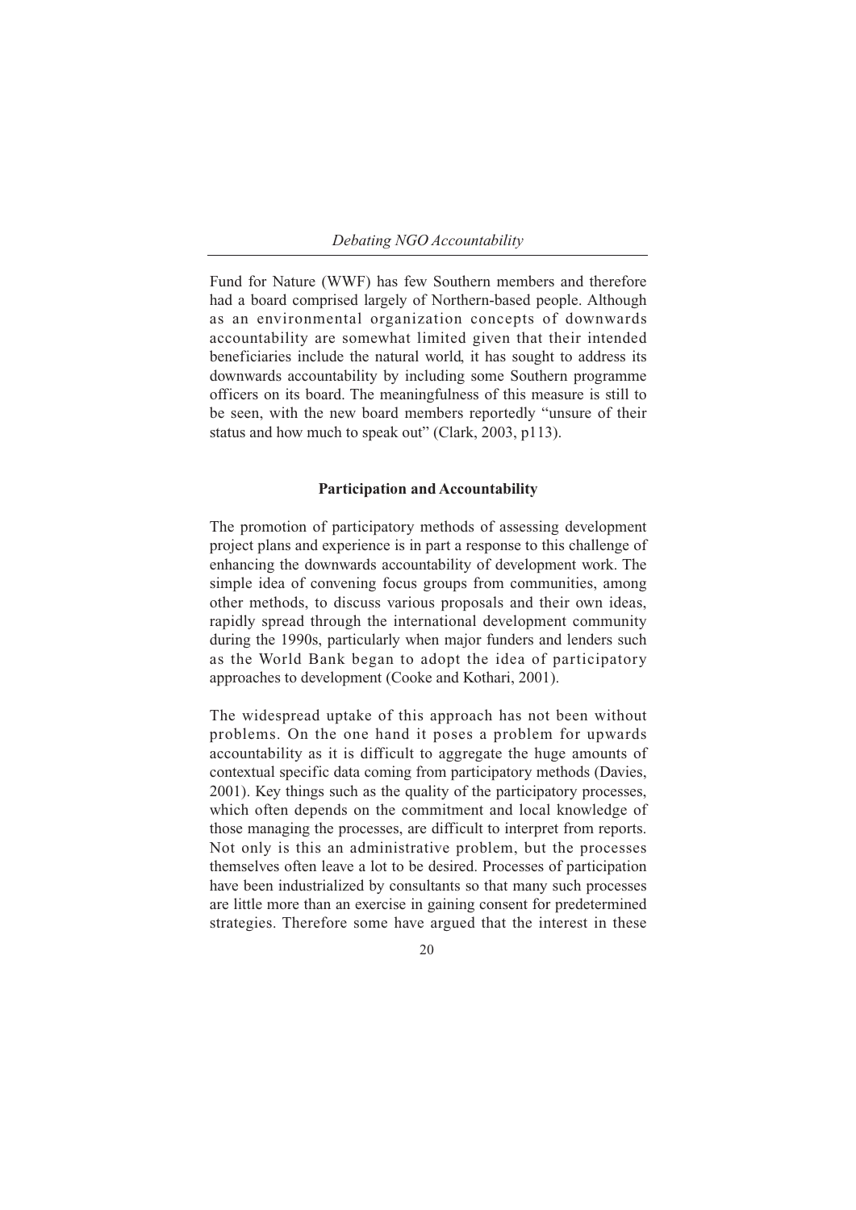Fund for Nature (WWF) has few Southern members and therefore had a board comprised largely of Northern-based people. Although as an environmental organization concepts of downwards accountability are somewhat limited given that their intended beneficiaries include the natural world, it has sought to address its downwards accountability by including some Southern programme officers on its board. The meaningfulness of this measure is still to be seen, with the new board members reportedly "unsure of their status and how much to speak out" (Clark, 2003, p113).

## Participation and Accountability

The promotion of participatory methods of assessing development project plans and experience is in part a response to this challenge of enhancing the downwards accountability of development work. The simple idea of convening focus groups from communities, among other methods, to discuss various proposals and their own ideas, rapidly spread through the international development community during the 1990s, particularly when major funders and lenders such as the World Bank began to adopt the idea of participatory approaches to development (Cooke and Kothari, 2001).

The widespread uptake of this approach has not been without problems. On the one hand it poses a problem for upwards accountability as it is difficult to aggregate the huge amounts of contextual specific data coming from participatory methods (Davies, 2001). Key things such as the quality of the participatory processes, which often depends on the commitment and local knowledge of those managing the processes, are difficult to interpret from reports. Not only is this an administrative problem, but the processes themselves often leave a lot to be desired. Processes of participation have been industrialized by consultants so that many such processes are little more than an exercise in gaining consent for predetermined strategies. Therefore some have argued that the interest in these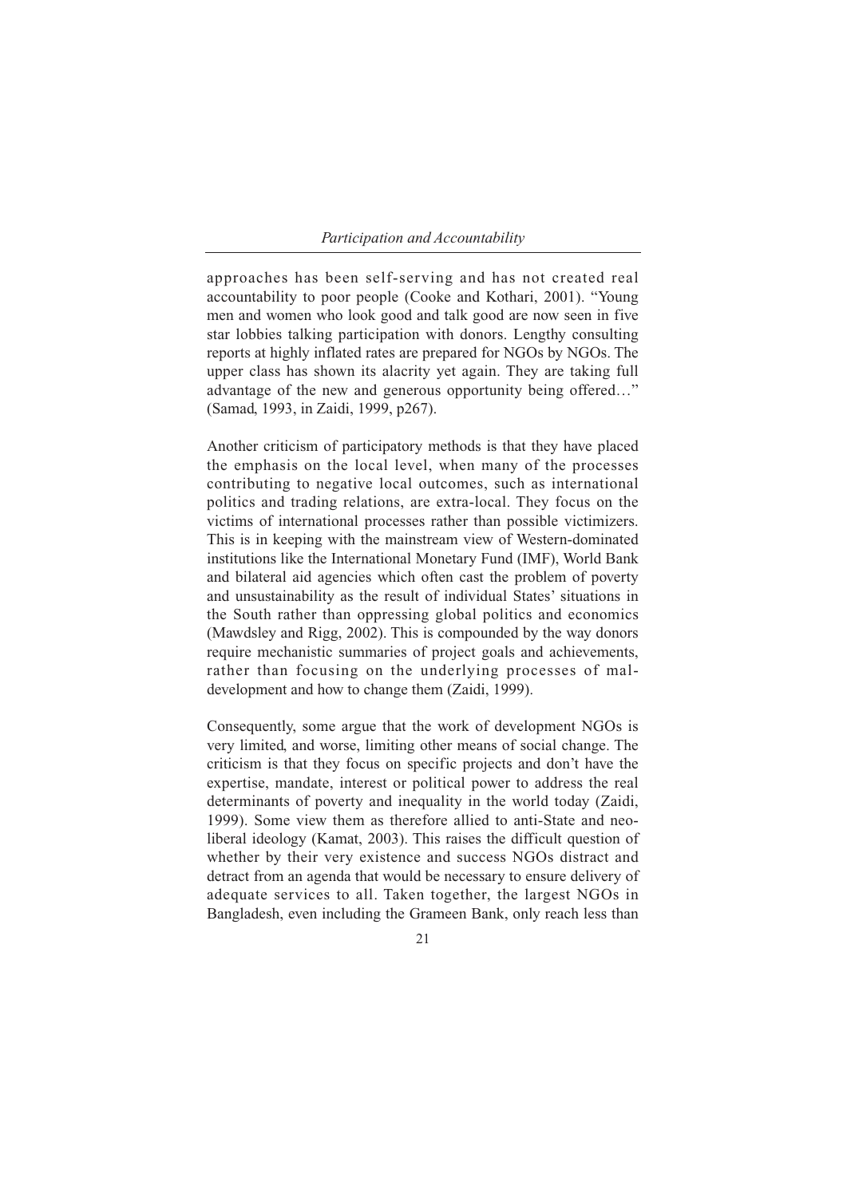approaches has been self-serving and has not created real accountability to poor people (Cooke and Kothari, 2001). "Young men and women who look good and talk good are now seen in five star lobbies talking participation with donors. Lengthy consulting reports at highly inflated rates are prepared for NGOs by NGOs. The upper class has shown its alacrity yet again. They are taking full advantage of the new and generous opportunity being offered…" (Samad, 1993, in Zaidi, 1999, p267).

Another criticism of participatory methods is that they have placed the emphasis on the local level, when many of the processes contributing to negative local outcomes, such as international politics and trading relations, are extra-local. They focus on the victims of international processes rather than possible victimizers. This is in keeping with the mainstream view of Western-dominated institutions like the International Monetary Fund (IMF), World Bank and bilateral aid agencies which often cast the problem of poverty and unsustainability as the result of individual States' situations in the South rather than oppressing global politics and economics (Mawdsley and Rigg, 2002). This is compounded by the way donors require mechanistic summaries of project goals and achievements, rather than focusing on the underlying processes of mal-development and how to change them (Zaidi, 1999).

Consequently, some argue that the work of development NGOs is very limited, and worse, limiting other means of social change. The criticism is that they focus on specific projects and don't have the expertise, mandate, interest or political power to address the real determinants of poverty and inequality in the world today (Zaidi, 1999). Some view them as therefore allied to anti-State and neo-liberal ideology (Kamat, 2003). This raises the difficult question of whether by their very existence and success NGOs distract and detract from an agenda that would be necessary to ensure delivery of adequate services to all. Taken together, the largest NGOs in Bangladesh, even including the Grameen Bank, only reach less than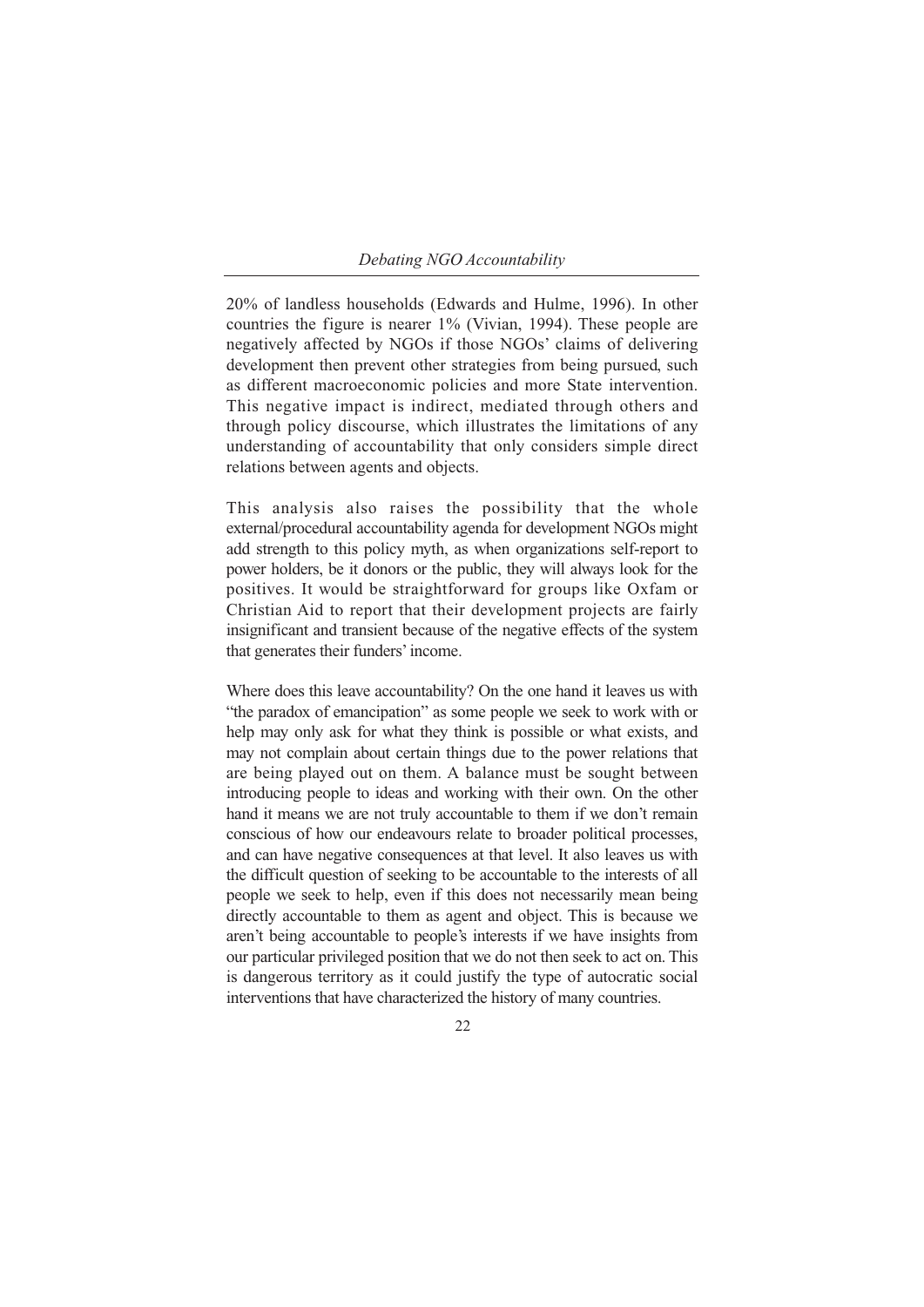20% of landless households (Edwards and Hulme, 1996). In other countries the figure is nearer 1% (Vivian, 1994). These people are negatively affected by NGOs if those NGOs' claims of delivering development then prevent other strategies from being pursued, such as different macroeconomic policies and more State intervention. This negative impact is indirect, mediated through others and through policy discourse, which illustrates the limitations of any understanding of accountability that only considers simple direct relations between agents and objects.

This analysis also raises the possibility that the whole external/procedural accountability agenda for development NGOs might add strength to this policy myth, as when organizations self-report to power holders, be it donors or the public, they will always look for the positives. It would be straightforward for groups like Oxfam or Christian Aid to report that their development projects are fairly insignificant and transient because of the negative effects of the system that generates their funders' income.

Where does this leave accountability? On the one hand it leaves us with "the paradox of emancipation" as some people we seek to work with or help may only ask for what they think is possible or what exists, and may not complain about certain things due to the power relations that are being played out on them. A balance must be sought between introducing people to ideas and working with their own. On the other hand it means we are not truly accountable to them if we don't remain conscious of how our endeavours relate to broader political processes, and can have negative consequences at that level. It also leaves us with the difficult question of seeking to be accountable to the interests of all people we seek to help, even if this does not necessarily mean being directly accountable to them as agent and object. This is because we aren't being accountable to people's interests if we have insights from our particular privileged position that we do not then seek to act on. This is dangerous territory as it could justify the type of autocratic social interventions that have characterized the history of many countries.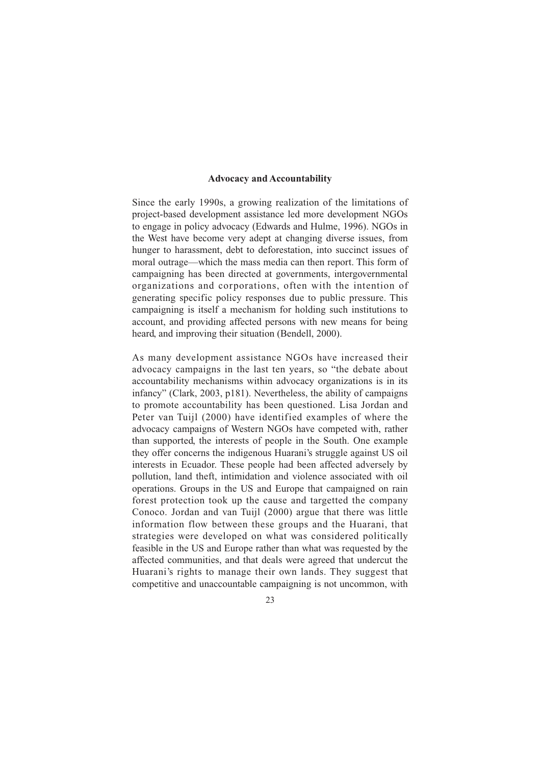## Advocacy and Accountability

Since the early 1990s, a growing realization of the limitations of project-based development assistance led more development NGOs to engage in policy advocacy (Edwards and Hulme, 1996). NGOs in the West have become very adept at changing diverse issues, from hunger to harassment, debt to deforestation, into succinct issues of moral outrage—which the mass media can then report. This form of campaigning has been directed at governments, intergovernmental organizations and corporations, often with the intention of generating specific policy responses due to public pressure. This campaigning is itself a mechanism for holding such institutions to account, and providing affected persons with new means for being heard, and improving their situation (Bendell, 2000).

As many development assistance NGOs have increased their advocacy campaigns in the last ten years, so "the debate about accountability mechanisms within advocacy organizations is in its infancy" (Clark, 2003, p181). Nevertheless, the ability of campaigns to promote accountability has been questioned. Lisa Jordan and Peter van Tuijl (2000) have identified examples of where the advocacy campaigns of Western NGOs have competed with, rather than supported, the interests of people in the South. One example they offer concerns the indigenous Huarani's struggle against US oil interests in Ecuador. These people had been affected adversely by pollution, land theft, intimidation and violence associated with oil operations. Groups in the US and Europe that campaigned on rain forest protection took up the cause and targetted the company Conoco. Jordan and van Tuijl (2000) argue that there was little information flow between these groups and the Huarani, that strategies were developed on what was considered politically feasible in the US and Europe rather than what was requested by the affected communities, and that deals were agreed that undercut the Huarani's rights to manage their own lands. They suggest that competitive and unaccountable campaigning is not uncommon, with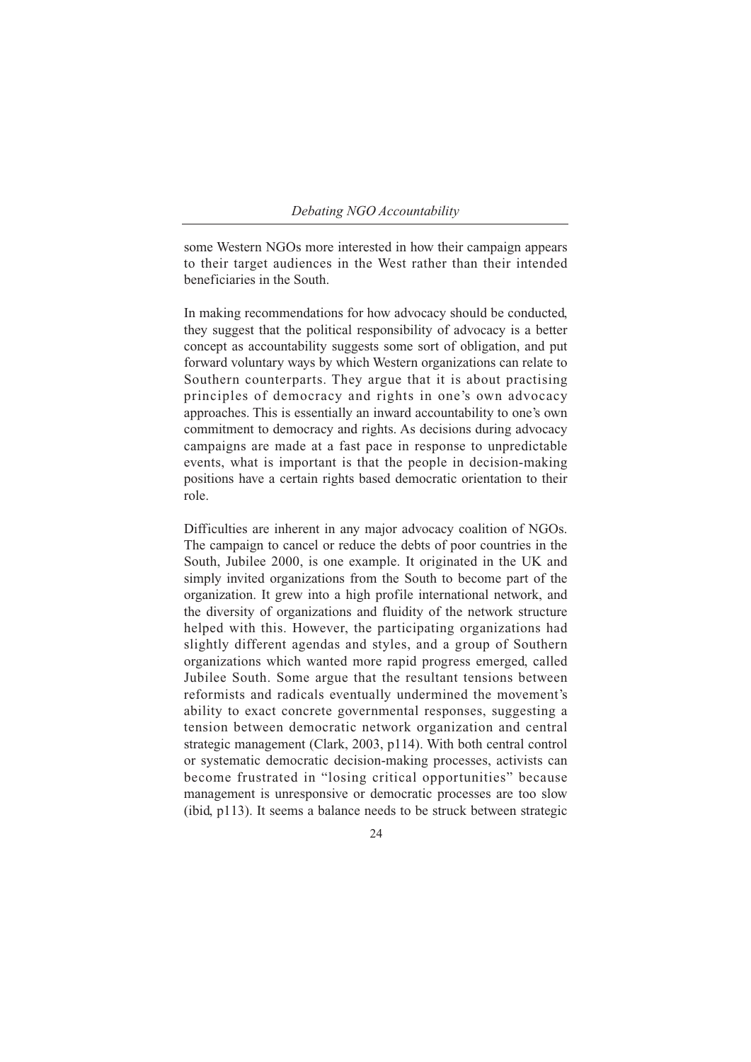some Western NGOs more interested in how their campaign appears to their target audiences in the West rather than their intended beneficiaries in the South.

In making recommendations for how advocacy should be conducted, they suggest that the political responsibility of advocacy is a better concept as accountability suggests some sort of obligation, and put forward voluntary ways by which Western organizations can relate to Southern counterparts. They argue that it is about practising principles of democracy and rights in one's own advocacy approaches. This is essentially an inward accountability to one's own commitment to democracy and rights. As decisions during advocacy campaigns are made at a fast pace in response to unpredictable events, what is important is that the people in decision-making positions have a certain rights based democratic orientation to their role.

Difficulties are inherent in any major advocacy coalition of NGOs. The campaign to cancel or reduce the debts of poor countries in the South, Jubilee 2000, is one example. It originated in the UK and simply invited organizations from the South to become part of the organization. It grew into a high profile international network, and the diversity of organizations and fluidity of the network structure helped with this. However, the participating organizations had slightly different agendas and styles, and a group of Southern organizations which wanted more rapid progress emerged, called Jubilee South. Some argue that the resultant tensions between reformists and radicals eventually undermined the movement's ability to exact concrete governmental responses, suggesting a tension between democratic network organization and central strategic management (Clark, 2003, p114). With both central control or systematic democratic decision-making processes, activists can become frustrated in "losing critical opportunities" because management is unresponsive or democratic processes are too slow (ibid, p113). It seems a balance needs to be struck between strategic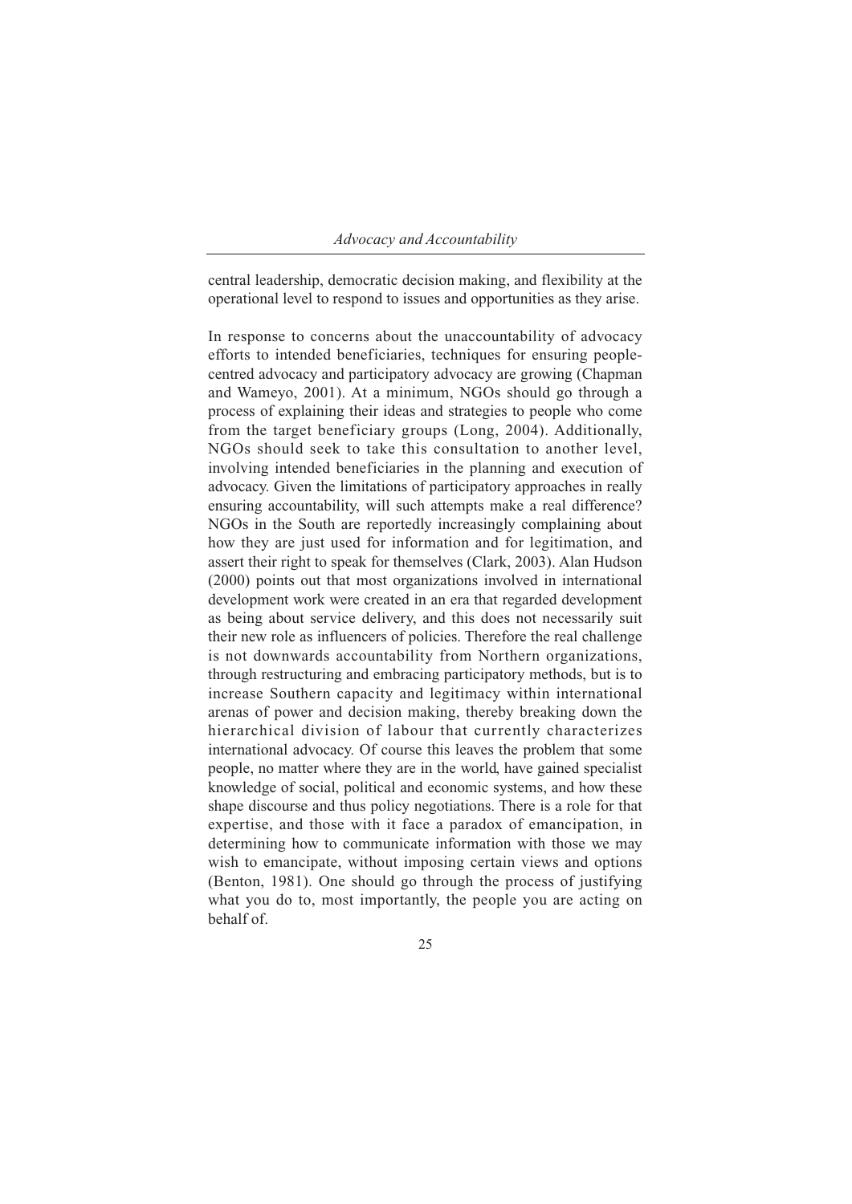central leadership, democratic decision making, and flexibility at the operational level to respond to issues and opportunities as they arise.

In response to concerns about the unaccountability of advocacy efforts to intended beneficiaries, techniques for ensuring people-centred advocacy and participatory advocacy are growing (Chapman and Wameyo, 2001). At a minimum, NGOs should go through a process of explaining their ideas and strategies to people who come from the target beneficiary groups (Long, 2004). Additionally, NGOs should seek to take this consultation to another level, involving intended beneficiaries in the planning and execution of advocacy. Given the limitations of participatory approaches in really ensuring accountability, will such attempts make a real difference? NGOs in the South are reportedly increasingly complaining about how they are just used for information and for legitimation, and assert their right to speak for themselves (Clark, 2003). Alan Hudson (2000) points out that most organizations involved in international development work were created in an era that regarded development as being about service delivery, and this does not necessarily suit their new role as influencers of policies. Therefore the real challenge is not downwards accountability from Northern organizations, through restructuring and embracing participatory methods, but is to increase Southern capacity and legitimacy within international arenas of power and decision making, thereby breaking down the hierarchical division of labour that currently characterizes international advocacy. Of course this leaves the problem that some people, no matter where they are in the world, have gained specialist knowledge of social, political and economic systems, and how these shape discourse and thus policy negotiations. There is a role for that expertise, and those with it face a paradox of emancipation, in determining how to communicate information with those we may wish to emancipate, without imposing certain views and options (Benton, 1981). One should go through the process of justifying what you do to, most importantly, the people you are acting on behalf of.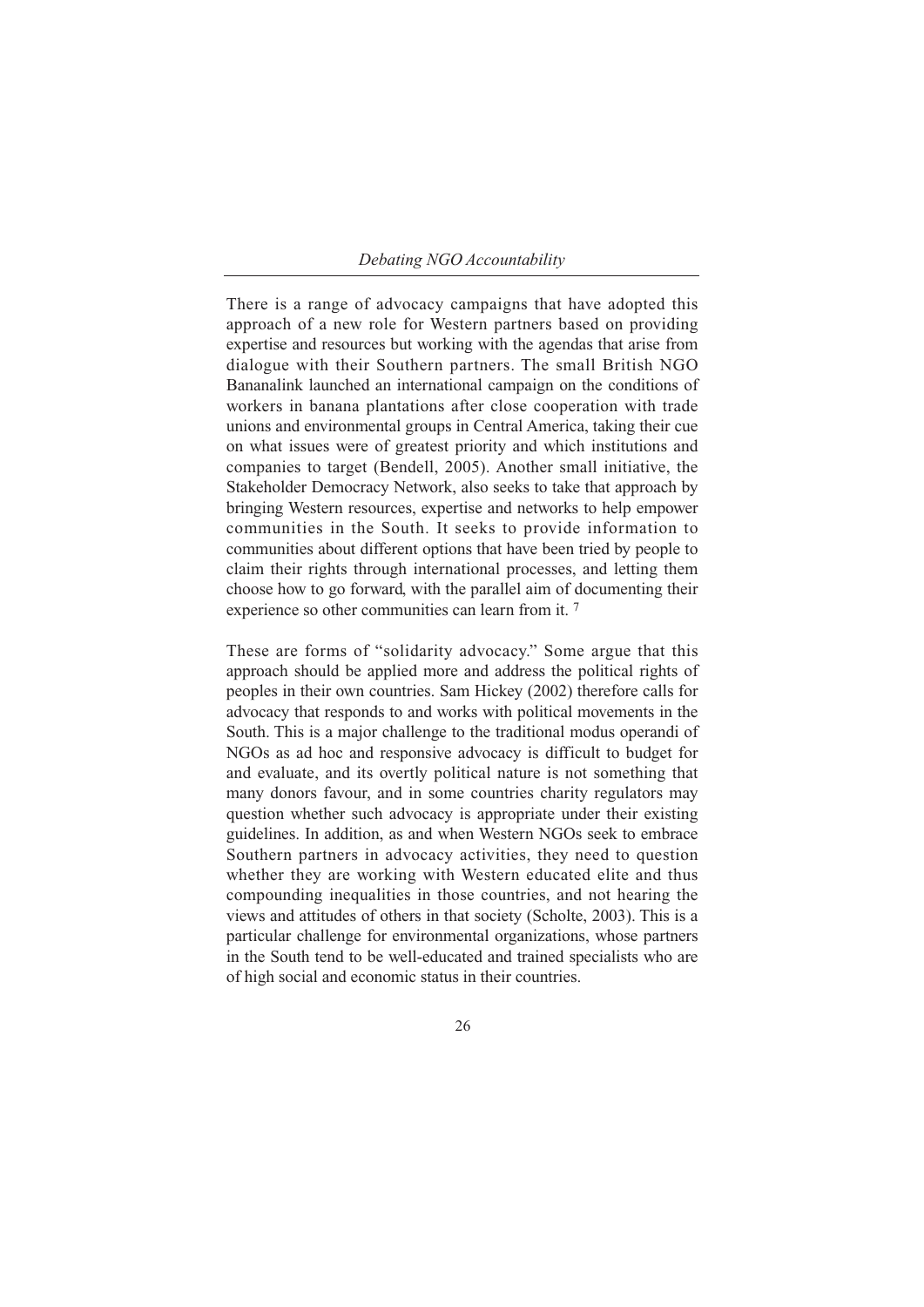There is a range of advocacy campaigns that have adopted this approach of a new role for Western partners based on providing expertise and resources but working with the agendas that arise from dialogue with their Southern partners. The small British NGO Bananalink launched an international campaign on the conditions of workers in banana plantations after close cooperation with trade unions and environmental groups in Central America, taking their cue on what issues were of greatest priority and which institutions and companies to target (Bendell, 2005). Another small initiative, the Stakeholder Democracy Network, also seeks to take that approach by bringing Western resources, expertise and networks to help empower communities in the South. It seeks to provide information to communities about different options that have been tried by people to claim their rights through international processes, and letting them choose how to go forward, with the parallel aim of documenting their experience so other communities can learn from it. [7]

These are forms of "solidarity advocacy." Some argue that this approach should be applied more and address the political rights of peoples in their own countries. Sam Hickey (2002) therefore calls for advocacy that responds to and works with political movements in the South. This is a major challenge to the traditional modus operandi of NGOs as ad hoc and responsive advocacy is difficult to budget for and evaluate, and its overtly political nature is not something that many donors favour, and in some countries charity regulators may question whether such advocacy is appropriate under their existing guidelines. In addition, as and when Western NGOs seek to embrace Southern partners in advocacy activities, they need to question whether they are working with Western educated elite and thus compounding inequalities in those countries, and not hearing the views and attitudes of others in that society (Scholte, 2003). This is a particular challenge for environmental organizations, whose partners in the South tend to be well-educated and trained specialists who are of high social and economic status in their countries.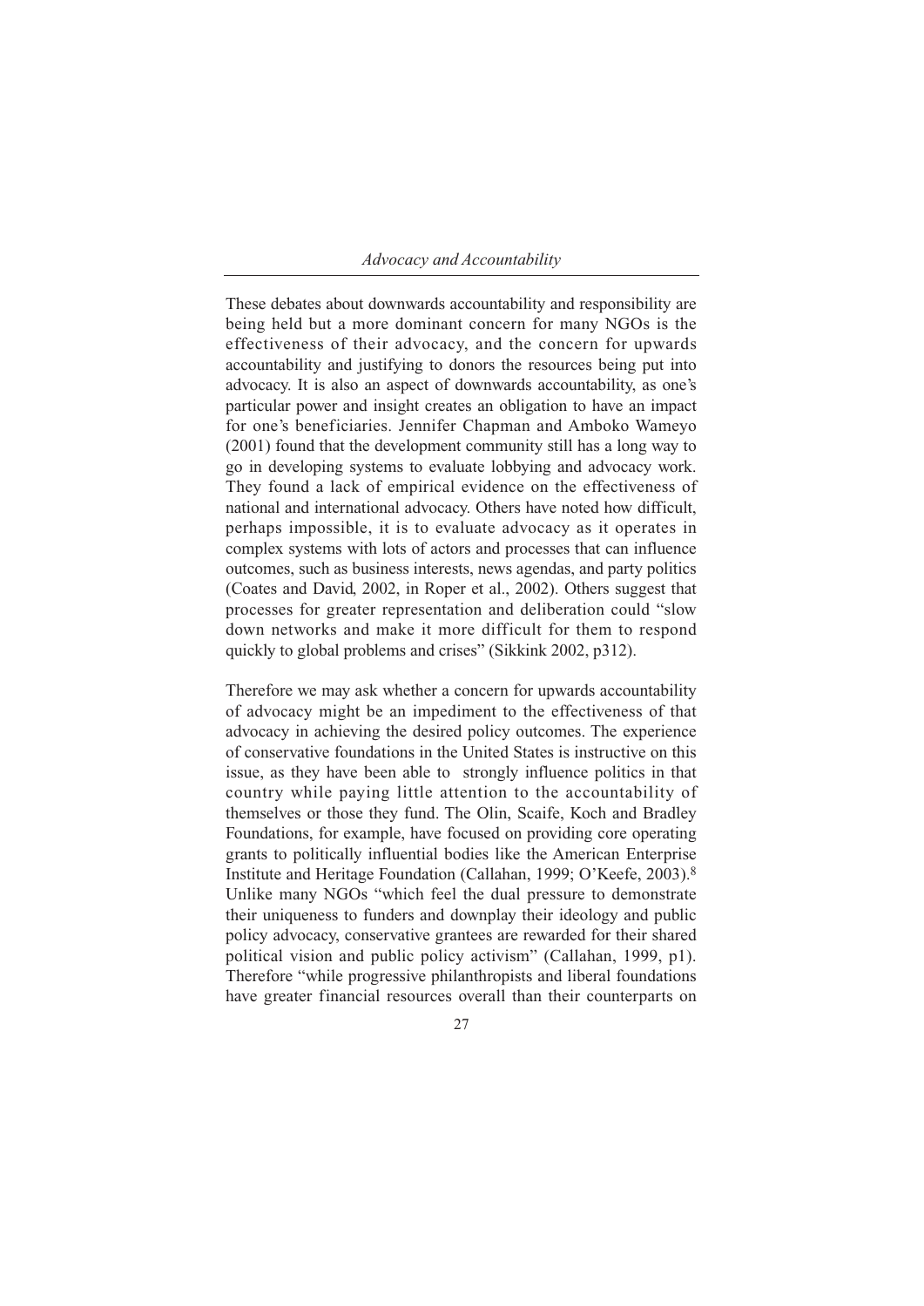These debates about downwards accountability and responsibility are being held but a more dominant concern for many NGOs is the effectiveness of their advocacy, and the concern for upwards accountability and justifying to donors the resources being put into advocacy. It is also an aspect of downwards accountability, as one's particular power and insight creates an obligation to have an impact for one's beneficiaries. Jennifer Chapman and Amboko Wameyo (2001) found that the development community still has a long way to go in developing systems to evaluate lobbying and advocacy work. They found a lack of empirical evidence on the effectiveness of national and international advocacy. Others have noted how difficult, perhaps impossible, it is to evaluate advocacy as it operates in complex systems with lots of actors and processes that can influence outcomes, such as business interests, news agendas, and party politics (Coates and David, 2002, in Roper et al., 2002). Others suggest that processes for greater representation and deliberation could "slow down networks and make it more difficult for them to respond quickly to global problems and crises" (Sikkink 2002, p312).

Therefore we may ask whether a concern for upwards accountability of advocacy might be an impediment to the effectiveness of that advocacy in achieving the desired policy outcomes. The experience of conservative foundations in the United States is instructive on this issue, as they have been able to strongly influence politics in that country while paying little attention to the accountability of themselves or those they fund. The Olin, Scaife, Koch and Bradley Foundations, for example, have focused on providing core operating grants to politically influential bodies like the American Enterprise Institute and Heritage Foundation (Callahan, 1999; O'Keefe, 2003).[8] Unlike many NGOs "which feel the dual pressure to demonstrate their uniqueness to funders and downplay their ideology and public policy advocacy, conservative grantees are rewarded for their shared political vision and public policy activism" (Callahan, 1999, p1). Therefore "while progressive philanthropists and liberal foundations have greater financial resources overall than their counterparts on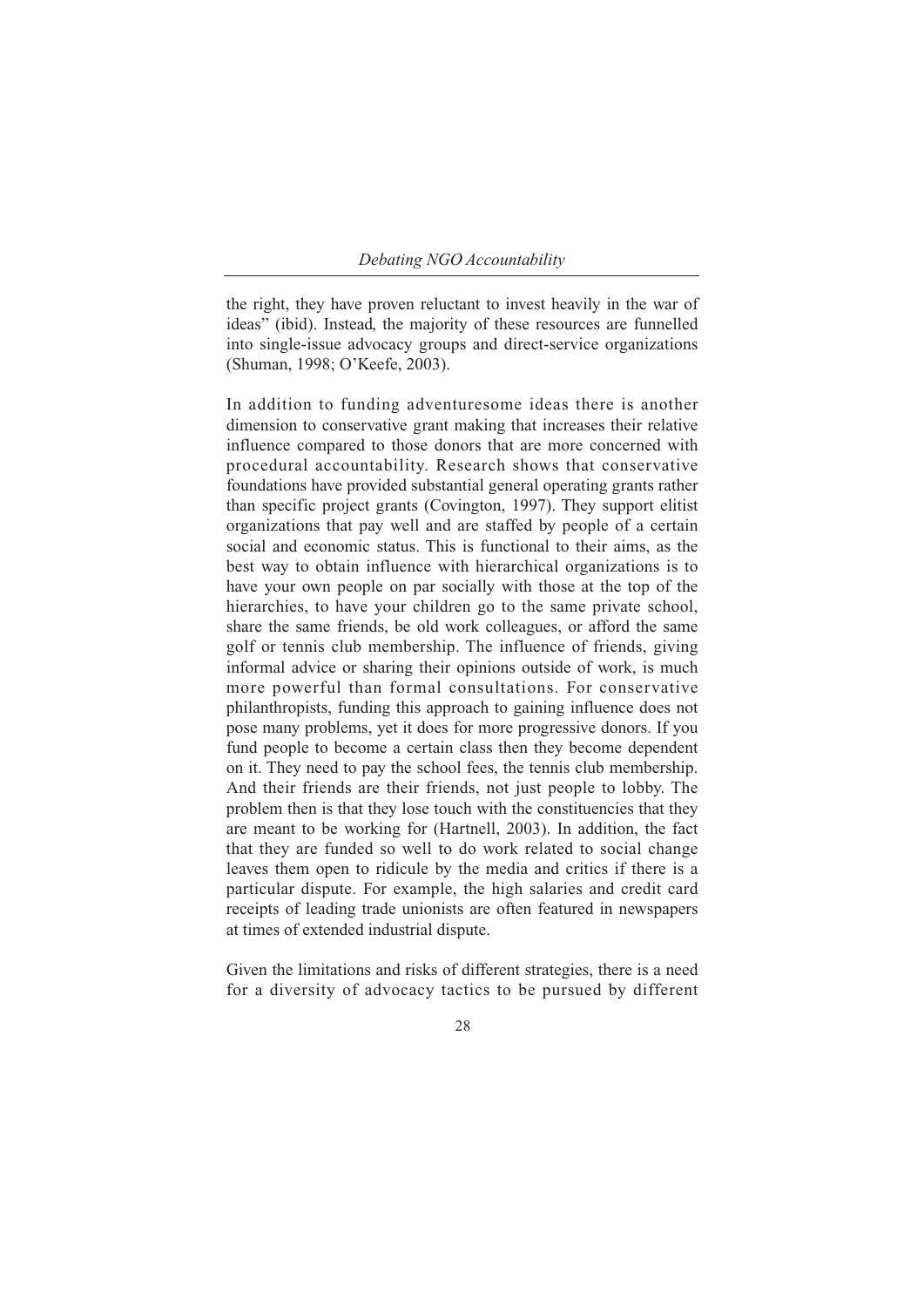the right, they have proven reluctant to invest heavily in the war of ideas" (ibid). Instead, the majority of these resources are funnelled into single-issue advocacy groups and direct-service organizations (Shuman, 1998; O'Keefe, 2003).

In addition to funding adventuresome ideas there is another dimension to conservative grant making that increases their relative influence compared to those donors that are more concerned with procedural accountability. Research shows that conservative foundations have provided substantial general operating grants rather than specific project grants (Covington, 1997). They support elitist organizations that pay well and are staffed by people of a certain social and economic status. This is functional to their aims, as the best way to obtain influence with hierarchical organizations is to have your own people on par socially with those at the top of the hierarchies, to have your children go to the same private school, share the same friends, be old work colleagues, or afford the same golf or tennis club membership. The influence of friends, giving informal advice or sharing their opinions outside of work, is much more powerful than formal consultations. For conservative philanthropists, funding this approach to gaining influence does not pose many problems, yet it does for more progressive donors. If you fund people to become a certain class then they become dependent on it. They need to pay the school fees, the tennis club membership. And their friends are their friends, not just people to lobby. The problem then is that they lose touch with the constituencies that they are meant to be working for (Hartnell, 2003). In addition, the fact that they are funded so well to do work related to social change leaves them open to ridicule by the media and critics if there is a particular dispute. For example, the high salaries and credit card receipts of leading trade unionists are often featured in newspapers at times of extended industrial dispute.

Given the limitations and risks of different strategies, there is a need for a diversity of advocacy tactics to be pursued by different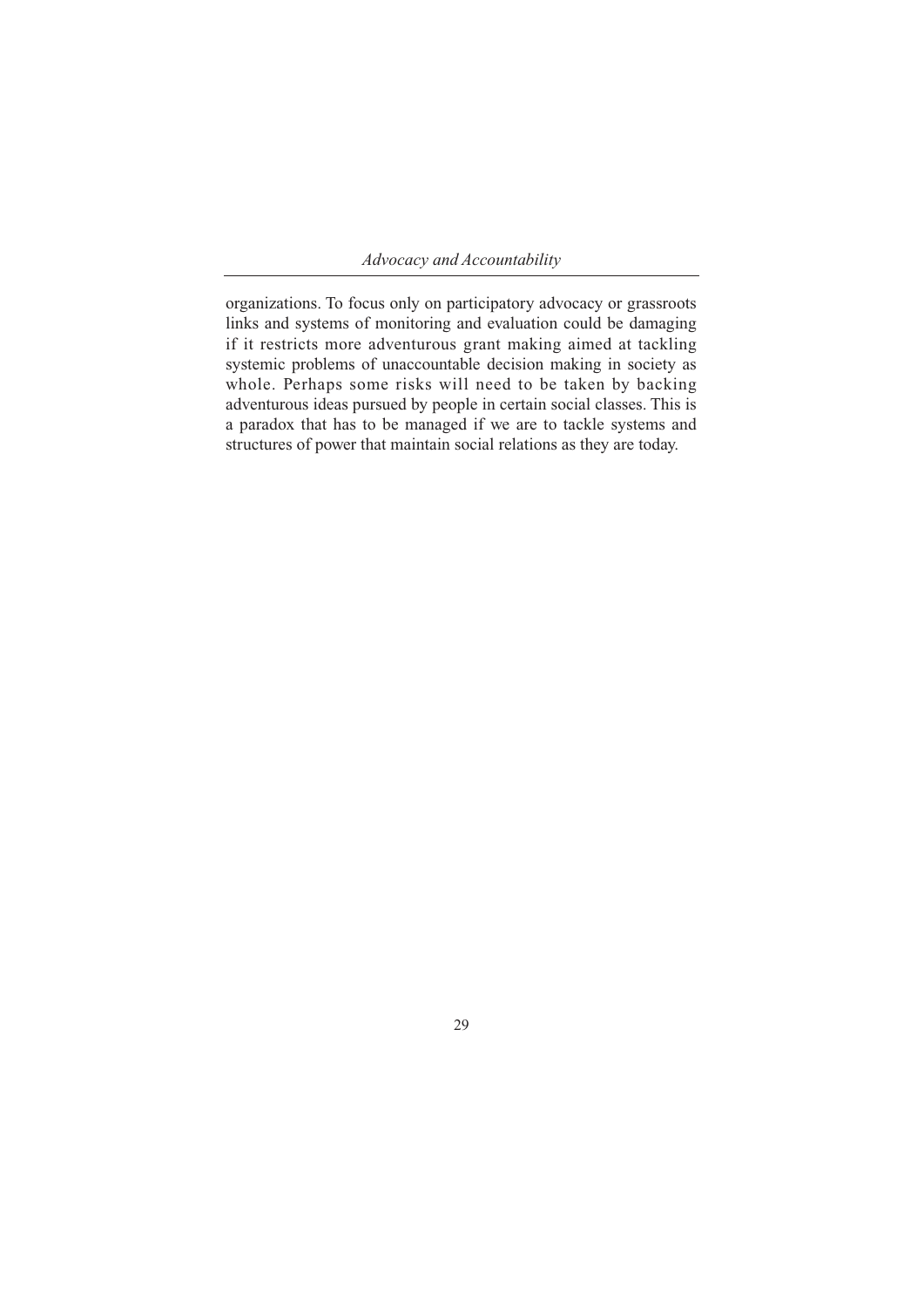organizations. To focus only on participatory advocacy or grassroots links and systems of monitoring and evaluation could be damaging if it restricts more adventurous grant making aimed at tackling systemic problems of unaccountable decision making in society as whole. Perhaps some risks will need to be taken by backing adventurous ideas pursued by people in certain social classes. This is a paradox that has to be managed if we are to tackle systems and structures of power that maintain social relations as they are today.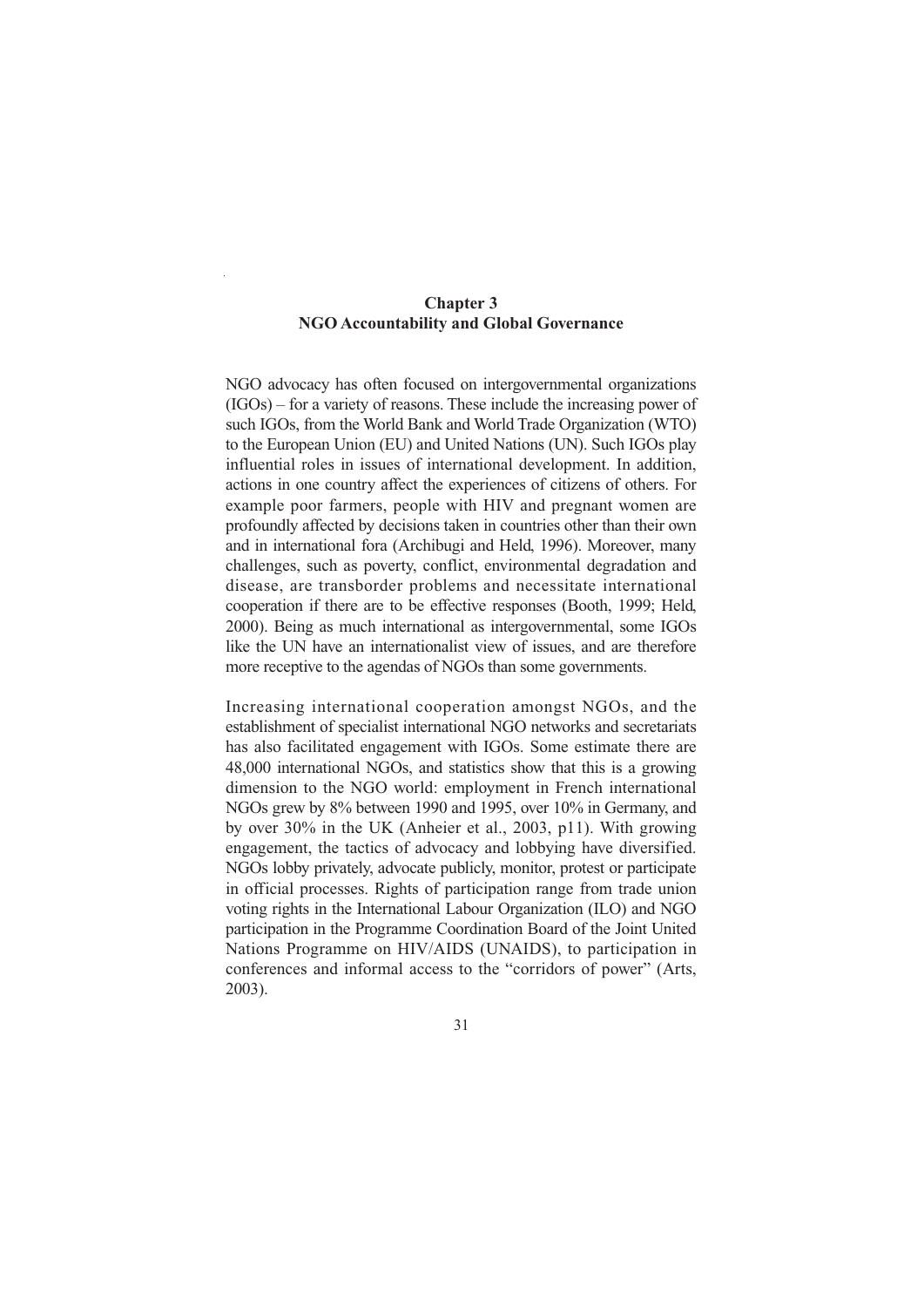# Chapter 3
# NGO Accountability and Global Governance

NGO advocacy has often focused on intergovernmental organizations (IGOs) – for a variety of reasons. These include the increasing power of such IGOs, from the World Bank and World Trade Organization (WTO) to the European Union (EU) and United Nations (UN). Such IGOs play influential roles in issues of international development. In addition, actions in one country affect the experiences of citizens of others. For example poor farmers, people with HIV and pregnant women are profoundly affected by decisions taken in countries other than their own and in international fora (Archibugi and Held, 1996). Moreover, many challenges, such as poverty, conflict, environmental degradation and disease, are transborder problems and necessitate international cooperation if there are to be effective responses (Booth, 1999; Held, 2000). Being as much international as intergovernmental, some IGOs like the UN have an internationalist view of issues, and are therefore more receptive to the agendas of NGOs than some governments.

Increasing international cooperation amongst NGOs, and the establishment of specialist international NGO networks and secretariats has also facilitated engagement with IGOs. Some estimate there are 48,000 international NGOs, and statistics show that this is a growing dimension to the NGO world: employment in French international NGOs grew by 8% between 1990 and 1995, over 10% in Germany, and by over 30% in the UK (Anheier et al., 2003, p11). With growing engagement, the tactics of advocacy and lobbying have diversified. NGOs lobby privately, advocate publicly, monitor, protest or participate in official processes. Rights of participation range from trade union voting rights in the International Labour Organization (ILO) and NGO participation in the Programme Coordination Board of the Joint United Nations Programme on HIV/AIDS (UNAIDS), to participation in conferences and informal access to the "corridors of power" (Arts, 2003).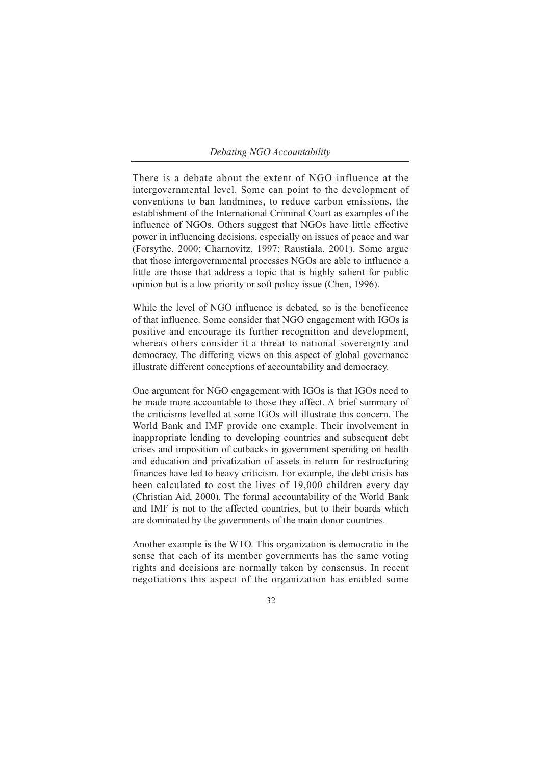There is a debate about the extent of NGO influence at the intergovernmental level. Some can point to the development of conventions to ban landmines, to reduce carbon emissions, the establishment of the International Criminal Court as examples of the influence of NGOs. Others suggest that NGOs have little effective power in influencing decisions, especially on issues of peace and war (Forsythe, 2000; Charnovitz, 1997; Raustiala, 2001). Some argue that those intergovernmental processes NGOs are able to influence a little are those that address a topic that is highly salient for public opinion but is a low priority or soft policy issue (Chen, 1996).

While the level of NGO influence is debated, so is the beneficence of that influence. Some consider that NGO engagement with IGOs is positive and encourage its further recognition and development, whereas others consider it a threat to national sovereignty and democracy. The differing views on this aspect of global governance illustrate different conceptions of accountability and democracy.

One argument for NGO engagement with IGOs is that IGOs need to be made more accountable to those they affect. A brief summary of the criticisms levelled at some IGOs will illustrate this concern. The World Bank and IMF provide one example. Their involvement in inappropriate lending to developing countries and subsequent debt crises and imposition of cutbacks in government spending on health and education and privatization of assets in return for restructuring finances have led to heavy criticism. For example, the debt crisis has been calculated to cost the lives of 19,000 children every day (Christian Aid, 2000). The formal accountability of the World Bank and IMF is not to the affected countries, but to their boards which are dominated by the governments of the main donor countries.

Another example is the WTO. This organization is democratic in the sense that each of its member governments has the same voting rights and decisions are normally taken by consensus. In recent negotiations this aspect of the organization has enabled some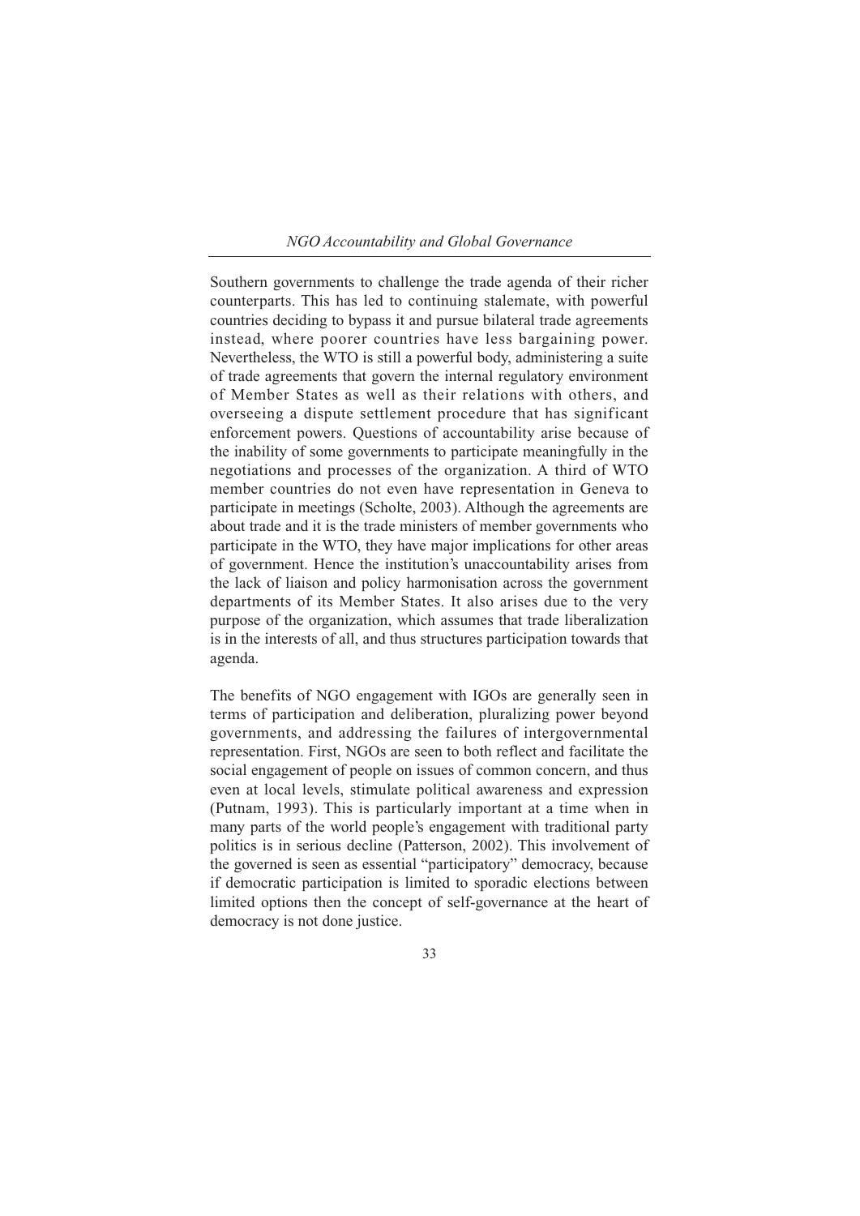Southern governments to challenge the trade agenda of their richer counterparts. This has led to continuing stalemate, with powerful countries deciding to bypass it and pursue bilateral trade agreements instead, where poorer countries have less bargaining power. Nevertheless, the WTO is still a powerful body, administering a suite of trade agreements that govern the internal regulatory environment of Member States as well as their relations with others, and overseeing a dispute settlement procedure that has significant enforcement powers. Questions of accountability arise because of the inability of some governments to participate meaningfully in the negotiations and processes of the organization. A third of WTO member countries do not even have representation in Geneva to participate in meetings (Scholte, 2003). Although the agreements are about trade and it is the trade ministers of member governments who participate in the WTO, they have major implications for other areas of government. Hence the institution's unaccountability arises from the lack of liaison and policy harmonisation across the government departments of its Member States. It also arises due to the very purpose of the organization, which assumes that trade liberalization is in the interests of all, and thus structures participation towards that agenda.

The benefits of NGO engagement with IGOs are generally seen in terms of participation and deliberation, pluralizing power beyond governments, and addressing the failures of intergovernmental representation. First, NGOs are seen to both reflect and facilitate the social engagement of people on issues of common concern, and thus even at local levels, stimulate political awareness and expression (Putnam, 1993). This is particularly important at a time when in many parts of the world people's engagement with traditional party politics is in serious decline (Patterson, 2002). This involvement of the governed is seen as essential "participatory" democracy, because if democratic participation is limited to sporadic elections between limited options then the concept of self-governance at the heart of democracy is not done justice.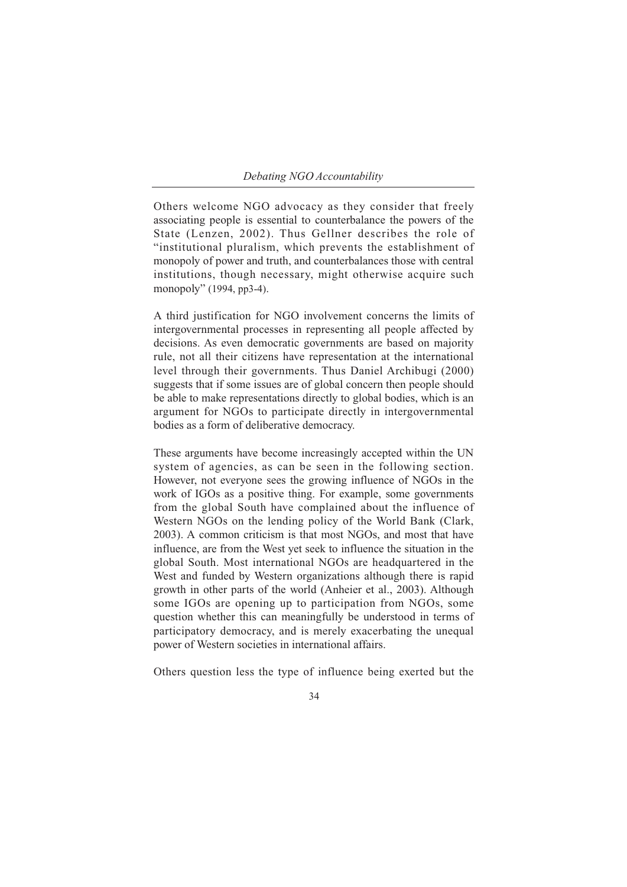Others welcome NGO advocacy as they consider that freely associating people is essential to counterbalance the powers of the State (Lenzen, 2002). Thus Gellner describes the role of "institutional pluralism, which prevents the establishment of monopoly of power and truth, and counterbalances those with central institutions, though necessary, might otherwise acquire such monopoly" (1994, pp3-4).

A third justification for NGO involvement concerns the limits of intergovernmental processes in representing all people affected by decisions. As even democratic governments are based on majority rule, not all their citizens have representation at the international level through their governments. Thus Daniel Archibugi (2000) suggests that if some issues are of global concern then people should be able to make representations directly to global bodies, which is an argument for NGOs to participate directly in intergovernmental bodies as a form of deliberative democracy.

These arguments have become increasingly accepted within the UN system of agencies, as can be seen in the following section. However, not everyone sees the growing influence of NGOs in the work of IGOs as a positive thing. For example, some governments from the global South have complained about the influence of Western NGOs on the lending policy of the World Bank (Clark, 2003). A common criticism is that most NGOs, and most that have influence, are from the West yet seek to influence the situation in the global South. Most international NGOs are headquartered in the West and funded by Western organizations although there is rapid growth in other parts of the world (Anheier et al., 2003). Although some IGOs are opening up to participation from NGOs, some question whether this can meaningfully be understood in terms of participatory democracy, and is merely exacerbating the unequal power of Western societies in international affairs.

Others question less the type of influence being exerted but the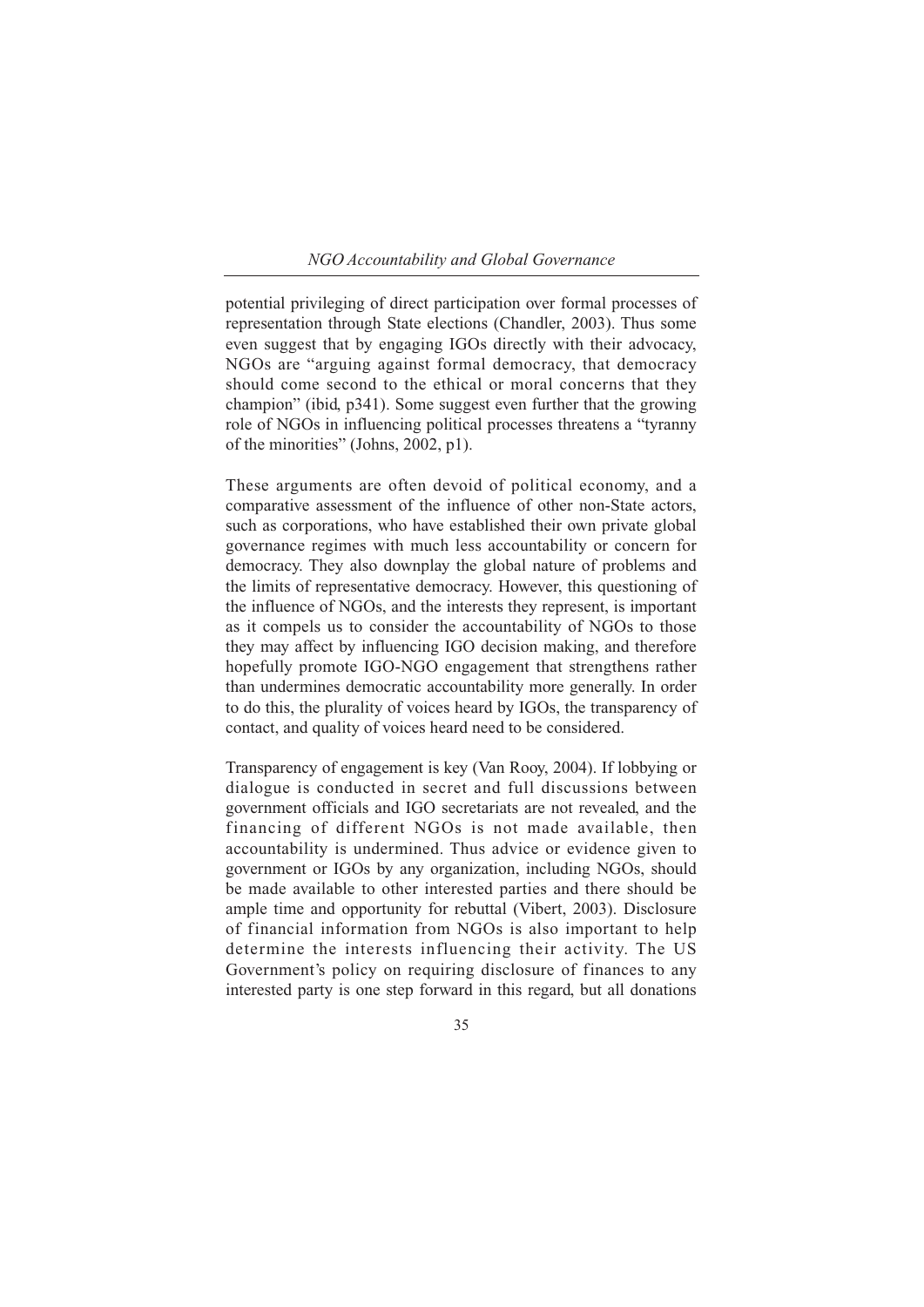potential privileging of direct participation over formal processes of representation through State elections (Chandler, 2003). Thus some even suggest that by engaging IGOs directly with their advocacy, NGOs are "arguing against formal democracy, that democracy should come second to the ethical or moral concerns that they champion" (ibid, p341). Some suggest even further that the growing role of NGOs in influencing political processes threatens a "tyranny of the minorities" (Johns, 2002, p1).

These arguments are often devoid of political economy, and a comparative assessment of the influence of other non-State actors, such as corporations, who have established their own private global governance regimes with much less accountability or concern for democracy. They also downplay the global nature of problems and the limits of representative democracy. However, this questioning of the influence of NGOs, and the interests they represent, is important as it compels us to consider the accountability of NGOs to those they may affect by influencing IGO decision making, and therefore hopefully promote IGO-NGO engagement that strengthens rather than undermines democratic accountability more generally. In order to do this, the plurality of voices heard by IGOs, the transparency of contact, and quality of voices heard need to be considered.

Transparency of engagement is key (Van Rooy, 2004). If lobbying or dialogue is conducted in secret and full discussions between government officials and IGO secretariats are not revealed, and the financing of different NGOs is not made available, then accountability is undermined. Thus advice or evidence given to government or IGOs by any organization, including NGOs, should be made available to other interested parties and there should be ample time and opportunity for rebuttal (Vibert, 2003). Disclosure of financial information from NGOs is also important to help determine the interests influencing their activity. The US Government's policy on requiring disclosure of finances to any interested party is one step forward in this regard, but all donations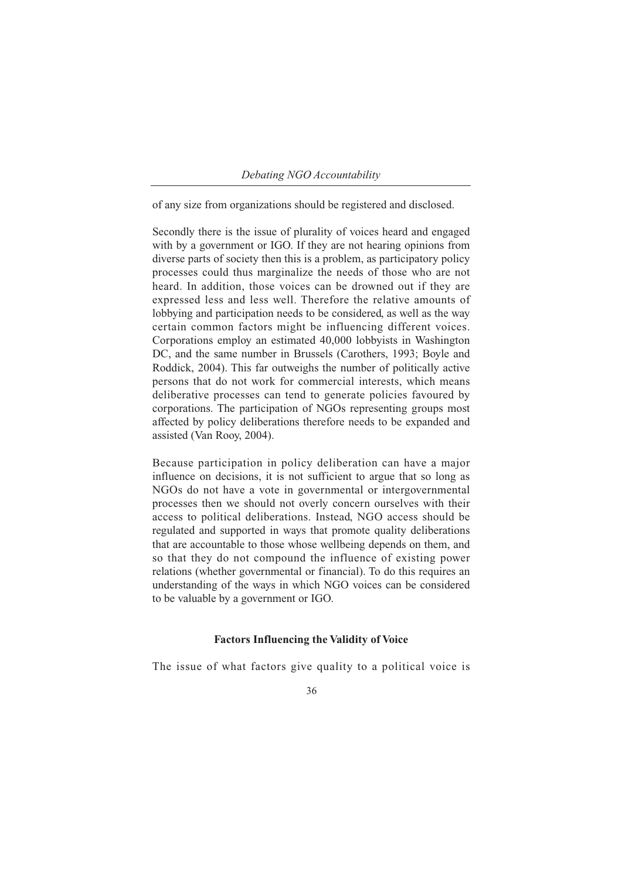of any size from organizations should be registered and disclosed.

Secondly there is the issue of plurality of voices heard and engaged with by a government or IGO. If they are not hearing opinions from diverse parts of society then this is a problem, as participatory policy processes could thus marginalize the needs of those who are not heard. In addition, those voices can be drowned out if they are expressed less and less well. Therefore the relative amounts of lobbying and participation needs to be considered, as well as the way certain common factors might be influencing different voices. Corporations employ an estimated 40,000 lobbyists in Washington DC, and the same number in Brussels (Carothers, 1993; Boyle and Roddick, 2004). This far outweighs the number of politically active persons that do not work for commercial interests, which means deliberative processes can tend to generate policies favoured by corporations. The participation of NGOs representing groups most affected by policy deliberations therefore needs to be expanded and assisted (Van Rooy, 2004).

Because participation in policy deliberation can have a major influence on decisions, it is not sufficient to argue that so long as NGOs do not have a vote in governmental or intergovernmental processes then we should not overly concern ourselves with their access to political deliberations. Instead, NGO access should be regulated and supported in ways that promote quality deliberations that are accountable to those whose wellbeing depends on them, and so that they do not compound the influence of existing power relations (whether governmental or financial). To do this requires an understanding of the ways in which NGO voices can be considered to be valuable by a government or IGO.

### Factors Influencing the Validity of Voice

The issue of what factors give quality to a political voice is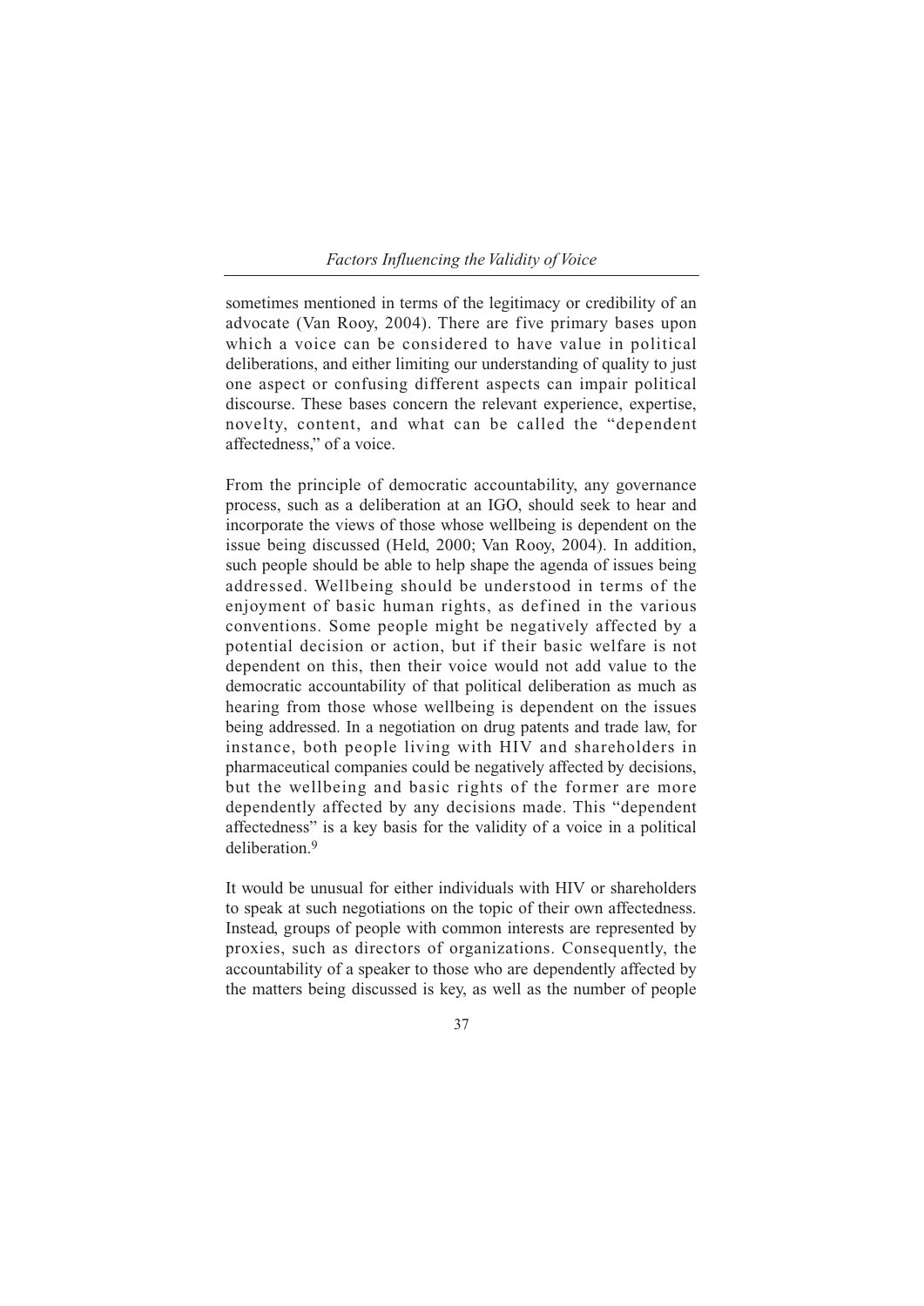sometimes mentioned in terms of the legitimacy or credibility of an advocate (Van Rooy, 2004). There are five primary bases upon which a voice can be considered to have value in political deliberations, and either limiting our understanding of quality to just one aspect or confusing different aspects can impair political discourse. These bases concern the relevant experience, expertise, novelty, content, and what can be called the "dependent affectedness," of a voice.

From the principle of democratic accountability, any governance process, such as a deliberation at an IGO, should seek to hear and incorporate the views of those whose wellbeing is dependent on the issue being discussed (Held, 2000; Van Rooy, 2004). In addition, such people should be able to help shape the agenda of issues being addressed. Wellbeing should be understood in terms of the enjoyment of basic human rights, as defined in the various conventions. Some people might be negatively affected by a potential decision or action, but if their basic welfare is not dependent on this, then their voice would not add value to the democratic accountability of that political deliberation as much as hearing from those whose wellbeing is dependent on the issues being addressed. In a negotiation on drug patents and trade law, for instance, both people living with HIV and shareholders in pharmaceutical companies could be negatively affected by decisions, but the wellbeing and basic rights of the former are more dependently affected by any decisions made. This "dependent affectedness" is a key basis for the validity of a voice in a political deliberation.[9]

It would be unusual for either individuals with HIV or shareholders to speak at such negotiations on the topic of their own affectedness. Instead, groups of people with common interests are represented by proxies, such as directors of organizations. Consequently, the accountability of a speaker to those who are dependently affected by the matters being discussed is key, as well as the number of people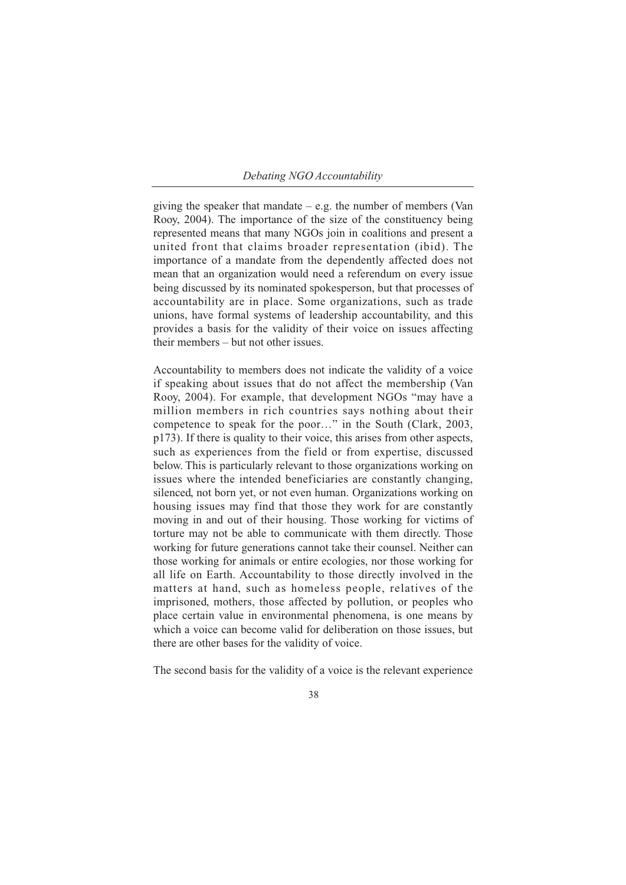giving the speaker that mandate – e.g. the number of members (Van Rooy, 2004). The importance of the size of the constituency being represented means that many NGOs join in coalitions and present a united front that claims broader representation (ibid). The importance of a mandate from the dependently affected does not mean that an organization would need a referendum on every issue being discussed by its nominated spokesperson, but that processes of accountability are in place. Some organizations, such as trade unions, have formal systems of leadership accountability, and this provides a basis for the validity of their voice on issues affecting their members – but not other issues.

Accountability to members does not indicate the validity of a voice if speaking about issues that do not affect the membership (Van Rooy, 2004). For example, that development NGOs "may have a million members in rich countries says nothing about their competence to speak for the poor…" in the South (Clark, 2003, p173). If there is quality to their voice, this arises from other aspects, such as experiences from the field or from expertise, discussed below. This is particularly relevant to those organizations working on issues where the intended beneficiaries are constantly changing, silenced, not born yet, or not even human. Organizations working on housing issues may find that those they work for are constantly moving in and out of their housing. Those working for victims of torture may not be able to communicate with them directly. Those working for future generations cannot take their counsel. Neither can those working for animals or entire ecologies, nor those working for all life on Earth. Accountability to those directly involved in the matters at hand, such as homeless people, relatives of the imprisoned, mothers, those affected by pollution, or peoples who place certain value in environmental phenomena, is one means by which a voice can become valid for deliberation on those issues, but there are other bases for the validity of voice.

The second basis for the validity of a voice is the relevant experience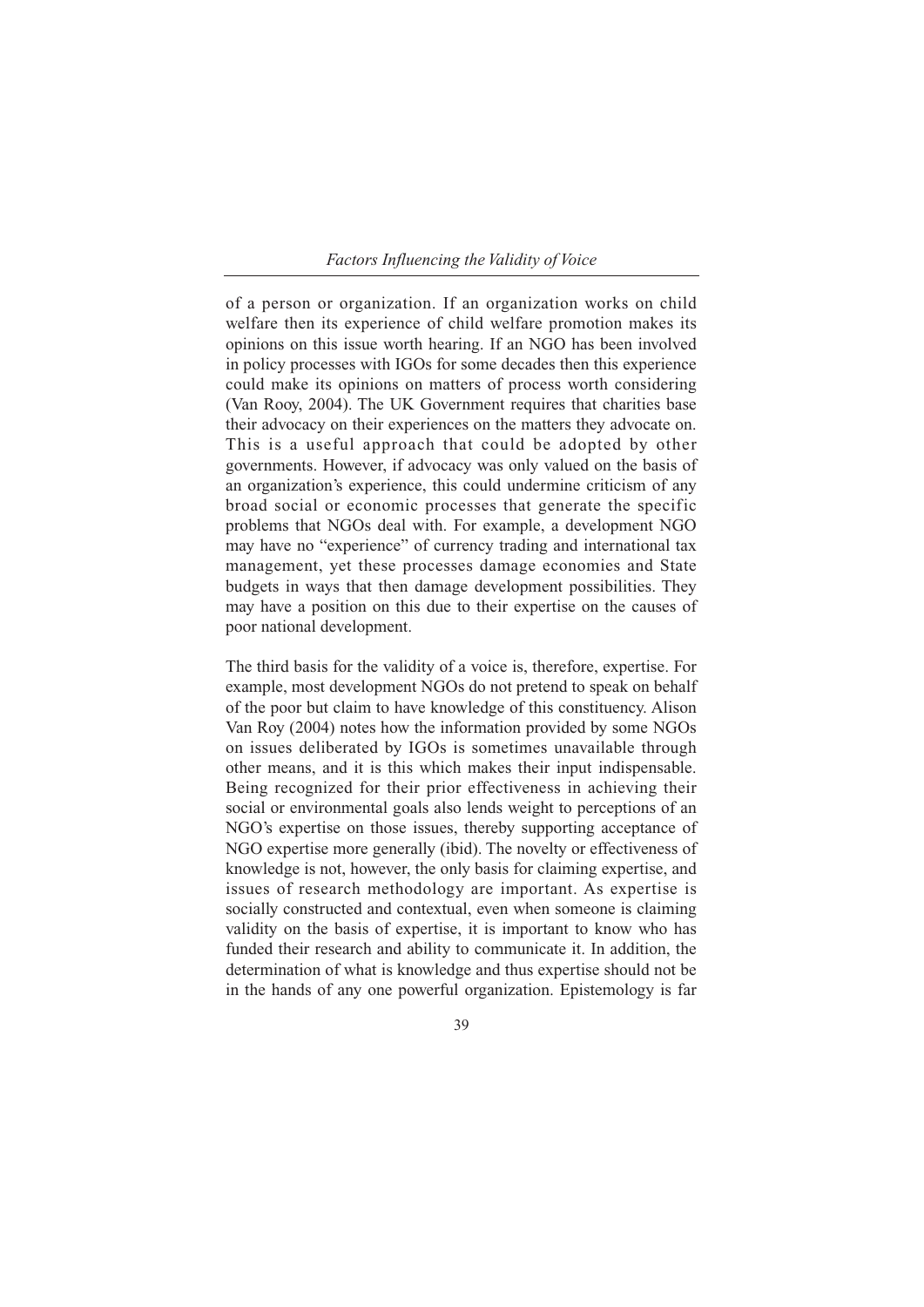of a person or organization. If an organization works on child welfare then its experience of child welfare promotion makes its opinions on this issue worth hearing. If an NGO has been involved in policy processes with IGOs for some decades then this experience could make its opinions on matters of process worth considering (Van Rooy, 2004). The UK Government requires that charities base their advocacy on their experiences on the matters they advocate on. This is a useful approach that could be adopted by other governments. However, if advocacy was only valued on the basis of an organization's experience, this could undermine criticism of any broad social or economic processes that generate the specific problems that NGOs deal with. For example, a development NGO may have no "experience" of currency trading and international tax management, yet these processes damage economies and State budgets in ways that then damage development possibilities. They may have a position on this due to their expertise on the causes of poor national development.

The third basis for the validity of a voice is, therefore, expertise. For example, most development NGOs do not pretend to speak on behalf of the poor but claim to have knowledge of this constituency. Alison Van Roy (2004) notes how the information provided by some NGOs on issues deliberated by IGOs is sometimes unavailable through other means, and it is this which makes their input indispensable. Being recognized for their prior effectiveness in achieving their social or environmental goals also lends weight to perceptions of an NGO's expertise on those issues, thereby supporting acceptance of NGO expertise more generally (ibid). The novelty or effectiveness of knowledge is not, however, the only basis for claiming expertise, and issues of research methodology are important. As expertise is socially constructed and contextual, even when someone is claiming validity on the basis of expertise, it is important to know who has funded their research and ability to communicate it. In addition, the determination of what is knowledge and thus expertise should not be in the hands of any one powerful organization. Epistemology is far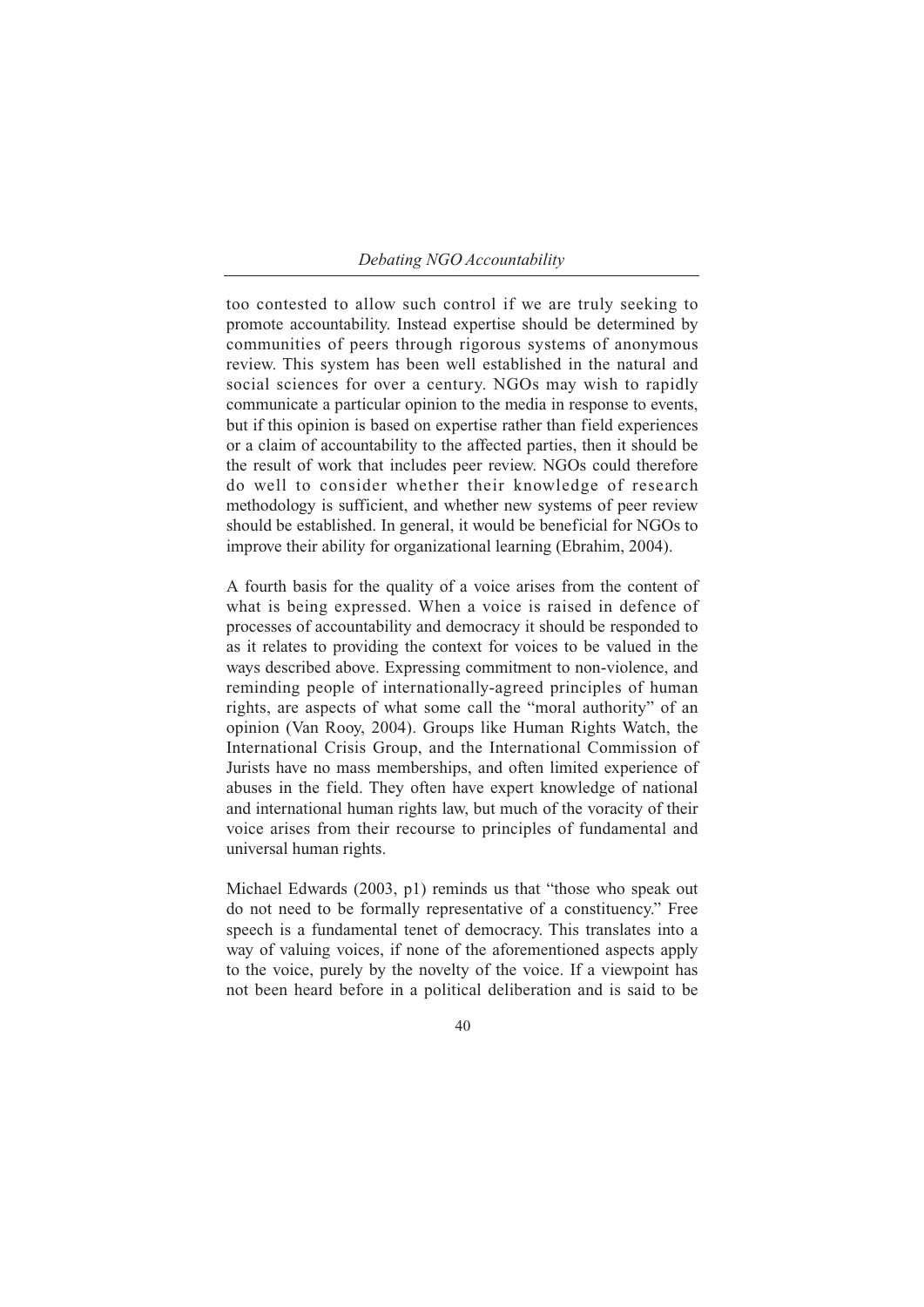too contested to allow such control if we are truly seeking to promote accountability. Instead expertise should be determined by communities of peers through rigorous systems of anonymous review. This system has been well established in the natural and social sciences for over a century. NGOs may wish to rapidly communicate a particular opinion to the media in response to events, but if this opinion is based on expertise rather than field experiences or a claim of accountability to the affected parties, then it should be the result of work that includes peer review. NGOs could therefore do well to consider whether their knowledge of research methodology is sufficient, and whether new systems of peer review should be established. In general, it would be beneficial for NGOs to improve their ability for organizational learning (Ebrahim, 2004).

A fourth basis for the quality of a voice arises from the content of what is being expressed. When a voice is raised in defence of processes of accountability and democracy it should be responded to as it relates to providing the context for voices to be valued in the ways described above. Expressing commitment to non-violence, and reminding people of internationally-agreed principles of human rights, are aspects of what some call the "moral authority" of an opinion (Van Rooy, 2004). Groups like Human Rights Watch, the International Crisis Group, and the International Commission of Jurists have no mass memberships, and often limited experience of abuses in the field. They often have expert knowledge of national and international human rights law, but much of the voracity of their voice arises from their recourse to principles of fundamental and universal human rights.

Michael Edwards (2003, p1) reminds us that "those who speak out do not need to be formally representative of a constituency." Free speech is a fundamental tenet of democracy. This translates into a way of valuing voices, if none of the aforementioned aspects apply to the voice, purely by the novelty of the voice. If a viewpoint has not been heard before in a political deliberation and is said to be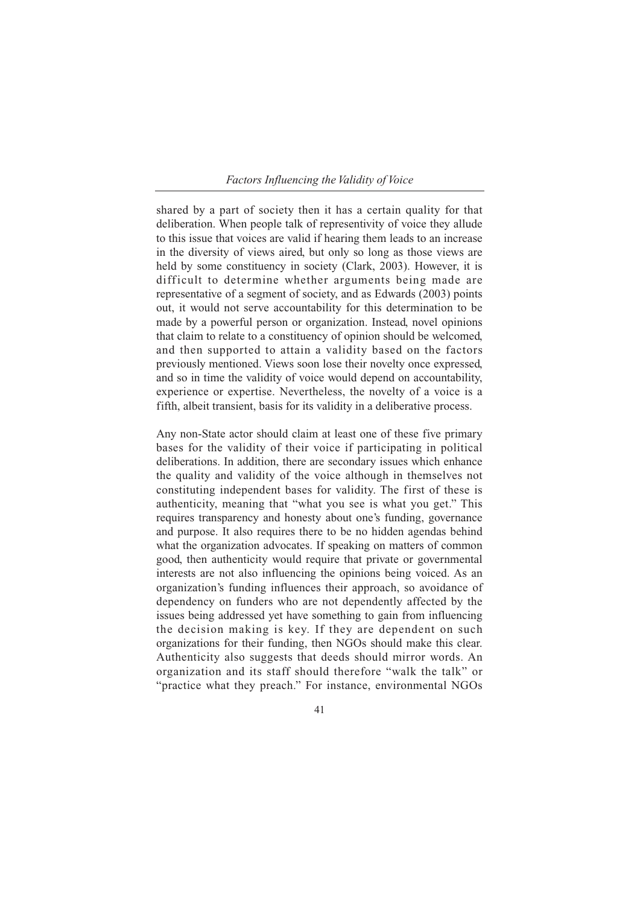shared by a part of society then it has a certain quality for that deliberation. When people talk of representivity of voice they allude to this issue that voices are valid if hearing them leads to an increase in the diversity of views aired, but only so long as those views are held by some constituency in society (Clark, 2003). However, it is difficult to determine whether arguments being made are representative of a segment of society, and as Edwards (2003) points out, it would not serve accountability for this determination to be made by a powerful person or organization. Instead, novel opinions that claim to relate to a constituency of opinion should be welcomed, and then supported to attain a validity based on the factors previously mentioned. Views soon lose their novelty once expressed, and so in time the validity of voice would depend on accountability, experience or expertise. Nevertheless, the novelty of a voice is a fifth, albeit transient, basis for its validity in a deliberative process.

Any non-State actor should claim at least one of these five primary bases for the validity of their voice if participating in political deliberations. In addition, there are secondary issues which enhance the quality and validity of the voice although in themselves not constituting independent bases for validity. The first of these is authenticity, meaning that "what you see is what you get." This requires transparency and honesty about one's funding, governance and purpose. It also requires there to be no hidden agendas behind what the organization advocates. If speaking on matters of common good, then authenticity would require that private or governmental interests are not also influencing the opinions being voiced. As an organization's funding influences their approach, so avoidance of dependency on funders who are not dependently affected by the issues being addressed yet have something to gain from influencing the decision making is key. If they are dependent on such organizations for their funding, then NGOs should make this clear. Authenticity also suggests that deeds should mirror words. An organization and its staff should therefore "walk the talk" or "practice what they preach." For instance, environmental NGOs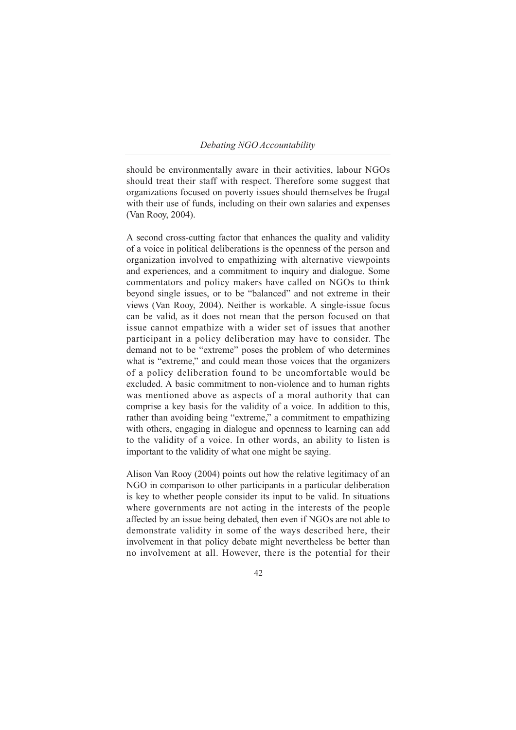should be environmentally aware in their activities, labour NGOs should treat their staff with respect. Therefore some suggest that organizations focused on poverty issues should themselves be frugal with their use of funds, including on their own salaries and expenses (Van Rooy, 2004).

A second cross-cutting factor that enhances the quality and validity of a voice in political deliberations is the openness of the person and organization involved to empathizing with alternative viewpoints and experiences, and a commitment to inquiry and dialogue. Some commentators and policy makers have called on NGOs to think beyond single issues, or to be "balanced" and not extreme in their views (Van Rooy, 2004). Neither is workable. A single-issue focus can be valid, as it does not mean that the person focused on that issue cannot empathize with a wider set of issues that another participant in a policy deliberation may have to consider. The demand not to be "extreme" poses the problem of who determines what is "extreme," and could mean those voices that the organizers of a policy deliberation found to be uncomfortable would be excluded. A basic commitment to non-violence and to human rights was mentioned above as aspects of a moral authority that can comprise a key basis for the validity of a voice. In addition to this, rather than avoiding being "extreme," a commitment to empathizing with others, engaging in dialogue and openness to learning can add to the validity of a voice. In other words, an ability to listen is important to the validity of what one might be saying.

Alison Van Rooy (2004) points out how the relative legitimacy of an NGO in comparison to other participants in a particular deliberation is key to whether people consider its input to be valid. In situations where governments are not acting in the interests of the people affected by an issue being debated, then even if NGOs are not able to demonstrate validity in some of the ways described here, their involvement in that policy debate might nevertheless be better than no involvement at all. However, there is the potential for their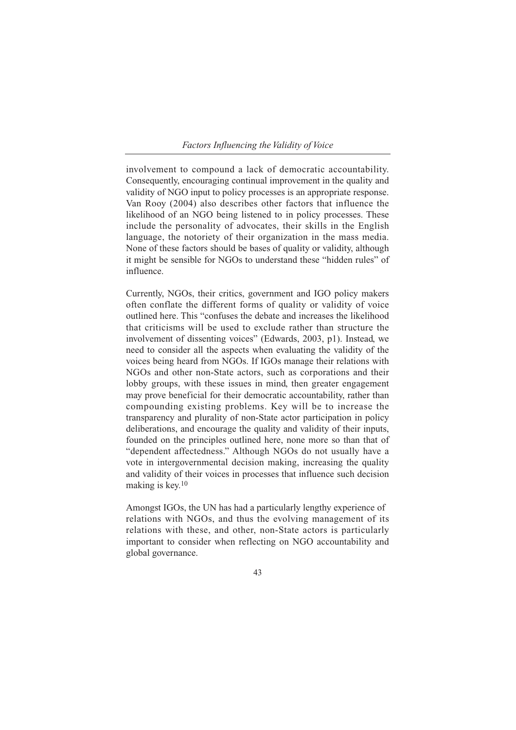involvement to compound a lack of democratic accountability. Consequently, encouraging continual improvement in the quality and validity of NGO input to policy processes is an appropriate response. Van Rooy (2004) also describes other factors that influence the likelihood of an NGO being listened to in policy processes. These include the personality of advocates, their skills in the English language, the notoriety of their organization in the mass media. None of these factors should be bases of quality or validity, although it might be sensible for NGOs to understand these "hidden rules" of influence.

Currently, NGOs, their critics, government and IGO policy makers often conflate the different forms of quality or validity of voice outlined here. This "confuses the debate and increases the likelihood that criticisms will be used to exclude rather than structure the involvement of dissenting voices" (Edwards, 2003, p1). Instead, we need to consider all the aspects when evaluating the validity of the voices being heard from NGOs. If IGOs manage their relations with NGOs and other non-State actors, such as corporations and their lobby groups, with these issues in mind, then greater engagement may prove beneficial for their democratic accountability, rather than compounding existing problems. Key will be to increase the transparency and plurality of non-State actor participation in policy deliberations, and encourage the quality and validity of their inputs, founded on the principles outlined here, none more so than that of "dependent affectedness." Although NGOs do not usually have a vote in intergovernmental decision making, increasing the quality and validity of their voices in processes that influence such decision making is key.[10]

Amongst IGOs, the UN has had a particularly lengthy experience of relations with NGOs, and thus the evolving management of its relations with these, and other, non-State actors is particularly important to consider when reflecting on NGO accountability and global governance.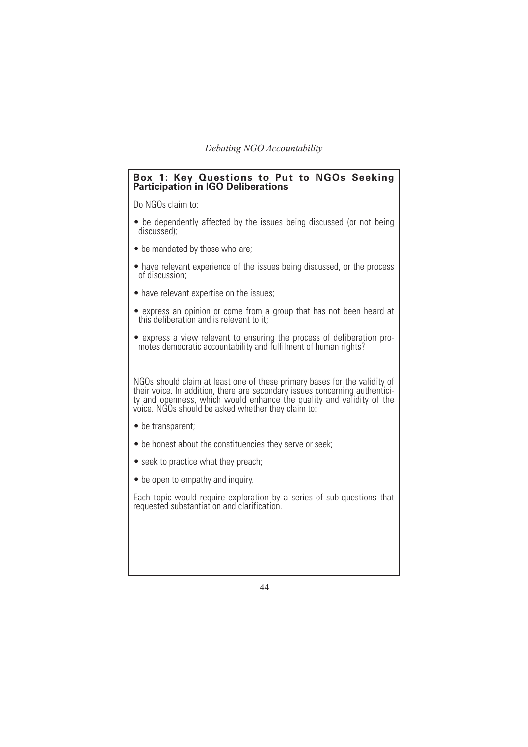**Box 1: Key Questions to Put to NGOs Seeking Participation in IGO Deliberations**

Do NGOs claim to:

- be dependently affected by the issues being discussed (or not being discussed);
- be mandated by those who are;
- have relevant experience of the issues being discussed, or the process of discussion;
- have relevant expertise on the issues;
- express an opinion or come from a group that has not been heard at this deliberation and is relevant to it;
- express a view relevant to ensuring the process of deliberation promotes democratic accountability and fulfilment of human rights?

NGOs should claim at least one of these primary bases for the validity of their voice. In addition, there are secondary issues concerning authenticity and openness, which would enhance the quality and validity of the voice. NGOs should be asked whether they claim to:

- be transparent;
- be honest about the constituencies they serve or seek;
- seek to practice what they preach;
- be open to empathy and inquiry.

Each topic would require exploration by a series of sub-questions that requested substantiation and clarification.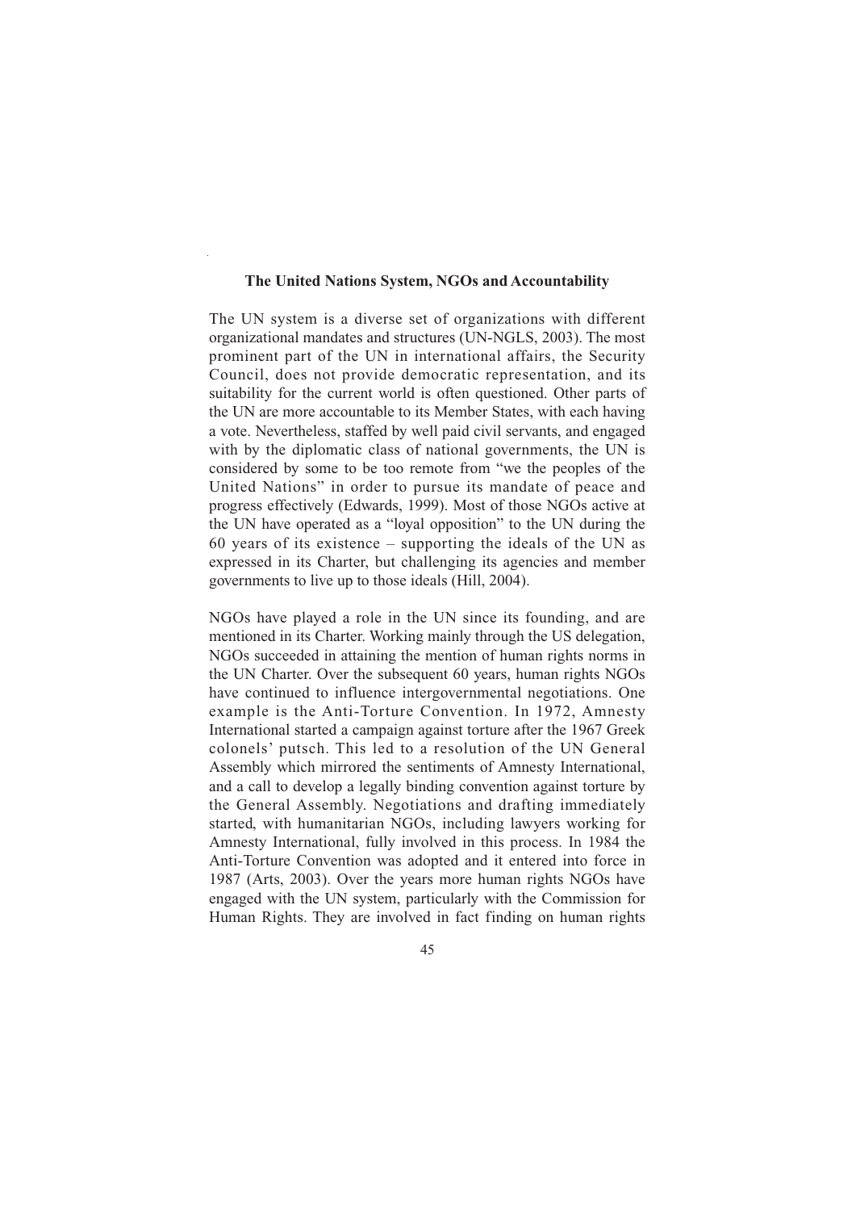## The United Nations System, NGOs and Accountability

The UN system is a diverse set of organizations with different organizational mandates and structures (UN-NGLS, 2003). The most prominent part of the UN in international affairs, the Security Council, does not provide democratic representation, and its suitability for the current world is often questioned. Other parts of the UN are more accountable to its Member States, with each having a vote. Nevertheless, staffed by well paid civil servants, and engaged with by the diplomatic class of national governments, the UN is considered by some to be too remote from "we the peoples of the United Nations" in order to pursue its mandate of peace and progress effectively (Edwards, 1999). Most of those NGOs active at the UN have operated as a "loyal opposition" to the UN during the 60 years of its existence – supporting the ideals of the UN as expressed in its Charter, but challenging its agencies and member governments to live up to those ideals (Hill, 2004).

NGOs have played a role in the UN since its founding, and are mentioned in its Charter. Working mainly through the US delegation, NGOs succeeded in attaining the mention of human rights norms in the UN Charter. Over the subsequent 60 years, human rights NGOs have continued to influence intergovernmental negotiations. One example is the Anti-Torture Convention. In 1972, Amnesty International started a campaign against torture after the 1967 Greek colonels' putsch. This led to a resolution of the UN General Assembly which mirrored the sentiments of Amnesty International, and a call to develop a legally binding convention against torture by the General Assembly. Negotiations and drafting immediately started, with humanitarian NGOs, including lawyers working for Amnesty International, fully involved in this process. In 1984 the Anti-Torture Convention was adopted and it entered into force in 1987 (Arts, 2003). Over the years more human rights NGOs have engaged with the UN system, particularly with the Commission for Human Rights. They are involved in fact finding on human rights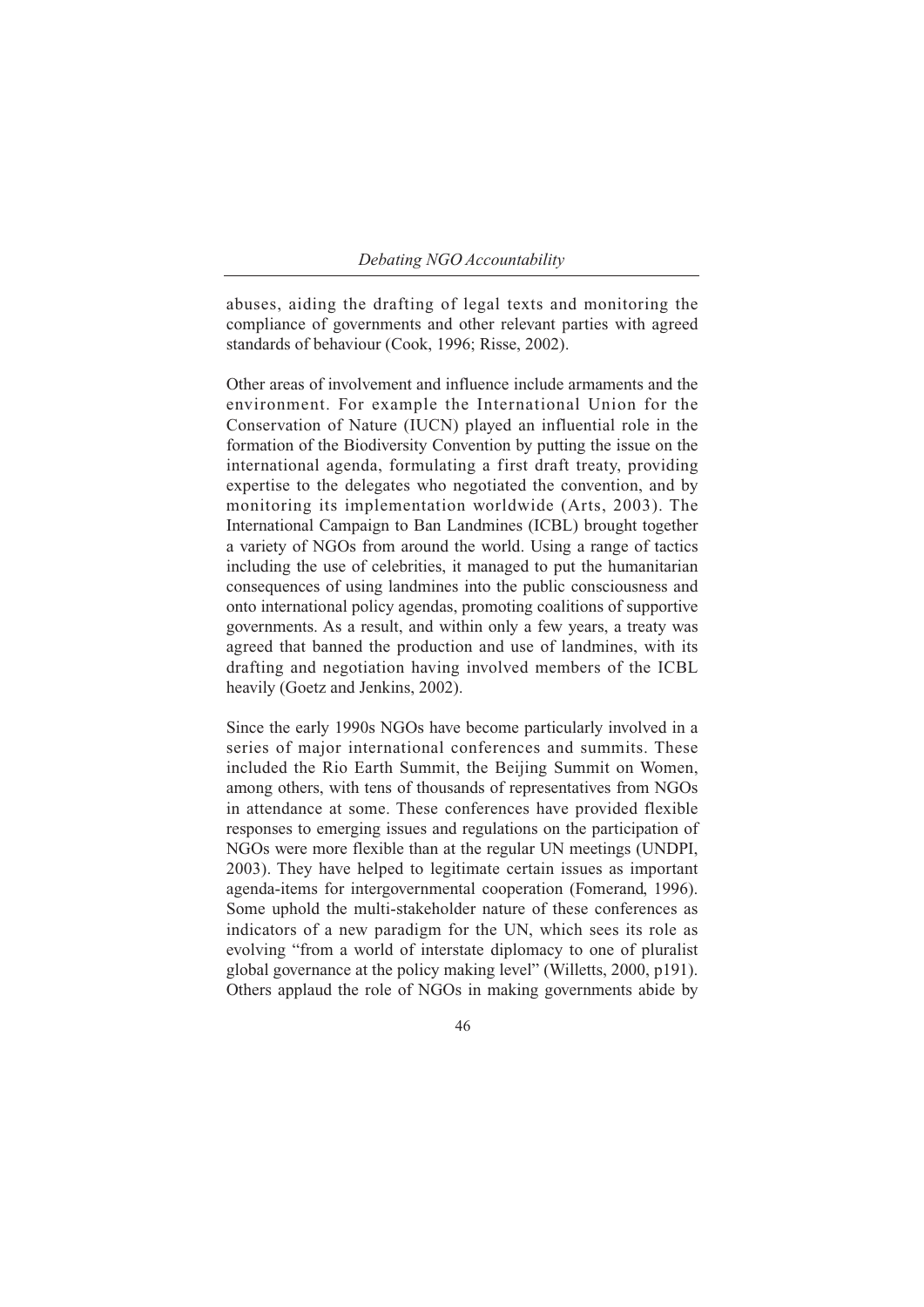abuses, aiding the drafting of legal texts and monitoring the compliance of governments and other relevant parties with agreed standards of behaviour (Cook, 1996; Risse, 2002).

Other areas of involvement and influence include armaments and the environment. For example the International Union for the Conservation of Nature (IUCN) played an influential role in the formation of the Biodiversity Convention by putting the issue on the international agenda, formulating a first draft treaty, providing expertise to the delegates who negotiated the convention, and by monitoring its implementation worldwide (Arts, 2003). The International Campaign to Ban Landmines (ICBL) brought together a variety of NGOs from around the world. Using a range of tactics including the use of celebrities, it managed to put the humanitarian consequences of using landmines into the public consciousness and onto international policy agendas, promoting coalitions of supportive governments. As a result, and within only a few years, a treaty was agreed that banned the production and use of landmines, with its drafting and negotiation having involved members of the ICBL heavily (Goetz and Jenkins, 2002).

Since the early 1990s NGOs have become particularly involved in a series of major international conferences and summits. These included the Rio Earth Summit, the Beijing Summit on Women, among others, with tens of thousands of representatives from NGOs in attendance at some. These conferences have provided flexible responses to emerging issues and regulations on the participation of NGOs were more flexible than at the regular UN meetings (UNDPI, 2003). They have helped to legitimate certain issues as important agenda-items for intergovernmental cooperation (Fomerand, 1996). Some uphold the multi-stakeholder nature of these conferences as indicators of a new paradigm for the UN, which sees its role as evolving "from a world of interstate diplomacy to one of pluralist global governance at the policy making level" (Willetts, 2000, p191). Others applaud the role of NGOs in making governments abide by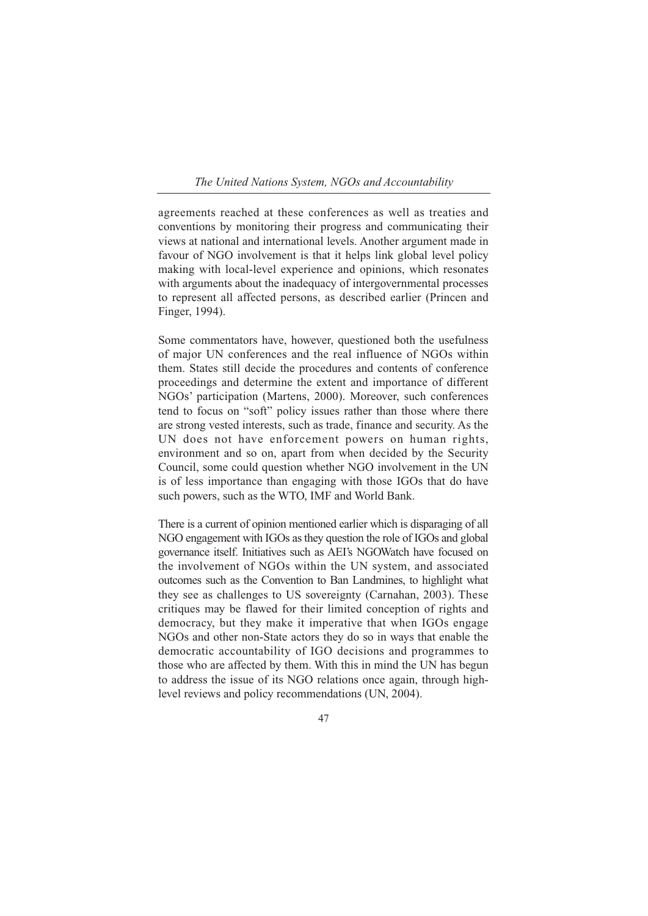agreements reached at these conferences as well as treaties and conventions by monitoring their progress and communicating their views at national and international levels. Another argument made in favour of NGO involvement is that it helps link global level policy making with local-level experience and opinions, which resonates with arguments about the inadequacy of intergovernmental processes to represent all affected persons, as described earlier (Princen and Finger, 1994).

Some commentators have, however, questioned both the usefulness of major UN conferences and the real influence of NGOs within them. States still decide the procedures and contents of conference proceedings and determine the extent and importance of different NGOs' participation (Martens, 2000). Moreover, such conferences tend to focus on "soft" policy issues rather than those where there are strong vested interests, such as trade, finance and security. As the UN does not have enforcement powers on human rights, environment and so on, apart from when decided by the Security Council, some could question whether NGO involvement in the UN is of less importance than engaging with those IGOs that do have such powers, such as the WTO, IMF and World Bank.

There is a current of opinion mentioned earlier which is disparaging of all NGO engagement with IGOs as they question the role of IGOs and global governance itself. Initiatives such as AEI's NGOWatch have focused on the involvement of NGOs within the UN system, and associated outcomes such as the Convention to Ban Landmines, to highlight what they see as challenges to US sovereignty (Carnahan, 2003). These critiques may be flawed for their limited conception of rights and democracy, but they make it imperative that when IGOs engage NGOs and other non-State actors they do so in ways that enable the democratic accountability of IGO decisions and programmes to those who are affected by them. With this in mind the UN has begun to address the issue of its NGO relations once again, through high-level reviews and policy recommendations (UN, 2004).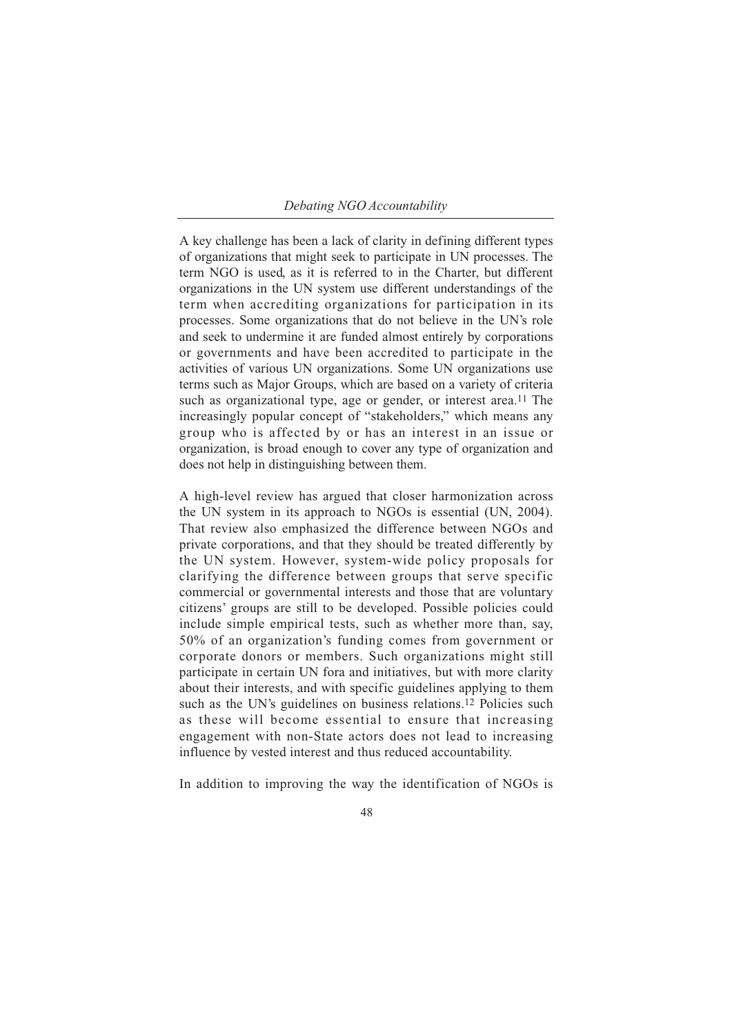A key challenge has been a lack of clarity in defining different types of organizations that might seek to participate in UN processes. The term NGO is used, as it is referred to in the Charter, but different organizations in the UN system use different understandings of the term when accrediting organizations for participation in its processes. Some organizations that do not believe in the UN's role and seek to undermine it are funded almost entirely by corporations or governments and have been accredited to participate in the activities of various UN organizations. Some UN organizations use terms such as Major Groups, which are based on a variety of criteria such as organizational type, age or gender, or interest area.[11] The increasingly popular concept of "stakeholders," which means any group who is affected by or has an interest in an issue or organization, is broad enough to cover any type of organization and does not help in distinguishing between them.

A high-level review has argued that closer harmonization across the UN system in its approach to NGOs is essential (UN, 2004). That review also emphasized the difference between NGOs and private corporations, and that they should be treated differently by the UN system. However, system-wide policy proposals for clarifying the difference between groups that serve specific commercial or governmental interests and those that are voluntary citizens' groups are still to be developed. Possible policies could include simple empirical tests, such as whether more than, say, 50% of an organization's funding comes from government or corporate donors or members. Such organizations might still participate in certain UN fora and initiatives, but with more clarity about their interests, and with specific guidelines applying to them such as the UN's guidelines on business relations.[12] Policies such as these will become essential to ensure that increasing engagement with non-State actors does not lead to increasing influence by vested interest and thus reduced accountability.

In addition to improving the way the identification of NGOs is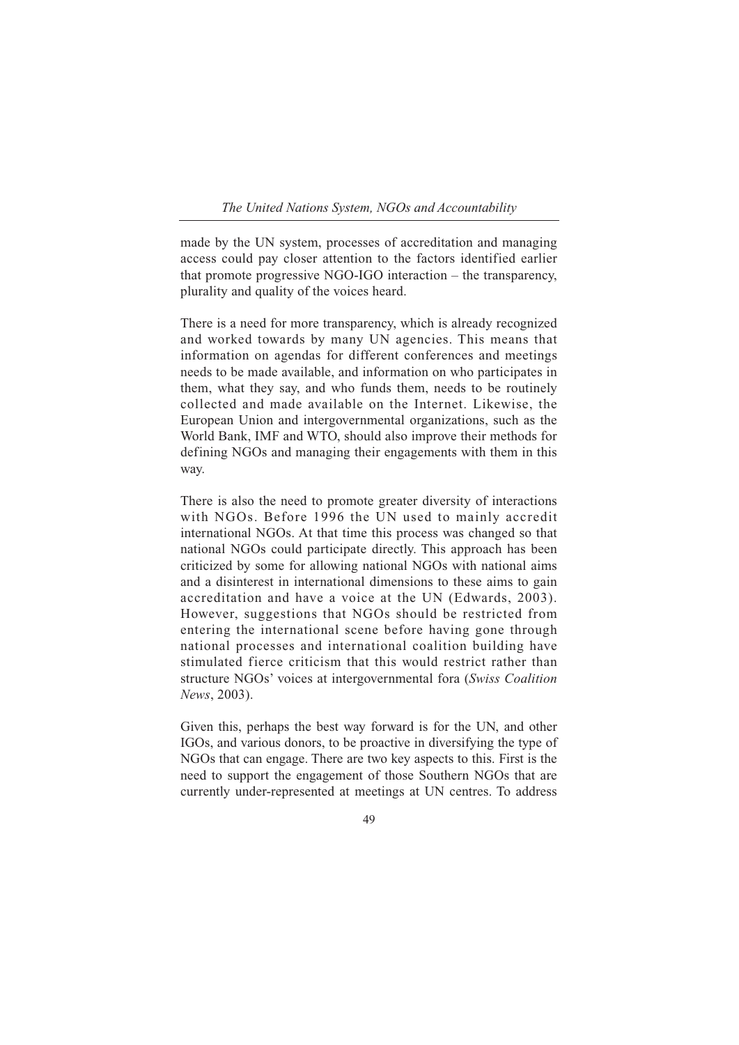made by the UN system, processes of accreditation and managing access could pay closer attention to the factors identified earlier that promote progressive NGO-IGO interaction – the transparency, plurality and quality of the voices heard.

There is a need for more transparency, which is already recognized and worked towards by many UN agencies. This means that information on agendas for different conferences and meetings needs to be made available, and information on who participates in them, what they say, and who funds them, needs to be routinely collected and made available on the Internet. Likewise, the European Union and intergovernmental organizations, such as the World Bank, IMF and WTO, should also improve their methods for defining NGOs and managing their engagements with them in this way.

There is also the need to promote greater diversity of interactions with NGOs. Before 1996 the UN used to mainly accredit international NGOs. At that time this process was changed so that national NGOs could participate directly. This approach has been criticized by some for allowing national NGOs with national aims and a disinterest in international dimensions to these aims to gain accreditation and have a voice at the UN (Edwards, 2003). However, suggestions that NGOs should be restricted from entering the international scene before having gone through national processes and international coalition building have stimulated fierce criticism that this would restrict rather than structure NGOs' voices at intergovernmental fora (*Swiss Coalition News*, 2003).

Given this, perhaps the best way forward is for the UN, and other IGOs, and various donors, to be proactive in diversifying the type of NGOs that can engage. There are two key aspects to this. First is the need to support the engagement of those Southern NGOs that are currently under-represented at meetings at UN centres. To address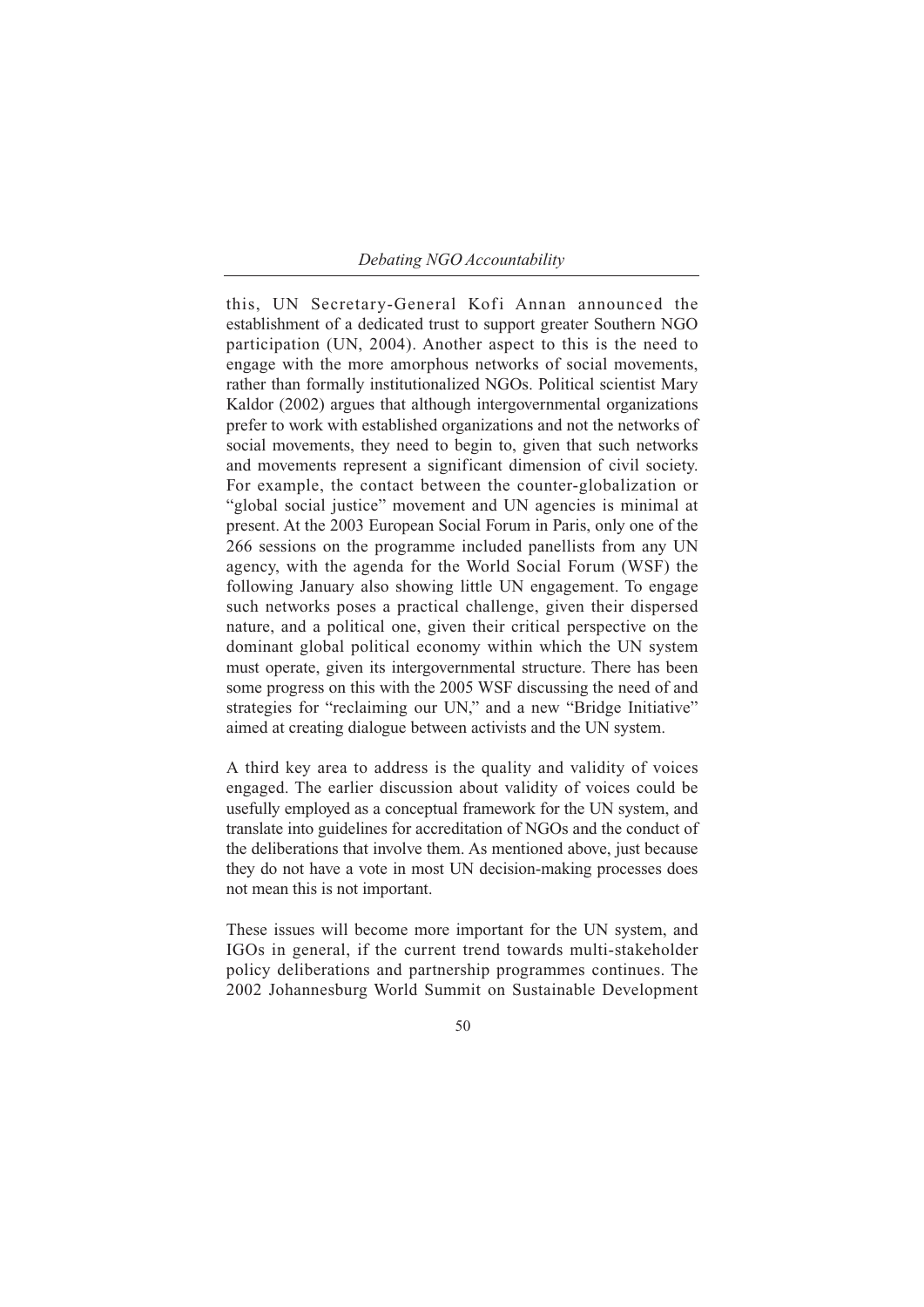this, UN Secretary-General Kofi Annan announced the establishment of a dedicated trust to support greater Southern NGO participation (UN, 2004). Another aspect to this is the need to engage with the more amorphous networks of social movements, rather than formally institutionalized NGOs. Political scientist Mary Kaldor (2002) argues that although intergovernmental organizations prefer to work with established organizations and not the networks of social movements, they need to begin to, given that such networks and movements represent a significant dimension of civil society. For example, the contact between the counter-globalization or "global social justice" movement and UN agencies is minimal at present. At the 2003 European Social Forum in Paris, only one of the 266 sessions on the programme included panellists from any UN agency, with the agenda for the World Social Forum (WSF) the following January also showing little UN engagement. To engage such networks poses a practical challenge, given their dispersed nature, and a political one, given their critical perspective on the dominant global political economy within which the UN system must operate, given its intergovernmental structure. There has been some progress on this with the 2005 WSF discussing the need of and strategies for "reclaiming our UN," and a new "Bridge Initiative" aimed at creating dialogue between activists and the UN system.

A third key area to address is the quality and validity of voices engaged. The earlier discussion about validity of voices could be usefully employed as a conceptual framework for the UN system, and translate into guidelines for accreditation of NGOs and the conduct of the deliberations that involve them. As mentioned above, just because they do not have a vote in most UN decision-making processes does not mean this is not important.

These issues will become more important for the UN system, and IGOs in general, if the current trend towards multi-stakeholder policy deliberations and partnership programmes continues. The 2002 Johannesburg World Summit on Sustainable Development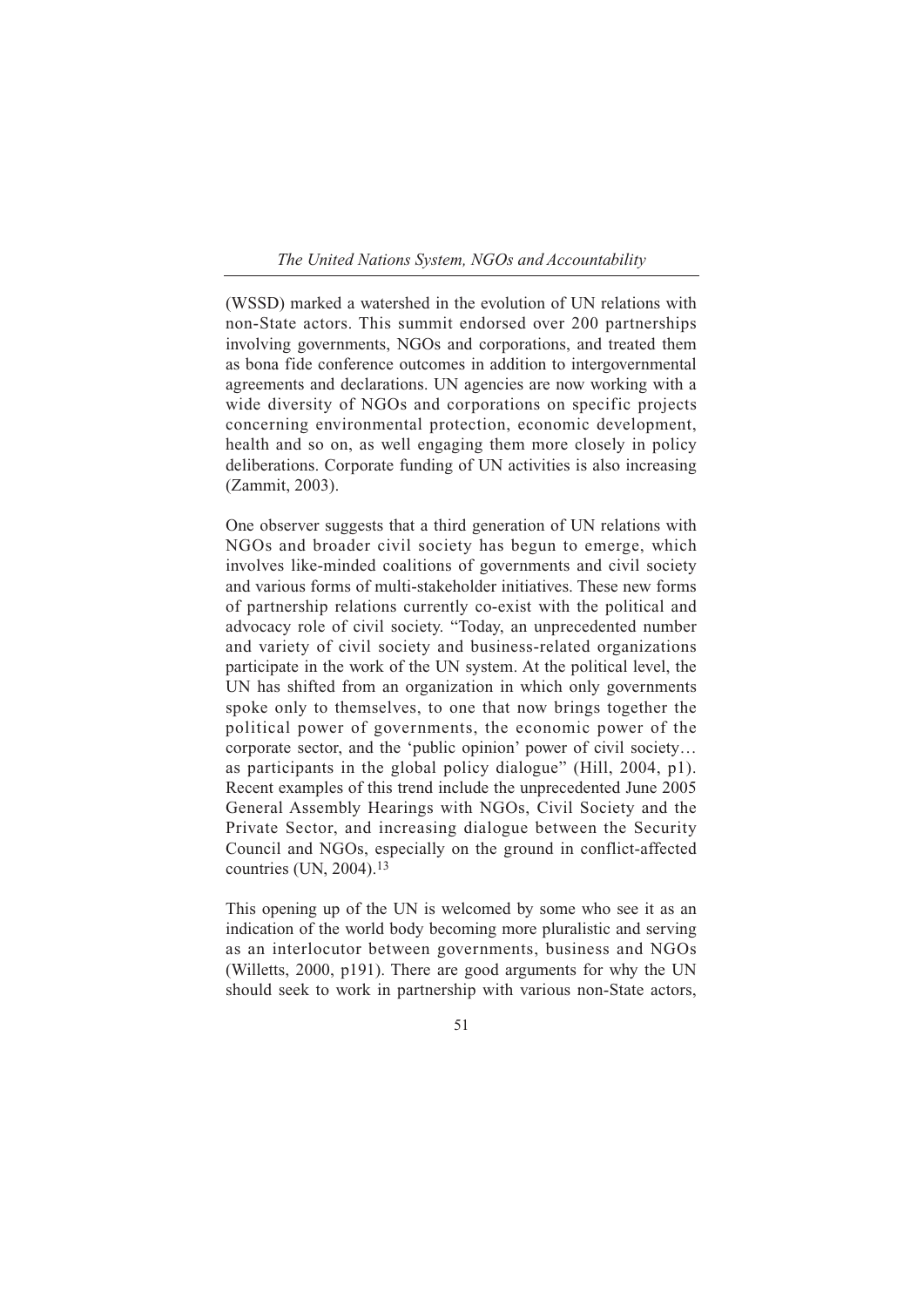(WSSD) marked a watershed in the evolution of UN relations with non-State actors. This summit endorsed over 200 partnerships involving governments, NGOs and corporations, and treated them as bona fide conference outcomes in addition to intergovernmental agreements and declarations. UN agencies are now working with a wide diversity of NGOs and corporations on specific projects concerning environmental protection, economic development, health and so on, as well engaging them more closely in policy deliberations. Corporate funding of UN activities is also increasing (Zammit, 2003).

One observer suggests that a third generation of UN relations with NGOs and broader civil society has begun to emerge, which involves like-minded coalitions of governments and civil society and various forms of multi-stakeholder initiatives. These new forms of partnership relations currently co-exist with the political and advocacy role of civil society. "Today, an unprecedented number and variety of civil society and business-related organizations participate in the work of the UN system. At the political level, the UN has shifted from an organization in which only governments spoke only to themselves, to one that now brings together the political power of governments, the economic power of the corporate sector, and the 'public opinion' power of civil society… as participants in the global policy dialogue" (Hill, 2004, p1). Recent examples of this trend include the unprecedented June 2005 General Assembly Hearings with NGOs, Civil Society and the Private Sector, and increasing dialogue between the Security Council and NGOs, especially on the ground in conflict-affected countries (UN, 2004).[13]

This opening up of the UN is welcomed by some who see it as an indication of the world body becoming more pluralistic and serving as an interlocutor between governments, business and NGOs (Willetts, 2000, p191). There are good arguments for why the UN should seek to work in partnership with various non-State actors,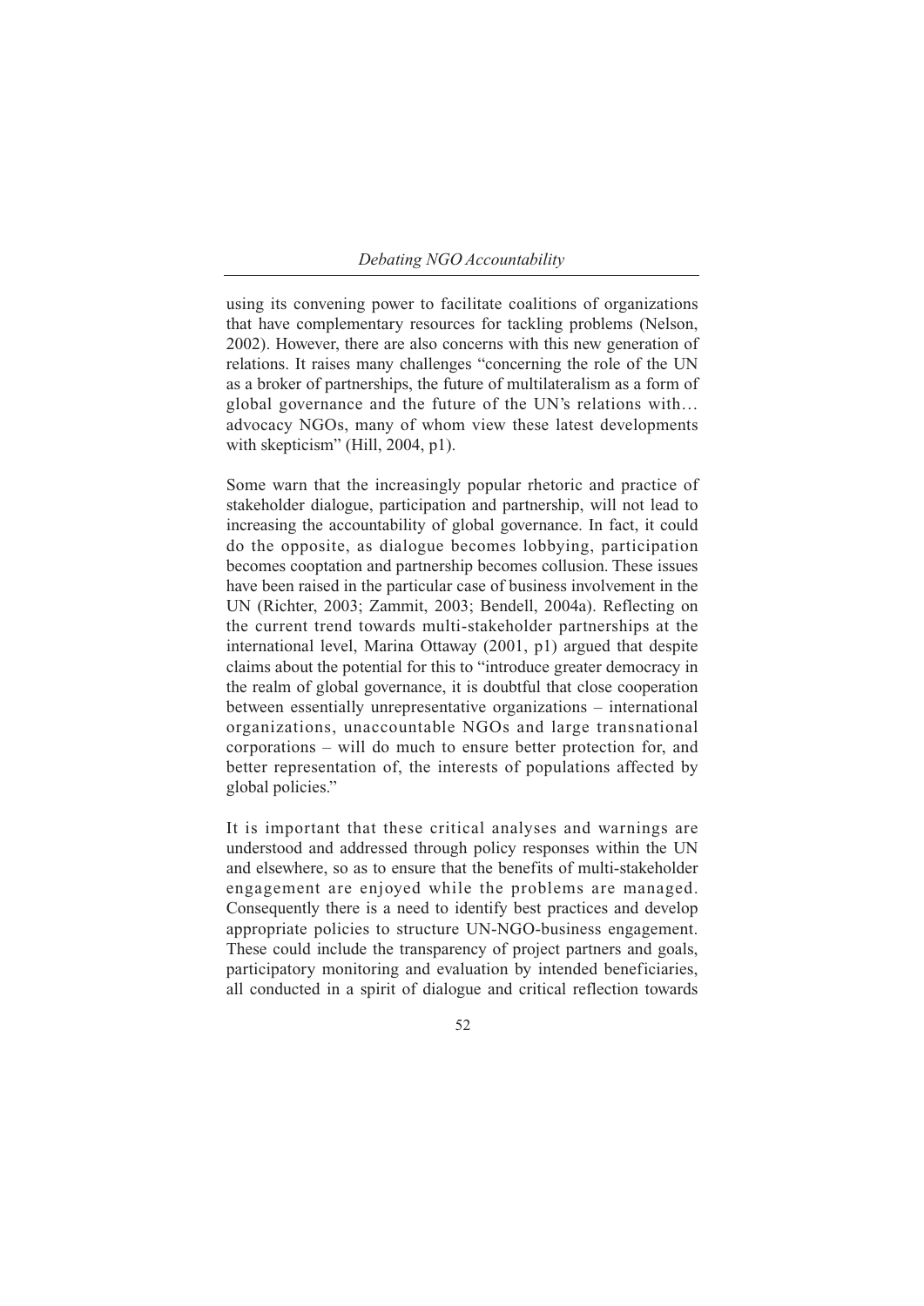using its convening power to facilitate coalitions of organizations that have complementary resources for tackling problems (Nelson, 2002). However, there are also concerns with this new generation of relations. It raises many challenges "concerning the role of the UN as a broker of partnerships, the future of multilateralism as a form of global governance and the future of the UN's relations with… advocacy NGOs, many of whom view these latest developments with skepticism" (Hill, 2004, p1).

Some warn that the increasingly popular rhetoric and practice of stakeholder dialogue, participation and partnership, will not lead to increasing the accountability of global governance. In fact, it could do the opposite, as dialogue becomes lobbying, participation becomes cooptation and partnership becomes collusion. These issues have been raised in the particular case of business involvement in the UN (Richter, 2003; Zammit, 2003; Bendell, 2004a). Reflecting on the current trend towards multi-stakeholder partnerships at the international level, Marina Ottaway (2001, p1) argued that despite claims about the potential for this to "introduce greater democracy in the realm of global governance, it is doubtful that close cooperation between essentially unrepresentative organizations – international organizations, unaccountable NGOs and large transnational corporations – will do much to ensure better protection for, and better representation of, the interests of populations affected by global policies."

It is important that these critical analyses and warnings are understood and addressed through policy responses within the UN and elsewhere, so as to ensure that the benefits of multi-stakeholder engagement are enjoyed while the problems are managed. Consequently there is a need to identify best practices and develop appropriate policies to structure UN-NGO-business engagement. These could include the transparency of project partners and goals, participatory monitoring and evaluation by intended beneficiaries, all conducted in a spirit of dialogue and critical reflection towards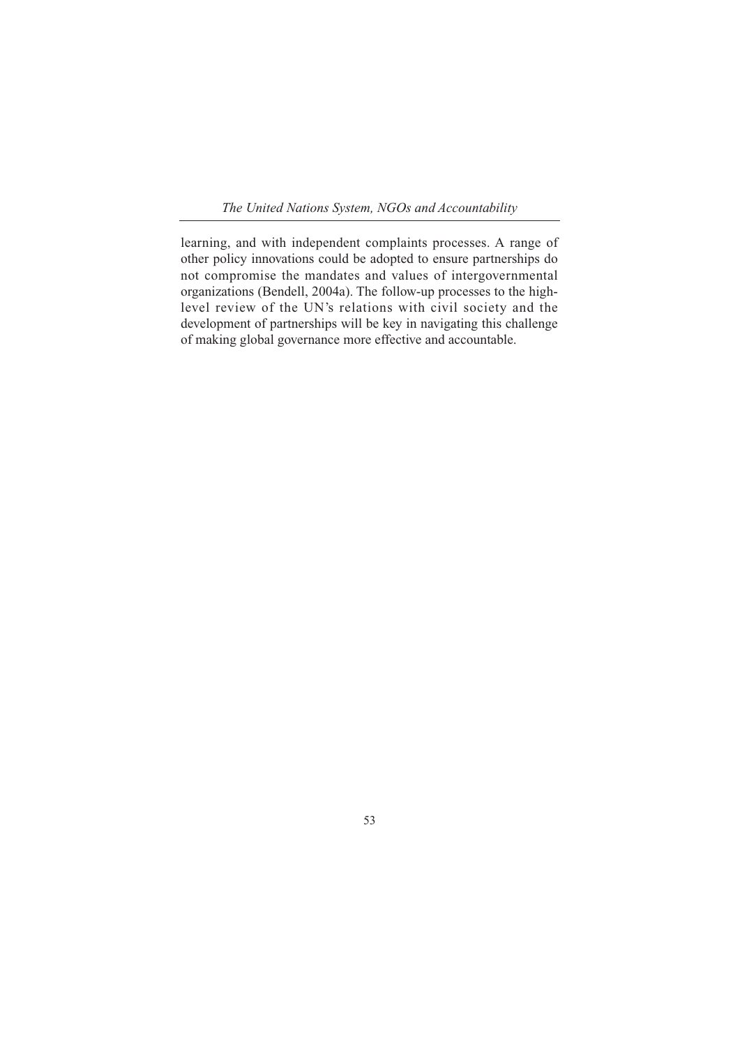learning, and with independent complaints processes. A range of other policy innovations could be adopted to ensure partnerships do not compromise the mandates and values of intergovernmental organizations (Bendell, 2004a). The follow-up processes to the high-level review of the UN's relations with civil society and the development of partnerships will be key in navigating this challenge of making global governance more effective and accountable.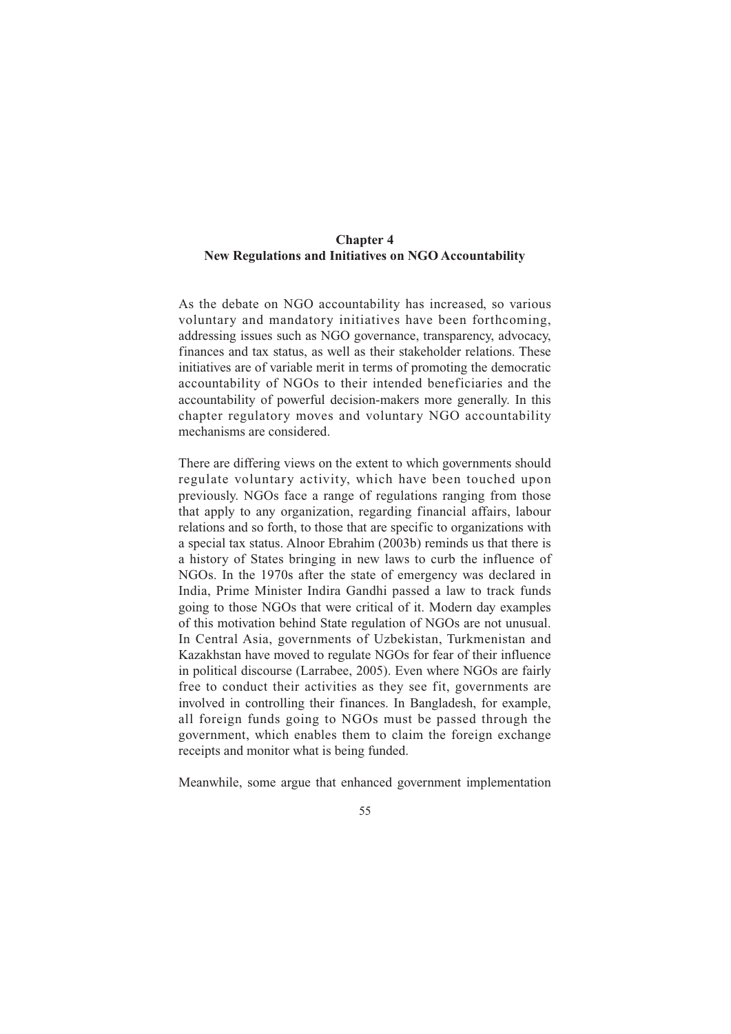# Chapter 4
## New Regulations and Initiatives on NGO Accountability

As the debate on NGO accountability has increased, so various voluntary and mandatory initiatives have been forthcoming, addressing issues such as NGO governance, transparency, advocacy, finances and tax status, as well as their stakeholder relations. These initiatives are of variable merit in terms of promoting the democratic accountability of NGOs to their intended beneficiaries and the accountability of powerful decision-makers more generally. In this chapter regulatory moves and voluntary NGO accountability mechanisms are considered.

There are differing views on the extent to which governments should regulate voluntary activity, which have been touched upon previously. NGOs face a range of regulations ranging from those that apply to any organization, regarding financial affairs, labour relations and so forth, to those that are specific to organizations with a special tax status. Alnoor Ebrahim (2003b) reminds us that there is a history of States bringing in new laws to curb the influence of NGOs. In the 1970s after the state of emergency was declared in India, Prime Minister Indira Gandhi passed a law to track funds going to those NGOs that were critical of it. Modern day examples of this motivation behind State regulation of NGOs are not unusual. In Central Asia, governments of Uzbekistan, Turkmenistan and Kazakhstan have moved to regulate NGOs for fear of their influence in political discourse (Larrabee, 2005). Even where NGOs are fairly free to conduct their activities as they see fit, governments are involved in controlling their finances. In Bangladesh, for example, all foreign funds going to NGOs must be passed through the government, which enables them to claim the foreign exchange receipts and monitor what is being funded.

Meanwhile, some argue that enhanced government implementation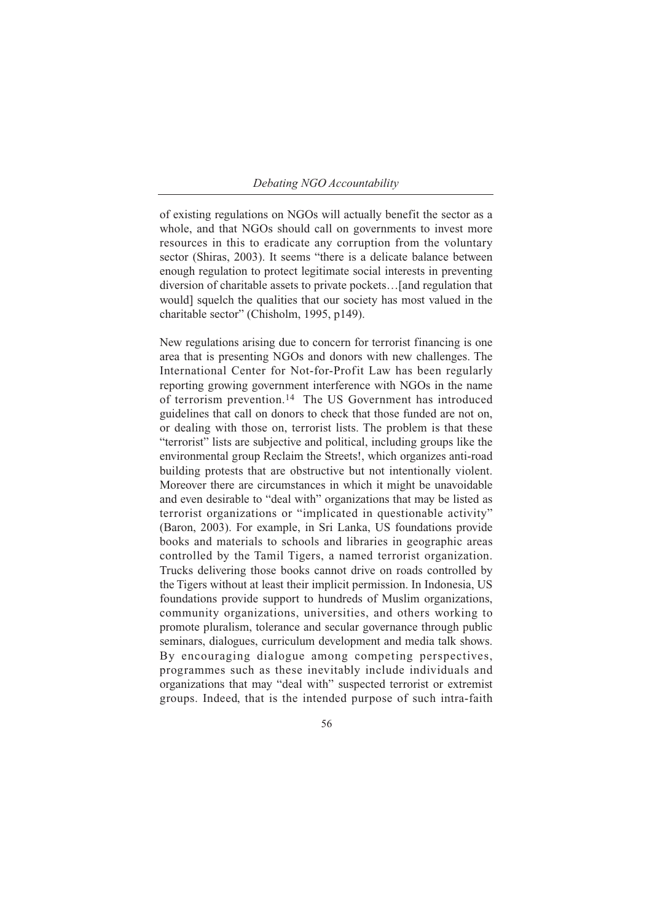of existing regulations on NGOs will actually benefit the sector as a whole, and that NGOs should call on governments to invest more resources in this to eradicate any corruption from the voluntary sector (Shiras, 2003). It seems "there is a delicate balance between enough regulation to protect legitimate social interests in preventing diversion of charitable assets to private pockets…[and regulation that would] squelch the qualities that our society has most valued in the charitable sector" (Chisholm, 1995, p149).

New regulations arising due to concern for terrorist financing is one area that is presenting NGOs and donors with new challenges. The International Center for Not-for-Profit Law has been regularly reporting growing government interference with NGOs in the name of terrorism prevention.[14] The US Government has introduced guidelines that call on donors to check that those funded are not on, or dealing with those on, terrorist lists. The problem is that these "terrorist" lists are subjective and political, including groups like the environmental group Reclaim the Streets!, which organizes anti-road building protests that are obstructive but not intentionally violent. Moreover there are circumstances in which it might be unavoidable and even desirable to "deal with" organizations that may be listed as terrorist organizations or "implicated in questionable activity" (Baron, 2003). For example, in Sri Lanka, US foundations provide books and materials to schools and libraries in geographic areas controlled by the Tamil Tigers, a named terrorist organization. Trucks delivering those books cannot drive on roads controlled by the Tigers without at least their implicit permission. In Indonesia, US foundations provide support to hundreds of Muslim organizations, community organizations, universities, and others working to promote pluralism, tolerance and secular governance through public seminars, dialogues, curriculum development and media talk shows. By encouraging dialogue among competing perspectives, programmes such as these inevitably include individuals and organizations that may "deal with" suspected terrorist or extremist groups. Indeed, that is the intended purpose of such intra-faith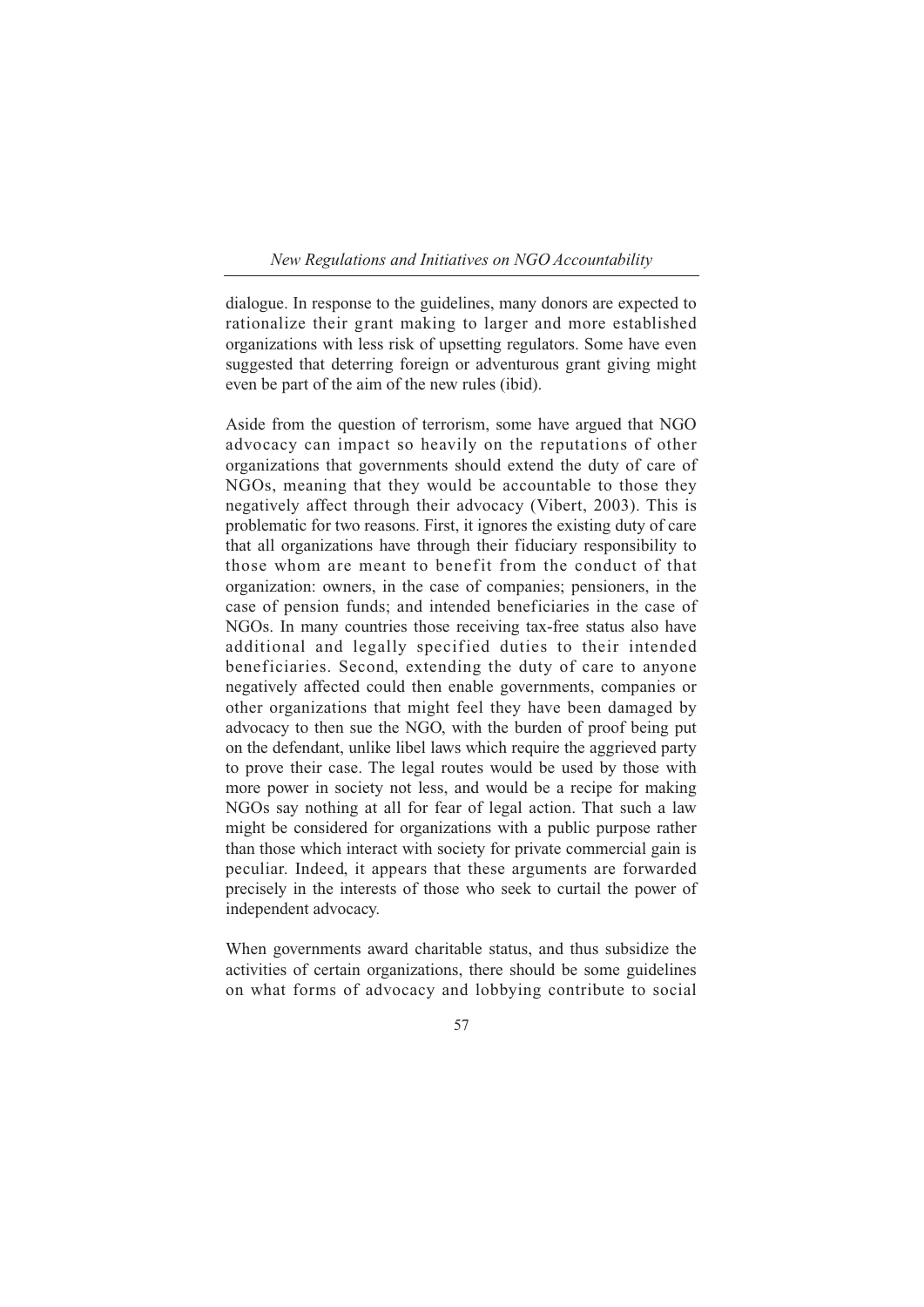dialogue. In response to the guidelines, many donors are expected to rationalize their grant making to larger and more established organizations with less risk of upsetting regulators. Some have even suggested that deterring foreign or adventurous grant giving might even be part of the aim of the new rules (ibid).

Aside from the question of terrorism, some have argued that NGO advocacy can impact so heavily on the reputations of other organizations that governments should extend the duty of care of NGOs, meaning that they would be accountable to those they negatively affect through their advocacy (Vibert, 2003). This is problematic for two reasons. First, it ignores the existing duty of care that all organizations have through their fiduciary responsibility to those whom are meant to benefit from the conduct of that organization: owners, in the case of companies; pensioners, in the case of pension funds; and intended beneficiaries in the case of NGOs. In many countries those receiving tax-free status also have additional and legally specified duties to their intended beneficiaries. Second, extending the duty of care to anyone negatively affected could then enable governments, companies or other organizations that might feel they have been damaged by advocacy to then sue the NGO, with the burden of proof being put on the defendant, unlike libel laws which require the aggrieved party to prove their case. The legal routes would be used by those with more power in society not less, and would be a recipe for making NGOs say nothing at all for fear of legal action. That such a law might be considered for organizations with a public purpose rather than those which interact with society for private commercial gain is peculiar. Indeed, it appears that these arguments are forwarded precisely in the interests of those who seek to curtail the power of independent advocacy.

When governments award charitable status, and thus subsidize the activities of certain organizations, there should be some guidelines on what forms of advocacy and lobbying contribute to social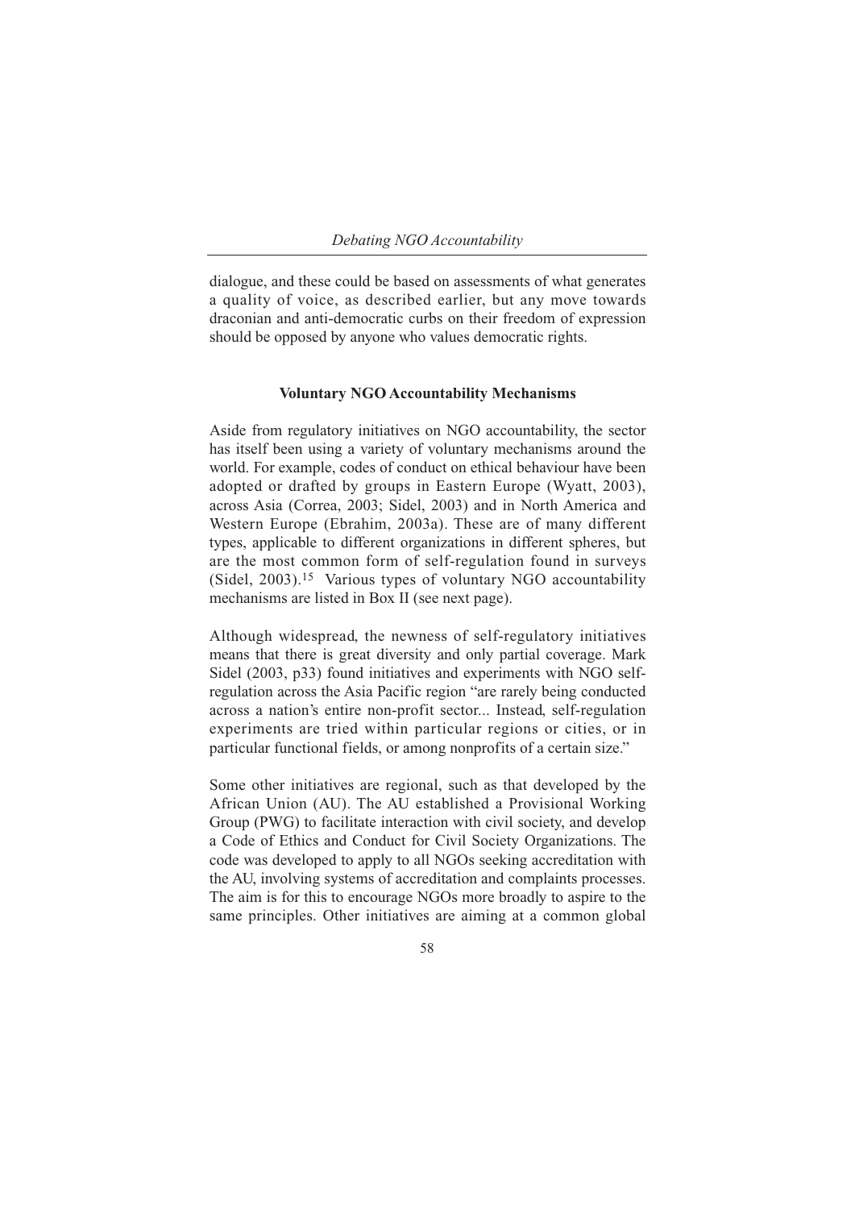dialogue, and these could be based on assessments of what generates a quality of voice, as described earlier, but any move towards draconian and anti-democratic curbs on their freedom of expression should be opposed by anyone who values democratic rights.

### Voluntary NGO Accountability Mechanisms

Aside from regulatory initiatives on NGO accountability, the sector has itself been using a variety of voluntary mechanisms around the world. For example, codes of conduct on ethical behaviour have been adopted or drafted by groups in Eastern Europe (Wyatt, 2003), across Asia (Correa, 2003; Sidel, 2003) and in North America and Western Europe (Ebrahim, 2003a). These are of many different types, applicable to different organizations in different spheres, but are the most common form of self-regulation found in surveys (Sidel, 2003).[15] Various types of voluntary NGO accountability mechanisms are listed in Box II (see next page).

Although widespread, the newness of self-regulatory initiatives means that there is great diversity and only partial coverage. Mark Sidel (2003, p33) found initiatives and experiments with NGO self-regulation across the Asia Pacific region "are rarely being conducted across a nation's entire non-profit sector... Instead, self-regulation experiments are tried within particular regions or cities, or in particular functional fields, or among nonprofits of a certain size."

Some other initiatives are regional, such as that developed by the African Union (AU). The AU established a Provisional Working Group (PWG) to facilitate interaction with civil society, and develop a Code of Ethics and Conduct for Civil Society Organizations. The code was developed to apply to all NGOs seeking accreditation with the AU, involving systems of accreditation and complaints processes. The aim is for this to encourage NGOs more broadly to aspire to the same principles. Other initiatives are aiming at a common global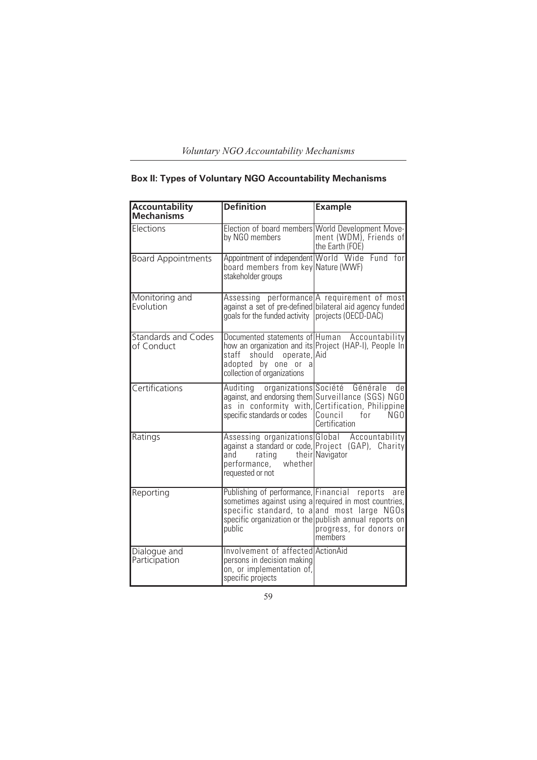**Box II: Types of Voluntary NGO Accountability Mechanisms**

| Accountability Mechanisms | Definition | Example |
|---|---|---|
| Elections | Election of board members by NGO members | World Development Movement (WDM), Friends of the Earth (FOE) |
| Board Appointments | Appointment of independent board members from key stakeholder groups | World Wide Fund for Nature (WWF) |
| Monitoring and Evolution | Assessing performance against a set of pre-defined goals for the funded activity | A requirement of most bilateral aid agency funded projects (OECD-DAC) |
| Standards and Codes of Conduct | Documented statements of how an organization and its staff should operate, adopted by one or a collection of organizations | Human Accountability Project (HAP-I), People In Aid |
| Certifications | Auditing organizations against, and endorsing them as in conformity with, specific standards or codes | Société Générale de Surveillance (SGS) NGO Certification, Philippine Council for NGO Certification |
| Ratings | Assessing organizations against a standard or code, and rating their performance, whether requested or not | Global Accountability Project (GAP), Charity Navigator |
| Reporting | Publishing of performance, sometimes against using a specific standard, to a specific organization or the public | Financial reports are required in most countries, and most large NGOs publish annual reports on progress, for donors or members |
| Dialogue and Participation | Involvement of affected persons in decision making on, or implementation of, specific projects | ActionAid |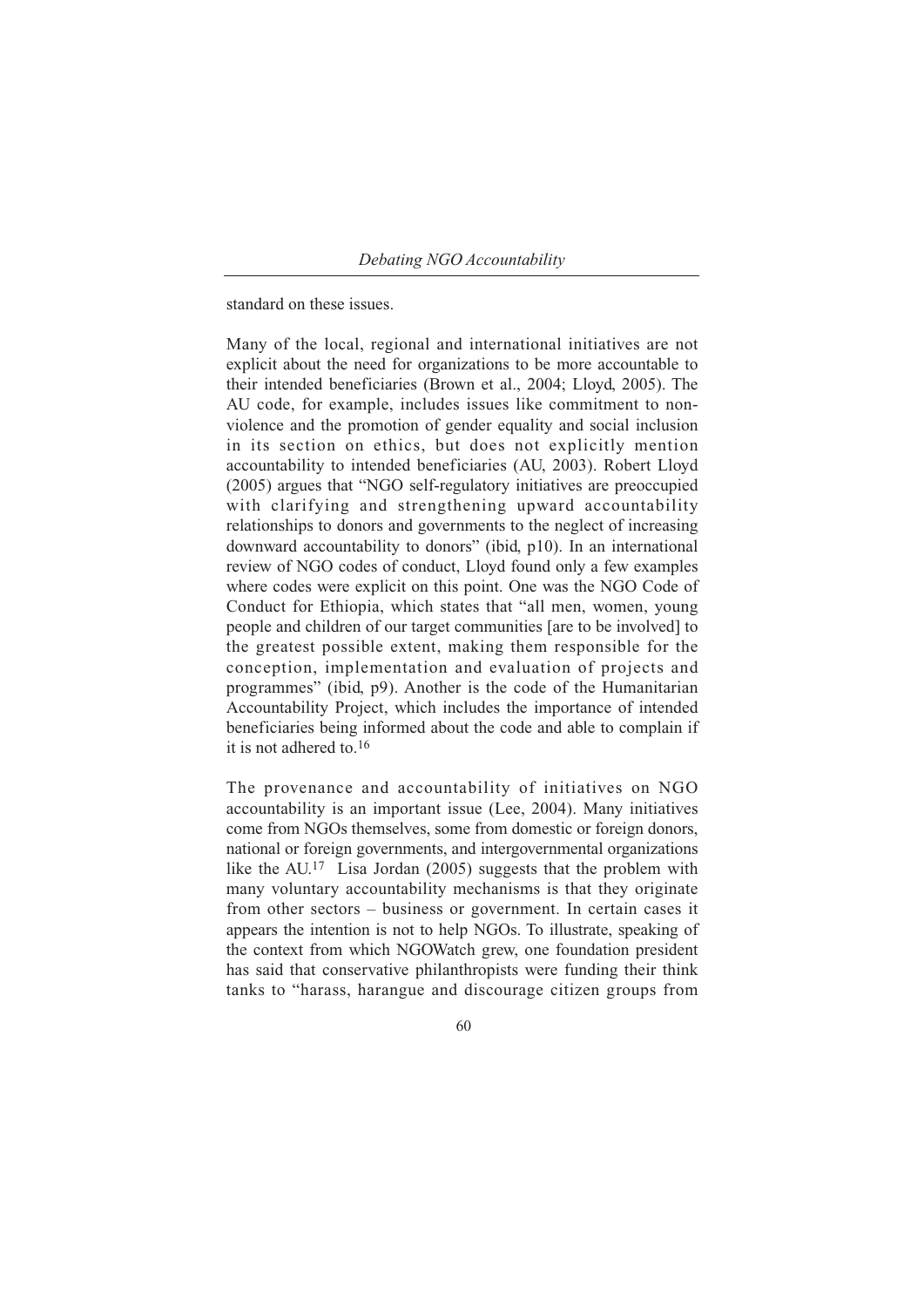standard on these issues.

Many of the local, regional and international initiatives are not explicit about the need for organizations to be more accountable to their intended beneficiaries (Brown et al., 2004; Lloyd, 2005). The AU code, for example, includes issues like commitment to non-violence and the promotion of gender equality and social inclusion in its section on ethics, but does not explicitly mention accountability to intended beneficiaries (AU, 2003). Robert Lloyd (2005) argues that "NGO self-regulatory initiatives are preoccupied with clarifying and strengthening upward accountability relationships to donors and governments to the neglect of increasing downward accountability to donors" (ibid, p10). In an international review of NGO codes of conduct, Lloyd found only a few examples where codes were explicit on this point. One was the NGO Code of Conduct for Ethiopia, which states that "all men, women, young people and children of our target communities [are to be involved] to the greatest possible extent, making them responsible for the conception, implementation and evaluation of projects and programmes" (ibid, p9). Another is the code of the Humanitarian Accountability Project, which includes the importance of intended beneficiaries being informed about the code and able to complain if it is not adhered to.[16]

The provenance and accountability of initiatives on NGO accountability is an important issue (Lee, 2004). Many initiatives come from NGOs themselves, some from domestic or foreign donors, national or foreign governments, and intergovernmental organizations like the AU.[17] Lisa Jordan (2005) suggests that the problem with many voluntary accountability mechanisms is that they originate from other sectors – business or government. In certain cases it appears the intention is not to help NGOs. To illustrate, speaking of the context from which NGOWatch grew, one foundation president has said that conservative philanthropists were funding their think tanks to "harass, harangue and discourage citizen groups from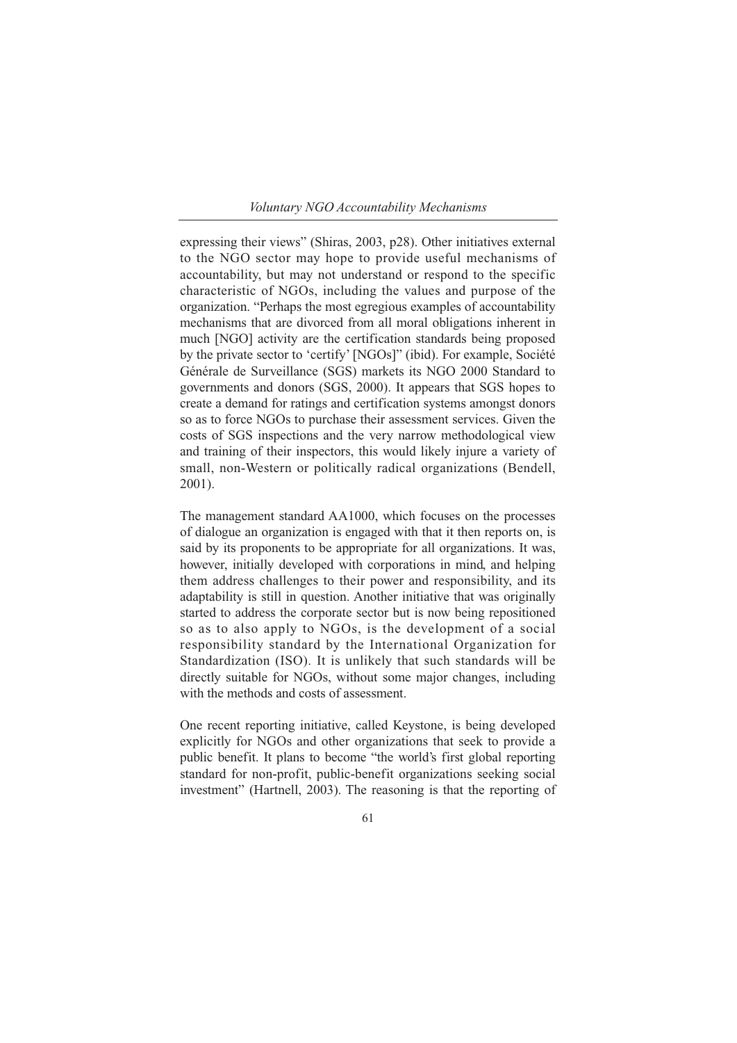expressing their views" (Shiras, 2003, p28). Other initiatives external to the NGO sector may hope to provide useful mechanisms of accountability, but may not understand or respond to the specific characteristic of NGOs, including the values and purpose of the organization. "Perhaps the most egregious examples of accountability mechanisms that are divorced from all moral obligations inherent in much [NGO] activity are the certification standards being proposed by the private sector to 'certify' [NGOs]" (ibid). For example, Société Générale de Surveillance (SGS) markets its NGO 2000 Standard to governments and donors (SGS, 2000). It appears that SGS hopes to create a demand for ratings and certification systems amongst donors so as to force NGOs to purchase their assessment services. Given the costs of SGS inspections and the very narrow methodological view and training of their inspectors, this would likely injure a variety of small, non-Western or politically radical organizations (Bendell, 2001).

The management standard AA1000, which focuses on the processes of dialogue an organization is engaged with that it then reports on, is said by its proponents to be appropriate for all organizations. It was, however, initially developed with corporations in mind, and helping them address challenges to their power and responsibility, and its adaptability is still in question. Another initiative that was originally started to address the corporate sector but is now being repositioned so as to also apply to NGOs, is the development of a social responsibility standard by the International Organization for Standardization (ISO). It is unlikely that such standards will be directly suitable for NGOs, without some major changes, including with the methods and costs of assessment.

One recent reporting initiative, called Keystone, is being developed explicitly for NGOs and other organizations that seek to provide a public benefit. It plans to become "the world's first global reporting standard for non-profit, public-benefit organizations seeking social investment" (Hartnell, 2003). The reasoning is that the reporting of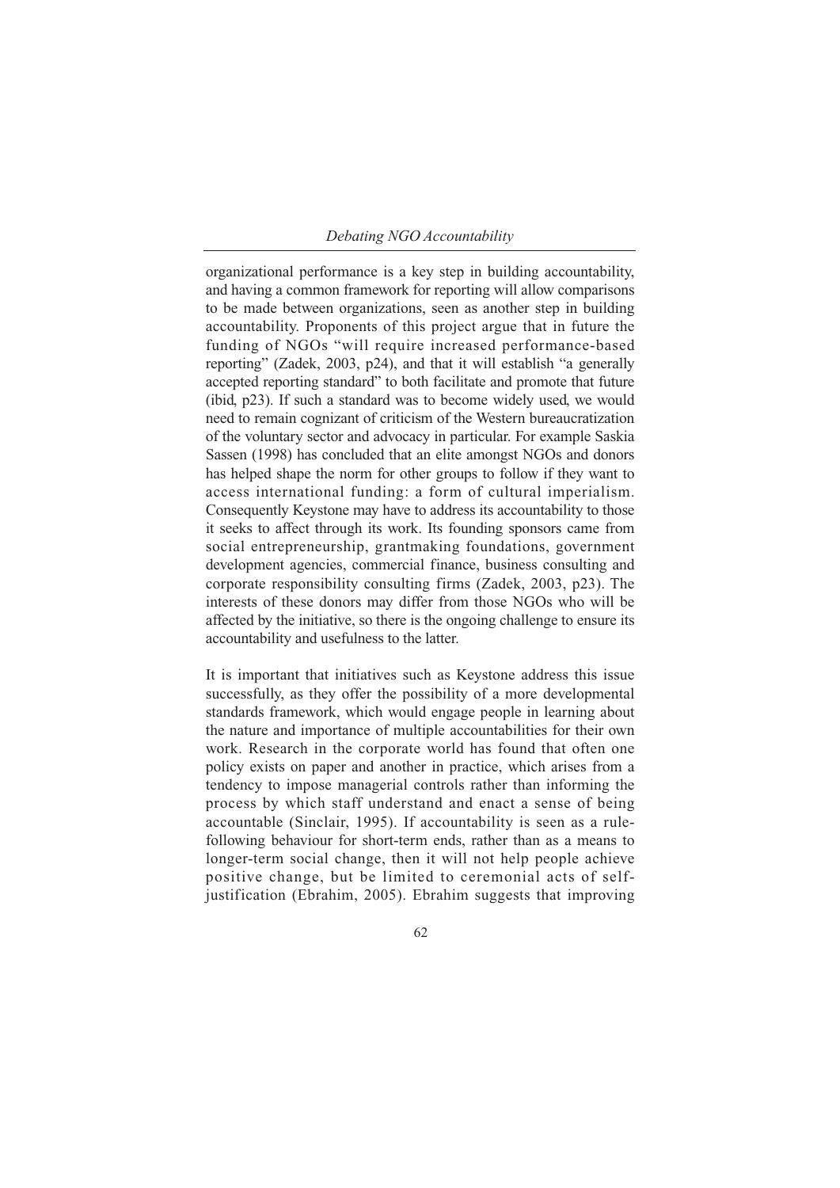organizational performance is a key step in building accountability, and having a common framework for reporting will allow comparisons to be made between organizations, seen as another step in building accountability. Proponents of this project argue that in future the funding of NGOs "will require increased performance-based reporting" (Zadek, 2003, p24), and that it will establish "a generally accepted reporting standard" to both facilitate and promote that future (ibid, p23). If such a standard was to become widely used, we would need to remain cognizant of criticism of the Western bureaucratization of the voluntary sector and advocacy in particular. For example Saskia Sassen (1998) has concluded that an elite amongst NGOs and donors has helped shape the norm for other groups to follow if they want to access international funding: a form of cultural imperialism. Consequently Keystone may have to address its accountability to those it seeks to affect through its work. Its founding sponsors came from social entrepreneurship, grantmaking foundations, government development agencies, commercial finance, business consulting and corporate responsibility consulting firms (Zadek, 2003, p23). The interests of these donors may differ from those NGOs who will be affected by the initiative, so there is the ongoing challenge to ensure its accountability and usefulness to the latter.

It is important that initiatives such as Keystone address this issue successfully, as they offer the possibility of a more developmental standards framework, which would engage people in learning about the nature and importance of multiple accountabilities for their own work. Research in the corporate world has found that often one policy exists on paper and another in practice, which arises from a tendency to impose managerial controls rather than informing the process by which staff understand and enact a sense of being accountable (Sinclair, 1995). If accountability is seen as a rule-following behaviour for short-term ends, rather than as a means to longer-term social change, then it will not help people achieve positive change, but be limited to ceremonial acts of self-justification (Ebrahim, 2005). Ebrahim suggests that improving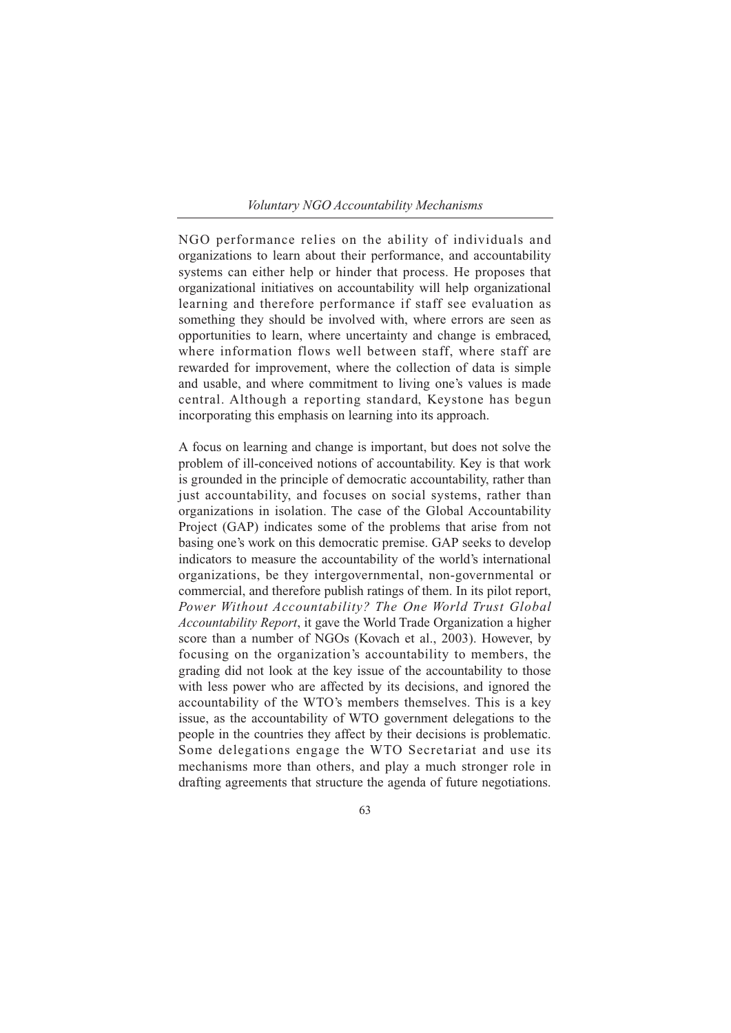NGO performance relies on the ability of individuals and organizations to learn about their performance, and accountability systems can either help or hinder that process. He proposes that organizational initiatives on accountability will help organizational learning and therefore performance if staff see evaluation as something they should be involved with, where errors are seen as opportunities to learn, where uncertainty and change is embraced, where information flows well between staff, where staff are rewarded for improvement, where the collection of data is simple and usable, and where commitment to living one's values is made central. Although a reporting standard, Keystone has begun incorporating this emphasis on learning into its approach.

A focus on learning and change is important, but does not solve the problem of ill-conceived notions of accountability. Key is that work is grounded in the principle of democratic accountability, rather than just accountability, and focuses on social systems, rather than organizations in isolation. The case of the Global Accountability Project (GAP) indicates some of the problems that arise from not basing one's work on this democratic premise. GAP seeks to develop indicators to measure the accountability of the world's international organizations, be they intergovernmental, non-governmental or commercial, and therefore publish ratings of them. In its pilot report, *Power Without Accountability? The One World Trust Global Accountability Report*, it gave the World Trade Organization a higher score than a number of NGOs (Kovach et al., 2003). However, by focusing on the organization's accountability to members, the grading did not look at the key issue of the accountability to those with less power who are affected by its decisions, and ignored the accountability of the WTO's members themselves. This is a key issue, as the accountability of WTO government delegations to the people in the countries they affect by their decisions is problematic. Some delegations engage the WTO Secretariat and use its mechanisms more than others, and play a much stronger role in drafting agreements that structure the agenda of future negotiations.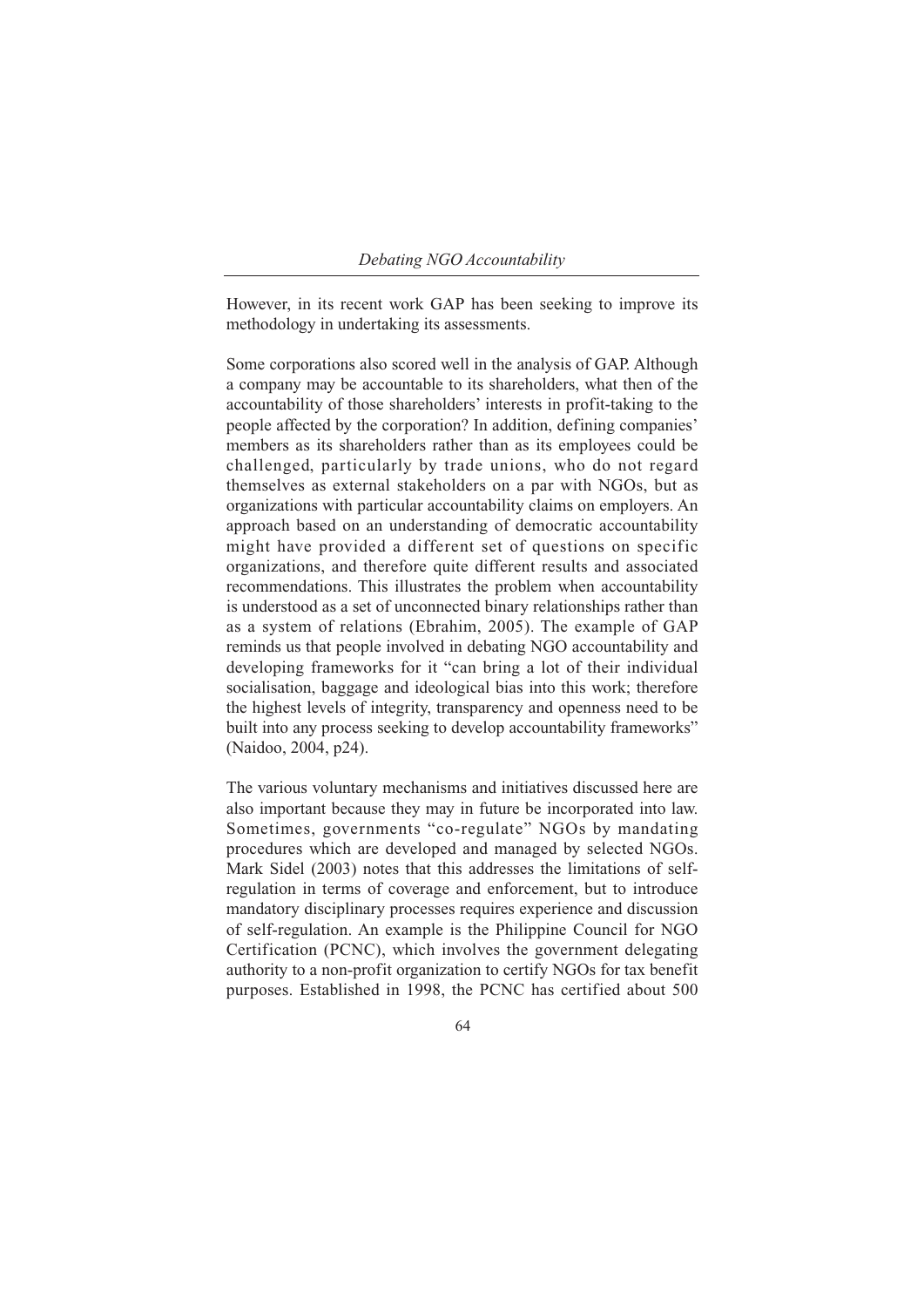However, in its recent work GAP has been seeking to improve its methodology in undertaking its assessments.

Some corporations also scored well in the analysis of GAP. Although a company may be accountable to its shareholders, what then of the accountability of those shareholders' interests in profit-taking to the people affected by the corporation? In addition, defining companies' members as its shareholders rather than as its employees could be challenged, particularly by trade unions, who do not regard themselves as external stakeholders on a par with NGOs, but as organizations with particular accountability claims on employers. An approach based on an understanding of democratic accountability might have provided a different set of questions on specific organizations, and therefore quite different results and associated recommendations. This illustrates the problem when accountability is understood as a set of unconnected binary relationships rather than as a system of relations (Ebrahim, 2005). The example of GAP reminds us that people involved in debating NGO accountability and developing frameworks for it "can bring a lot of their individual socialisation, baggage and ideological bias into this work; therefore the highest levels of integrity, transparency and openness need to be built into any process seeking to develop accountability frameworks" (Naidoo, 2004, p24).

The various voluntary mechanisms and initiatives discussed here are also important because they may in future be incorporated into law. Sometimes, governments "co-regulate" NGOs by mandating procedures which are developed and managed by selected NGOs. Mark Sidel (2003) notes that this addresses the limitations of self-regulation in terms of coverage and enforcement, but to introduce mandatory disciplinary processes requires experience and discussion of self-regulation. An example is the Philippine Council for NGO Certification (PCNC), which involves the government delegating authority to a non-profit organization to certify NGOs for tax benefit purposes. Established in 1998, the PCNC has certified about 500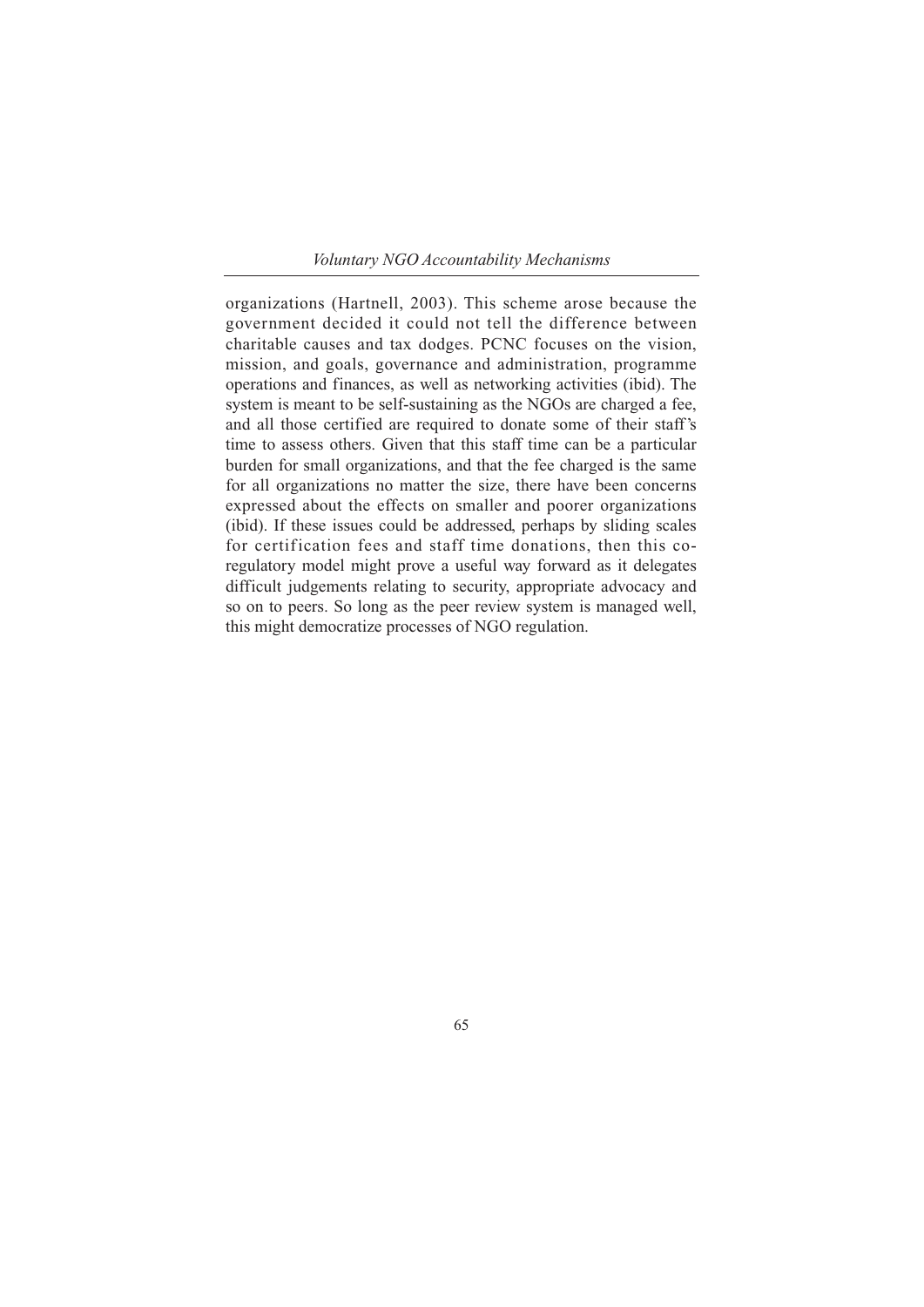organizations (Hartnell, 2003). This scheme arose because the government decided it could not tell the difference between charitable causes and tax dodges. PCNC focuses on the vision, mission, and goals, governance and administration, programme operations and finances, as well as networking activities (ibid). The system is meant to be self-sustaining as the NGOs are charged a fee, and all those certified are required to donate some of their staff's time to assess others. Given that this staff time can be a particular burden for small organizations, and that the fee charged is the same for all organizations no matter the size, there have been concerns expressed about the effects on smaller and poorer organizations (ibid). If these issues could be addressed, perhaps by sliding scales for certification fees and staff time donations, then this co-regulatory model might prove a useful way forward as it delegates difficult judgements relating to security, appropriate advocacy and so on to peers. So long as the peer review system is managed well, this might democratize processes of NGO regulation.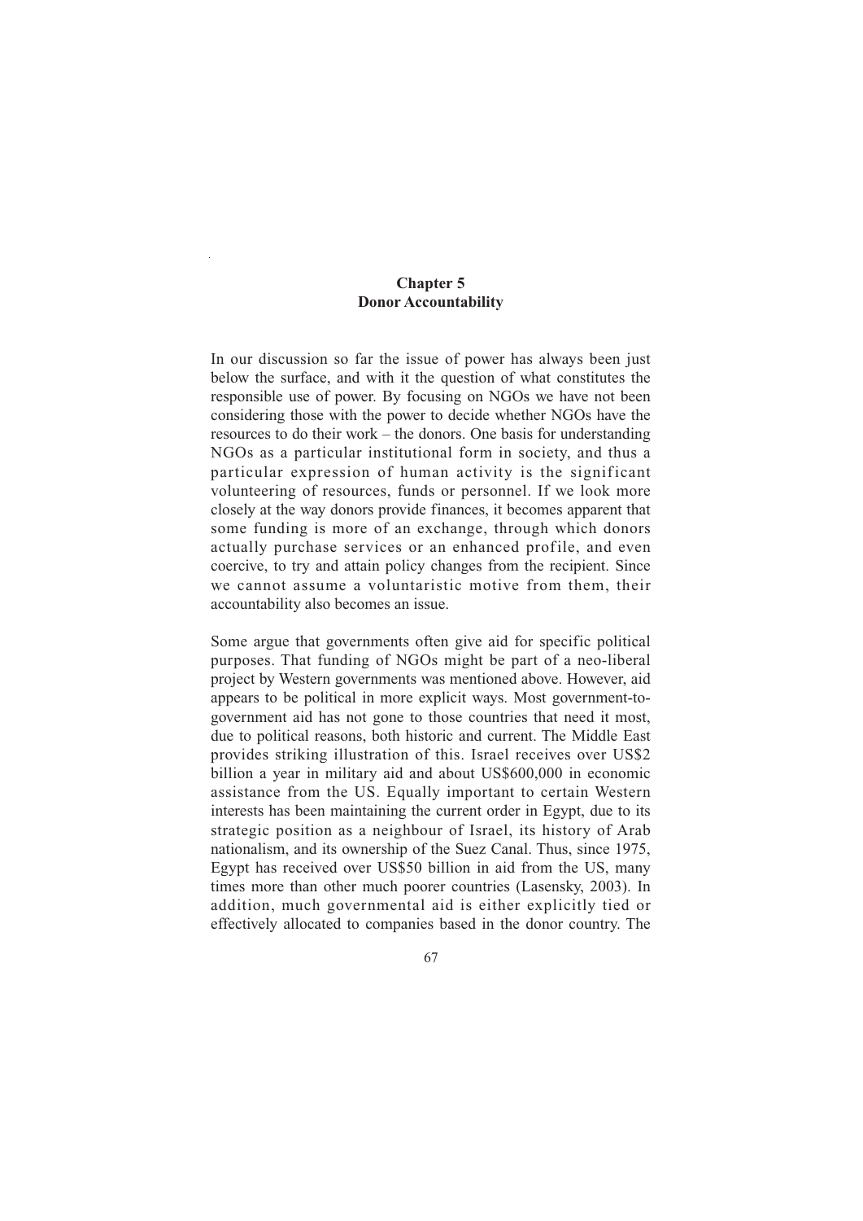# Chapter 5
## Donor Accountability

In our discussion so far the issue of power has always been just below the surface, and with it the question of what constitutes the responsible use of power. By focusing on NGOs we have not been considering those with the power to decide whether NGOs have the resources to do their work – the donors. One basis for understanding NGOs as a particular institutional form in society, and thus a particular expression of human activity is the significant volunteering of resources, funds or personnel. If we look more closely at the way donors provide finances, it becomes apparent that some funding is more of an exchange, through which donors actually purchase services or an enhanced profile, and even coercive, to try and attain policy changes from the recipient. Since we cannot assume a voluntaristic motive from them, their accountability also becomes an issue.

Some argue that governments often give aid for specific political purposes. That funding of NGOs might be part of a neo-liberal project by Western governments was mentioned above. However, aid appears to be political in more explicit ways. Most government-to-government aid has not gone to those countries that need it most, due to political reasons, both historic and current. The Middle East provides striking illustration of this. Israel receives over US$2 billion a year in military aid and about US$600,000 in economic assistance from the US. Equally important to certain Western interests has been maintaining the current order in Egypt, due to its strategic position as a neighbour of Israel, its history of Arab nationalism, and its ownership of the Suez Canal. Thus, since 1975, Egypt has received over US$50 billion in aid from the US, many times more than other much poorer countries (Lasensky, 2003). In addition, much governmental aid is either explicitly tied or effectively allocated to companies based in the donor country. The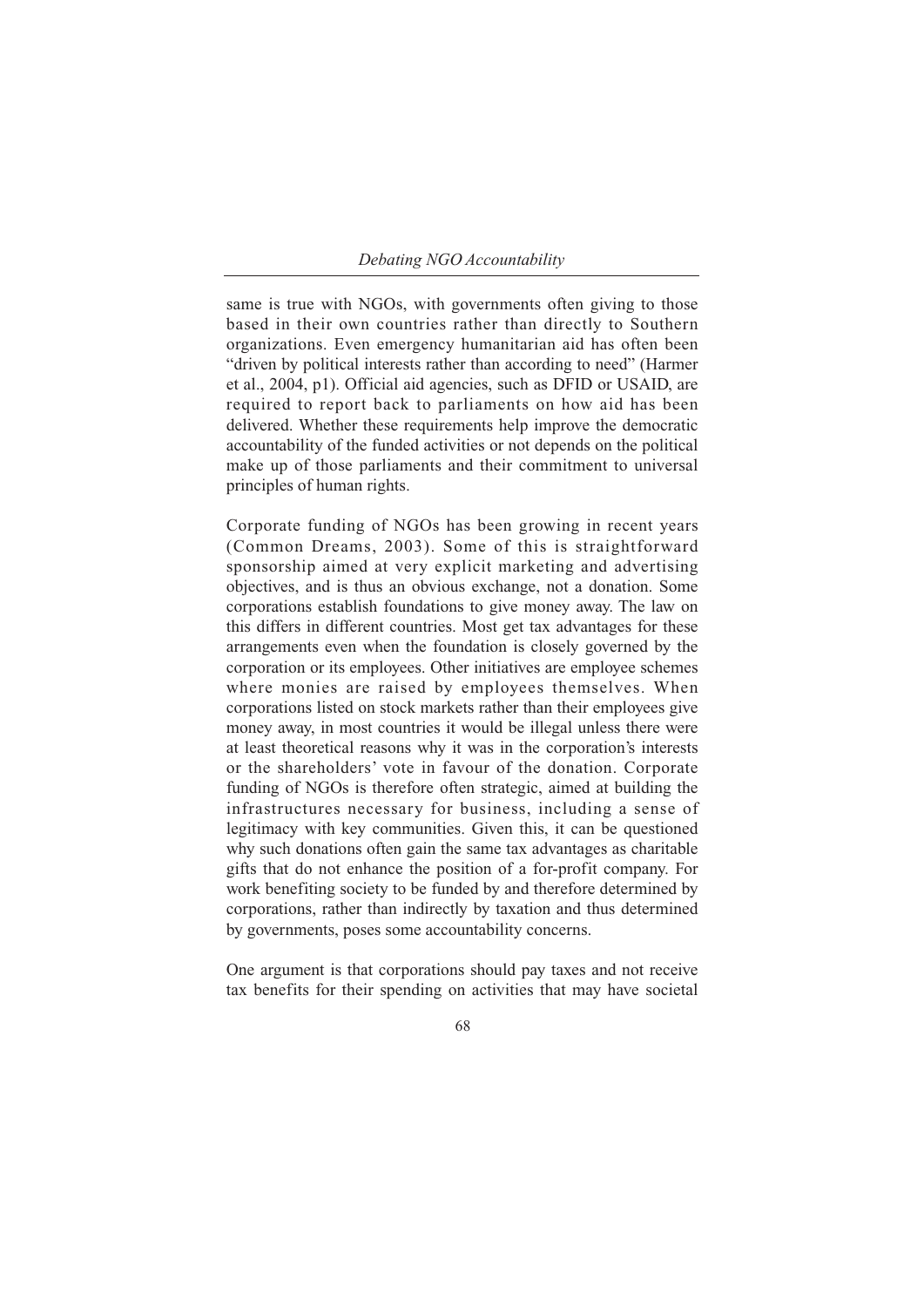same is true with NGOs, with governments often giving to those based in their own countries rather than directly to Southern organizations. Even emergency humanitarian aid has often been "driven by political interests rather than according to need" (Harmer et al., 2004, p1). Official aid agencies, such as DFID or USAID, are required to report back to parliaments on how aid has been delivered. Whether these requirements help improve the democratic accountability of the funded activities or not depends on the political make up of those parliaments and their commitment to universal principles of human rights.

Corporate funding of NGOs has been growing in recent years (Common Dreams, 2003). Some of this is straightforward sponsorship aimed at very explicit marketing and advertising objectives, and is thus an obvious exchange, not a donation. Some corporations establish foundations to give money away. The law on this differs in different countries. Most get tax advantages for these arrangements even when the foundation is closely governed by the corporation or its employees. Other initiatives are employee schemes where monies are raised by employees themselves. When corporations listed on stock markets rather than their employees give money away, in most countries it would be illegal unless there were at least theoretical reasons why it was in the corporation's interests or the shareholders' vote in favour of the donation. Corporate funding of NGOs is therefore often strategic, aimed at building the infrastructures necessary for business, including a sense of legitimacy with key communities. Given this, it can be questioned why such donations often gain the same tax advantages as charitable gifts that do not enhance the position of a for-profit company. For work benefiting society to be funded by and therefore determined by corporations, rather than indirectly by taxation and thus determined by governments, poses some accountability concerns.

One argument is that corporations should pay taxes and not receive tax benefits for their spending on activities that may have societal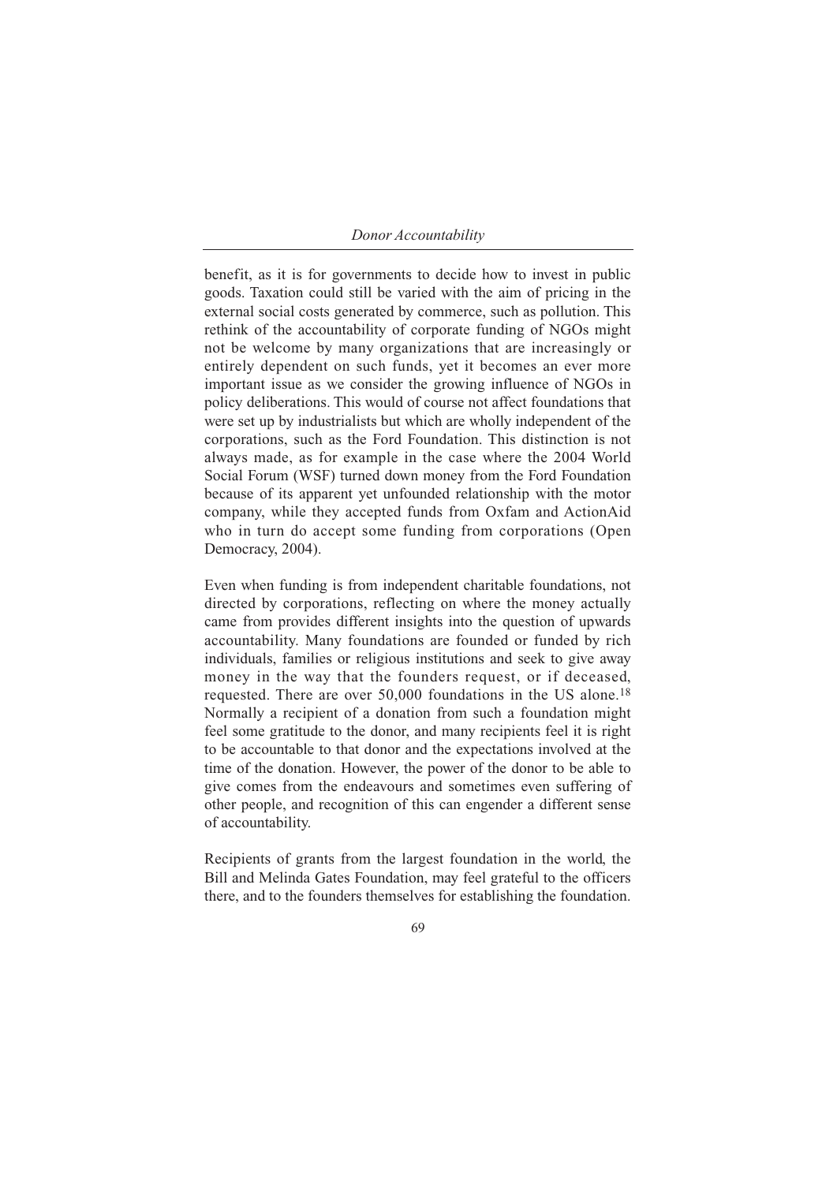benefit, as it is for governments to decide how to invest in public goods. Taxation could still be varied with the aim of pricing in the external social costs generated by commerce, such as pollution. This rethink of the accountability of corporate funding of NGOs might not be welcome by many organizations that are increasingly or entirely dependent on such funds, yet it becomes an ever more important issue as we consider the growing influence of NGOs in policy deliberations. This would of course not affect foundations that were set up by industrialists but which are wholly independent of the corporations, such as the Ford Foundation. This distinction is not always made, as for example in the case where the 2004 World Social Forum (WSF) turned down money from the Ford Foundation because of its apparent yet unfounded relationship with the motor company, while they accepted funds from Oxfam and ActionAid who in turn do accept some funding from corporations (Open Democracy, 2004).

Even when funding is from independent charitable foundations, not directed by corporations, reflecting on where the money actually came from provides different insights into the question of upwards accountability. Many foundations are founded or funded by rich individuals, families or religious institutions and seek to give away money in the way that the founders request, or if deceased, requested. There are over 50,000 foundations in the US alone.[18] Normally a recipient of a donation from such a foundation might feel some gratitude to the donor, and many recipients feel it is right to be accountable to that donor and the expectations involved at the time of the donation. However, the power of the donor to be able to give comes from the endeavours and sometimes even suffering of other people, and recognition of this can engender a different sense of accountability.

Recipients of grants from the largest foundation in the world, the Bill and Melinda Gates Foundation, may feel grateful to the officers there, and to the founders themselves for establishing the foundation.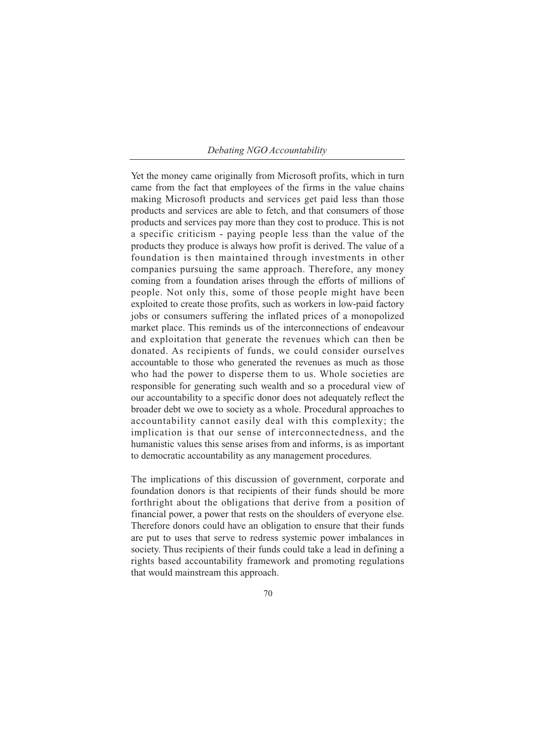Yet the money came originally from Microsoft profits, which in turn came from the fact that employees of the firms in the value chains making Microsoft products and services get paid less than those products and services are able to fetch, and that consumers of those products and services pay more than they cost to produce. This is not a specific criticism - paying people less than the value of the products they produce is always how profit is derived. The value of a foundation is then maintained through investments in other companies pursuing the same approach. Therefore, any money coming from a foundation arises through the efforts of millions of people. Not only this, some of those people might have been exploited to create those profits, such as workers in low-paid factory jobs or consumers suffering the inflated prices of a monopolized market place. This reminds us of the interconnections of endeavour and exploitation that generate the revenues which can then be donated. As recipients of funds, we could consider ourselves accountable to those who generated the revenues as much as those who had the power to disperse them to us. Whole societies are responsible for generating such wealth and so a procedural view of our accountability to a specific donor does not adequately reflect the broader debt we owe to society as a whole. Procedural approaches to accountability cannot easily deal with this complexity; the implication is that our sense of interconnectedness, and the humanistic values this sense arises from and informs, is as important to democratic accountability as any management procedures.

The implications of this discussion of government, corporate and foundation donors is that recipients of their funds should be more forthright about the obligations that derive from a position of financial power, a power that rests on the shoulders of everyone else. Therefore donors could have an obligation to ensure that their funds are put to uses that serve to redress systemic power imbalances in society. Thus recipients of their funds could take a lead in defining a rights based accountability framework and promoting regulations that would mainstream this approach.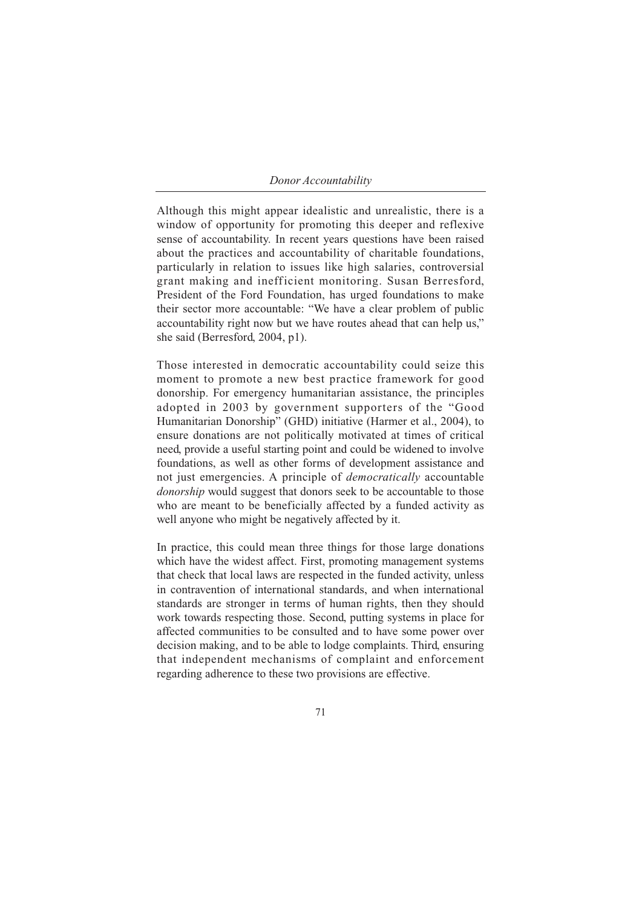Although this might appear idealistic and unrealistic, there is a window of opportunity for promoting this deeper and reflexive sense of accountability. In recent years questions have been raised about the practices and accountability of charitable foundations, particularly in relation to issues like high salaries, controversial grant making and inefficient monitoring. Susan Berresford, President of the Ford Foundation, has urged foundations to make their sector more accountable: "We have a clear problem of public accountability right now but we have routes ahead that can help us," she said (Berresford, 2004, p1).

Those interested in democratic accountability could seize this moment to promote a new best practice framework for good donorship. For emergency humanitarian assistance, the principles adopted in 2003 by government supporters of the "Good Humanitarian Donorship" (GHD) initiative (Harmer et al., 2004), to ensure donations are not politically motivated at times of critical need, provide a useful starting point and could be widened to involve foundations, as well as other forms of development assistance and not just emergencies. A principle of *democratically* accountable *donorship* would suggest that donors seek to be accountable to those who are meant to be beneficially affected by a funded activity as well anyone who might be negatively affected by it.

In practice, this could mean three things for those large donations which have the widest affect. First, promoting management systems that check that local laws are respected in the funded activity, unless in contravention of international standards, and when international standards are stronger in terms of human rights, then they should work towards respecting those. Second, putting systems in place for affected communities to be consulted and to have some power over decision making, and to be able to lodge complaints. Third, ensuring that independent mechanisms of complaint and enforcement regarding adherence to these two provisions are effective.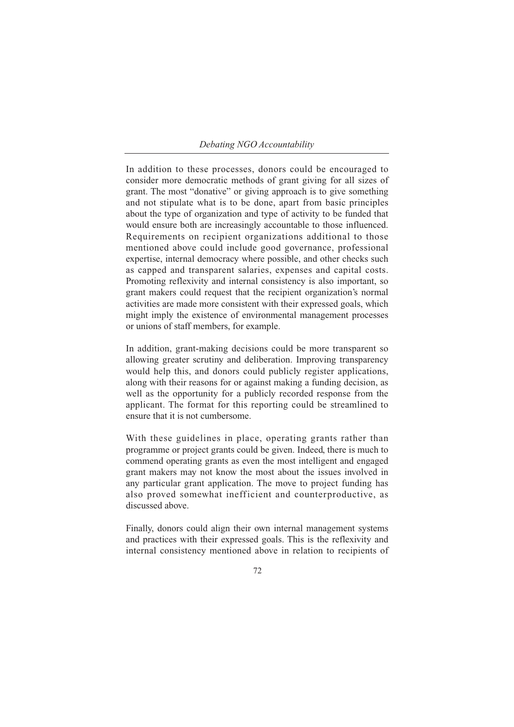In addition to these processes, donors could be encouraged to consider more democratic methods of grant giving for all sizes of grant. The most "donative" or giving approach is to give something and not stipulate what is to be done, apart from basic principles about the type of organization and type of activity to be funded that would ensure both are increasingly accountable to those influenced. Requirements on recipient organizations additional to those mentioned above could include good governance, professional expertise, internal democracy where possible, and other checks such as capped and transparent salaries, expenses and capital costs. Promoting reflexivity and internal consistency is also important, so grant makers could request that the recipient organization's normal activities are made more consistent with their expressed goals, which might imply the existence of environmental management processes or unions of staff members, for example.

In addition, grant-making decisions could be more transparent so allowing greater scrutiny and deliberation. Improving transparency would help this, and donors could publicly register applications, along with their reasons for or against making a funding decision, as well as the opportunity for a publicly recorded response from the applicant. The format for this reporting could be streamlined to ensure that it is not cumbersome.

With these guidelines in place, operating grants rather than programme or project grants could be given. Indeed, there is much to commend operating grants as even the most intelligent and engaged grant makers may not know the most about the issues involved in any particular grant application. The move to project funding has also proved somewhat inefficient and counterproductive, as discussed above.

Finally, donors could align their own internal management systems and practices with their expressed goals. This is the reflexivity and internal consistency mentioned above in relation to recipients of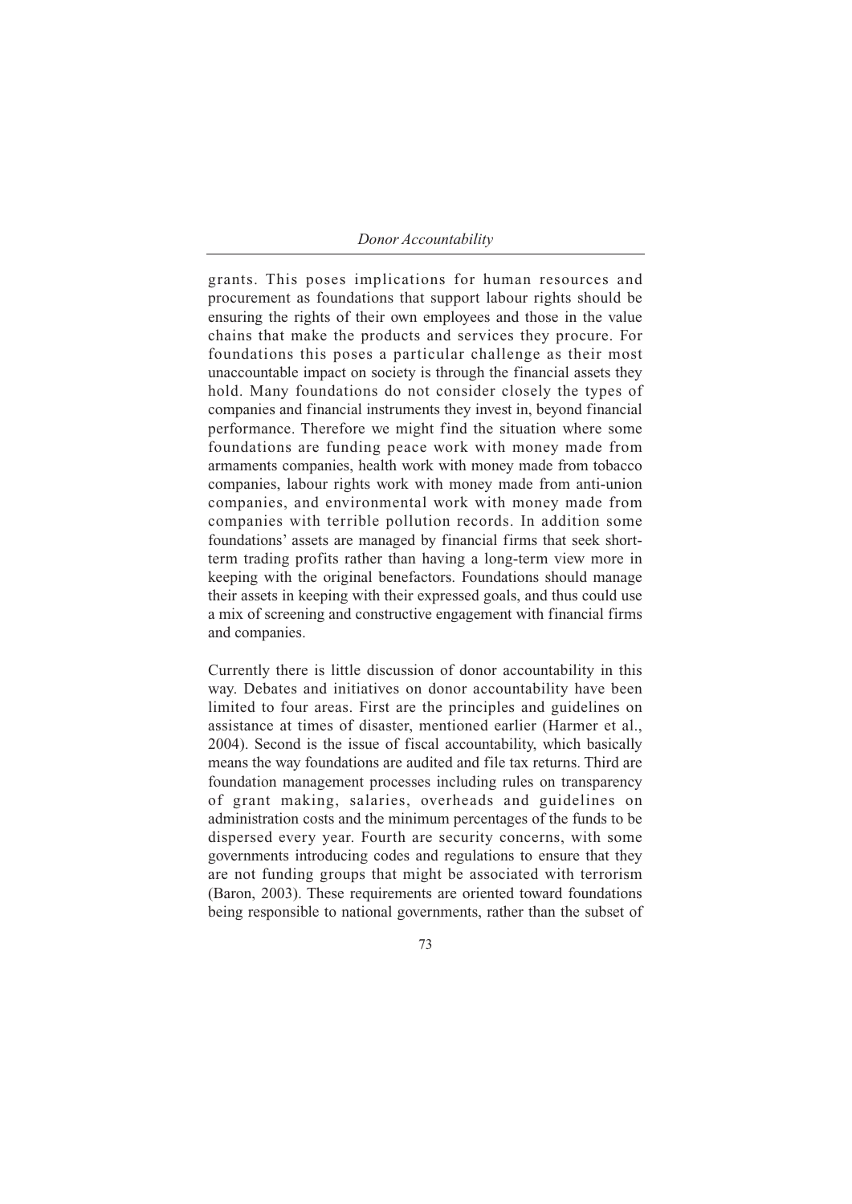grants. This poses implications for human resources and procurement as foundations that support labour rights should be ensuring the rights of their own employees and those in the value chains that make the products and services they procure. For foundations this poses a particular challenge as their most unaccountable impact on society is through the financial assets they hold. Many foundations do not consider closely the types of companies and financial instruments they invest in, beyond financial performance. Therefore we might find the situation where some foundations are funding peace work with money made from armaments companies, health work with money made from tobacco companies, labour rights work with money made from anti-union companies, and environmental work with money made from companies with terrible pollution records. In addition some foundations' assets are managed by financial firms that seek short-term trading profits rather than having a long-term view more in keeping with the original benefactors. Foundations should manage their assets in keeping with their expressed goals, and thus could use a mix of screening and constructive engagement with financial firms and companies.

Currently there is little discussion of donor accountability in this way. Debates and initiatives on donor accountability have been limited to four areas. First are the principles and guidelines on assistance at times of disaster, mentioned earlier (Harmer et al., 2004). Second is the issue of fiscal accountability, which basically means the way foundations are audited and file tax returns. Third are foundation management processes including rules on transparency of grant making, salaries, overheads and guidelines on administration costs and the minimum percentages of the funds to be dispersed every year. Fourth are security concerns, with some governments introducing codes and regulations to ensure that they are not funding groups that might be associated with terrorism (Baron, 2003). These requirements are oriented toward foundations being responsible to national governments, rather than the subset of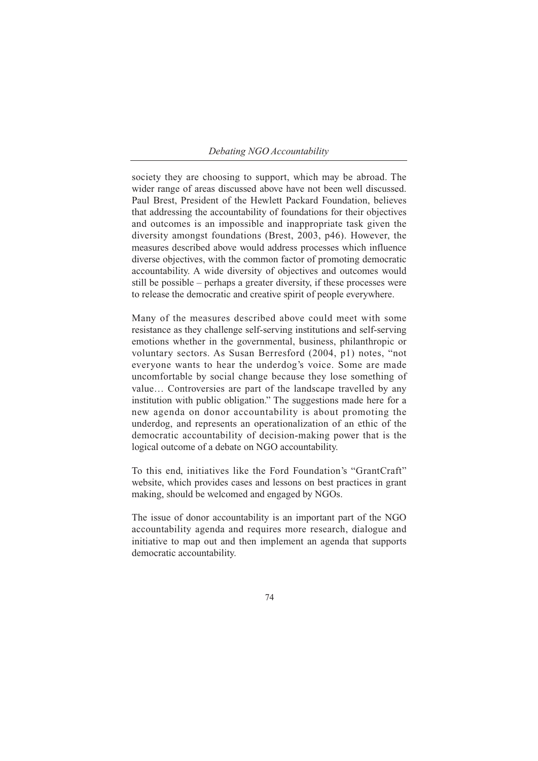society they are choosing to support, which may be abroad. The wider range of areas discussed above have not been well discussed. Paul Brest, President of the Hewlett Packard Foundation, believes that addressing the accountability of foundations for their objectives and outcomes is an impossible and inappropriate task given the diversity amongst foundations (Brest, 2003, p46). However, the measures described above would address processes which influence diverse objectives, with the common factor of promoting democratic accountability. A wide diversity of objectives and outcomes would still be possible – perhaps a greater diversity, if these processes were to release the democratic and creative spirit of people everywhere.

Many of the measures described above could meet with some resistance as they challenge self-serving institutions and self-serving emotions whether in the governmental, business, philanthropic or voluntary sectors. As Susan Berresford (2004, p1) notes, "not everyone wants to hear the underdog's voice. Some are made uncomfortable by social change because they lose something of value… Controversies are part of the landscape travelled by any institution with public obligation." The suggestions made here for a new agenda on donor accountability is about promoting the underdog, and represents an operationalization of an ethic of the democratic accountability of decision-making power that is the logical outcome of a debate on NGO accountability.

To this end, initiatives like the Ford Foundation's "GrantCraft" website, which provides cases and lessons on best practices in grant making, should be welcomed and engaged by NGOs.

The issue of donor accountability is an important part of the NGO accountability agenda and requires more research, dialogue and initiative to map out and then implement an agenda that supports democratic accountability.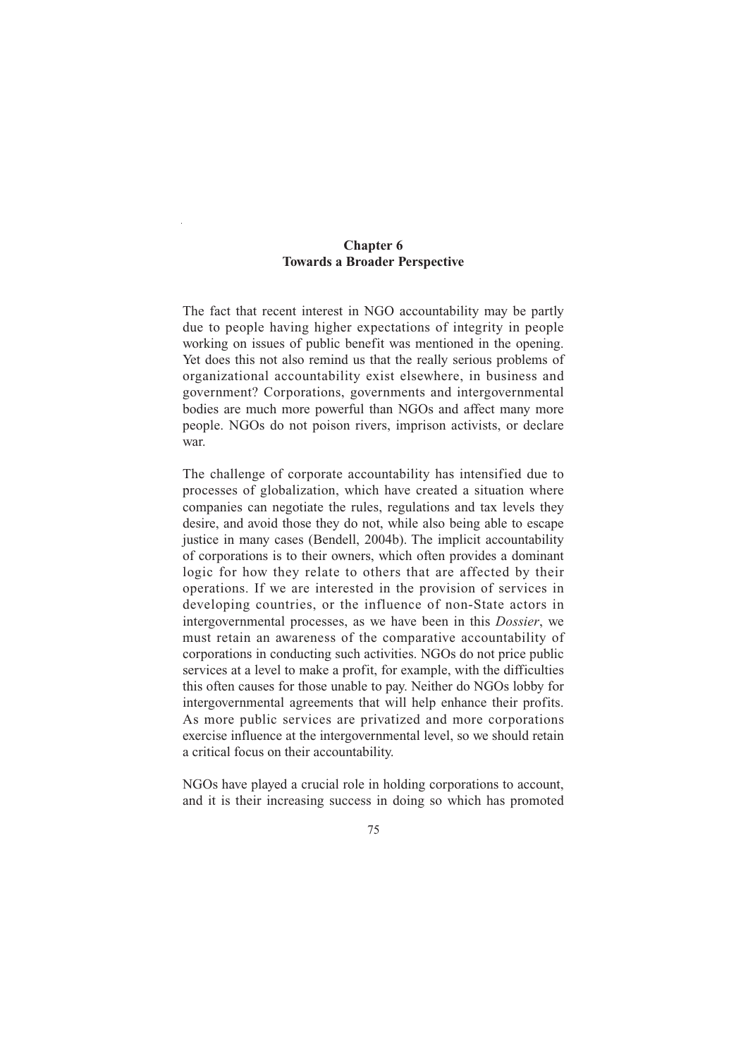# Chapter 6
## Towards a Broader Perspective

The fact that recent interest in NGO accountability may be partly due to people having higher expectations of integrity in people working on issues of public benefit was mentioned in the opening. Yet does this not also remind us that the really serious problems of organizational accountability exist elsewhere, in business and government? Corporations, governments and intergovernmental bodies are much more powerful than NGOs and affect many more people. NGOs do not poison rivers, imprison activists, or declare war.

The challenge of corporate accountability has intensified due to processes of globalization, which have created a situation where companies can negotiate the rules, regulations and tax levels they desire, and avoid those they do not, while also being able to escape justice in many cases (Bendell, 2004b). The implicit accountability of corporations is to their owners, which often provides a dominant logic for how they relate to others that are affected by their operations. If we are interested in the provision of services in developing countries, or the influence of non-State actors in intergovernmental processes, as we have been in this *Dossier*, we must retain an awareness of the comparative accountability of corporations in conducting such activities. NGOs do not price public services at a level to make a profit, for example, with the difficulties this often causes for those unable to pay. Neither do NGOs lobby for intergovernmental agreements that will help enhance their profits. As more public services are privatized and more corporations exercise influence at the intergovernmental level, so we should retain a critical focus on their accountability.

NGOs have played a crucial role in holding corporations to account, and it is their increasing success in doing so which has promoted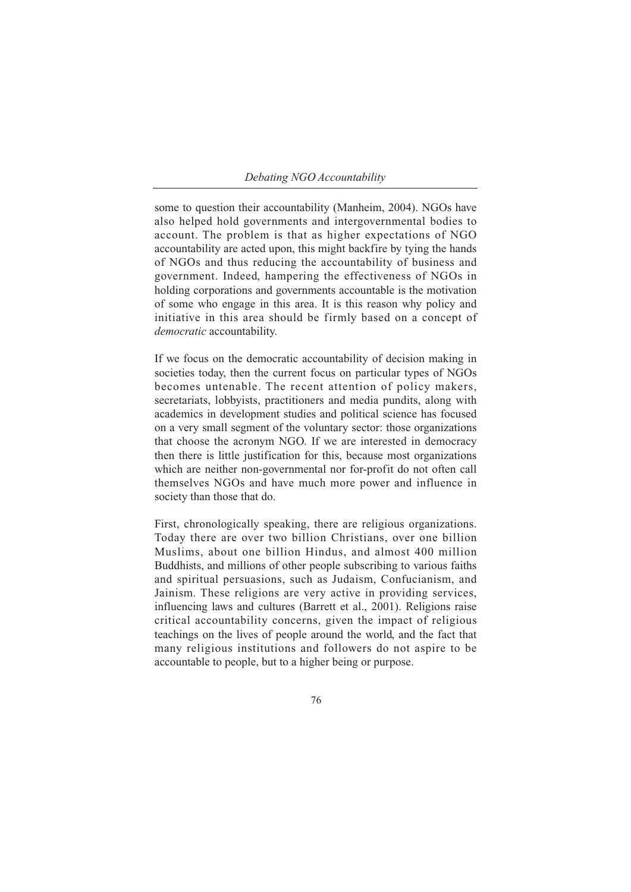some to question their accountability (Manheim, 2004). NGOs have also helped hold governments and intergovernmental bodies to account. The problem is that as higher expectations of NGO accountability are acted upon, this might backfire by tying the hands of NGOs and thus reducing the accountability of business and government. Indeed, hampering the effectiveness of NGOs in holding corporations and governments accountable is the motivation of some who engage in this area. It is this reason why policy and initiative in this area should be firmly based on a concept of *democratic* accountability.

If we focus on the democratic accountability of decision making in societies today, then the current focus on particular types of NGOs becomes untenable. The recent attention of policy makers, secretariats, lobbyists, practitioners and media pundits, along with academics in development studies and political science has focused on a very small segment of the voluntary sector: those organizations that choose the acronym NGO. If we are interested in democracy then there is little justification for this, because most organizations which are neither non-governmental nor for-profit do not often call themselves NGOs and have much more power and influence in society than those that do.

First, chronologically speaking, there are religious organizations. Today there are over two billion Christians, over one billion Muslims, about one billion Hindus, and almost 400 million Buddhists, and millions of other people subscribing to various faiths and spiritual persuasions, such as Judaism, Confucianism, and Jainism. These religions are very active in providing services, influencing laws and cultures (Barrett et al., 2001). Religions raise critical accountability concerns, given the impact of religious teachings on the lives of people around the world, and the fact that many religious institutions and followers do not aspire to be accountable to people, but to a higher being or purpose.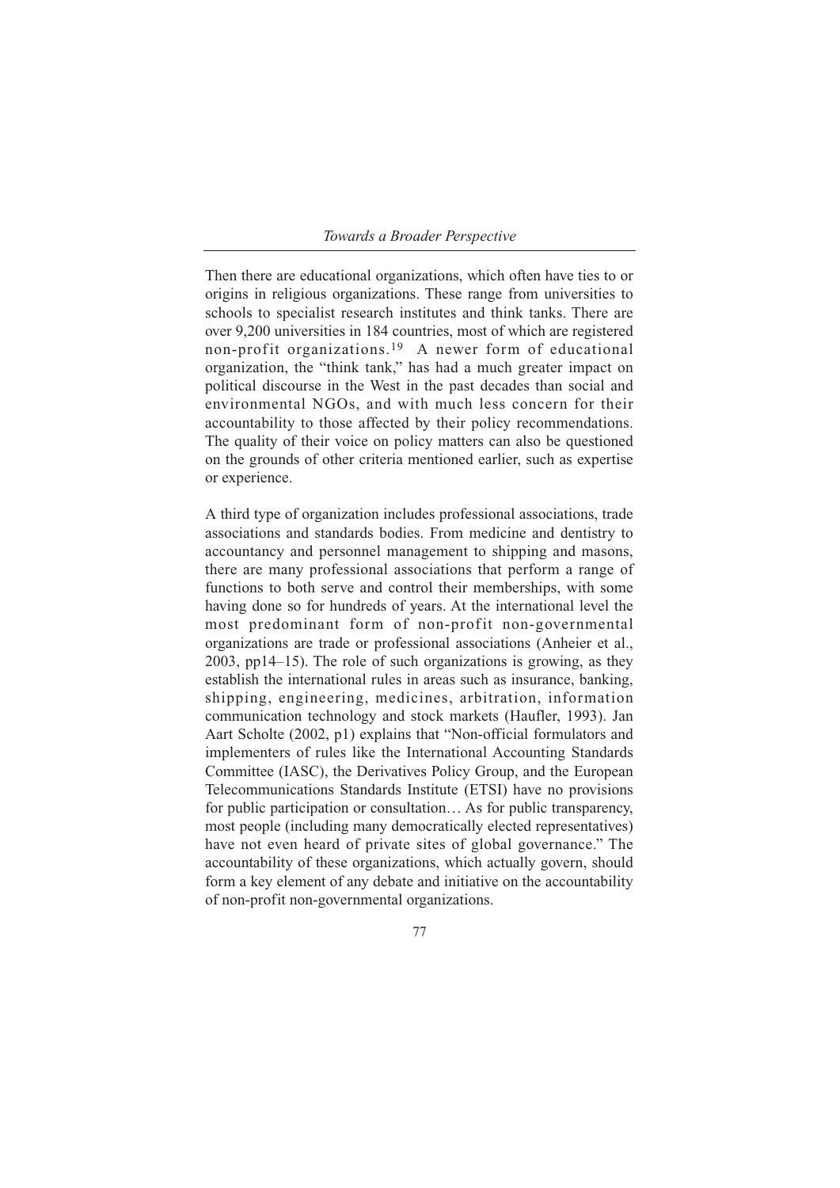Then there are educational organizations, which often have ties to or origins in religious organizations. These range from universities to schools to specialist research institutes and think tanks. There are over 9,200 universities in 184 countries, most of which are registered non-profit organizations.[19] A newer form of educational organization, the "think tank," has had a much greater impact on political discourse in the West in the past decades than social and environmental NGOs, and with much less concern for their accountability to those affected by their policy recommendations. The quality of their voice on policy matters can also be questioned on the grounds of other criteria mentioned earlier, such as expertise or experience.

A third type of organization includes professional associations, trade associations and standards bodies. From medicine and dentistry to accountancy and personnel management to shipping and masons, there are many professional associations that perform a range of functions to both serve and control their memberships, with some having done so for hundreds of years. At the international level the most predominant form of non-profit non-governmental organizations are trade or professional associations (Anheier et al., 2003, pp14–15). The role of such organizations is growing, as they establish the international rules in areas such as insurance, banking, shipping, engineering, medicines, arbitration, information communication technology and stock markets (Haufler, 1993). Jan Aart Scholte (2002, p1) explains that "Non-official formulators and implementers of rules like the International Accounting Standards Committee (IASC), the Derivatives Policy Group, and the European Telecommunications Standards Institute (ETSI) have no provisions for public participation or consultation… As for public transparency, most people (including many democratically elected representatives) have not even heard of private sites of global governance." The accountability of these organizations, which actually govern, should form a key element of any debate and initiative on the accountability of non-profit non-governmental organizations.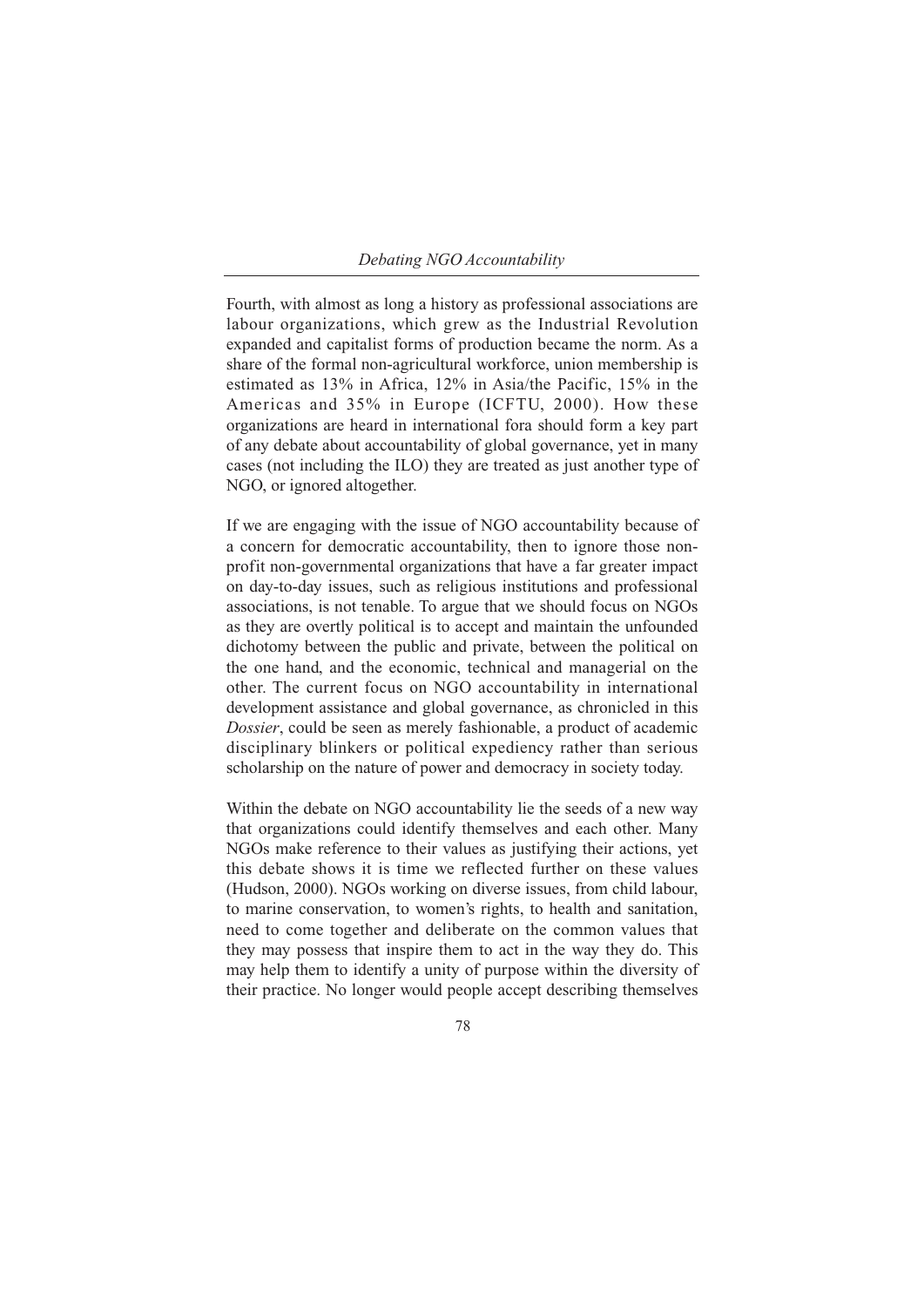Fourth, with almost as long a history as professional associations are labour organizations, which grew as the Industrial Revolution expanded and capitalist forms of production became the norm. As a share of the formal non-agricultural workforce, union membership is estimated as 13% in Africa, 12% in Asia/the Pacific, 15% in the Americas and 35% in Europe (ICFTU, 2000). How these organizations are heard in international fora should form a key part of any debate about accountability of global governance, yet in many cases (not including the ILO) they are treated as just another type of NGO, or ignored altogether.

If we are engaging with the issue of NGO accountability because of a concern for democratic accountability, then to ignore those non-profit non-governmental organizations that have a far greater impact on day-to-day issues, such as religious institutions and professional associations, is not tenable. To argue that we should focus on NGOs as they are overtly political is to accept and maintain the unfounded dichotomy between the public and private, between the political on the one hand, and the economic, technical and managerial on the other. The current focus on NGO accountability in international development assistance and global governance, as chronicled in this *Dossier*, could be seen as merely fashionable, a product of academic disciplinary blinkers or political expediency rather than serious scholarship on the nature of power and democracy in society today.

Within the debate on NGO accountability lie the seeds of a new way that organizations could identify themselves and each other. Many NGOs make reference to their values as justifying their actions, yet this debate shows it is time we reflected further on these values (Hudson, 2000). NGOs working on diverse issues, from child labour, to marine conservation, to women's rights, to health and sanitation, need to come together and deliberate on the common values that they may possess that inspire them to act in the way they do. This may help them to identify a unity of purpose within the diversity of their practice. No longer would people accept describing themselves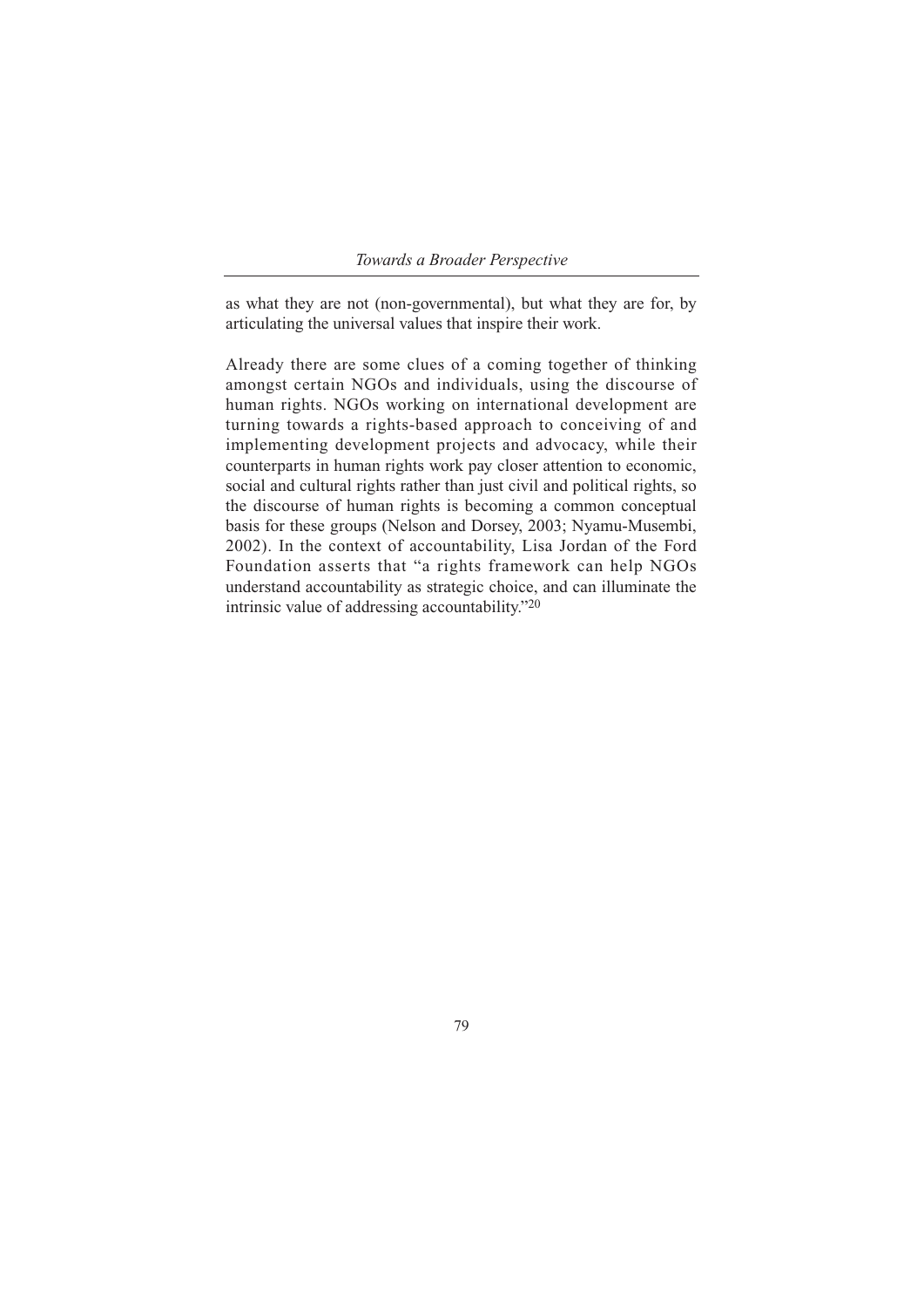as what they are not (non-governmental), but what they are for, by articulating the universal values that inspire their work.

Already there are some clues of a coming together of thinking amongst certain NGOs and individuals, using the discourse of human rights. NGOs working on international development are turning towards a rights-based approach to conceiving of and implementing development projects and advocacy, while their counterparts in human rights work pay closer attention to economic, social and cultural rights rather than just civil and political rights, so the discourse of human rights is becoming a common conceptual basis for these groups (Nelson and Dorsey, 2003; Nyamu-Musembi, 2002). In the context of accountability, Lisa Jordan of the Ford Foundation asserts that "a rights framework can help NGOs understand accountability as strategic choice, and can illuminate the intrinsic value of addressing accountability."[20]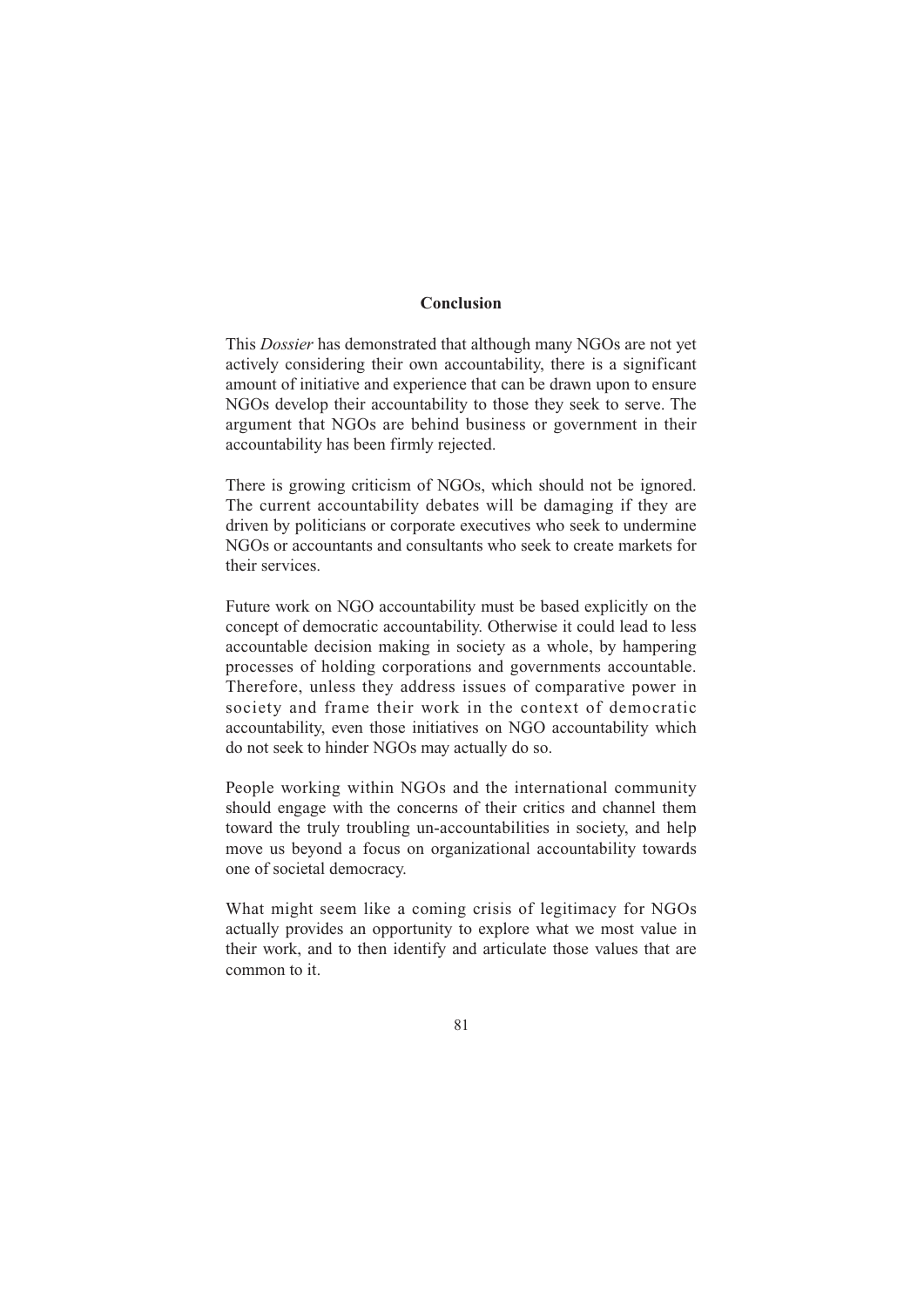## Conclusion

This *Dossier* has demonstrated that although many NGOs are not yet actively considering their own accountability, there is a significant amount of initiative and experience that can be drawn upon to ensure NGOs develop their accountability to those they seek to serve. The argument that NGOs are behind business or government in their accountability has been firmly rejected.

There is growing criticism of NGOs, which should not be ignored. The current accountability debates will be damaging if they are driven by politicians or corporate executives who seek to undermine NGOs or accountants and consultants who seek to create markets for their services.

Future work on NGO accountability must be based explicitly on the concept of democratic accountability. Otherwise it could lead to less accountable decision making in society as a whole, by hampering processes of holding corporations and governments accountable. Therefore, unless they address issues of comparative power in society and frame their work in the context of democratic accountability, even those initiatives on NGO accountability which do not seek to hinder NGOs may actually do so.

People working within NGOs and the international community should engage with the concerns of their critics and channel them toward the truly troubling un-accountabilities in society, and help move us beyond a focus on organizational accountability towards one of societal democracy.

What might seem like a coming crisis of legitimacy for NGOs actually provides an opportunity to explore what we most value in their work, and to then identify and articulate those values that are common to it.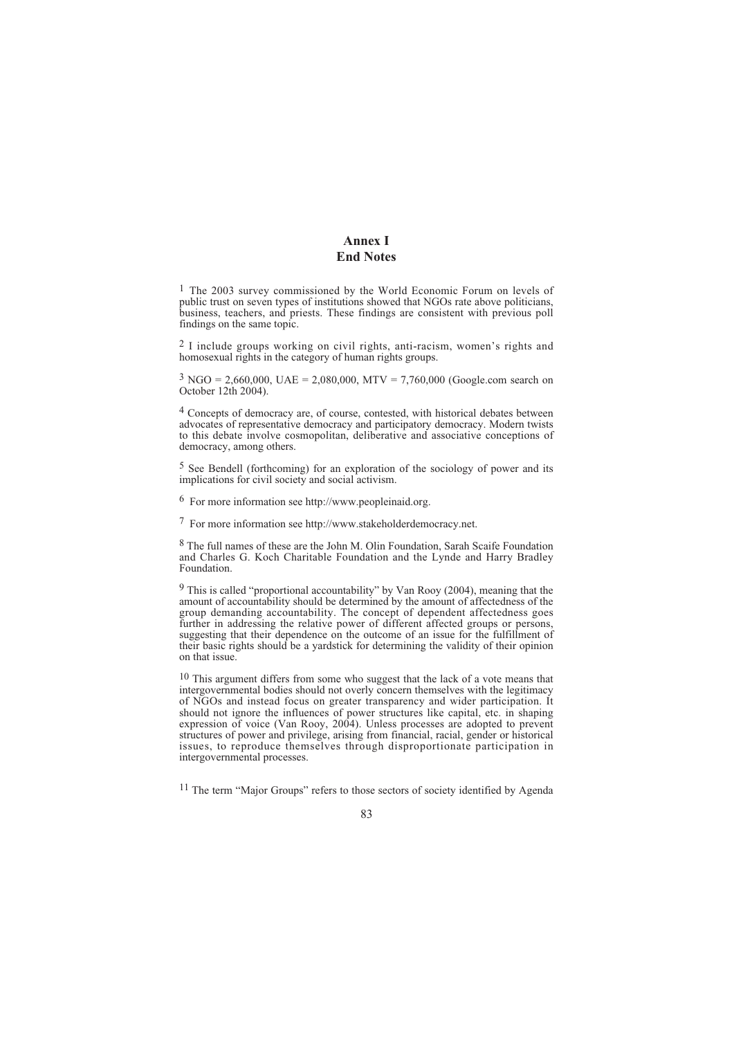# Annex I
## End Notes

1 The 2003 survey commissioned by the World Economic Forum on levels of public trust on seven types of institutions showed that NGOs rate above politicians, business, teachers, and priests. These findings are consistent with previous poll findings on the same topic.

2 I include groups working on civil rights, anti-racism, women's rights and homosexual rights in the category of human rights groups.

3 NGO = 2,660,000, UAE = 2,080,000, MTV = 7,760,000 (Google.com search on October 12th 2004).

4 Concepts of democracy are, of course, contested, with historical debates between advocates of representative democracy and participatory democracy. Modern twists to this debate involve cosmopolitan, deliberative and associative conceptions of democracy, among others.

5 See Bendell (forthcoming) for an exploration of the sociology of power and its implications for civil society and social activism.

6 For more information see http://www.peopleinaid.org.

7 For more information see http://www.stakeholderdemocracy.net.

8 The full names of these are the John M. Olin Foundation, Sarah Scaife Foundation and Charles G. Koch Charitable Foundation and the Lynde and Harry Bradley Foundation.

9 This is called "proportional accountability" by Van Rooy (2004), meaning that the amount of accountability should be determined by the amount of affectedness of the group demanding accountability. The concept of dependent affectedness goes further in addressing the relative power of different affected groups or persons, suggesting that their dependence on the outcome of an issue for the fulfillment of their basic rights should be a yardstick for determining the validity of their opinion on that issue.

10 This argument differs from some who suggest that the lack of a vote means that intergovernmental bodies should not overly concern themselves with the legitimacy of NGOs and instead focus on greater transparency and wider participation. It should not ignore the influences of power structures like capital, etc. in shaping expression of voice (Van Rooy, 2004). Unless processes are adopted to prevent structures of power and privilege, arising from financial, racial, gender or historical issues, to reproduce themselves through disproportionate participation in intergovernmental processes.

11 The term "Major Groups" refers to those sectors of society identified by Agenda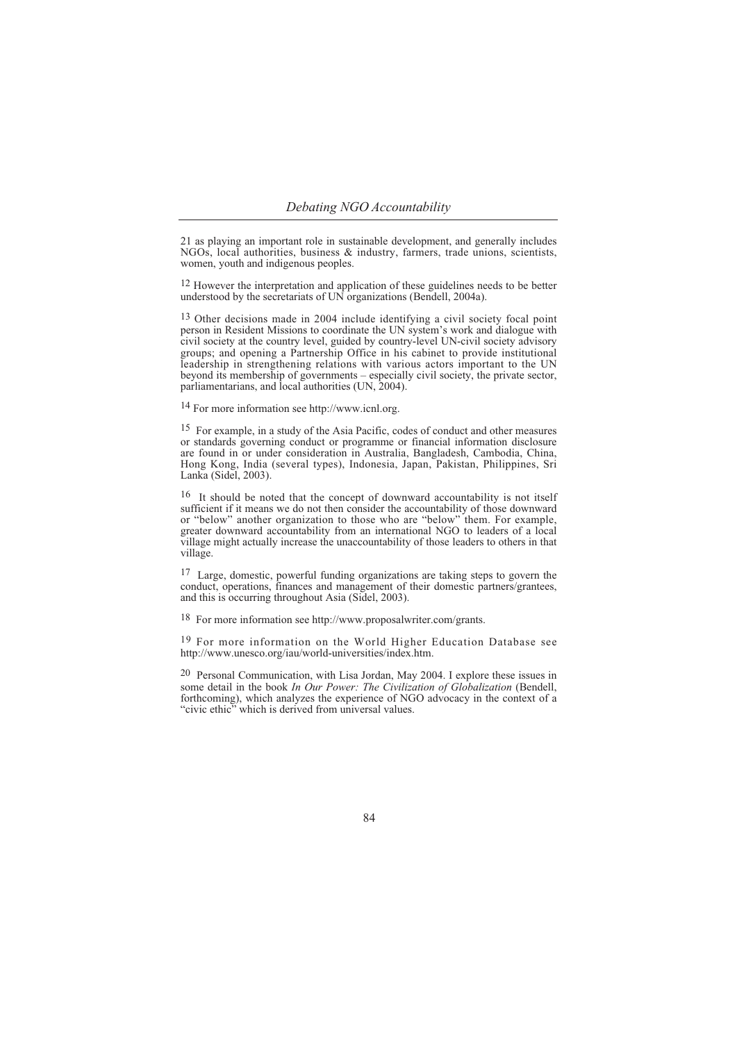21 as playing an important role in sustainable development, and generally includes NGOs, local authorities, business & industry, farmers, trade unions, scientists, women, youth and indigenous peoples.

[12] However the interpretation and application of these guidelines needs to be better understood by the secretariats of UN organizations (Bendell, 2004a).

[13] Other decisions made in 2004 include identifying a civil society focal point person in Resident Missions to coordinate the UN system's work and dialogue with civil society at the country level, guided by country-level UN-civil society advisory groups; and opening a Partnership Office in his cabinet to provide institutional leadership in strengthening relations with various actors important to the UN beyond its membership of governments – especially civil society, the private sector, parliamentarians, and local authorities (UN, 2004).

[14] For more information see http://www.icnl.org.

[15] For example, in a study of the Asia Pacific, codes of conduct and other measures or standards governing conduct or programme or financial information disclosure are found in or under consideration in Australia, Bangladesh, Cambodia, China, Hong Kong, India (several types), Indonesia, Japan, Pakistan, Philippines, Sri Lanka (Sidel, 2003).

[16] It should be noted that the concept of downward accountability is not itself sufficient if it means we do not then consider the accountability of those downward or "below" another organization to those who are "below" them. For example, greater downward accountability from an international NGO to leaders of a local village might actually increase the unaccountability of those leaders to others in that village.

[17] Large, domestic, powerful funding organizations are taking steps to govern the conduct, operations, finances and management of their domestic partners/grantees, and this is occurring throughout Asia (Sidel, 2003).

[18] For more information see http://www.proposalwriter.com/grants.

[19] For more information on the World Higher Education Database see http://www.unesco.org/iau/world-universities/index.htm.

[20] Personal Communication, with Lisa Jordan, May 2004. I explore these issues in some detail in the book *In Our Power: The Civilization of Globalization* (Bendell, forthcoming), which analyzes the experience of NGO advocacy in the context of a "civic ethic" which is derived from universal values.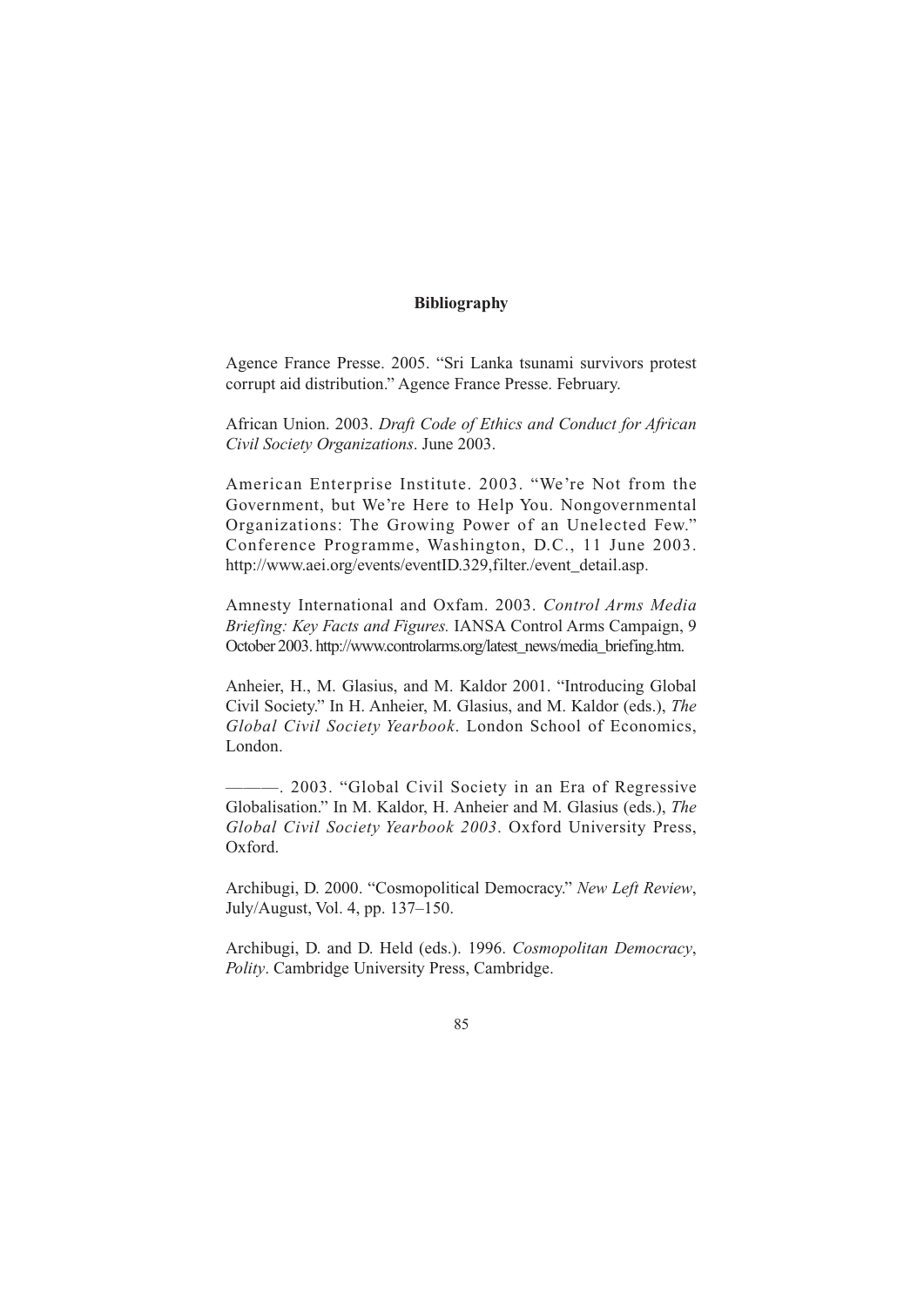# Bibliography

Agence France Presse. 2005. "Sri Lanka tsunami survivors protest corrupt aid distribution." Agence France Presse. February.

African Union. 2003. *Draft Code of Ethics and Conduct for African Civil Society Organizations*. June 2003.

American Enterprise Institute. 2003. "We're Not from the Government, but We're Here to Help You. Nongovernmental Organizations: The Growing Power of an Unelected Few." Conference Programme, Washington, D.C., 11 June 2003. http://www.aei.org/events/eventID.329,filter./event_detail.asp.

Amnesty International and Oxfam. 2003. *Control Arms Media Briefing: Key Facts and Figures.* IANSA Control Arms Campaign, 9 October 2003. http://www.controlarms.org/latest_news/media_briefing.htm.

Anheier, H., M. Glasius, and M. Kaldor 2001. "Introducing Global Civil Society." In H. Anheier, M. Glasius, and M. Kaldor (eds.), *The Global Civil Society Yearbook*. London School of Economics, London.

———. 2003. "Global Civil Society in an Era of Regressive Globalisation." In M. Kaldor, H. Anheier and M. Glasius (eds.), *The Global Civil Society Yearbook 2003*. Oxford University Press, Oxford.

Archibugi, D. 2000. "Cosmopolitical Democracy." *New Left Review*, July/August, Vol. 4, pp. 137–150.

Archibugi, D. and D. Held (eds.). 1996. *Cosmopolitan Democracy*, *Polity*. Cambridge University Press, Cambridge.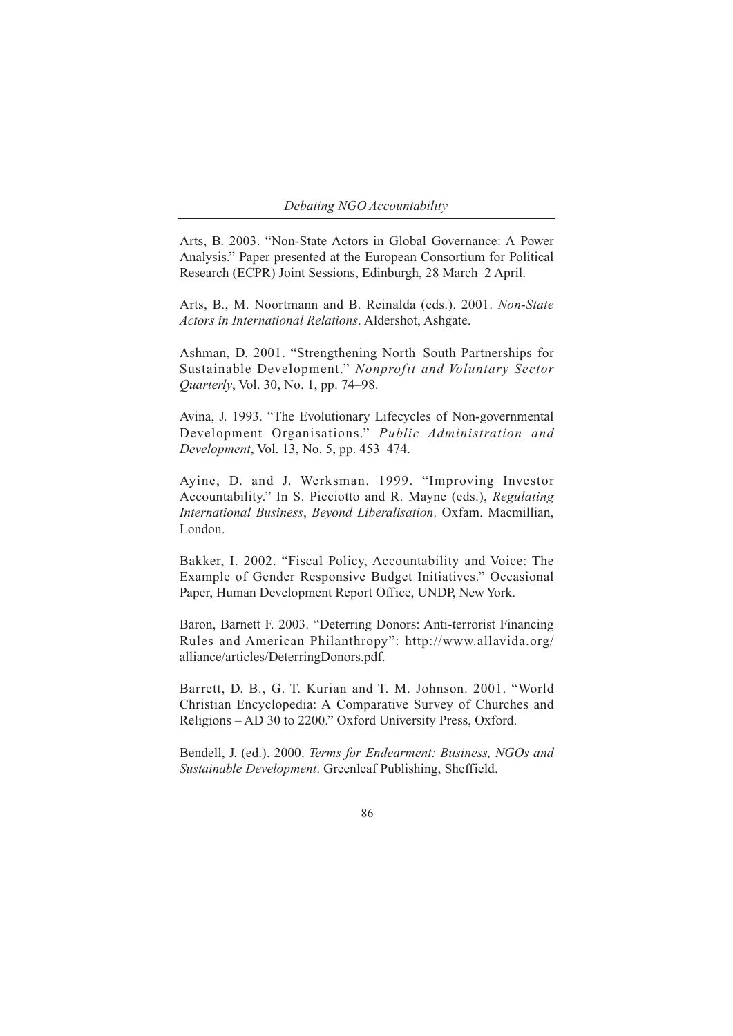Arts, B. 2003. "Non-State Actors in Global Governance: A Power Analysis." Paper presented at the European Consortium for Political Research (ECPR) Joint Sessions, Edinburgh, 28 March–2 April.

Arts, B., M. Noortmann and B. Reinalda (eds.). 2001. *Non-State Actors in International Relations*. Aldershot, Ashgate.

Ashman, D. 2001. "Strengthening North–South Partnerships for Sustainable Development." *Nonprofit and Voluntary Sector Quarterly*, Vol. 30, No. 1, pp. 74–98.

Avina, J. 1993. "The Evolutionary Lifecycles of Non-governmental Development Organisations." *Public Administration and Development*, Vol. 13, No. 5, pp. 453–474.

Ayine, D. and J. Werksman. 1999. "Improving Investor Accountability." In S. Picciotto and R. Mayne (eds.), *Regulating International Business*, *Beyond Liberalisation*. Oxfam. Macmillian, London.

Bakker, I. 2002. "Fiscal Policy, Accountability and Voice: The Example of Gender Responsive Budget Initiatives." Occasional Paper, Human Development Report Office, UNDP, New York.

Baron, Barnett F. 2003. "Deterring Donors: Anti-terrorist Financing Rules and American Philanthropy": http://www.allavida.org/alliance/articles/DeterringDonors.pdf.

Barrett, D. B., G. T. Kurian and T. M. Johnson. 2001. "World Christian Encyclopedia: A Comparative Survey of Churches and Religions – AD 30 to 2200." Oxford University Press, Oxford.

Bendell, J. (ed.). 2000. *Terms for Endearment: Business, NGOs and Sustainable Development*. Greenleaf Publishing, Sheffield.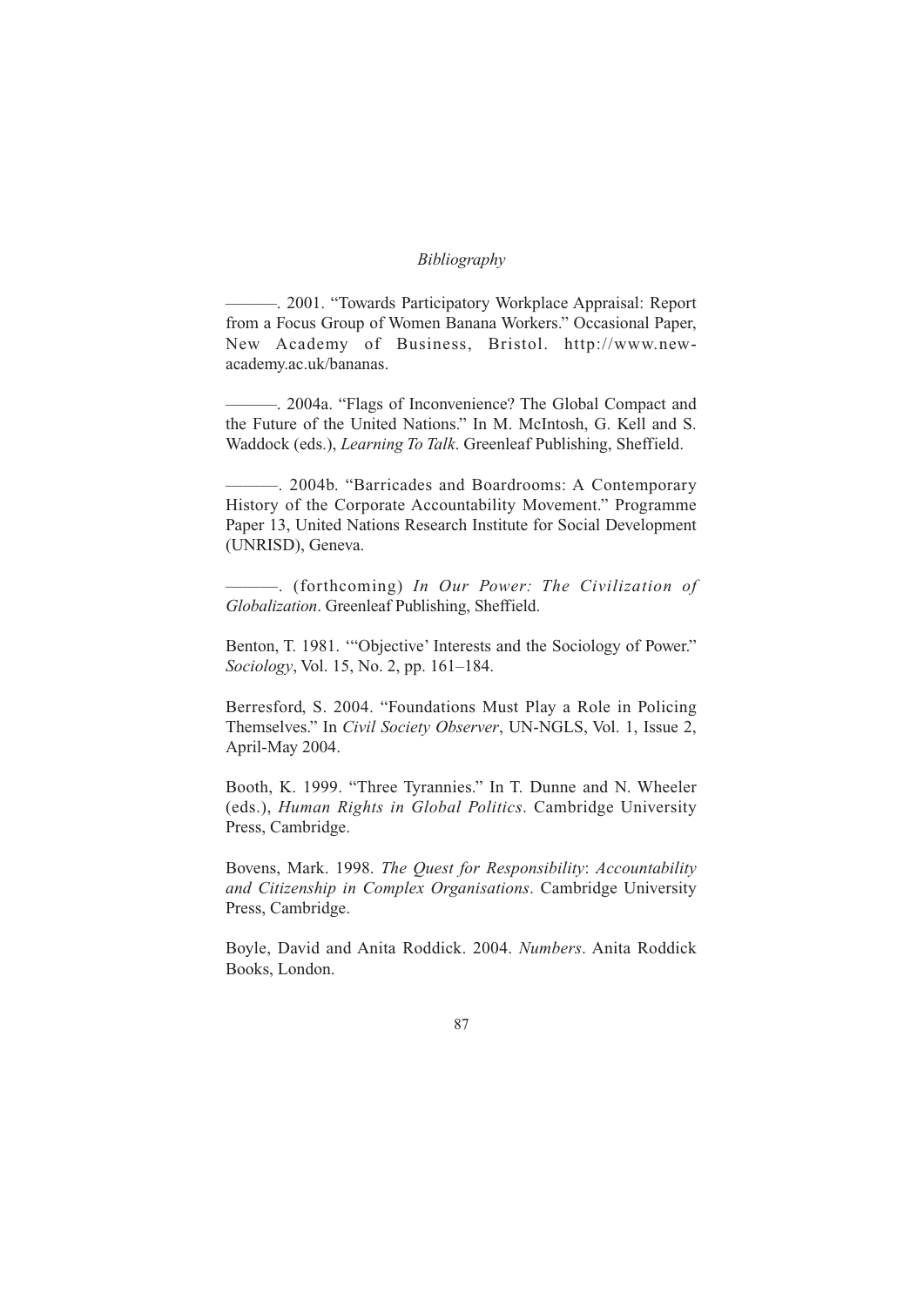———. 2001. "Towards Participatory Workplace Appraisal: Report from a Focus Group of Women Banana Workers." Occasional Paper, New Academy of Business, Bristol. http://www.new-academy.ac.uk/bananas.

———. 2004a. "Flags of Inconvenience? The Global Compact and the Future of the United Nations." In M. McIntosh, G. Kell and S. Waddock (eds.), *Learning To Talk*. Greenleaf Publishing, Sheffield.

———. 2004b. "Barricades and Boardrooms: A Contemporary History of the Corporate Accountability Movement." Programme Paper 13, United Nations Research Institute for Social Development (UNRISD), Geneva.

———. (forthcoming) *In Our Power: The Civilization of Globalization*. Greenleaf Publishing, Sheffield.

Benton, T. 1981. '"Objective' Interests and the Sociology of Power." *Sociology*, Vol. 15, No. 2, pp. 161–184.

Berresford, S. 2004. "Foundations Must Play a Role in Policing Themselves." In *Civil Society Observer*, UN-NGLS, Vol. 1, Issue 2, April-May 2004.

Booth, K. 1999. "Three Tyrannies." In T. Dunne and N. Wheeler (eds.), *Human Rights in Global Politics*. Cambridge University Press, Cambridge.

Bovens, Mark. 1998. *The Quest for Responsibility*: *Accountability and Citizenship in Complex Organisations*. Cambridge University Press, Cambridge.

Boyle, David and Anita Roddick. 2004. *Numbers*. Anita Roddick Books, London.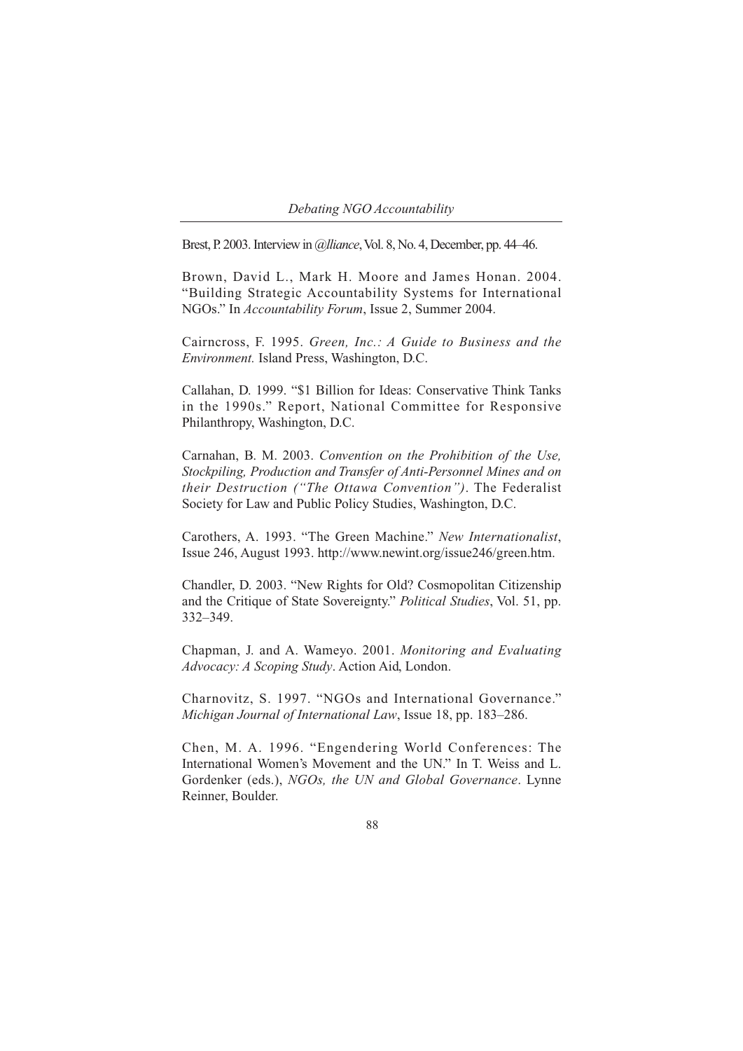Brest, P. 2003. Interview in *@lliance*, Vol. 8, No. 4, December, pp. 44–46.

Brown, David L., Mark H. Moore and James Honan. 2004. "Building Strategic Accountability Systems for International NGOs." In *Accountability Forum*, Issue 2, Summer 2004.

Cairncross, F. 1995. *Green, Inc.: A Guide to Business and the Environment.* Island Press, Washington, D.C.

Callahan, D. 1999. "$1 Billion for Ideas: Conservative Think Tanks in the 1990s." Report, National Committee for Responsive Philanthropy, Washington, D.C.

Carnahan, B. M. 2003. *Convention on the Prohibition of the Use, Stockpiling, Production and Transfer of Anti-Personnel Mines and on their Destruction ("The Ottawa Convention")*. The Federalist Society for Law and Public Policy Studies, Washington, D.C.

Carothers, A. 1993. "The Green Machine." *New Internationalist*, Issue 246, August 1993. http://www.newint.org/issue246/green.htm.

Chandler, D. 2003. "New Rights for Old? Cosmopolitan Citizenship and the Critique of State Sovereignty." *Political Studies*, Vol. 51, pp. 332–349.

Chapman, J. and A. Wameyo. 2001. *Monitoring and Evaluating Advocacy: A Scoping Study*. Action Aid, London.

Charnovitz, S. 1997. "NGOs and International Governance." *Michigan Journal of International Law*, Issue 18, pp. 183–286.

Chen, M. A. 1996. "Engendering World Conferences: The International Women's Movement and the UN." In T. Weiss and L. Gordenker (eds.), *NGOs, the UN and Global Governance*. Lynne Reinner, Boulder.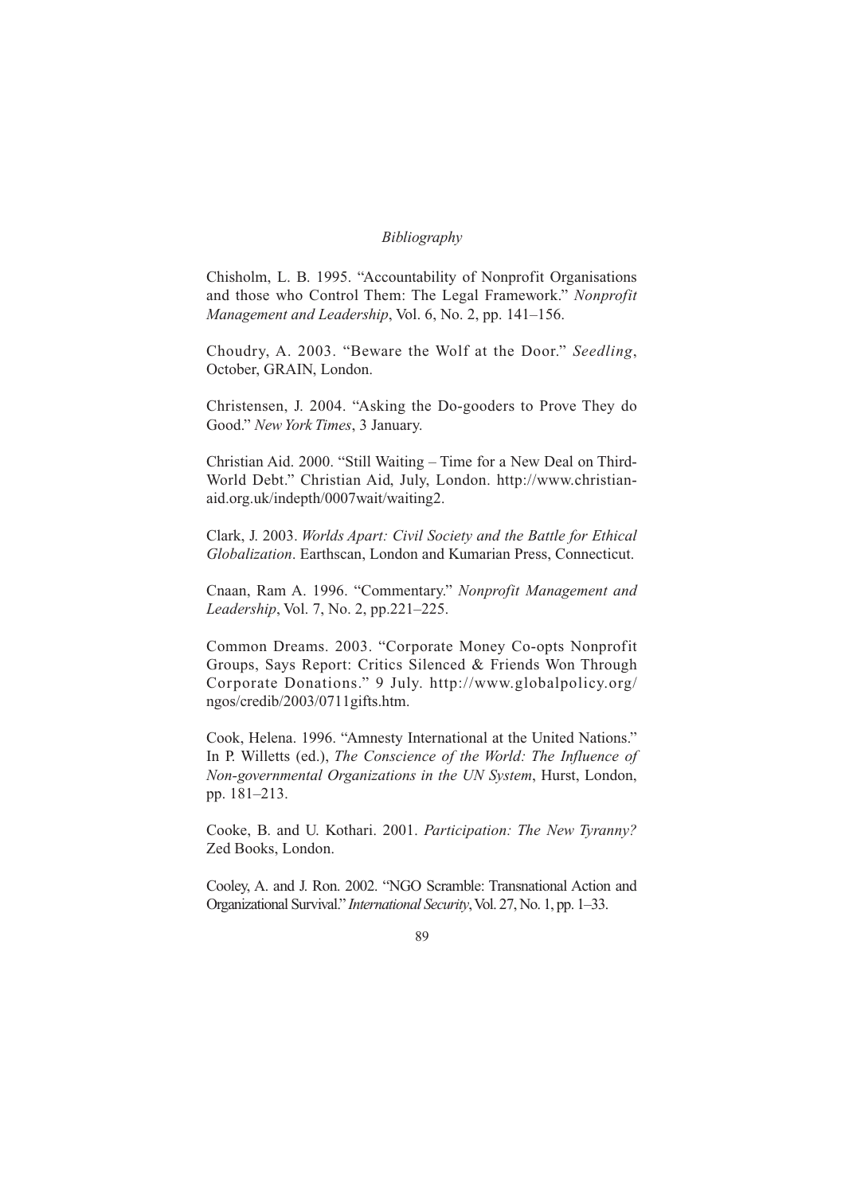Chisholm, L. B. 1995. "Accountability of Nonprofit Organisations and those who Control Them: The Legal Framework." *Nonprofit Management and Leadership*, Vol. 6, No. 2, pp. 141–156.

Choudry, A. 2003. "Beware the Wolf at the Door." *Seedling*, October, GRAIN, London.

Christensen, J. 2004. "Asking the Do-gooders to Prove They do Good." *New York Times*, 3 January.

Christian Aid. 2000. "Still Waiting – Time for a New Deal on Third-World Debt." Christian Aid, July, London. http://www.christian-aid.org.uk/indepth/0007wait/waiting2.

Clark, J. 2003. *Worlds Apart: Civil Society and the Battle for Ethical Globalization*. Earthscan, London and Kumarian Press, Connecticut.

Cnaan, Ram A. 1996. "Commentary." *Nonprofit Management and Leadership*, Vol. 7, No. 2, pp.221–225.

Common Dreams. 2003. "Corporate Money Co-opts Nonprofit Groups, Says Report: Critics Silenced & Friends Won Through Corporate Donations." 9 July. http://www.globalpolicy.org/ngos/credib/2003/0711gifts.htm.

Cook, Helena. 1996. "Amnesty International at the United Nations." In P. Willetts (ed.), *The Conscience of the World: The Influence of Non-governmental Organizations in the UN System*, Hurst, London, pp. 181–213.

Cooke, B. and U. Kothari. 2001. *Participation: The New Tyranny?* Zed Books, London.

Cooley, A. and J. Ron. 2002. "NGO Scramble: Transnational Action and Organizational Survival." *International Security*, Vol. 27, No. 1, pp. 1–33.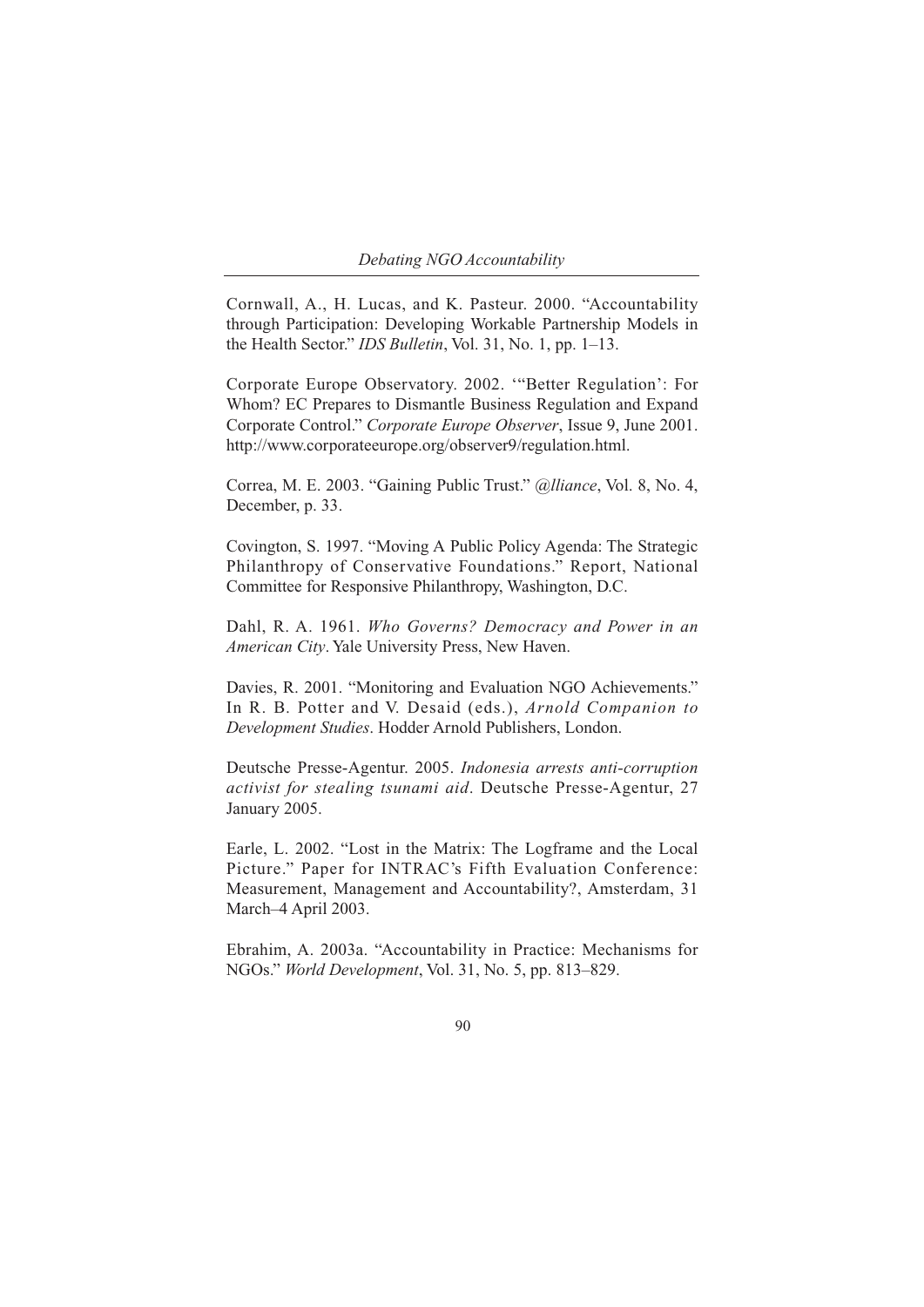Cornwall, A., H. Lucas, and K. Pasteur. 2000. "Accountability through Participation: Developing Workable Partnership Models in the Health Sector." *IDS Bulletin*, Vol. 31, No. 1, pp. 1–13.

Corporate Europe Observatory. 2002. '"Better Regulation': For Whom? EC Prepares to Dismantle Business Regulation and Expand Corporate Control." *Corporate Europe Observer*, Issue 9, June 2001. http://www.corporateeurope.org/observer9/regulation.html.

Correa, M. E. 2003. "Gaining Public Trust." *@lliance*, Vol. 8, No. 4, December, p. 33.

Covington, S. 1997. "Moving A Public Policy Agenda: The Strategic Philanthropy of Conservative Foundations." Report, National Committee for Responsive Philanthropy, Washington, D.C.

Dahl, R. A. 1961. *Who Governs? Democracy and Power in an American City*. Yale University Press, New Haven.

Davies, R. 2001. "Monitoring and Evaluation NGO Achievements." In R. B. Potter and V. Desaid (eds.), *Arnold Companion to Development Studies*. Hodder Arnold Publishers, London.

Deutsche Presse-Agentur. 2005. *Indonesia arrests anti-corruption activist for stealing tsunami aid*. Deutsche Presse-Agentur, 27 January 2005.

Earle, L. 2002. "Lost in the Matrix: The Logframe and the Local Picture." Paper for INTRAC's Fifth Evaluation Conference: Measurement, Management and Accountability?, Amsterdam, 31 March–4 April 2003.

Ebrahim, A. 2003a. "Accountability in Practice: Mechanisms for NGOs." *World Development*, Vol. 31, No. 5, pp. 813–829.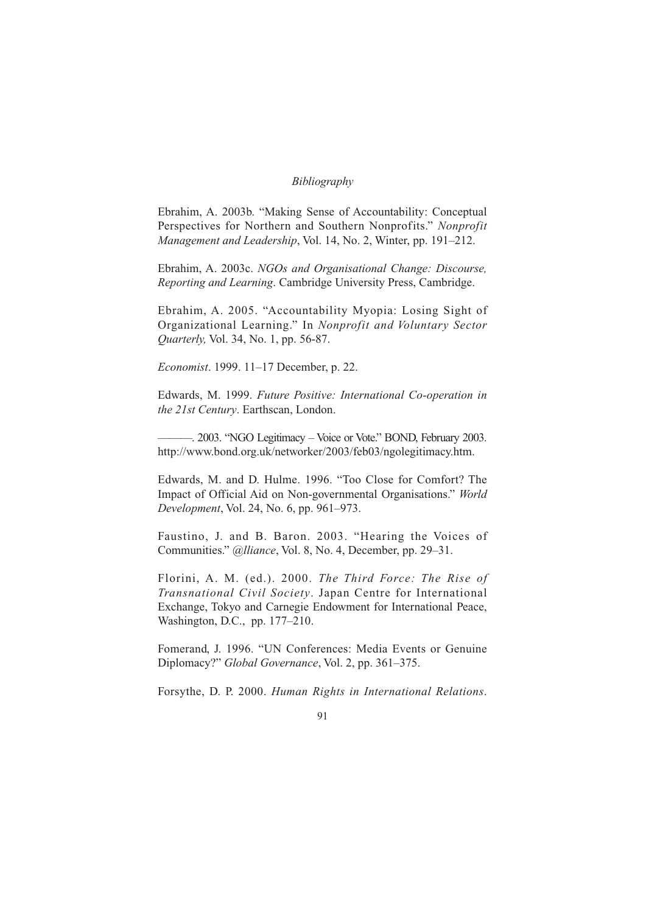Ebrahim, A. 2003b. "Making Sense of Accountability: Conceptual Perspectives for Northern and Southern Nonprofits." *Nonprofit Management and Leadership*, Vol. 14, No. 2, Winter, pp. 191–212.

Ebrahim, A. 2003c. *NGOs and Organisational Change: Discourse, Reporting and Learning*. Cambridge University Press, Cambridge.

Ebrahim, A. 2005. "Accountability Myopia: Losing Sight of Organizational Learning." In *Nonprofit and Voluntary Sector Quarterly,* Vol. 34, No. 1, pp. 56-87.

*Economist*. 1999. 11–17 December, p. 22.

Edwards, M. 1999. *Future Positive: International Co-operation in the 21st Century*. Earthscan, London.

———. 2003. "NGO Legitimacy – Voice or Vote." BOND, February 2003. http://www.bond.org.uk/networker/2003/feb03/ngolegitimacy.htm.

Edwards, M. and D. Hulme. 1996. "Too Close for Comfort? The Impact of Official Aid on Non-governmental Organisations." *World Development*, Vol. 24, No. 6, pp. 961–973.

Faustino, J. and B. Baron. 2003. "Hearing the Voices of Communities." *@lliance*, Vol. 8, No. 4, December, pp. 29–31.

Florini, A. M. (ed.). 2000. *The Third Force: The Rise of Transnational Civil Society*. Japan Centre for International Exchange, Tokyo and Carnegie Endowment for International Peace, Washington, D.C., pp. 177–210.

Fomerand, J. 1996. "UN Conferences: Media Events or Genuine Diplomacy?" *Global Governance*, Vol. 2, pp. 361–375.

Forsythe, D. P. 2000. *Human Rights in International Relations*.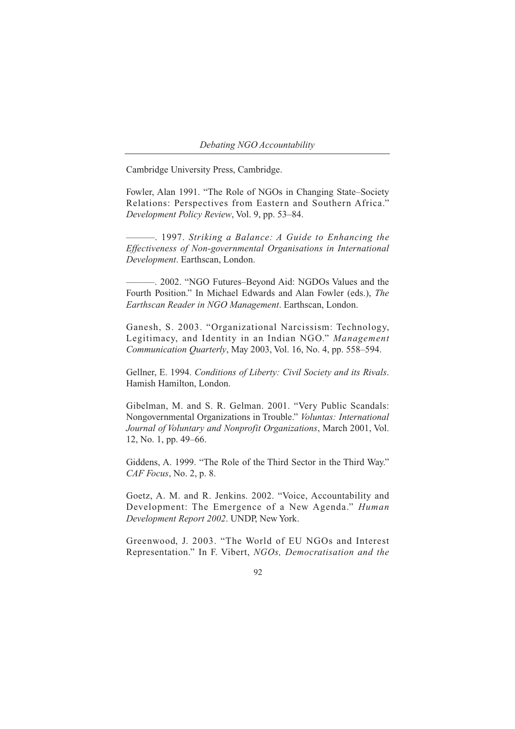Cambridge University Press, Cambridge.

Fowler, Alan 1991. "The Role of NGOs in Changing State–Society Relations: Perspectives from Eastern and Southern Africa." *Development Policy Review*, Vol. 9, pp. 53–84.

———. 1997. *Striking a Balance: A Guide to Enhancing the Effectiveness of Non-governmental Organisations in International Development*. Earthscan, London.

———. 2002. "NGO Futures–Beyond Aid: NGDOs Values and the Fourth Position." In Michael Edwards and Alan Fowler (eds.), *The Earthscan Reader in NGO Management*. Earthscan, London.

Ganesh, S. 2003. "Organizational Narcissism: Technology, Legitimacy, and Identity in an Indian NGO." *Management Communication Quarterly*, May 2003, Vol. 16, No. 4, pp. 558–594.

Gellner, E. 1994. *Conditions of Liberty: Civil Society and its Rivals*. Hamish Hamilton, London.

Gibelman, M. and S. R. Gelman. 2001. "Very Public Scandals: Nongovernmental Organizations in Trouble." *Voluntas: International Journal of Voluntary and Nonprofit Organizations*, March 2001, Vol. 12, No. 1, pp. 49–66.

Giddens, A. 1999. "The Role of the Third Sector in the Third Way." *CAF Focus*, No. 2, p. 8.

Goetz, A. M. and R. Jenkins. 2002. "Voice, Accountability and Development: The Emergence of a New Agenda." *Human Development Report 2002*. UNDP, New York.

Greenwood, J. 2003. "The World of EU NGOs and Interest Representation." In F. Vibert, *NGOs, Democratisation and the*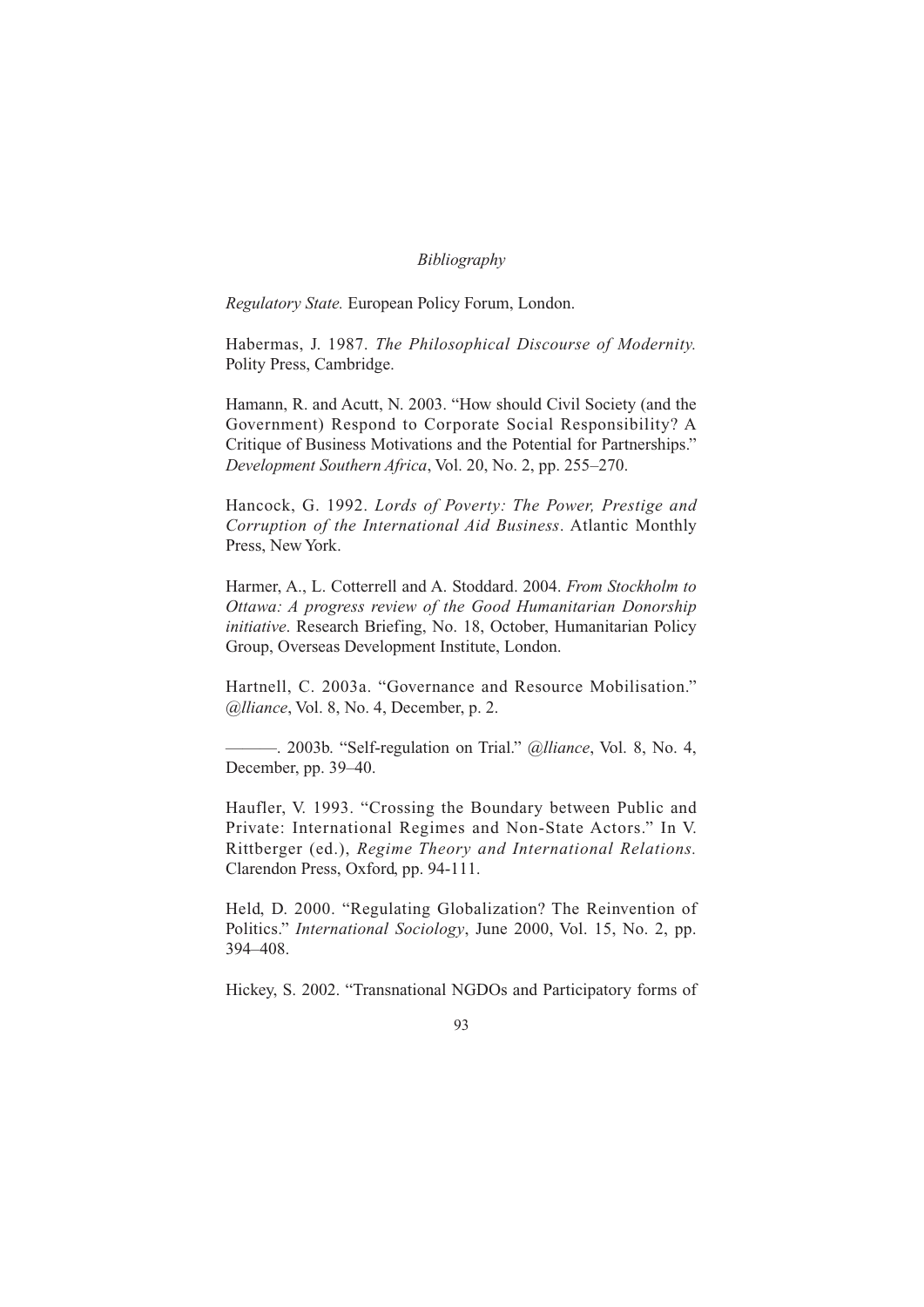*Regulatory State.* European Policy Forum, London.

Habermas, J. 1987. *The Philosophical Discourse of Modernity.* Polity Press, Cambridge.

Hamann, R. and Acutt, N. 2003. "How should Civil Society (and the Government) Respond to Corporate Social Responsibility? A Critique of Business Motivations and the Potential for Partnerships." *Development Southern Africa*, Vol. 20, No. 2, pp. 255–270.

Hancock, G. 1992. *Lords of Poverty: The Power, Prestige and Corruption of the International Aid Business*. Atlantic Monthly Press, New York.

Harmer, A., L. Cotterrell and A. Stoddard. 2004. *From Stockholm to Ottawa: A progress review of the Good Humanitarian Donorship initiative*. Research Briefing, No. 18, October, Humanitarian Policy Group, Overseas Development Institute, London.

Hartnell, C. 2003a. "Governance and Resource Mobilisation." *@lliance*, Vol. 8, No. 4, December, p. 2.

———. 2003b. "Self-regulation on Trial." *@lliance*, Vol. 8, No. 4, December, pp. 39–40.

Haufler, V. 1993. "Crossing the Boundary between Public and Private: International Regimes and Non-State Actors." In V. Rittberger (ed.), *Regime Theory and International Relations.* Clarendon Press, Oxford, pp. 94-111.

Held, D. 2000. "Regulating Globalization? The Reinvention of Politics." *International Sociology*, June 2000, Vol. 15, No. 2, pp. 394–408.

Hickey, S. 2002. "Transnational NGDOs and Participatory forms of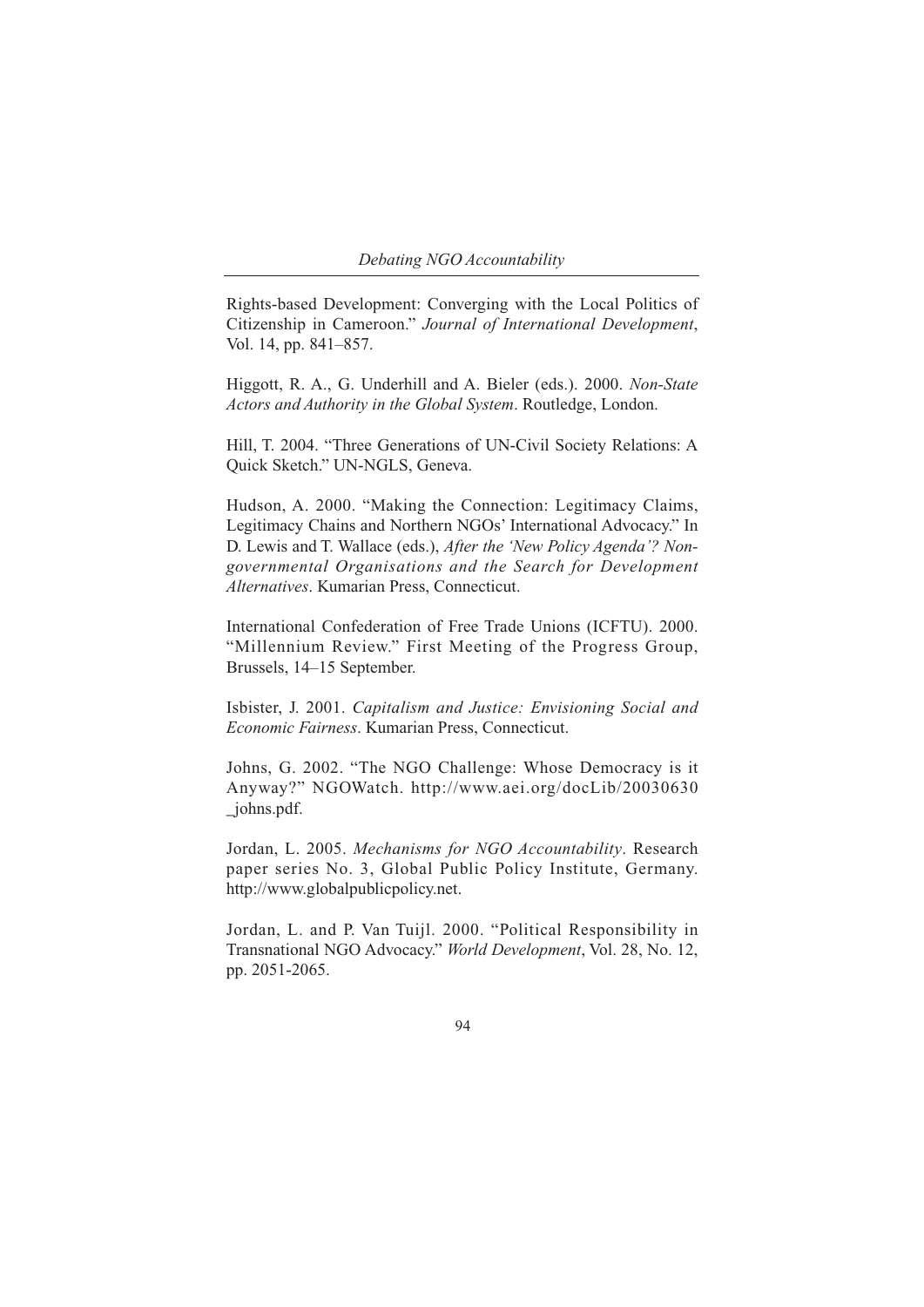Rights-based Development: Converging with the Local Politics of Citizenship in Cameroon." *Journal of International Development*, Vol. 14, pp. 841–857.

Higgott, R. A., G. Underhill and A. Bieler (eds.). 2000. *Non-State Actors and Authority in the Global System*. Routledge, London.

Hill, T. 2004. "Three Generations of UN-Civil Society Relations: A Quick Sketch." UN-NGLS, Geneva.

Hudson, A. 2000. "Making the Connection: Legitimacy Claims, Legitimacy Chains and Northern NGOs' International Advocacy." In D. Lewis and T. Wallace (eds.), *After the 'New Policy Agenda'? Non-governmental Organisations and the Search for Development Alternatives*. Kumarian Press, Connecticut.

International Confederation of Free Trade Unions (ICFTU). 2000. "Millennium Review." First Meeting of the Progress Group, Brussels, 14–15 September.

Isbister, J. 2001. *Capitalism and Justice: Envisioning Social and Economic Fairness*. Kumarian Press, Connecticut.

Johns, G. 2002. "The NGO Challenge: Whose Democracy is it Anyway?" NGOWatch. http://www.aei.org/docLib/20030630_johns.pdf.

Jordan, L. 2005. *Mechanisms for NGO Accountability*. Research paper series No. 3, Global Public Policy Institute, Germany. http://www.globalpublicpolicy.net.

Jordan, L. and P. Van Tuijl. 2000. "Political Responsibility in Transnational NGO Advocacy." *World Development*, Vol. 28, No. 12, pp. 2051-2065.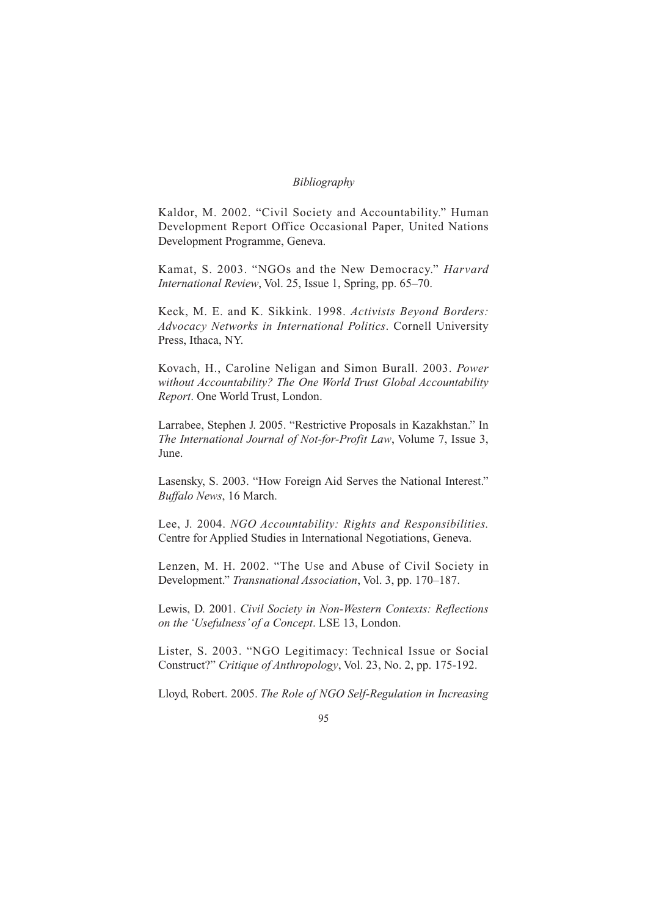Kaldor, M. 2002. "Civil Society and Accountability." Human Development Report Office Occasional Paper, United Nations Development Programme, Geneva.

Kamat, S. 2003. "NGOs and the New Democracy." *Harvard International Review*, Vol. 25, Issue 1, Spring, pp. 65–70.

Keck, M. E. and K. Sikkink. 1998. *Activists Beyond Borders: Advocacy Networks in International Politics*. Cornell University Press, Ithaca, NY.

Kovach, H., Caroline Neligan and Simon Burall. 2003. *Power without Accountability? The One World Trust Global Accountability Report*. One World Trust, London.

Larrabee, Stephen J. 2005. "Restrictive Proposals in Kazakhstan." In *The International Journal of Not-for-Profit Law*, Volume 7, Issue 3, June.

Lasensky, S. 2003. "How Foreign Aid Serves the National Interest." *Buffalo News*, 16 March.

Lee, J. 2004. *NGO Accountability: Rights and Responsibilities.* Centre for Applied Studies in International Negotiations, Geneva.

Lenzen, M. H. 2002. "The Use and Abuse of Civil Society in Development." *Transnational Association*, Vol. 3, pp. 170–187.

Lewis, D. 2001. *Civil Society in Non-Western Contexts: Reflections on the 'Usefulness' of a Concept*. LSE 13, London.

Lister, S. 2003. "NGO Legitimacy: Technical Issue or Social Construct?" *Critique of Anthropology*, Vol. 23, No. 2, pp. 175-192.

Lloyd, Robert. 2005. *The Role of NGO Self-Regulation in Increasing*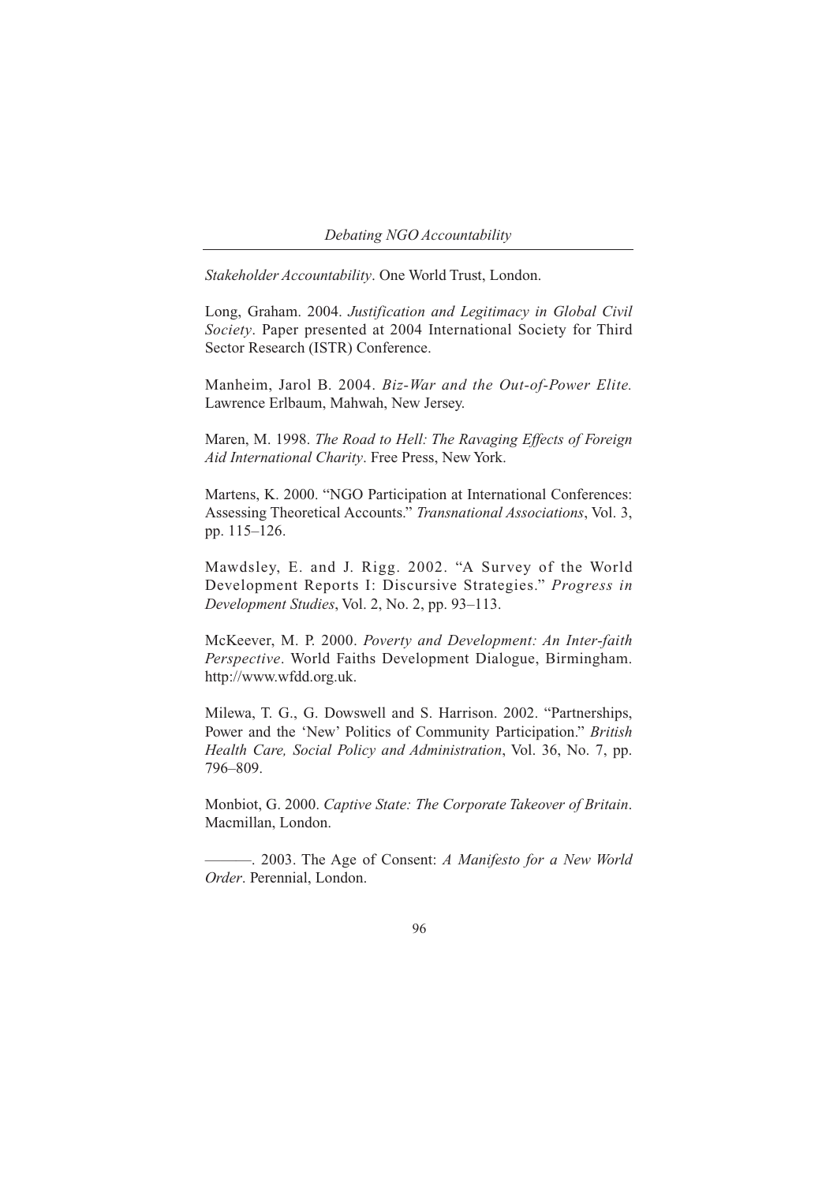*Stakeholder Accountability*. One World Trust, London.

Long, Graham. 2004. *Justification and Legitimacy in Global Civil Society*. Paper presented at 2004 International Society for Third Sector Research (ISTR) Conference.

Manheim, Jarol B. 2004. *Biz-War and the Out-of-Power Elite.* Lawrence Erlbaum, Mahwah, New Jersey.

Maren, M. 1998. *The Road to Hell: The Ravaging Effects of Foreign Aid International Charity*. Free Press, New York.

Martens, K. 2000. "NGO Participation at International Conferences: Assessing Theoretical Accounts." *Transnational Associations*, Vol. 3, pp. 115–126.

Mawdsley, E. and J. Rigg. 2002. "A Survey of the World Development Reports I: Discursive Strategies." *Progress in Development Studies*, Vol. 2, No. 2, pp. 93–113.

McKeever, M. P. 2000. *Poverty and Development: An Inter-faith Perspective*. World Faiths Development Dialogue, Birmingham. http://www.wfdd.org.uk.

Milewa, T. G., G. Dowswell and S. Harrison. 2002. "Partnerships, Power and the 'New' Politics of Community Participation." *British Health Care, Social Policy and Administration*, Vol. 36, No. 7, pp. 796–809.

Monbiot, G. 2000. *Captive State: The Corporate Takeover of Britain*. Macmillan, London.

———. 2003. The Age of Consent: *A Manifesto for a New World Order*. Perennial, London.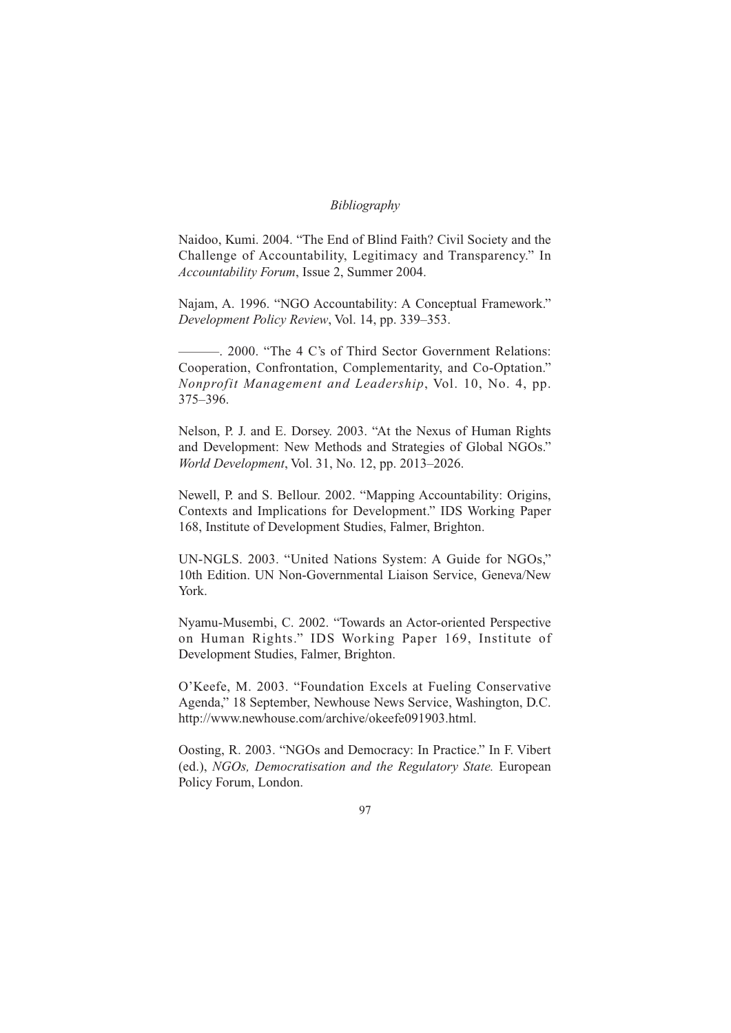*Bibliography*

Naidoo, Kumi. 2004. "The End of Blind Faith? Civil Society and the Challenge of Accountability, Legitimacy and Transparency." In *Accountability Forum*, Issue 2, Summer 2004.

Najam, A. 1996. "NGO Accountability: A Conceptual Framework." *Development Policy Review*, Vol. 14, pp. 339–353.

———. 2000. "The 4 C's of Third Sector Government Relations: Cooperation, Confrontation, Complementarity, and Co-Optation." *Nonprofit Management and Leadership*, Vol. 10, No. 4, pp. 375–396.

Nelson, P. J. and E. Dorsey. 2003. "At the Nexus of Human Rights and Development: New Methods and Strategies of Global NGOs." *World Development*, Vol. 31, No. 12, pp. 2013–2026.

Newell, P. and S. Bellour. 2002. "Mapping Accountability: Origins, Contexts and Implications for Development." IDS Working Paper 168, Institute of Development Studies, Falmer, Brighton.

UN-NGLS. 2003. "United Nations System: A Guide for NGOs," 10th Edition. UN Non-Governmental Liaison Service, Geneva/New York.

Nyamu-Musembi, C. 2002. "Towards an Actor-oriented Perspective on Human Rights." IDS Working Paper 169, Institute of Development Studies, Falmer, Brighton.

O'Keefe, M. 2003. "Foundation Excels at Fueling Conservative Agenda," 18 September, Newhouse News Service, Washington, D.C. http://www.newhouse.com/archive/okeefe091903.html.

Oosting, R. 2003. "NGOs and Democracy: In Practice." In F. Vibert (ed.), *NGOs, Democratisation and the Regulatory State.* European Policy Forum, London.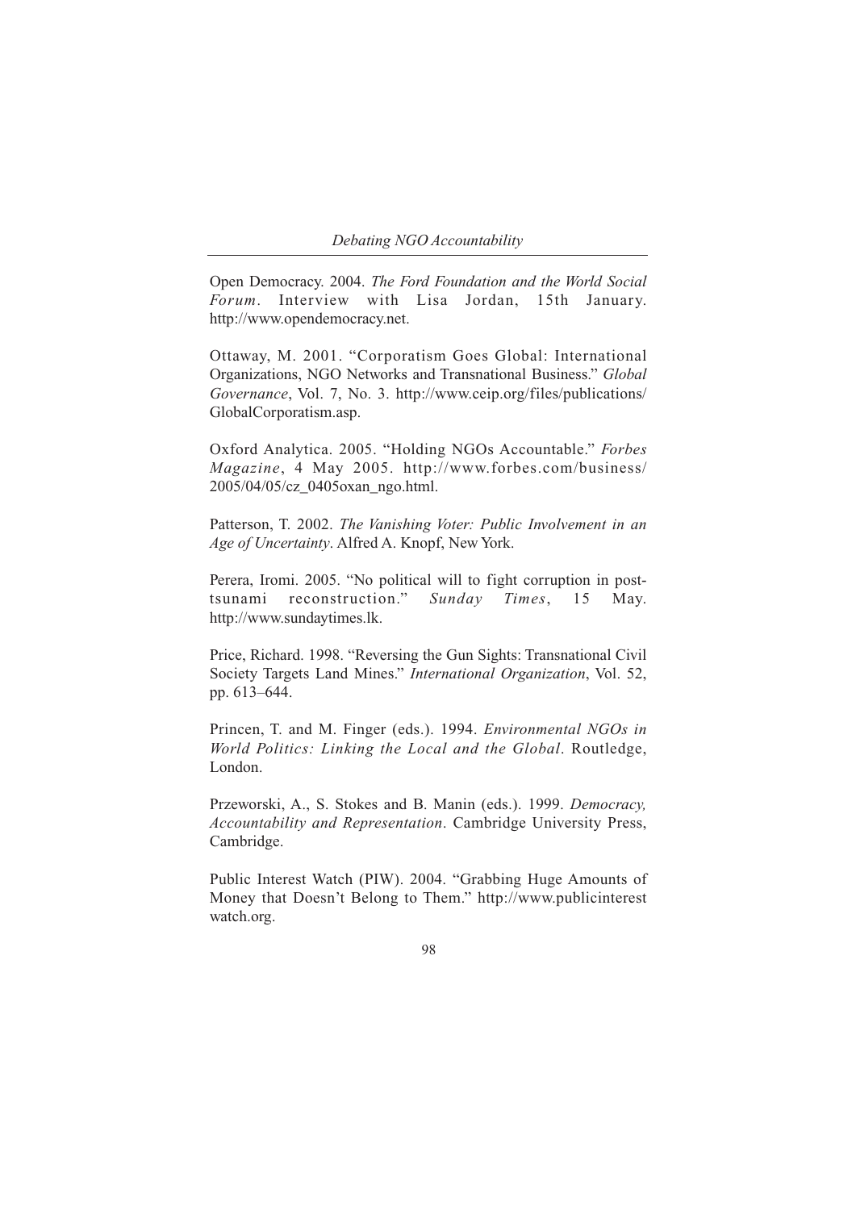Open Democracy. 2004. *The Ford Foundation and the World Social Forum*. Interview with Lisa Jordan, 15th January. http://www.opendemocracy.net.

Ottaway, M. 2001. "Corporatism Goes Global: International Organizations, NGO Networks and Transnational Business." *Global Governance*, Vol. 7, No. 3. http://www.ceip.org/files/publications/GlobalCorporatism.asp.

Oxford Analytica. 2005. "Holding NGOs Accountable." *Forbes Magazine*, 4 May 2005. http://www.forbes.com/business/2005/04/05/cz_0405oxan_ngo.html.

Patterson, T. 2002. *The Vanishing Voter: Public Involvement in an Age of Uncertainty*. Alfred A. Knopf, New York.

Perera, Iromi. 2005. "No political will to fight corruption in post-tsunami reconstruction." *Sunday Times*, 15 May. http://www.sundaytimes.lk.

Price, Richard. 1998. "Reversing the Gun Sights: Transnational Civil Society Targets Land Mines." *International Organization*, Vol. 52, pp. 613–644.

Princen, T. and M. Finger (eds.). 1994. *Environmental NGOs in World Politics: Linking the Local and the Global*. Routledge, London.

Przeworski, A., S. Stokes and B. Manin (eds.). 1999. *Democracy, Accountability and Representation*. Cambridge University Press, Cambridge.

Public Interest Watch (PIW). 2004. "Grabbing Huge Amounts of Money that Doesn't Belong to Them." http://www.publicinterestwatch.org.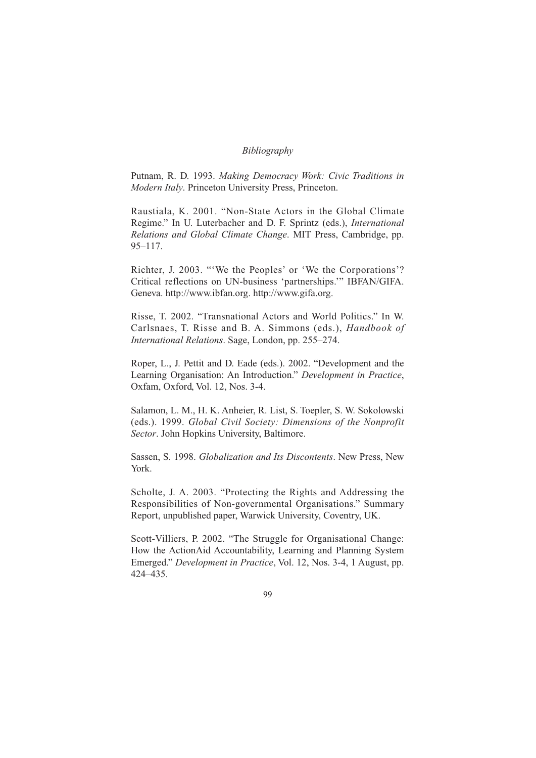Putnam, R. D. 1993. *Making Democracy Work: Civic Traditions in Modern Italy*. Princeton University Press, Princeton.

Raustiala, K. 2001. "Non-State Actors in the Global Climate Regime." In U. Luterbacher and D. F. Sprintz (eds.), *International Relations and Global Climate Change*. MIT Press, Cambridge, pp. 95–117.

Richter, J. 2003. "'We the Peoples' or 'We the Corporations'? Critical reflections on UN-business 'partnerships.'" IBFAN/GIFA. Geneva. http://www.ibfan.org. http://www.gifa.org.

Risse, T. 2002. "Transnational Actors and World Politics." In W. Carlsnaes, T. Risse and B. A. Simmons (eds.), *Handbook of International Relations*. Sage, London, pp. 255–274.

Roper, L., J. Pettit and D. Eade (eds.). 2002. "Development and the Learning Organisation: An Introduction." *Development in Practice*, Oxfam, Oxford, Vol. 12, Nos. 3-4.

Salamon, L. M., H. K. Anheier, R. List, S. Toepler, S. W. Sokolowski (eds.). 1999. *Global Civil Society: Dimensions of the Nonprofit Sector*. John Hopkins University, Baltimore.

Sassen, S. 1998. *Globalization and Its Discontents*. New Press, New York.

Scholte, J. A. 2003. "Protecting the Rights and Addressing the Responsibilities of Non-governmental Organisations." Summary Report, unpublished paper, Warwick University, Coventry, UK.

Scott-Villiers, P. 2002. "The Struggle for Organisational Change: How the ActionAid Accountability, Learning and Planning System Emerged." *Development in Practice*, Vol. 12, Nos. 3-4, 1 August, pp. 424–435.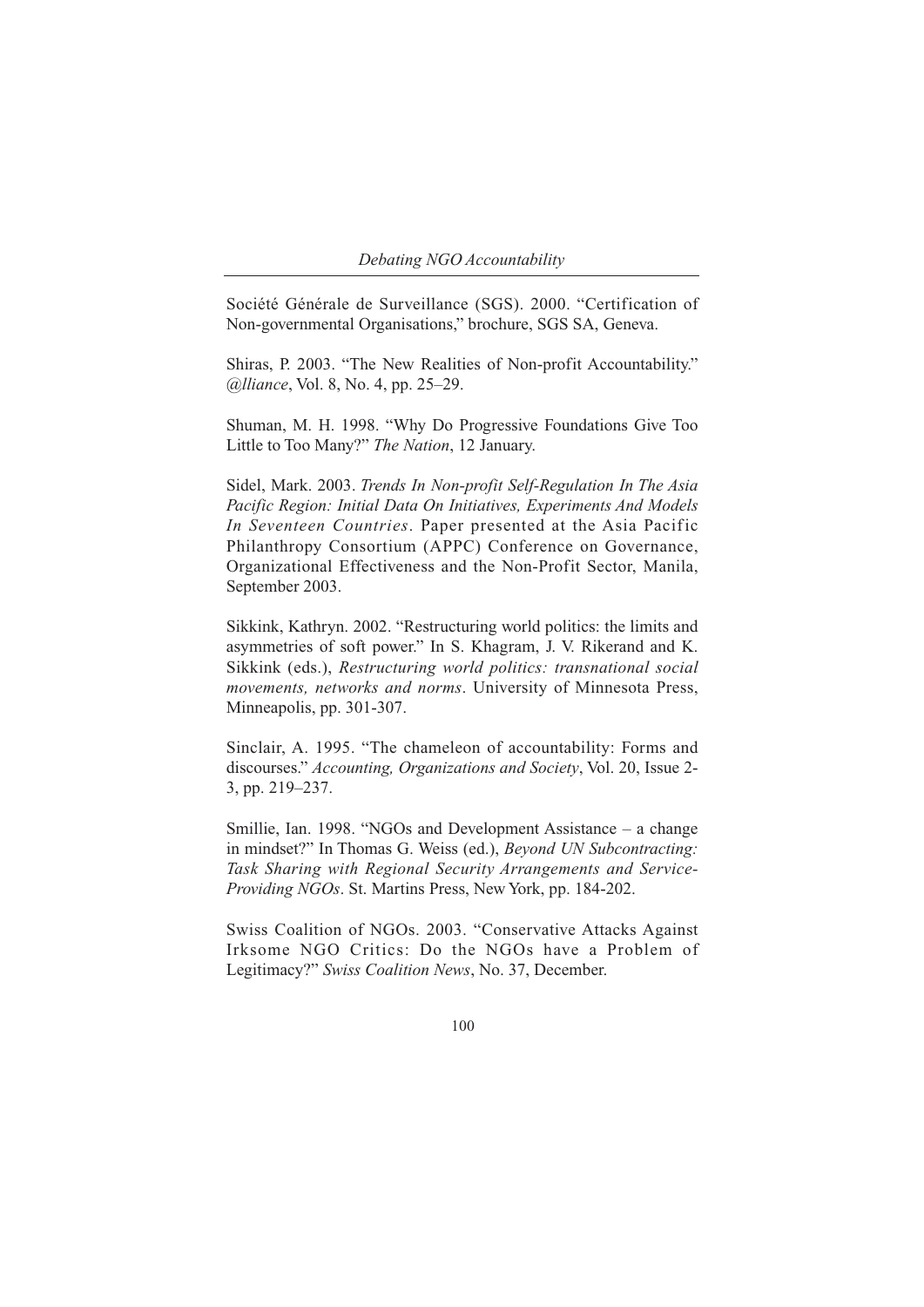Société Générale de Surveillance (SGS). 2000. "Certification of Non-governmental Organisations," brochure, SGS SA, Geneva.

Shiras, P. 2003. "The New Realities of Non-profit Accountability." *@lliance*, Vol. 8, No. 4, pp. 25–29.

Shuman, M. H. 1998. "Why Do Progressive Foundations Give Too Little to Too Many?" *The Nation*, 12 January.

Sidel, Mark. 2003. *Trends In Non-profit Self-Regulation In The Asia Pacific Region: Initial Data On Initiatives, Experiments And Models In Seventeen Countries*. Paper presented at the Asia Pacific Philanthropy Consortium (APPC) Conference on Governance, Organizational Effectiveness and the Non-Profit Sector, Manila, September 2003.

Sikkink, Kathryn. 2002. "Restructuring world politics: the limits and asymmetries of soft power." In S. Khagram, J. V. Rikerand and K. Sikkink (eds.), *Restructuring world politics: transnational social movements, networks and norms*. University of Minnesota Press, Minneapolis, pp. 301-307.

Sinclair, A. 1995. "The chameleon of accountability: Forms and discourses." *Accounting, Organizations and Society*, Vol. 20, Issue 2-3, pp. 219–237.

Smillie, Ian. 1998. "NGOs and Development Assistance – a change in mindset?" In Thomas G. Weiss (ed.), *Beyond UN Subcontracting: Task Sharing with Regional Security Arrangements and Service-Providing NGOs*. St. Martins Press, New York, pp. 184-202.

Swiss Coalition of NGOs. 2003. "Conservative Attacks Against Irksome NGO Critics: Do the NGOs have a Problem of Legitimacy?" *Swiss Coalition News*, No. 37, December.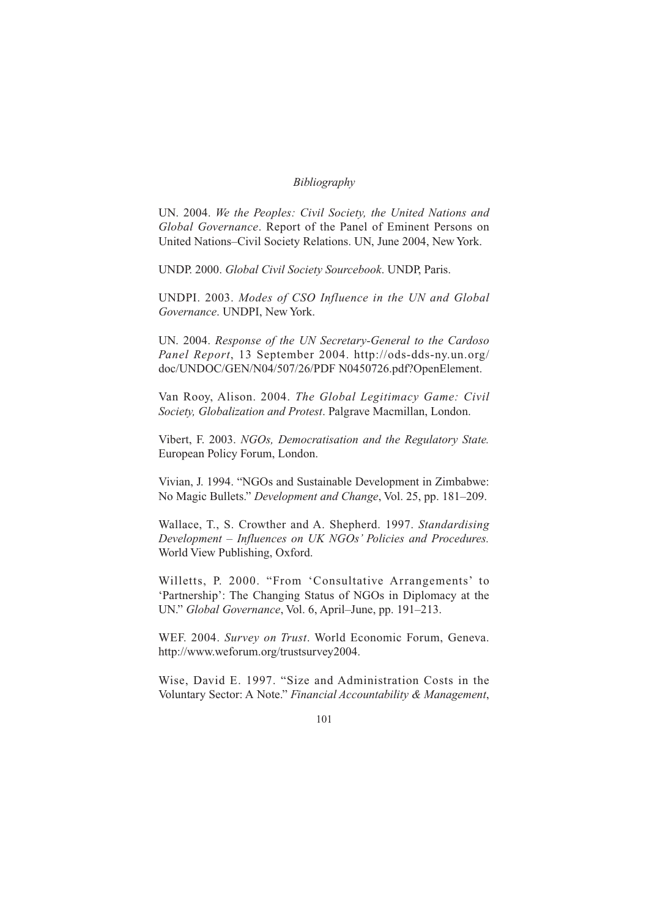UN. 2004. *We the Peoples: Civil Society, the United Nations and Global Governance*. Report of the Panel of Eminent Persons on United Nations–Civil Society Relations. UN, June 2004, New York.

UNDP. 2000. *Global Civil Society Sourcebook*. UNDP, Paris.

UNDPI. 2003. *Modes of CSO Influence in the UN and Global Governance*. UNDPI, New York.

UN. 2004. *Response of the UN Secretary-General to the Cardoso Panel Report*, 13 September 2004. http://ods-dds-ny.un.org/doc/UNDOC/GEN/N04/507/26/PDF N0450726.pdf?OpenElement.

Van Rooy, Alison. 2004. *The Global Legitimacy Game: Civil Society, Globalization and Protest*. Palgrave Macmillan, London.

Vibert, F. 2003. *NGOs, Democratisation and the Regulatory State.* European Policy Forum, London.

Vivian, J. 1994. "NGOs and Sustainable Development in Zimbabwe: No Magic Bullets." *Development and Change*, Vol. 25, pp. 181–209.

Wallace, T., S. Crowther and A. Shepherd. 1997. *Standardising Development – Influences on UK NGOs' Policies and Procedures.* World View Publishing, Oxford.

Willetts, P. 2000. "From 'Consultative Arrangements' to 'Partnership': The Changing Status of NGOs in Diplomacy at the UN." *Global Governance*, Vol. 6, April–June, pp. 191–213.

WEF. 2004. *Survey on Trust*. World Economic Forum, Geneva. http://www.weforum.org/trustsurvey2004.

Wise, David E. 1997. "Size and Administration Costs in the Voluntary Sector: A Note." *Financial Accountability & Management*,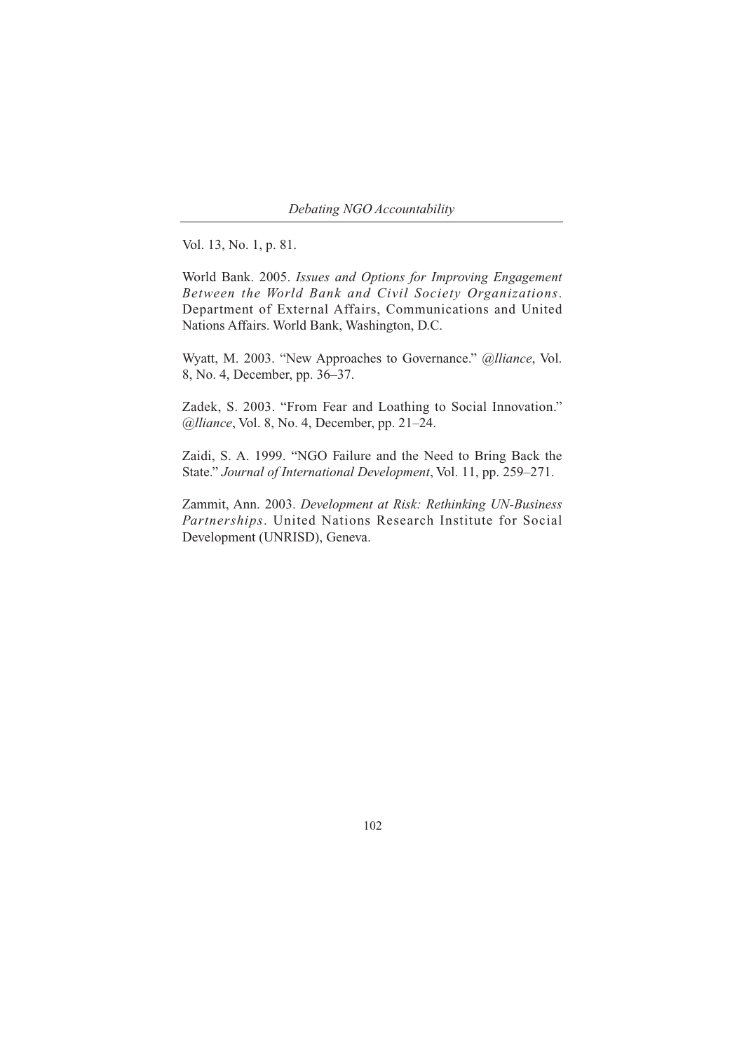Vol. 13, No. 1, p. 81.

World Bank. 2005. *Issues and Options for Improving Engagement Between the World Bank and Civil Society Organizations*. Department of External Affairs, Communications and United Nations Affairs. World Bank, Washington, D.C.

Wyatt, M. 2003. "New Approaches to Governance." *@lliance*, Vol. 8, No. 4, December, pp. 36–37.

Zadek, S. 2003. "From Fear and Loathing to Social Innovation." *@lliance*, Vol. 8, No. 4, December, pp. 21–24.

Zaidi, S. A. 1999. "NGO Failure and the Need to Bring Back the State." *Journal of International Development*, Vol. 11, pp. 259–271.

Zammit, Ann. 2003. *Development at Risk: Rethinking UN-Business Partnerships*. United Nations Research Institute for Social Development (UNRISD), Geneva.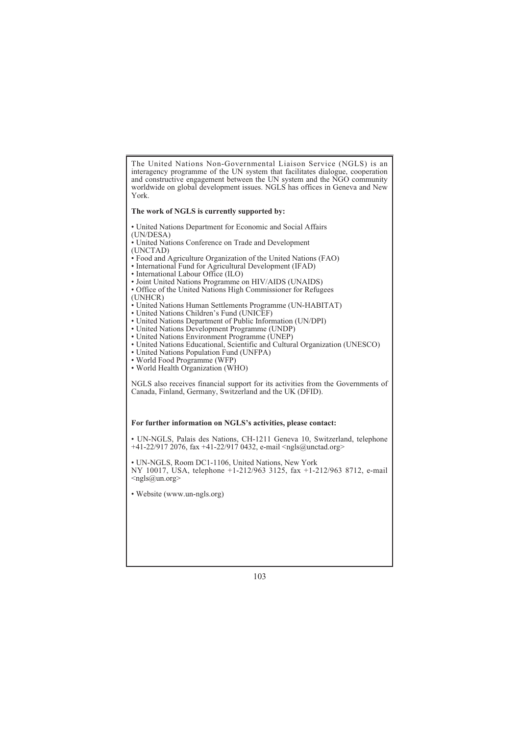The United Nations Non-Governmental Liaison Service (NGLS) is an interagency programme of the UN system that facilitates dialogue, cooperation and constructive engagement between the UN system and the NGO community worldwide on global development issues. NGLS has offices in Geneva and New York.

**The work of NGLS is currently supported by:**

- United Nations Department for Economic and Social Affairs (UN/DESA)
- United Nations Conference on Trade and Development (UNCTAD)
- Food and Agriculture Organization of the United Nations (FAO)
- International Fund for Agricultural Development (IFAD)
- International Labour Office (ILO)
- Joint United Nations Programme on HIV/AIDS (UNAIDS)
- Office of the United Nations High Commissioner for Refugees (UNHCR)
- United Nations Human Settlements Programme (UN-HABITAT)
- United Nations Children's Fund (UNICEF)
- United Nations Department of Public Information (UN/DPI)
- United Nations Development Programme (UNDP)
- United Nations Environment Programme (UNEP)
- United Nations Educational, Scientific and Cultural Organization (UNESCO)
- United Nations Population Fund (UNFPA)
- World Food Programme (WFP)
- World Health Organization (WHO)

NGLS also receives financial support for its activities from the Governments of Canada, Finland, Germany, Switzerland and the UK (DFID).

**For further information on NGLS's activities, please contact:**

- UN-NGLS, Palais des Nations, CH-1211 Geneva 10, Switzerland, telephone +41-22/917 2076, fax +41-22/917 0432, e-mail <ngls@unctad.org>

- UN-NGLS, Room DC1-1106, United Nations, New York NY 10017, USA, telephone +1-212/963 3125, fax +1-212/963 8712, e-mail <ngls@un.org>

- Website (www.un-ngls.org)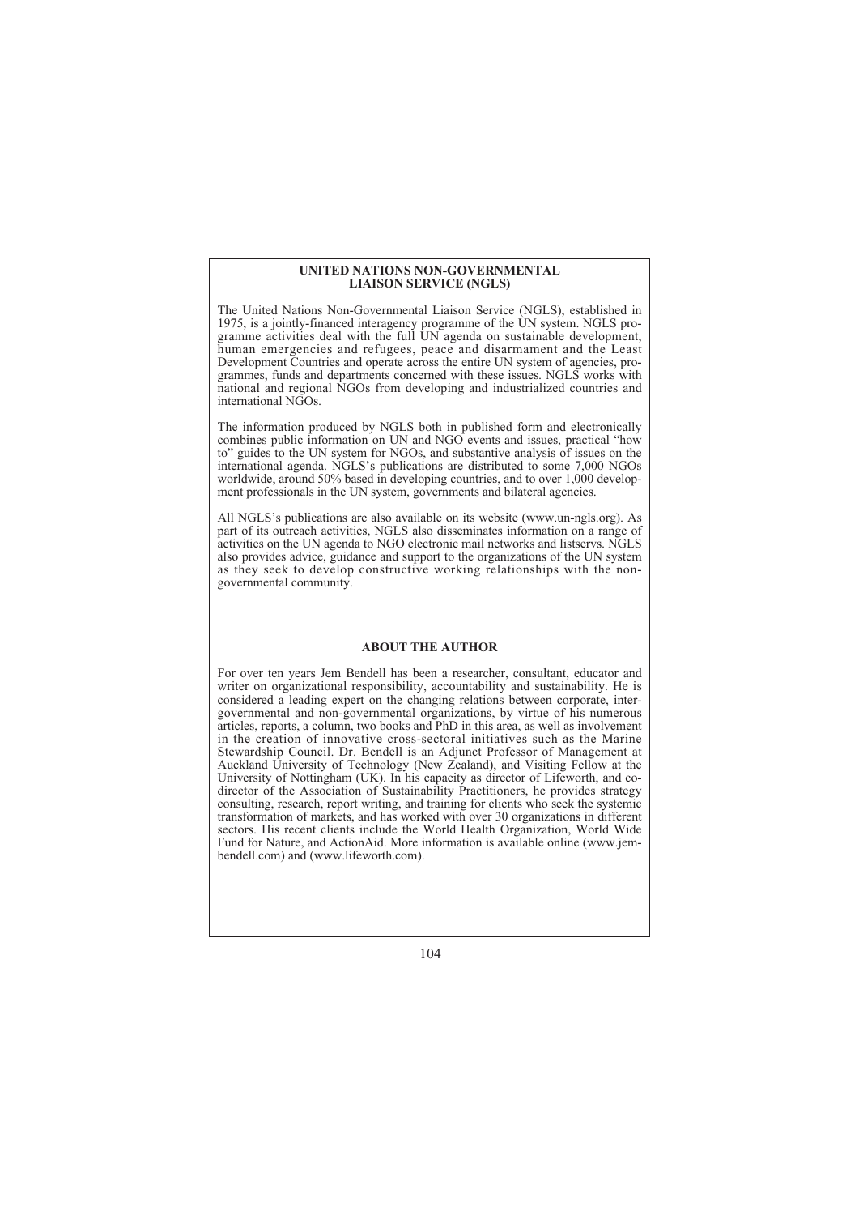## UNITED NATIONS NON-GOVERNMENTAL LIAISON SERVICE (NGLS)

The United Nations Non-Governmental Liaison Service (NGLS), established in 1975, is a jointly-financed interagency programme of the UN system. NGLS programme activities deal with the full UN agenda on sustainable development, human emergencies and refugees, peace and disarmament and the Least Development Countries and operate across the entire UN system of agencies, programmes, funds and departments concerned with these issues. NGLS works with national and regional NGOs from developing and industrialized countries and international NGOs.

The information produced by NGLS both in published form and electronically combines public information on UN and NGO events and issues, practical "how to" guides to the UN system for NGOs, and substantive analysis of issues on the international agenda. NGLS's publications are distributed to some 7,000 NGOs worldwide, around 50% based in developing countries, and to over 1,000 development professionals in the UN system, governments and bilateral agencies.

All NGLS's publications are also available on its website (www.un-ngls.org). As part of its outreach activities, NGLS also disseminates information on a range of activities on the UN agenda to NGO electronic mail networks and listservs. NGLS also provides advice, guidance and support to the organizations of the UN system as they seek to develop constructive working relationships with the non-governmental community.

## ABOUT THE AUTHOR

For over ten years Jem Bendell has been a researcher, consultant, educator and writer on organizational responsibility, accountability and sustainability. He is considered a leading expert on the changing relations between corporate, intergovernmental and non-governmental organizations, by virtue of his numerous articles, reports, a column, two books and PhD in this area, as well as involvement in the creation of innovative cross-sectoral initiatives such as the Marine Stewardship Council. Dr. Bendell is an Adjunct Professor of Management at Auckland University of Technology (New Zealand), and Visiting Fellow at the University of Nottingham (UK). In his capacity as director of Lifeworth, and co-director of the Association of Sustainability Practitioners, he provides strategy consulting, research, report writing, and training for clients who seek the systemic transformation of markets, and has worked with over 30 organizations in different sectors. His recent clients include the World Health Organization, World Wide Fund for Nature, and ActionAid. More information is available online (www.jembendell.com) and (www.lifeworth.com).